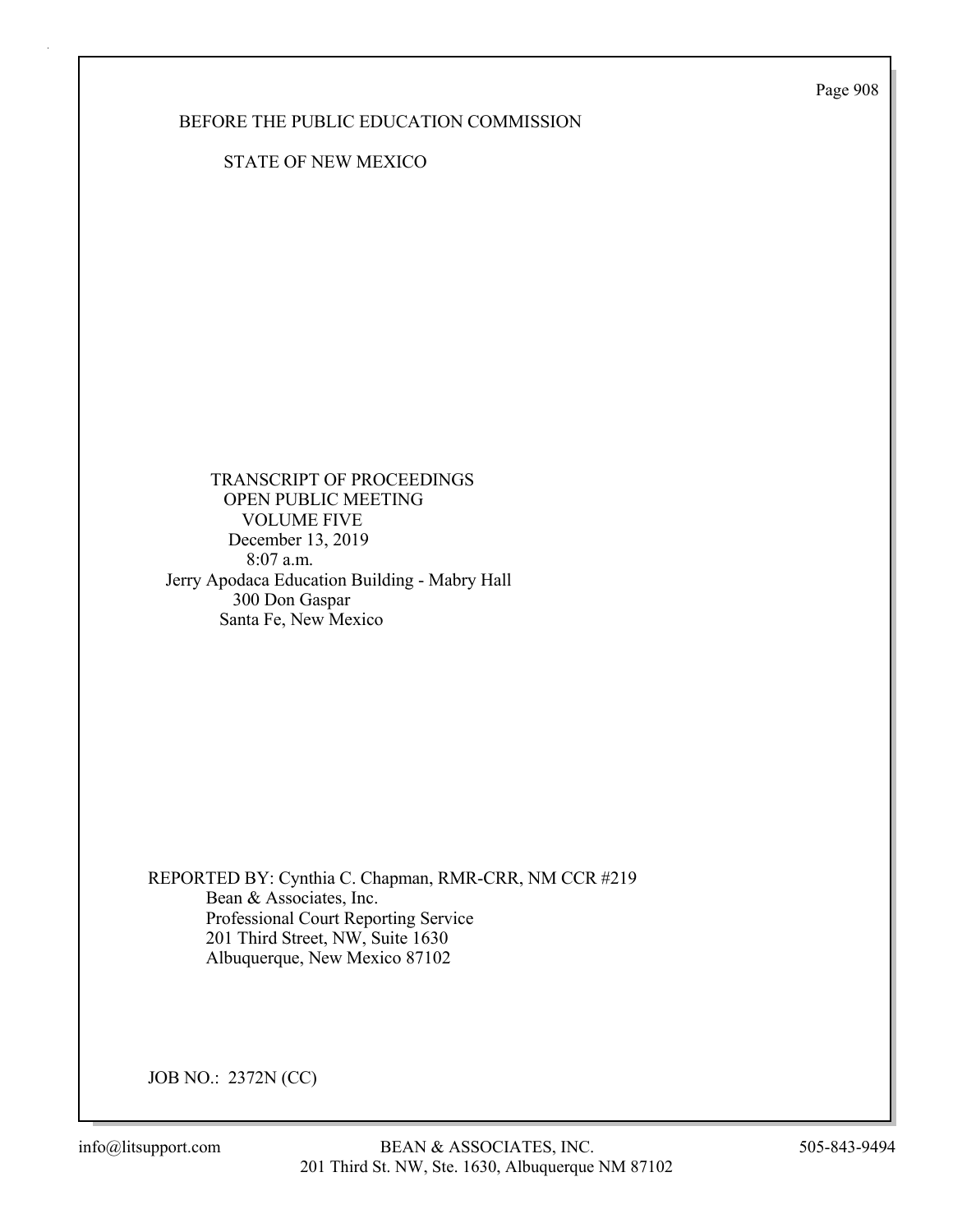BEFORE THE PUBLIC EDUCATION COMMISSION

STATE OF NEW MEXICO

TRANSCRIPT OF PROCEEDINGS
OPEN PUBLIC MEETING
VOLUME FIVE
December 13, 2019
8:07 a.m.
Jerry Apodaca Education Building - Mabry Hall
300 Don Gaspar
Santa Fe, New Mexico

REPORTED BY: Cynthia C. Chapman, RMR-CRR, NM CCR #219
Bean & Associates, Inc.
Professional Court Reporting Service
201 Third Street, NW, Suite 1630
Albuquerque, New Mexico 87102

JOB NO.: 2372N (CC)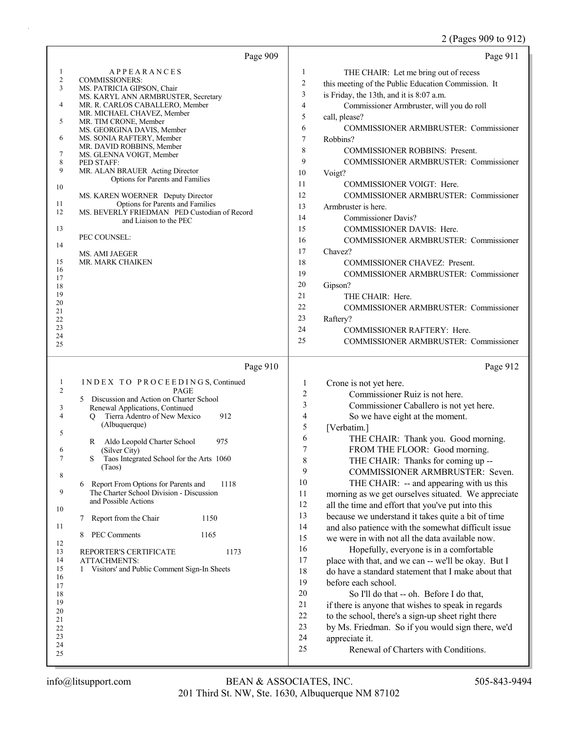## Page 909

APPEARANCES

COMMISSIONERS:
MS. PATRICIA GIPSON, Chair
MS. KARYL ANN ARMBRUSTER, Secretary
MR. R. CARLOS CABALLERO, Member
MR. MICHAEL CHAVEZ, Member
MR. TIM CRONE, Member
MS. GEORGINA DAVIS, Member
MS. SONIA RAFTERY, Member
MR. DAVID ROBBINS, Member
MS. GLENNA VOIGT, Member

PED STAFF:
MR. ALAN BRAUER Acting Director
Options for Parents and Families

MS. KAREN WOERNER Deputy Director
Options for Parents and Families
MS. BEVERLY FRIEDMAN PED Custodian of Record
and Liaison to the PEC

PEC COUNSEL:

MS. AMI JAEGER
MR. MARK CHAIKEN

## Page 910

INDEX TO PROCEEDINGS, Continued

| | PAGE |
|---|---|
| 5 Discussion and Action on Charter School Renewal Applications, Continued | |
| Q Tierra Adentro of New Mexico (Albuquerque) | 912 |
| R Aldo Leopold Charter School (Silver City) | 975 |
| S Taos Integrated School for the Arts (Taos) | 1060 |
| 6 Report From Options for Parents and The Charter School Division - Discussion and Possible Actions | 1118 |
| 7 Report from the Chair | 1150 |
| 8 PEC Comments | 1165 |
| REPORTER'S CERTIFICATE | 1173 |

ATTACHMENTS:
1 Visitors' and Public Comment Sign-In Sheets

## Page 911

1 THE CHAIR: Let me bring out of recess
2 this meeting of the Public Education Commission. It
3 is Friday, the 13th, and it is 8:07 a.m.
4 Commissioner Armbruster, will you do roll
5 call, please?
6 COMMISSIONER ARMBRUSTER: Commissioner
7 Robbins?
8 COMMISSIONER ROBBINS: Present.
9 COMMISSIONER ARMBRUSTER: Commissioner
10 Voigt?
11 COMMISSIONER VOIGT: Here.
12 COMMISSIONER ARMBRUSTER: Commissioner
13 Armbruster is here.
14 Commissioner Davis?
15 COMMISSIONER DAVIS: Here.
16 COMMISSIONER ARMBRUSTER: Commissioner
17 Chavez?
18 COMMISSIONER CHAVEZ: Present.
19 COMMISSIONER ARMBRUSTER: Commissioner
20 Gipson?
21 THE CHAIR: Here.
22 COMMISSIONER ARMBRUSTER: Commissioner
23 Raftery?
24 COMMISSIONER RAFTERY: Here.
25 COMMISSIONER ARMBRUSTER: Commissioner

## Page 912

1 Crone is not yet here.
2 Commissioner Ruiz is not here.
3 Commissioner Caballero is not yet here.
4 So we have eight at the moment.
5 [Verbatim.]
6 THE CHAIR: Thank you. Good morning.
7 FROM THE FLOOR: Good morning.
8 THE CHAIR: Thanks for coming up --
9 COMMISSIONER ARMBRUSTER: Seven.
10 THE CHAIR: -- and appearing with us this
11 morning as we get ourselves situated. We appreciate
12 all the time and effort that you've put into this
13 because we understand it takes quite a bit of time
14 and also patience with the somewhat difficult issue
15 we were in with not all the data available now.
16 Hopefully, everyone is in a comfortable
17 place with that, and we can -- we'll be okay. But I
18 do have a standard statement that I make about that
19 before each school.
20 So I'll do that -- oh. Before I do that,
21 if there is anyone that wishes to speak in regards
22 to the school, there's a sign-up sheet right there
23 by Ms. Friedman. So if you would sign there, we'd
24 appreciate it.
25 Renewal of Charters with Conditions.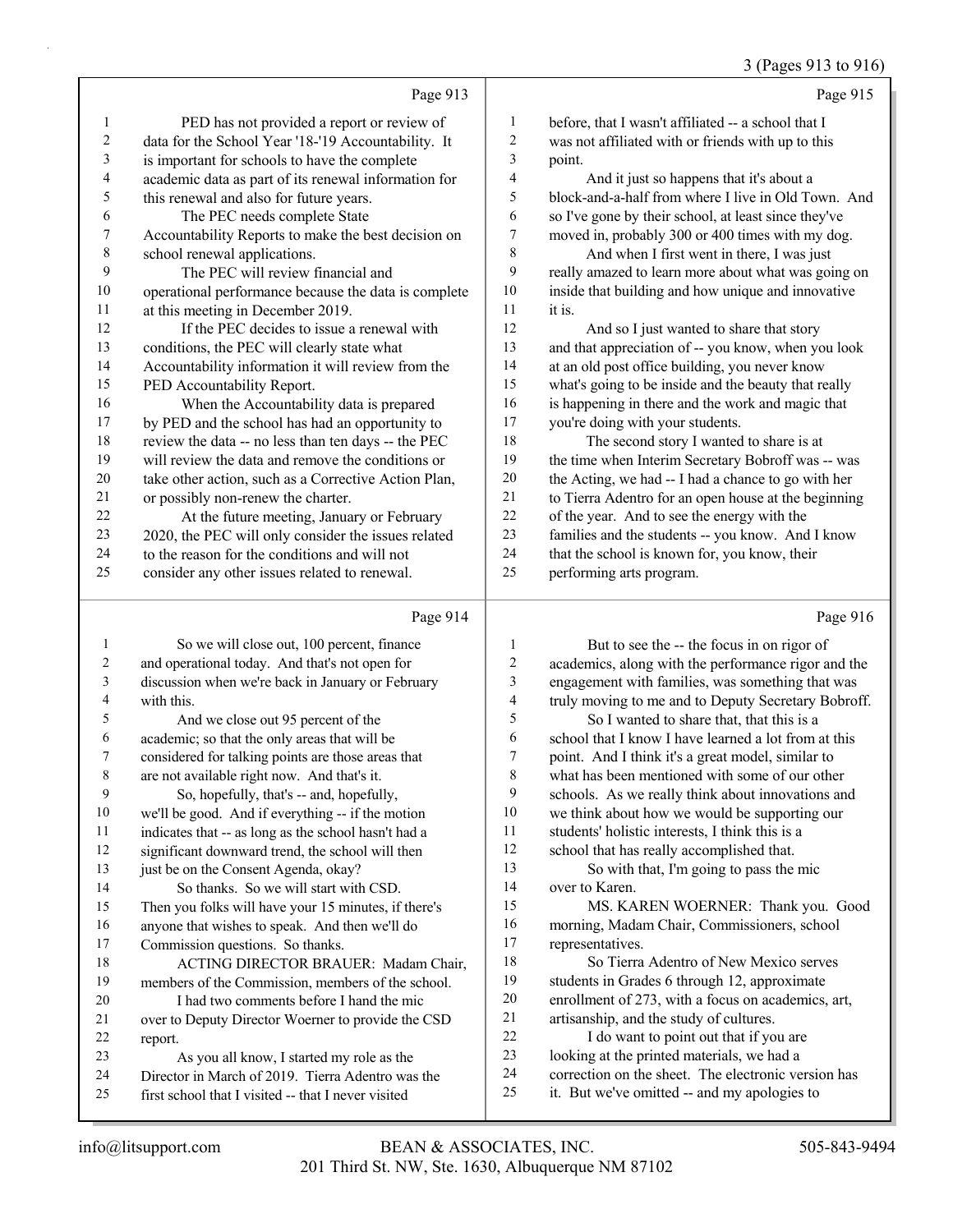Page 913

PED has not provided a report or review of data for the School Year '18-'19 Accountability. It is important for schools to have the complete academic data as part of its renewal information for this renewal and also for future years.

The PEC needs complete State Accountability Reports to make the best decision on school renewal applications.

The PEC will review financial and operational performance because the data is complete at this meeting in December 2019.

If the PEC decides to issue a renewal with conditions, the PEC will clearly state what Accountability information it will review from the PED Accountability Report.

When the Accountability data is prepared by PED and the school has had an opportunity to review the data -- no less than ten days -- the PEC will review the data and remove the conditions or take other action, such as a Corrective Action Plan, or possibly non-renew the charter.

At the future meeting, January or February 2020, the PEC will only consider the issues related to the reason for the conditions and will not consider any other issues related to renewal.

Page 914

So we will close out, 100 percent, finance and operational today. And that's not open for discussion when we're back in January or February with this.

And we close out 95 percent of the academic; so that the only areas that will be considered for talking points are those areas that are not available right now. And that's it.

So, hopefully, that's -- and, hopefully, we'll be good. And if everything -- if the motion indicates that -- as long as the school hasn't had a significant downward trend, the school will then just be on the Consent Agenda, okay?

So thanks. So we will start with CSD. Then you folks will have your 15 minutes, if there's anyone that wishes to speak. And then we'll do Commission questions. So thanks.

ACTING DIRECTOR BRAUER: Madam Chair, members of the Commission, members of the school.

I had two comments before I hand the mic over to Deputy Director Woerner to provide the CSD report.

As you all know, I started my role as the Director in March of 2019. Tierra Adentro was the first school that I visited -- that I never visited

Page 915

before, that I wasn't affiliated -- a school that I was not affiliated with or friends with up to this point.

And it just so happens that it's about a block-and-a-half from where I live in Old Town. And so I've gone by their school, at least since they've moved in, probably 300 or 400 times with my dog.

And when I first went in there, I was just really amazed to learn more about what was going on inside that building and how unique and innovative it is.

And so I just wanted to share that story and that appreciation of -- you know, when you look at an old post office building, you never know what's going to be inside and the beauty that really is happening in there and the work and magic that you're doing with your students.

The second story I wanted to share is at the time when Interim Secretary Bobroff was -- was the Acting, we had -- I had a chance to go with her to Tierra Adentro for an open house at the beginning of the year. And to see the energy with the families and the students -- you know. And I know that the school is known for, you know, their performing arts program.

Page 916

But to see the -- the focus in on rigor of academics, along with the performance rigor and the engagement with families, was something that was truly moving to me and to Deputy Secretary Bobroff.

So I wanted to share that, that this is a school that I know I have learned a lot from at this point. And I think it's a great model, similar to what has been mentioned with some of our other schools. As we really think about innovations and we think about how we would be supporting our students' holistic interests, I think this is a school that has really accomplished that.

So with that, I'm going to pass the mic over to Karen.

MS. KAREN WOERNER: Thank you. Good morning, Madam Chair, Commissioners, school representatives.

So Tierra Adentro of New Mexico serves students in Grades 6 through 12, approximate enrollment of 273, with a focus on academics, art, artisanship, and the study of cultures.

I do want to point out that if you are looking at the printed materials, we had a correction on the sheet. The electronic version has it. But we've omitted -- and my apologies to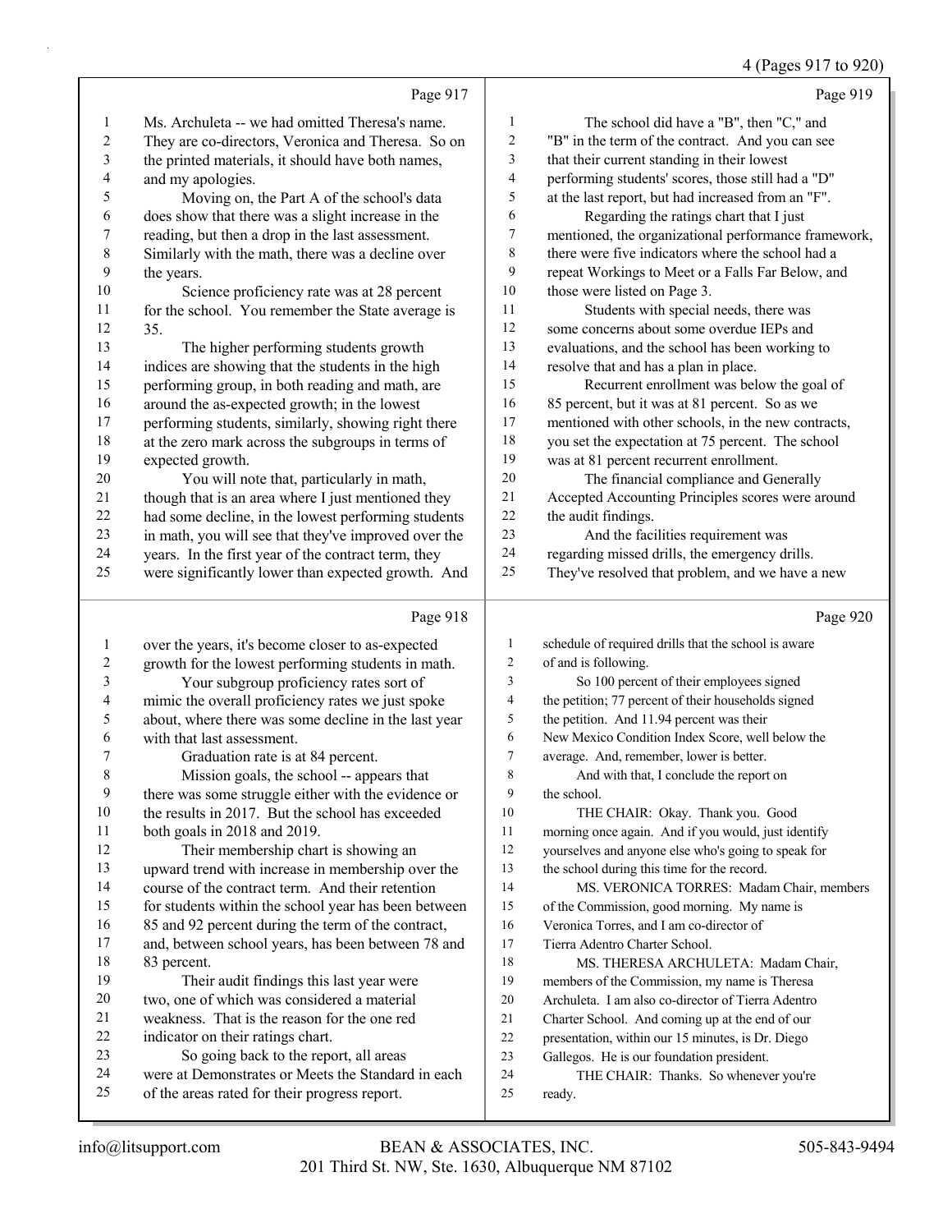Page 917

1 Ms. Archuleta -- we had omitted Theresa's name.
2 They are co-directors, Veronica and Theresa. So on
3 the printed materials, it should have both names,
4 and my apologies.
5 Moving on, the Part A of the school's data
6 does show that there was a slight increase in the
7 reading, but then a drop in the last assessment.
8 Similarly with the math, there was a decline over
9 the years.
10 Science proficiency rate was at 28 percent
11 for the school. You remember the State average is
12 35.
13 The higher performing students growth
14 indices are showing that the students in the high
15 performing group, in both reading and math, are
16 around the as-expected growth; in the lowest
17 performing students, similarly, showing right there
18 at the zero mark across the subgroups in terms of
19 expected growth.
20 You will note that, particularly in math,
21 though that is an area where I just mentioned they
22 had some decline, in the lowest performing students
23 in math, you will see that they've improved over the
24 years. In the first year of the contract term, they
25 were significantly lower than expected growth. And

Page 918

1 over the years, it's become closer to as-expected
2 growth for the lowest performing students in math.
3 Your subgroup proficiency rates sort of
4 mimic the overall proficiency rates we just spoke
5 about, where there was some decline in the last year
6 with that last assessment.
7 Graduation rate is at 84 percent.
8 Mission goals, the school -- appears that
9 there was some struggle either with the evidence or
10 the results in 2017. But the school has exceeded
11 both goals in 2018 and 2019.
12 Their membership chart is showing an
13 upward trend with increase in membership over the
14 course of the contract term. And their retention
15 for students within the school year has been between
16 85 and 92 percent during the term of the contract,
17 and, between school years, has been between 78 and
18 83 percent.
19 Their audit findings this last year were
20 two, one of which was considered a material
21 weakness. That is the reason for the one red
22 indicator on their ratings chart.
23 So going back to the report, all areas
24 were at Demonstrates or Meets the Standard in each
25 of the areas rated for their progress report.

Page 919

1 The school did have a "B", then "C," and
2 "B" in the term of the contract. And you can see
3 that their current standing in their lowest
4 performing students' scores, those still had a "D"
5 at the last report, but had increased from an "F".
6 Regarding the ratings chart that I just
7 mentioned, the organizational performance framework,
8 there were five indicators where the school had a
9 repeat Workings to Meet or a Falls Far Below, and
10 those were listed on Page 3.
11 Students with special needs, there was
12 some concerns about some overdue IEPs and
13 evaluations, and the school has been working to
14 resolve that and has a plan in place.
15 Recurrent enrollment was below the goal of
16 85 percent, but it was at 81 percent. So as we
17 mentioned with other schools, in the new contracts,
18 you set the expectation at 75 percent. The school
19 was at 81 percent recurrent enrollment.
20 The financial compliance and Generally
21 Accepted Accounting Principles scores were around
22 the audit findings.
23 And the facilities requirement was
24 regarding missed drills, the emergency drills.
25 They've resolved that problem, and we have a new

Page 920

1 schedule of required drills that the school is aware
2 of and is following.
3 So 100 percent of their employees signed
4 the petition; 77 percent of their households signed
5 the petition. And 11.94 percent was their
6 New Mexico Condition Index Score, well below the
7 average. And, remember, lower is better.
8 And with that, I conclude the report on
9 the school.
10 THE CHAIR: Okay. Thank you. Good
11 morning once again. And if you would, just identify
12 yourselves and anyone else who's going to speak for
13 the school during this time for the record.
14 MS. VERONICA TORRES: Madam Chair, members
15 of the Commission, good morning. My name is
16 Veronica Torres, and I am co-director of
17 Tierra Adentro Charter School.
18 MS. THERESA ARCHULETA: Madam Chair,
19 members of the Commission, my name is Theresa
20 Archuleta. I am also co-director of Tierra Adentro
21 Charter School. And coming up at the end of our
22 presentation, within our 15 minutes, is Dr. Diego
23 Gallegos. He is our foundation president.
24 THE CHAIR: Thanks. So whenever you're
25 ready.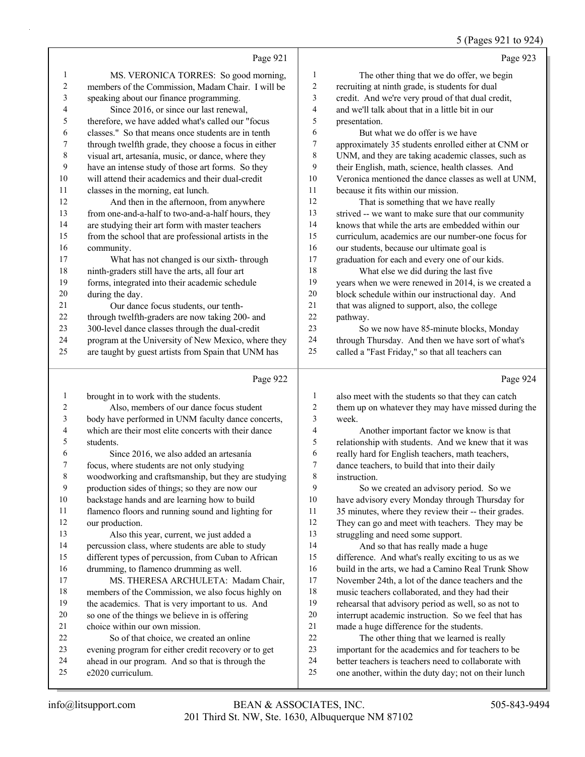Page 921

MS. VERONICA TORRES: So good morning, members of the Commission, Madam Chair. I will be speaking about our finance programming.

Since 2016, or since our last renewal, therefore, we have added what's called our "focus classes." So that means once students are in tenth through twelfth grade, they choose a focus in either visual art, artesanía, music, or dance, where they have an intense study of those art forms. So they will attend their academics and their dual-credit classes in the morning, eat lunch.

And then in the afternoon, from anywhere from one-and-a-half to two-and-a-half hours, they are studying their art form with master teachers from the school that are professional artists in the community.

What has not changed is our sixth- through ninth-graders still have the arts, all four art forms, integrated into their academic schedule during the day.

Our dance focus students, our tenth- through twelfth-graders are now taking 200- and 300-level dance classes through the dual-credit program at the University of New Mexico, where they are taught by guest artists from Spain that UNM has

Page 922

brought in to work with the students.

Also, members of our dance focus student body have performed in UNM faculty dance concerts, which are their most elite concerts with their dance students.

Since 2016, we also added an artesanía focus, where students are not only studying woodworking and craftsmanship, but they are studying production sides of things; so they are now our backstage hands and are learning how to build flamenco floors and running sound and lighting for our production.

Also this year, current, we just added a percussion class, where students are able to study different types of percussion, from Cuban to African drumming, to flamenco drumming as well.

MS. THERESA ARCHULETA: Madam Chair, members of the Commission, we also focus highly on the academics. That is very important to us. And so one of the things we believe in is offering choice within our own mission.

So of that choice, we created an online evening program for either credit recovery or to get ahead in our program. And so that is through the e2020 curriculum.

Page 923

The other thing that we do offer, we begin recruiting at ninth grade, is students for dual credit. And we're very proud of that dual credit, and we'll talk about that in a little bit in our presentation.

But what we do offer is we have approximately 35 students enrolled either at CNM or UNM, and they are taking academic classes, such as their English, math, science, health classes. And Veronica mentioned the dance classes as well at UNM, because it fits within our mission.

That is something that we have really strived -- we want to make sure that our community knows that while the arts are embedded within our curriculum, academics are our number-one focus for our students, because our ultimate goal is graduation for each and every one of our kids.

What else we did during the last five years when we were renewed in 2014, is we created a block schedule within our instructional day. And that was aligned to support, also, the college pathway.

So we now have 85-minute blocks, Monday through Thursday. And then we have sort of what's called a "Fast Friday," so that all teachers can

Page 924

also meet with the students so that they can catch them up on whatever they may have missed during the week.

Another important factor we know is that relationship with students. And we knew that it was really hard for English teachers, math teachers, dance teachers, to build that into their daily instruction.

So we created an advisory period. So we have advisory every Monday through Thursday for 35 minutes, where they review their -- their grades. They can go and meet with teachers. They may be struggling and need some support.

And so that has really made a huge difference. And what's really exciting to us as we build in the arts, we had a Camino Real Trunk Show November 24th, a lot of the dance teachers and the music teachers collaborated, and they had their rehearsal that advisory period as well, so as not to interrupt academic instruction. So we feel that has made a huge difference for the students.

The other thing that we learned is really important for the academics and for teachers to be better teachers is teachers need to collaborate with one another, within the duty day; not on their lunch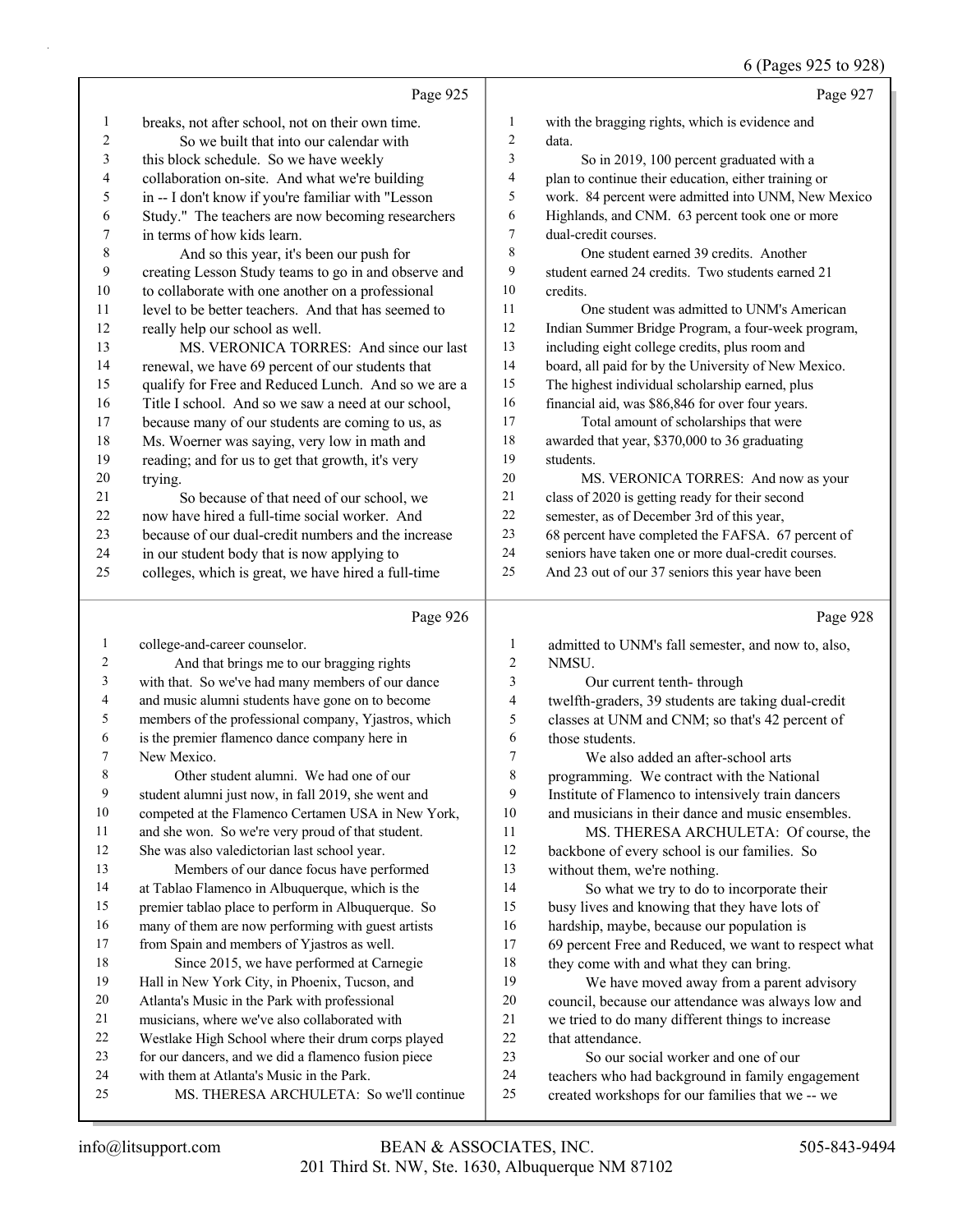Page 925

breaks, not after school, not on their own time.

So we built that into our calendar with this block schedule. So we have weekly collaboration on-site. And what we're building in -- I don't know if you're familiar with "Lesson Study." The teachers are now becoming researchers in terms of how kids learn.

And so this year, it's been our push for creating Lesson Study teams to go in and observe and to collaborate with one another on a professional level to be better teachers. And that has seemed to really help our school as well.

MS. VERONICA TORRES: And since our last renewal, we have 69 percent of our students that qualify for Free and Reduced Lunch. And so we are a Title I school. And so we saw a need at our school, because many of our students are coming to us, as Ms. Woerner was saying, very low in math and reading; and for us to get that growth, it's very trying.

So because of that need of our school, we now have hired a full-time social worker. And because of our dual-credit numbers and the increase in our student body that is now applying to colleges, which is great, we have hired a full-time

Page 926

college-and-career counselor.

And that brings me to our bragging rights with that. So we've had many members of our dance and music alumni students have gone on to become members of the professional company, Yjastros, which is the premier flamenco dance company here in New Mexico.

Other student alumni. We had one of our student alumni just now, in fall 2019, she went and competed at the Flamenco Certamen USA in New York, and she won. So we're very proud of that student. She was also valedictorian last school year.

Members of our dance focus have performed at Tablao Flamenco in Albuquerque, which is the premier tablao place to perform in Albuquerque. So many of them are now performing with guest artists from Spain and members of Yjastros as well.

Since 2015, we have performed at Carnegie Hall in New York City, in Phoenix, Tucson, and Atlanta's Music in the Park with professional musicians, where we've also collaborated with Westlake High School where their drum corps played for our dancers, and we did a flamenco fusion piece with them at Atlanta's Music in the Park.

MS. THERESA ARCHULETA: So we'll continue

Page 927

with the bragging rights, which is evidence and data.

So in 2019, 100 percent graduated with a plan to continue their education, either training or work. 84 percent were admitted into UNM, New Mexico Highlands, and CNM. 63 percent took one or more dual-credit courses.

One student earned 39 credits. Another student earned 24 credits. Two students earned 21 credits.

One student was admitted to UNM's American Indian Summer Bridge Program, a four-week program, including eight college credits, plus room and board, all paid for by the University of New Mexico. The highest individual scholarship earned, plus financial aid, was $86,846 for over four years.

Total amount of scholarships that were awarded that year, $370,000 to 36 graduating students.

MS. VERONICA TORRES: And now as your class of 2020 is getting ready for their second semester, as of December 3rd of this year, 68 percent have completed the FAFSA. 67 percent of seniors have taken one or more dual-credit courses. And 23 out of our 37 seniors this year have been

Page 928

admitted to UNM's fall semester, and now to, also, NMSU.

Our current tenth- through twelfth-graders, 39 students are taking dual-credit classes at UNM and CNM; so that's 42 percent of those students.

We also added an after-school arts programming. We contract with the National Institute of Flamenco to intensively train dancers and musicians in their dance and music ensembles.

MS. THERESA ARCHULETA: Of course, the backbone of every school is our families. So without them, we're nothing.

So what we try to do to incorporate their busy lives and knowing that they have lots of hardship, maybe, because our population is 69 percent Free and Reduced, we want to respect what they come with and what they can bring.

We have moved away from a parent advisory council, because our attendance was always low and we tried to do many different things to increase that attendance.

So our social worker and one of our teachers who had background in family engagement created workshops for our families that we -- we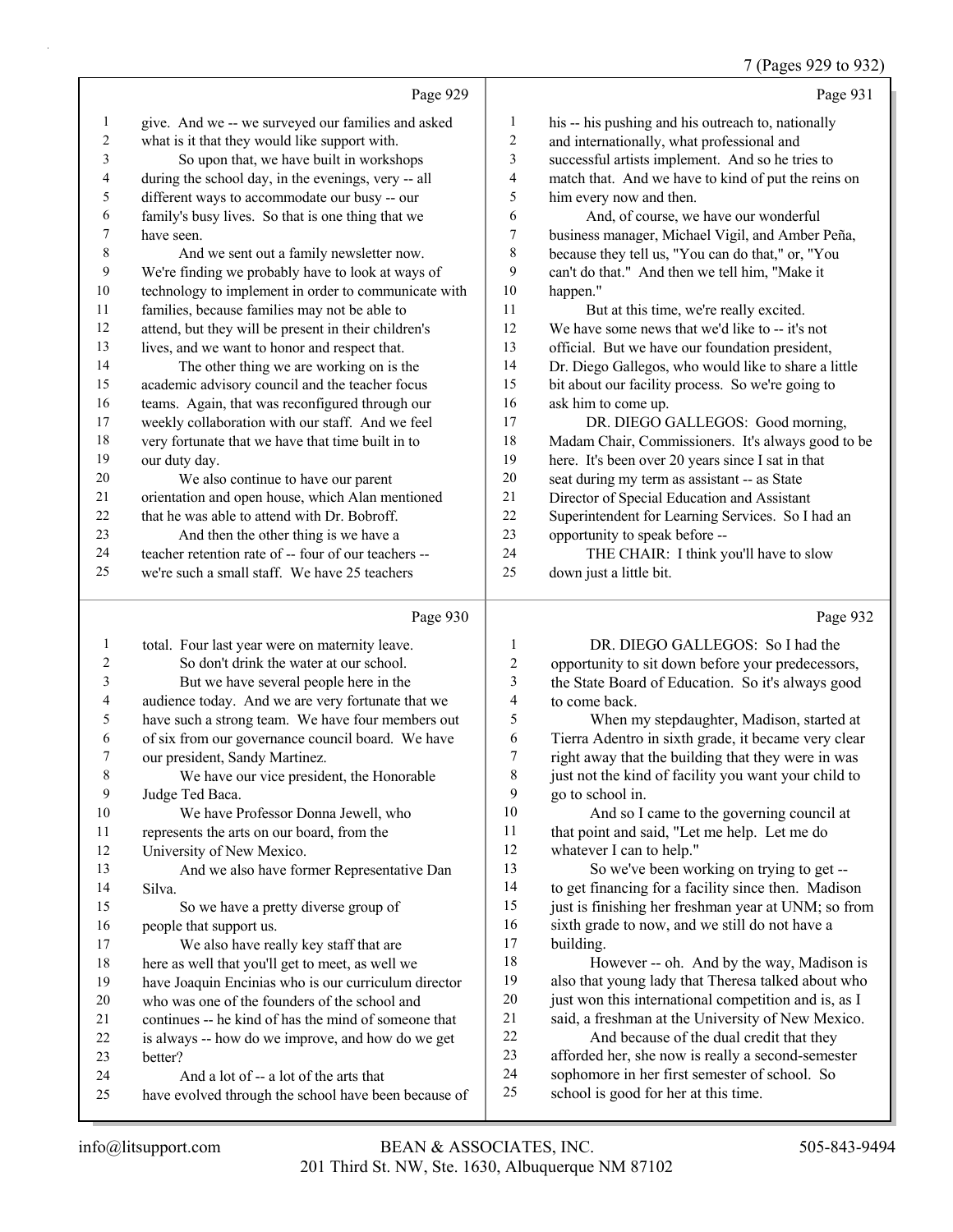Page 929

1 give. And we -- we surveyed our families and asked
2 what is it that they would like support with.
3 So upon that, we have built in workshops
4 during the school day, in the evenings, very -- all
5 different ways to accommodate our busy -- our
6 family's busy lives. So that is one thing that we
7 have seen.
8 And we sent out a family newsletter now.
9 We're finding we probably have to look at ways of
10 technology to implement in order to communicate with
11 families, because families may not be able to
12 attend, but they will be present in their children's
13 lives, and we want to honor and respect that.
14 The other thing we are working on is the
15 academic advisory council and the teacher focus
16 teams. Again, that was reconfigured through our
17 weekly collaboration with our staff. And we feel
18 very fortunate that we have that time built in to
19 our duty day.
20 We also continue to have our parent
21 orientation and open house, which Alan mentioned
22 that he was able to attend with Dr. Bobroff.
23 And then the other thing is we have a
24 teacher retention rate of -- four of our teachers --
25 we're such a small staff. We have 25 teachers

Page 930

1 total. Four last year were on maternity leave.
2 So don't drink the water at our school.
3 But we have several people here in the
4 audience today. And we are very fortunate that we
5 have such a strong team. We have four members out
6 of six from our governance council board. We have
7 our president, Sandy Martinez.
8 We have our vice president, the Honorable
9 Judge Ted Baca.
10 We have Professor Donna Jewell, who
11 represents the arts on our board, from the
12 University of New Mexico.
13 And we also have former Representative Dan
14 Silva.
15 So we have a pretty diverse group of
16 people that support us.
17 We also have really key staff that are
18 here as well that you'll get to meet, as well we
19 have Joaquin Encinias who is our curriculum director
20 who was one of the founders of the school and
21 continues -- he kind of has the mind of someone that
22 is always -- how do we improve, and how do we get
23 better?
24 And a lot of -- a lot of the arts that
25 have evolved through the school have been because of

Page 931

1 his -- his pushing and his outreach to, nationally
2 and internationally, what professional and
3 successful artists implement. And so he tries to
4 match that. And we have to kind of put the reins on
5 him every now and then.
6 And, of course, we have our wonderful
7 business manager, Michael Vigil, and Amber Peña,
8 because they tell us, "You can do that," or, "You
9 can't do that." And then we tell him, "Make it
10 happen."
11 But at this time, we're really excited.
12 We have some news that we'd like to -- it's not
13 official. But we have our foundation president,
14 Dr. Diego Gallegos, who would like to share a little
15 bit about our facility process. So we're going to
16 ask him to come up.
17 DR. DIEGO GALLEGOS: Good morning,
18 Madam Chair, Commissioners. It's always good to be
19 here. It's been over 20 years since I sat in that
20 seat during my term as assistant -- as State
21 Director of Special Education and Assistant
22 Superintendent for Learning Services. So I had an
23 opportunity to speak before --
24 THE CHAIR: I think you'll have to slow
25 down just a little bit.

Page 932

1 DR. DIEGO GALLEGOS: So I had the
2 opportunity to sit down before your predecessors,
3 the State Board of Education. So it's always good
4 to come back.
5 When my stepdaughter, Madison, started at
6 Tierra Adentro in sixth grade, it became very clear
7 right away that the building that they were in was
8 just not the kind of facility you want your child to
9 go to school in.
10 And so I came to the governing council at
11 that point and said, "Let me help. Let me do
12 whatever I can to help."
13 So we've been working on trying to get --
14 to get financing for a facility since then. Madison
15 just is finishing her freshman year at UNM; so from
16 sixth grade to now, and we still do not have a
17 building.
18 However -- oh. And by the way, Madison is
19 also that young lady that Theresa talked about who
20 just won this international competition and is, as I
21 said, a freshman at the University of New Mexico.
22 And because of the dual credit that they
23 afforded her, she now is really a second-semester
24 sophomore in her first semester of school. So
25 school is good for her at this time.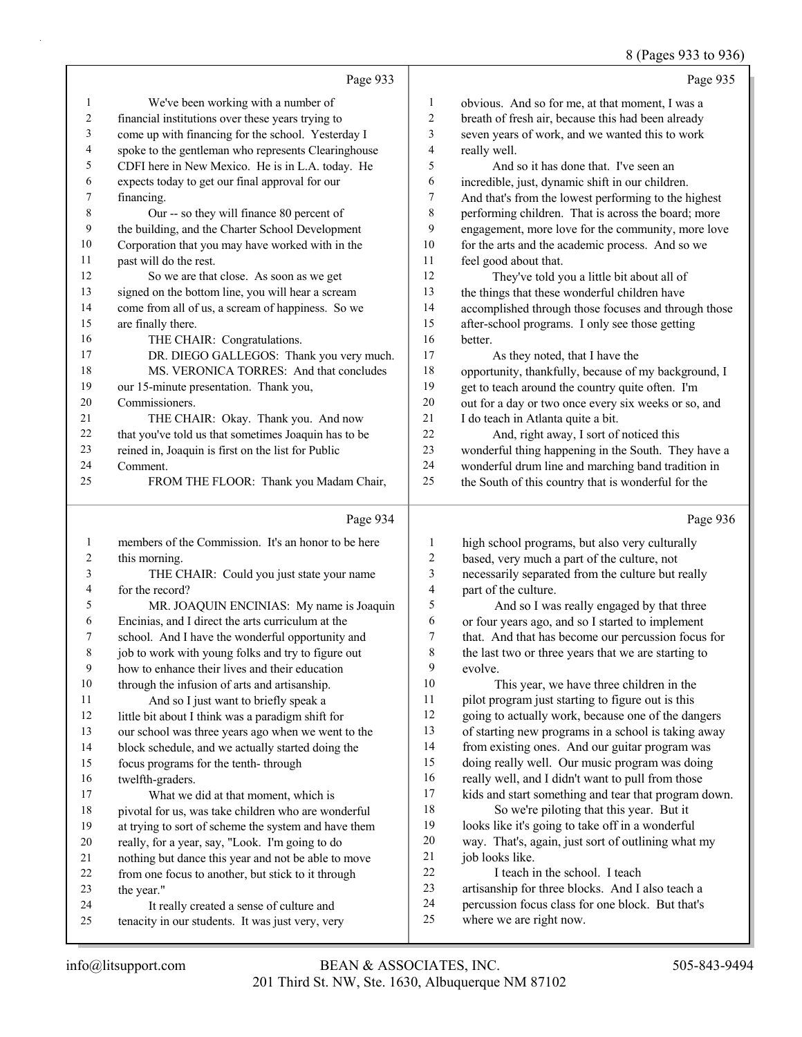Page 933

1 We've been working with a number of
2 financial institutions over these years trying to
3 come up with financing for the school. Yesterday I
4 spoke to the gentleman who represents Clearinghouse
5 CDFI here in New Mexico. He is in L.A. today. He
6 expects today to get our final approval for our
7 financing.
8 Our -- so they will finance 80 percent of
9 the building, and the Charter School Development
10 Corporation that you may have worked with in the
11 past will do the rest.
12 So we are that close. As soon as we get
13 signed on the bottom line, you will hear a scream
14 come from all of us, a scream of happiness. So we
15 are finally there.
16 THE CHAIR: Congratulations.
17 DR. DIEGO GALLEGOS: Thank you very much.
18 MS. VERONICA TORRES: And that concludes
19 our 15-minute presentation. Thank you,
20 Commissioners.
21 THE CHAIR: Okay. Thank you. And now
22 that you've told us that sometimes Joaquin has to be
23 reined in, Joaquin is first on the list for Public
24 Comment.
25 FROM THE FLOOR: Thank you Madam Chair,

Page 934

1 members of the Commission. It's an honor to be here
2 this morning.
3 THE CHAIR: Could you just state your name
4 for the record?
5 MR. JOAQUIN ENCINIAS: My name is Joaquin
6 Encinias, and I direct the arts curriculum at the
7 school. And I have the wonderful opportunity and
8 job to work with young folks and try to figure out
9 how to enhance their lives and their education
10 through the infusion of arts and artisanship.
11 And so I just want to briefly speak a
12 little bit about I think was a paradigm shift for
13 our school was three years ago when we went to the
14 block schedule, and we actually started doing the
15 focus programs for the tenth- through
16 twelfth-graders.
17 What we did at that moment, which is
18 pivotal for us, was take children who are wonderful
19 at trying to sort of scheme the system and have them
20 really, for a year, say, "Look. I'm going to do
21 nothing but dance this year and not be able to move
22 from one focus to another, but stick to it through
23 the year."
24 It really created a sense of culture and
25 tenacity in our students. It was just very, very

Page 935

1 obvious. And so for me, at that moment, I was a
2 breath of fresh air, because this had been already
3 seven years of work, and we wanted this to work
4 really well.
5 And so it has done that. I've seen an
6 incredible, just, dynamic shift in our children.
7 And that's from the lowest performing to the highest
8 performing children. That is across the board; more
9 engagement, more love for the community, more love
10 for the arts and the academic process. And so we
11 feel good about that.
12 They've told you a little bit about all of
13 the things that these wonderful children have
14 accomplished through those focuses and through those
15 after-school programs. I only see those getting
16 better.
17 As they noted, that I have the
18 opportunity, thankfully, because of my background, I
19 get to teach around the country quite often. I'm
20 out for a day or two once every six weeks or so, and
21 I do teach in Atlanta quite a bit.
22 And, right away, I sort of noticed this
23 wonderful thing happening in the South. They have a
24 wonderful drum line and marching band tradition in
25 the South of this country that is wonderful for the

Page 936

1 high school programs, but also very culturally
2 based, very much a part of the culture, not
3 necessarily separated from the culture but really
4 part of the culture.
5 And so I was really engaged by that three
6 or four years ago, and so I started to implement
7 that. And that has become our percussion focus for
8 the last two or three years that we are starting to
9 evolve.
10 This year, we have three children in the
11 pilot program just starting to figure out is this
12 going to actually work, because one of the dangers
13 of starting new programs in a school is taking away
14 from existing ones. And our guitar program was
15 doing really well. Our music program was doing
16 really well, and I didn't want to pull from those
17 kids and start something and tear that program down.
18 So we're piloting that this year. But it
19 looks like it's going to take off in a wonderful
20 way. That's, again, just sort of outlining what my
21 job looks like.
22 I teach in the school. I teach
23 artisanship for three blocks. And I also teach a
24 percussion focus class for one block. But that's
25 where we are right now.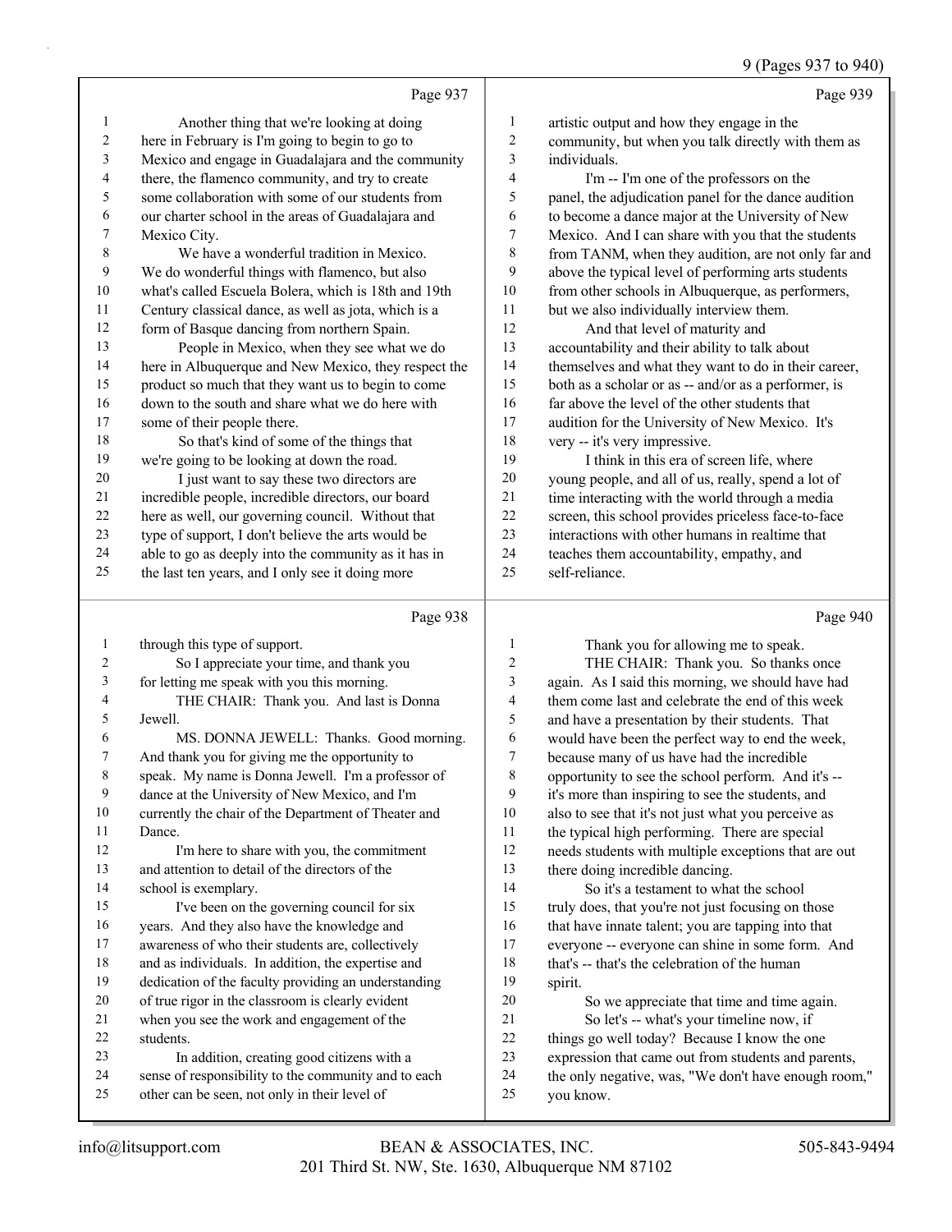Page 937

Another thing that we're looking at doing here in February is I'm going to begin to go to Mexico and engage in Guadalajara and the community there, the flamenco community, and try to create some collaboration with some of our students from our charter school in the areas of Guadalajara and Mexico City.

We have a wonderful tradition in Mexico. We do wonderful things with flamenco, but also what's called Escuela Bolera, which is 18th and 19th Century classical dance, as well as jota, which is a form of Basque dancing from northern Spain.

People in Mexico, when they see what we do here in Albuquerque and New Mexico, they respect the product so much that they want us to begin to come down to the south and share what we do here with some of their people there.

So that's kind of some of the things that we're going to be looking at down the road.

I just want to say these two directors are incredible people, incredible directors, our board here as well, our governing council. Without that type of support, I don't believe the arts would be able to go as deeply into the community as it has in the last ten years, and I only see it doing more

Page 938

through this type of support.

So I appreciate your time, and thank you for letting me speak with you this morning.

THE CHAIR: Thank you. And last is Donna Jewell.

MS. DONNA JEWELL: Thanks. Good morning. And thank you for giving me the opportunity to speak. My name is Donna Jewell. I'm a professor of dance at the University of New Mexico, and I'm currently the chair of the Department of Theater and Dance.

I'm here to share with you, the commitment and attention to detail of the directors of the school is exemplary.

I've been on the governing council for six years. And they also have the knowledge and awareness of who their students are, collectively and as individuals. In addition, the expertise and dedication of the faculty providing an understanding of true rigor in the classroom is clearly evident when you see the work and engagement of the students.

In addition, creating good citizens with a sense of responsibility to the community and to each other can be seen, not only in their level of

Page 939

artistic output and how they engage in the community, but when you talk directly with them as individuals.

I'm -- I'm one of the professors on the panel, the adjudication panel for the dance audition to become a dance major at the University of New Mexico. And I can share with you that the students from TANM, when they audition, are not only far and above the typical level of performing arts students from other schools in Albuquerque, as performers, but we also individually interview them.

And that level of maturity and accountability and their ability to talk about themselves and what they want to do in their career, both as a scholar or as -- and/or as a performer, is far above the level of the other students that audition for the University of New Mexico. It's very -- it's very impressive.

I think in this era of screen life, where young people, and all of us, really, spend a lot of time interacting with the world through a media screen, this school provides priceless face-to-face interactions with other humans in realtime that teaches them accountability, empathy, and self-reliance.

Page 940

Thank you for allowing me to speak.

THE CHAIR: Thank you. So thanks once again. As I said this morning, we should have had them come last and celebrate the end of this week and have a presentation by their students. That would have been the perfect way to end the week, because many of us have had the incredible opportunity to see the school perform. And it's -- it's more than inspiring to see the students, and also to see that it's not just what you perceive as the typical high performing. There are special needs students with multiple exceptions that are out there doing incredible dancing.

So it's a testament to what the school truly does, that you're not just focusing on those that have innate talent; you are tapping into that everyone -- everyone can shine in some form. And that's -- that's the celebration of the human spirit.

So we appreciate that time and time again.

So let's -- what's your timeline now, if things go well today? Because I know the one expression that came out from students and parents, the only negative, was, "We don't have enough room," you know.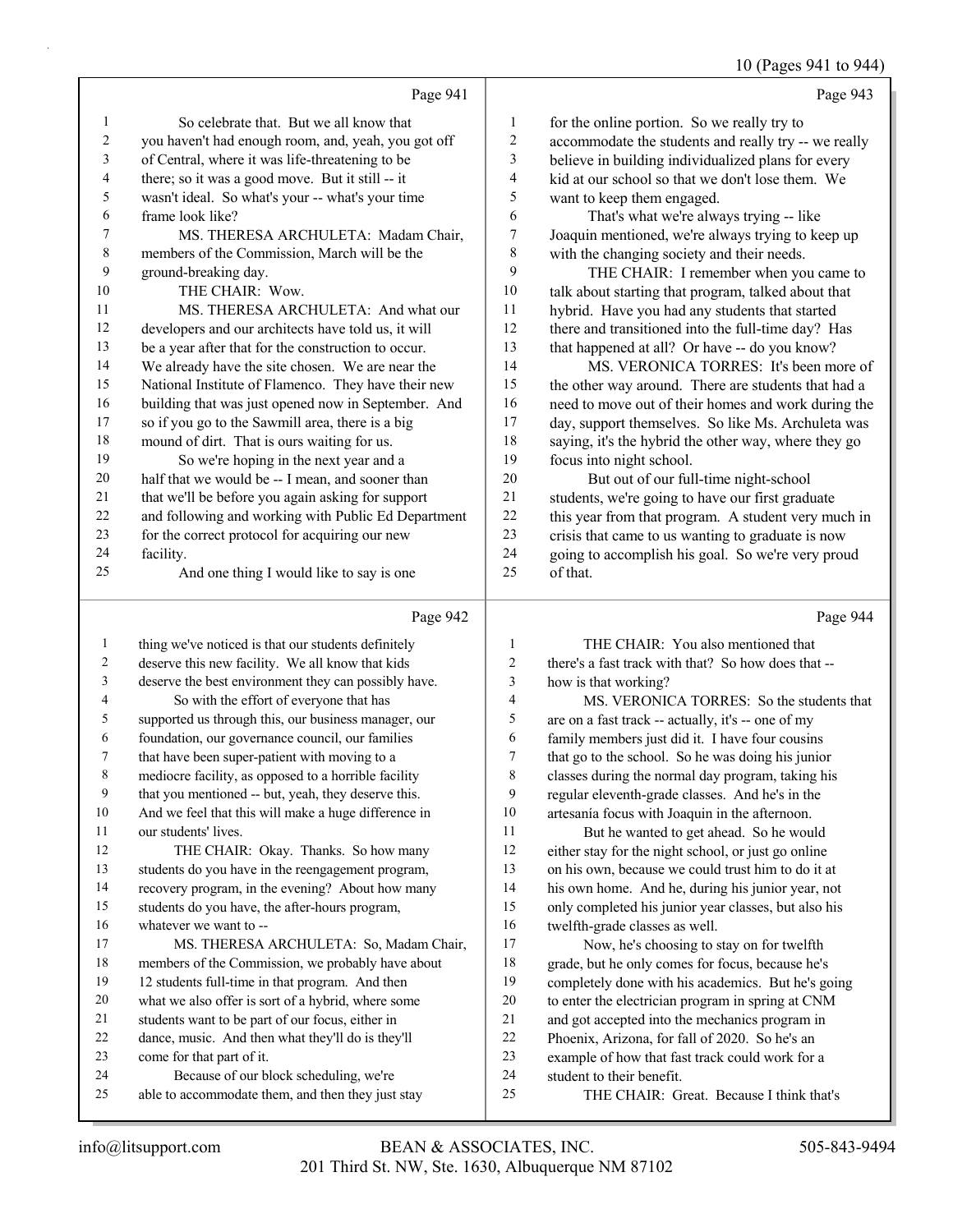Page 941

So celebrate that. But we all know that you haven't had enough room, and, yeah, you got off of Central, where it was life-threatening to be there; so it was a good move. But it still -- it wasn't ideal. So what's your -- what's your time frame look like?

MS. THERESA ARCHULETA: Madam Chair, members of the Commission, March will be the ground-breaking day.

THE CHAIR: Wow.

MS. THERESA ARCHULETA: And what our developers and our architects have told us, it will be a year after that for the construction to occur. We already have the site chosen. We are near the National Institute of Flamenco. They have their new building that was just opened now in September. And so if you go to the Sawmill area, there is a big mound of dirt. That is ours waiting for us.

So we're hoping in the next year and a half that we would be -- I mean, and sooner than that we'll be before you again asking for support and following and working with Public Ed Department for the correct protocol for acquiring our new facility.

And one thing I would like to say is one

Page 942

thing we've noticed is that our students definitely deserve this new facility. We all know that kids deserve the best environment they can possibly have.

So with the effort of everyone that has supported us through this, our business manager, our foundation, our governance council, our families that have been super-patient with moving to a mediocre facility, as opposed to a horrible facility that you mentioned -- but, yeah, they deserve this. And we feel that this will make a huge difference in our students' lives.

THE CHAIR: Okay. Thanks. So how many students do you have in the reengagement program, recovery program, in the evening? About how many students do you have, the after-hours program, whatever we want to --

MS. THERESA ARCHULETA: So, Madam Chair, members of the Commission, we probably have about 12 students full-time in that program. And then what we also offer is sort of a hybrid, where some students want to be part of our focus, either in dance, music. And then what they'll do is they'll come for that part of it.

Because of our block scheduling, we're able to accommodate them, and then they just stay

Page 943

for the online portion. So we really try to accommodate the students and really try -- we really believe in building individualized plans for every kid at our school so that we don't lose them. We want to keep them engaged.

That's what we're always trying -- like Joaquin mentioned, we're always trying to keep up with the changing society and their needs.

THE CHAIR: I remember when you came to talk about starting that program, talked about that hybrid. Have you had any students that started there and transitioned into the full-time day? Has that happened at all? Or have -- do you know?

MS. VERONICA TORRES: It's been more of the other way around. There are students that had a need to move out of their homes and work during the day, support themselves. So like Ms. Archuleta was saying, it's the hybrid the other way, where they go focus into night school.

But out of our full-time night-school students, we're going to have our first graduate this year from that program. A student very much in crisis that came to us wanting to graduate is now going to accomplish his goal. So we're very proud of that.

Page 944

THE CHAIR: You also mentioned that there's a fast track with that? So how does that -- how is that working?

MS. VERONICA TORRES: So the students that are on a fast track -- actually, it's -- one of my family members just did it. I have four cousins that go to the school. So he was doing his junior classes during the normal day program, taking his regular eleventh-grade classes. And he's in the artesanía focus with Joaquin in the afternoon.

But he wanted to get ahead. So he would either stay for the night school, or just go online on his own, because we could trust him to do it at his own home. And he, during his junior year, not only completed his junior year classes, but also his twelfth-grade classes as well.

Now, he's choosing to stay on for twelfth grade, but he only comes for focus, because he's completely done with his academics. But he's going to enter the electrician program in spring at CNM and got accepted into the mechanics program in Phoenix, Arizona, for fall of 2020. So he's an example of how that fast track could work for a student to their benefit.

THE CHAIR: Great. Because I think that's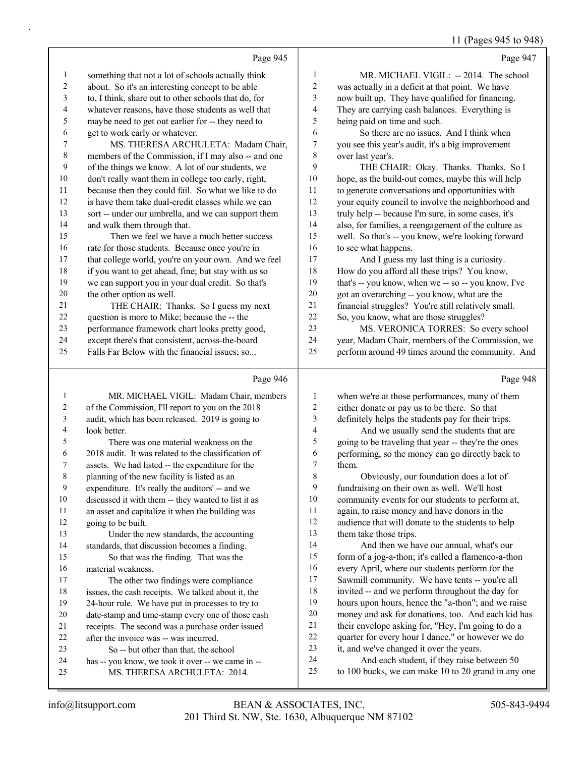Page 945

something that not a lot of schools actually think about. So it's an interesting concept to be able to, I think, share out to other schools that do, for whatever reasons, have those students as well that maybe need to get out earlier for -- they need to get to work early or whatever.

MS. THERESA ARCHULETA: Madam Chair, members of the Commission, if I may also -- and one of the things we know. A lot of our students, we don't really want them in college too early, right, because then they could fail. So what we like to do is have them take dual-credit classes while we can sort -- under our umbrella, and we can support them and walk them through that.

Then we feel we have a much better success rate for those students. Because once you're in that college world, you're on your own. And we feel if you want to get ahead, fine; but stay with us so we can support you in your dual credit. So that's the other option as well.

THE CHAIR: Thanks. So I guess my next question is more to Mike; because the -- the performance framework chart looks pretty good, except there's that consistent, across-the-board Falls Far Below with the financial issues; so...

Page 946

MR. MICHAEL VIGIL: Madam Chair, members of the Commission, I'll report to you on the 2018 audit, which has been released. 2019 is going to look better.

There was one material weakness on the 2018 audit. It was related to the classification of assets. We had listed -- the expenditure for the planning of the new facility is listed as an expenditure. It's really the auditors' -- and we discussed it with them -- they wanted to list it as an asset and capitalize it when the building was going to be built.

Under the new standards, the accounting standards, that discussion becomes a finding.

So that was the finding. That was the material weakness.

The other two findings were compliance issues, the cash receipts. We talked about it, the 24-hour rule. We have put in processes to try to date-stamp and time-stamp every one of those cash receipts. The second was a purchase order issued after the invoice was -- was incurred.

So -- but other than that, the school has -- you know, we took it over -- we came in --

MS. THERESA ARCHULETA: 2014.

Page 947

MR. MICHAEL VIGIL: -- 2014. The school was actually in a deficit at that point. We have now built up. They have qualified for financing. They are carrying cash balances. Everything is being paid on time and such.

So there are no issues. And I think when you see this year's audit, it's a big improvement over last year's.

THE CHAIR: Okay. Thanks. Thanks. So I hope, as the build-out comes, maybe this will help to generate conversations and opportunities with your equity council to involve the neighborhood and truly help -- because I'm sure, in some cases, it's also, for families, a reengagement of the culture as well. So that's -- you know, we're looking forward to see what happens.

And I guess my last thing is a curiosity. How do you afford all these trips? You know, that's -- you know, when we -- so -- you know, I've got an overarching -- you know, what are the financial struggles? You're still relatively small. So, you know, what are those struggles?

MS. VERONICA TORRES: So every school year, Madam Chair, members of the Commission, we perform around 49 times around the community. And

Page 948

when we're at those performances, many of them either donate or pay us to be there. So that definitely helps the students pay for their trips.

And we usually send the students that are going to be traveling that year -- they're the ones performing, so the money can go directly back to them.

Obviously, our foundation does a lot of fundraising on their own as well. We'll host community events for our students to perform at, again, to raise money and have donors in the audience that will donate to the students to help them take those trips.

And then we have our annual, what's our form of a jog-a-thon; it's called a flamenco-a-thon every April, where our students perform for the Sawmill community. We have tents -- you're all invited -- and we perform throughout the day for hours upon hours, hence the "a-thon"; and we raise money and ask for donations, too. And each kid has their envelope asking for, "Hey, I'm going to do a quarter for every hour I dance," or however we do it, and we've changed it over the years.

And each student, if they raise between 50 to 100 bucks, we can make 10 to 20 grand in any one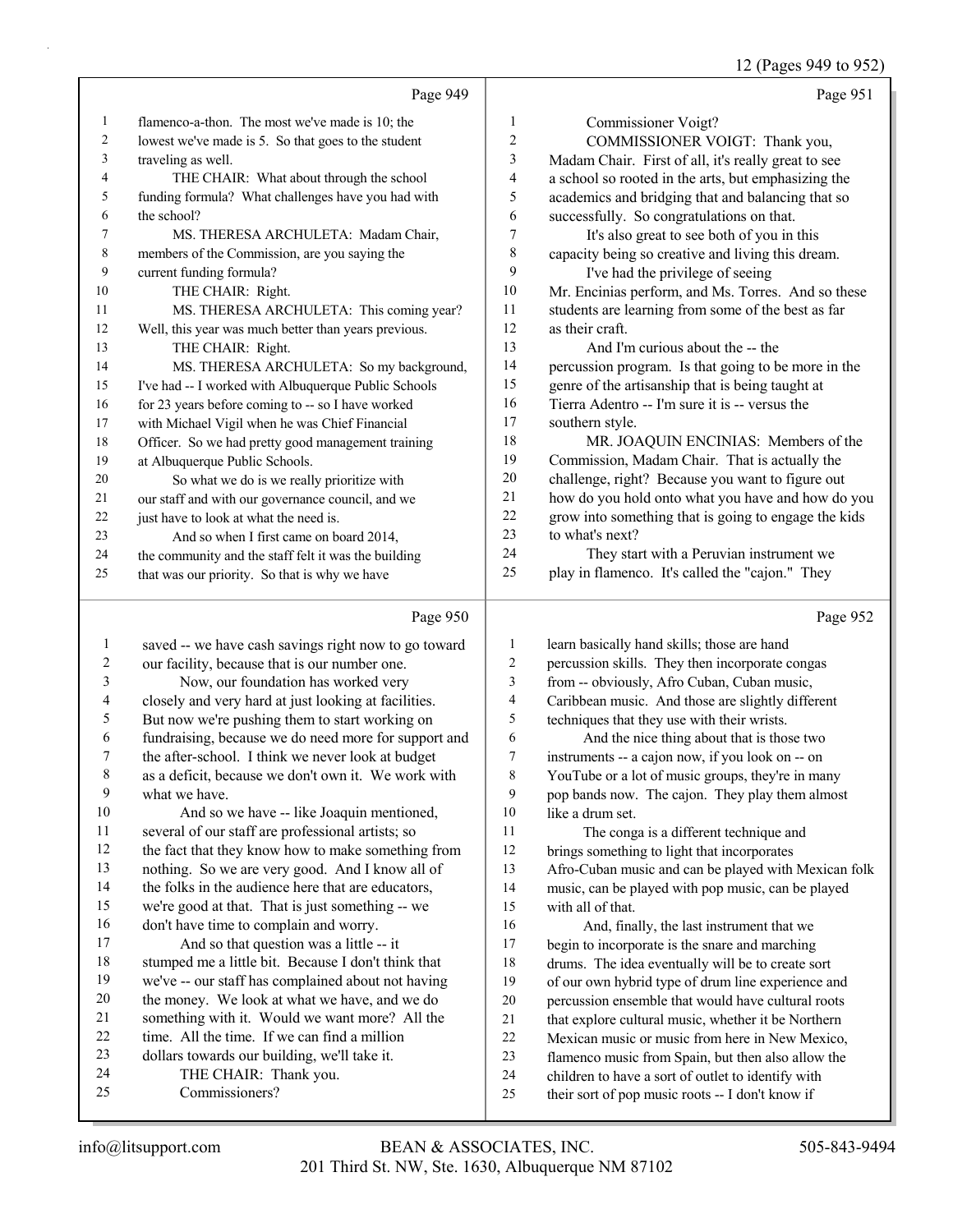Page 949

flamenco-a-thon. The most we've made is 10; the lowest we've made is 5. So that goes to the student traveling as well.

THE CHAIR: What about through the school funding formula? What challenges have you had with the school?

MS. THERESA ARCHULETA: Madam Chair, members of the Commission, are you saying the current funding formula?

THE CHAIR: Right.

MS. THERESA ARCHULETA: This coming year? Well, this year was much better than years previous.

THE CHAIR: Right.

MS. THERESA ARCHULETA: So my background, I've had -- I worked with Albuquerque Public Schools for 23 years before coming to -- so I have worked with Michael Vigil when he was Chief Financial Officer. So we had pretty good management training at Albuquerque Public Schools.

So what we do is we really prioritize with our staff and with our governance council, and we just have to look at what the need is.

And so when I first came on board 2014, the community and the staff felt it was the building that was our priority. So that is why we have

Page 950

saved -- we have cash savings right now to go toward our facility, because that is our number one.

Now, our foundation has worked very closely and very hard at just looking at facilities. But now we're pushing them to start working on fundraising, because we do need more for support and the after-school. I think we never look at budget as a deficit, because we don't own it. We work with what we have.

And so we have -- like Joaquin mentioned, several of our staff are professional artists; so the fact that they know how to make something from nothing. So we are very good. And I know all of the folks in the audience here that are educators, we're good at that. That is just something -- we don't have time to complain and worry.

And so that question was a little -- it stumped me a little bit. Because I don't think that we've -- our staff has complained about not having the money. We look at what we have, and we do something with it. Would we want more? All the time. All the time. If we can find a million dollars towards our building, we'll take it.

THE CHAIR: Thank you.

Commissioners?

Page 951

Commissioner Voigt?

COMMISSIONER VOIGT: Thank you, Madam Chair. First of all, it's really great to see a school so rooted in the arts, but emphasizing the academics and bridging that and balancing that so successfully. So congratulations on that.

It's also great to see both of you in this capacity being so creative and living this dream.

I've had the privilege of seeing Mr. Encinias perform, and Ms. Torres. And so these students are learning from some of the best as far as their craft.

And I'm curious about the -- the percussion program. Is that going to be more in the genre of the artisanship that is being taught at Tierra Adentro -- I'm sure it is -- versus the southern style.

MR. JOAQUIN ENCINIAS: Members of the Commission, Madam Chair. That is actually the challenge, right? Because you want to figure out how do you hold onto what you have and how do you grow into something that is going to engage the kids to what's next?

They start with a Peruvian instrument we play in flamenco. It's called the "cajon." They

Page 952

learn basically hand skills; those are hand percussion skills. They then incorporate congas from -- obviously, Afro Cuban, Cuban music, Caribbean music. And those are slightly different techniques that they use with their wrists.

And the nice thing about that is those two instruments -- a cajon now, if you look on -- on YouTube or a lot of music groups, they're in many pop bands now. The cajon. They play them almost like a drum set.

The conga is a different technique and brings something to light that incorporates Afro-Cuban music and can be played with Mexican folk music, can be played with pop music, can be played with all of that.

And, finally, the last instrument that we begin to incorporate is the snare and marching drums. The idea eventually will be to create sort of our own hybrid type of drum line experience and percussion ensemble that would have cultural roots that explore cultural music, whether it be Northern Mexican music or music from here in New Mexico, flamenco music from Spain, but then also allow the children to have a sort of outlet to identify with their sort of pop music roots -- I don't know if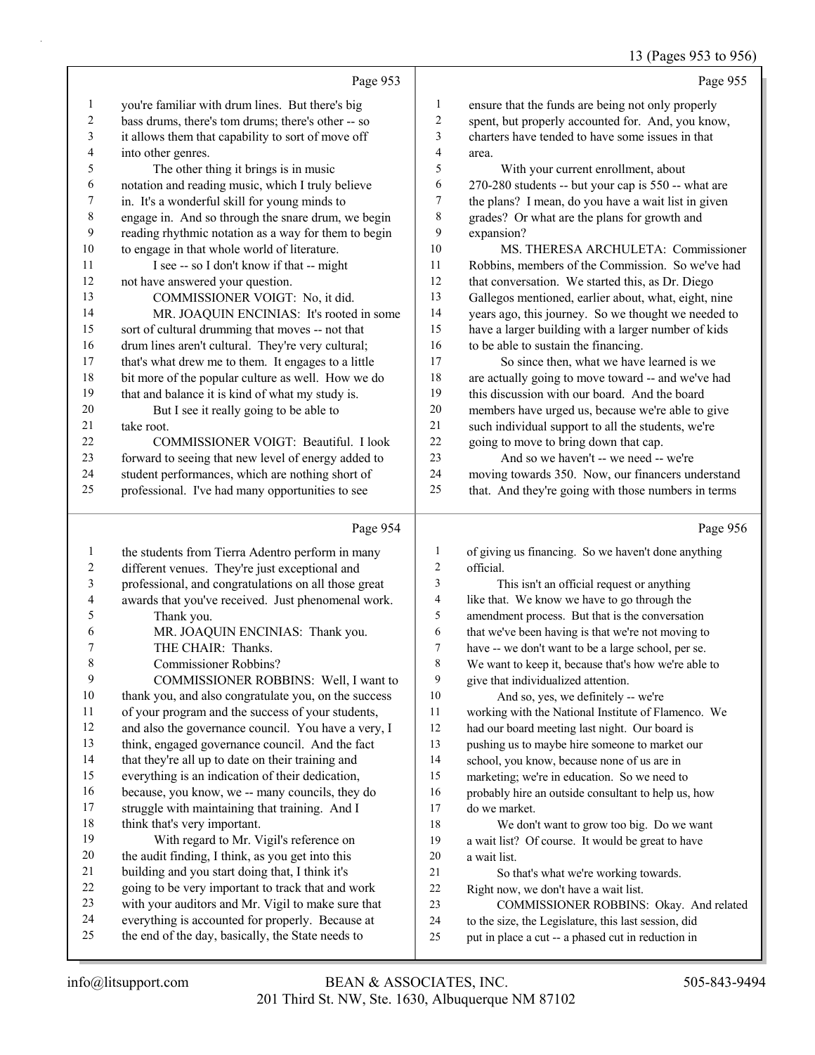Page 953

you're familiar with drum lines. But there's big bass drums, there's tom drums; there's other -- so it allows them that capability to sort of move off into other genres.

The other thing it brings is in music notation and reading music, which I truly believe in. It's a wonderful skill for young minds to engage in. And so through the snare drum, we begin reading rhythmic notation as a way for them to begin to engage in that whole world of literature.

I see -- so I don't know if that -- might not have answered your question.

COMMISSIONER VOIGT: No, it did.

MR. JOAQUIN ENCINIAS: It's rooted in some sort of cultural drumming that moves -- not that drum lines aren't cultural. They're very cultural; that's what drew me to them. It engages to a little bit more of the popular culture as well. How we do that and balance it is kind of what my study is.

But I see it really going to be able to take root.

COMMISSIONER VOIGT: Beautiful. I look forward to seeing that new level of energy added to student performances, which are nothing short of professional. I've had many opportunities to see

Page 954

the students from Tierra Adentro perform in many different venues. They're just exceptional and professional, and congratulations on all those great awards that you've received. Just phenomenal work.

Thank you.

MR. JOAQUIN ENCINIAS: Thank you.

THE CHAIR: Thanks.

Commissioner Robbins?

COMMISSIONER ROBBINS: Well, I want to thank you, and also congratulate you, on the success of your program and the success of your students, and also the governance council. You have a very, I think, engaged governance council. And the fact that they're all up to date on their training and everything is an indication of their dedication, because, you know, we -- many councils, they do struggle with maintaining that training. And I think that's very important.

With regard to Mr. Vigil's reference on the audit finding, I think, as you get into this building and you start doing that, I think it's going to be very important to track that and work with your auditors and Mr. Vigil to make sure that everything is accounted for properly. Because at the end of the day, basically, the State needs to

Page 955

ensure that the funds are being not only properly spent, but properly accounted for. And, you know, charters have tended to have some issues in that area.

With your current enrollment, about 270-280 students -- but your cap is 550 -- what are the plans? I mean, do you have a wait list in given grades? Or what are the plans for growth and expansion?

MS. THERESA ARCHULETA: Commissioner Robbins, members of the Commission. So we've had that conversation. We started this, as Dr. Diego Gallegos mentioned, earlier about, what, eight, nine years ago, this journey. So we thought we needed to have a larger building with a larger number of kids to be able to sustain the financing.

So since then, what we have learned is we are actually going to move toward -- and we've had this discussion with our board. And the board members have urged us, because we're able to give such individual support to all the students, we're going to move to bring down that cap.

And so we haven't -- we need -- we're moving towards 350. Now, our financers understand that. And they're going with those numbers in terms

Page 956

of giving us financing. So we haven't done anything official.

This isn't an official request or anything like that. We know we have to go through the amendment process. But that is the conversation that we've been having is that we're not moving to have -- we don't want to be a large school, per se. We want to keep it, because that's how we're able to give that individualized attention.

And so, yes, we definitely -- we're working with the National Institute of Flamenco. We had our board meeting last night. Our board is pushing us to maybe hire someone to market our school, you know, because none of us are in marketing; we're in education. So we need to probably hire an outside consultant to help us, how do we market.

We don't want to grow too big. Do we want a wait list? Of course. It would be great to have a wait list.

So that's what we're working towards. Right now, we don't have a wait list.

COMMISSIONER ROBBINS: Okay. And related to the size, the Legislature, this last session, did put in place a cut -- a phased cut in reduction in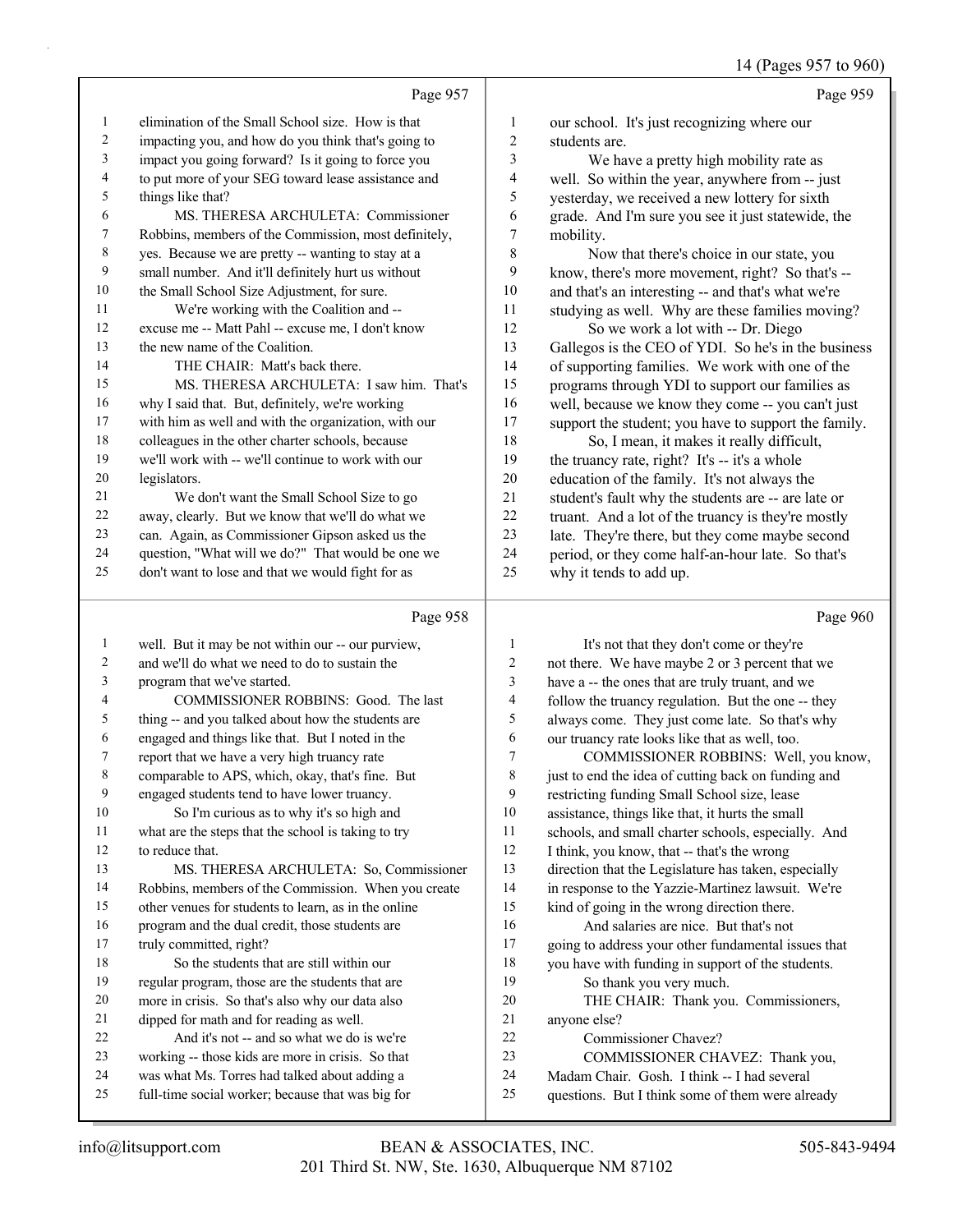Page 957

1 elimination of the Small School size. How is that
2 impacting you, and how do you think that's going to
3 impact you going forward? Is it going to force you
4 to put more of your SEG toward lease assistance and
5 things like that?
6 MS. THERESA ARCHULETA: Commissioner
7 Robbins, members of the Commission, most definitely,
8 yes. Because we are pretty -- wanting to stay at a
9 small number. And it'll definitely hurt us without
10 the Small School Size Adjustment, for sure.
11 We're working with the Coalition and --
12 excuse me -- Matt Pahl -- excuse me, I don't know
13 the new name of the Coalition.
14 THE CHAIR: Matt's back there.
15 MS. THERESA ARCHULETA: I saw him. That's
16 why I said that. But, definitely, we're working
17 with him as well and with the organization, with our
18 colleagues in the other charter schools, because
19 we'll work with -- we'll continue to work with our
20 legislators.
21 We don't want the Small School Size to go
22 away, clearly. But we know that we'll do what we
23 can. Again, as Commissioner Gipson asked us the
24 question, "What will we do?" That would be one we
25 don't want to lose and that we would fight for as

Page 958

1 well. But it may be not within our -- our purview,
2 and we'll do what we need to do to sustain the
3 program that we've started.
4 COMMISSIONER ROBBINS: Good. The last
5 thing -- and you talked about how the students are
6 engaged and things like that. But I noted in the
7 report that we have a very high truancy rate
8 comparable to APS, which, okay, that's fine. But
9 engaged students tend to have lower truancy.
10 So I'm curious as to why it's so high and
11 what are the steps that the school is taking to try
12 to reduce that.
13 MS. THERESA ARCHULETA: So, Commissioner
14 Robbins, members of the Commission. When you create
15 other venues for students to learn, as in the online
16 program and the dual credit, those students are
17 truly committed, right?
18 So the students that are still within our
19 regular program, those are the students that are
20 more in crisis. So that's also why our data also
21 dipped for math and for reading as well.
22 And it's not -- and so what we do is we're
23 working -- those kids are more in crisis. So that
24 was what Ms. Torres had talked about adding a
25 full-time social worker; because that was big for

Page 959

1 our school. It's just recognizing where our
2 students are.
3 We have a pretty high mobility rate as
4 well. So within the year, anywhere from -- just
5 yesterday, we received a new lottery for sixth
6 grade. And I'm sure you see it just statewide, the
7 mobility.
8 Now that there's choice in our state, you
9 know, there's more movement, right? So that's --
10 and that's an interesting -- and that's what we're
11 studying as well. Why are these families moving?
12 So we work a lot with -- Dr. Diego
13 Gallegos is the CEO of YDI. So he's in the business
14 of supporting families. We work with one of the
15 programs through YDI to support our families as
16 well, because we know they come -- you can't just
17 support the student; you have to support the family.
18 So, I mean, it makes it really difficult,
19 the truancy rate, right? It's -- it's a whole
20 education of the family. It's not always the
21 student's fault why the students are -- are late or
22 truant. And a lot of the truancy is they're mostly
23 late. They're there, but they come maybe second
24 period, or they come half-an-hour late. So that's
25 why it tends to add up.

Page 960

1 It's not that they don't come or they're
2 not there. We have maybe 2 or 3 percent that we
3 have a -- the ones that are truly truant, and we
4 follow the truancy regulation. But the one -- they
5 always come. They just come late. So that's why
6 our truancy rate looks like that as well, too.
7 COMMISSIONER ROBBINS: Well, you know,
8 just to end the idea of cutting back on funding and
9 restricting funding Small School size, lease
10 assistance, things like that, it hurts the small
11 schools, and small charter schools, especially. And
12 I think, you know, that -- that's the wrong
13 direction that the Legislature has taken, especially
14 in response to the Yazzie-Martinez lawsuit. We're
15 kind of going in the wrong direction there.
16 And salaries are nice. But that's not
17 going to address your other fundamental issues that
18 you have with funding in support of the students.
19 So thank you very much.
20 THE CHAIR: Thank you. Commissioners,
21 anyone else?
22 Commissioner Chavez?
23 COMMISSIONER CHAVEZ: Thank you,
24 Madam Chair. Gosh. I think -- I had several
25 questions. But I think some of them were already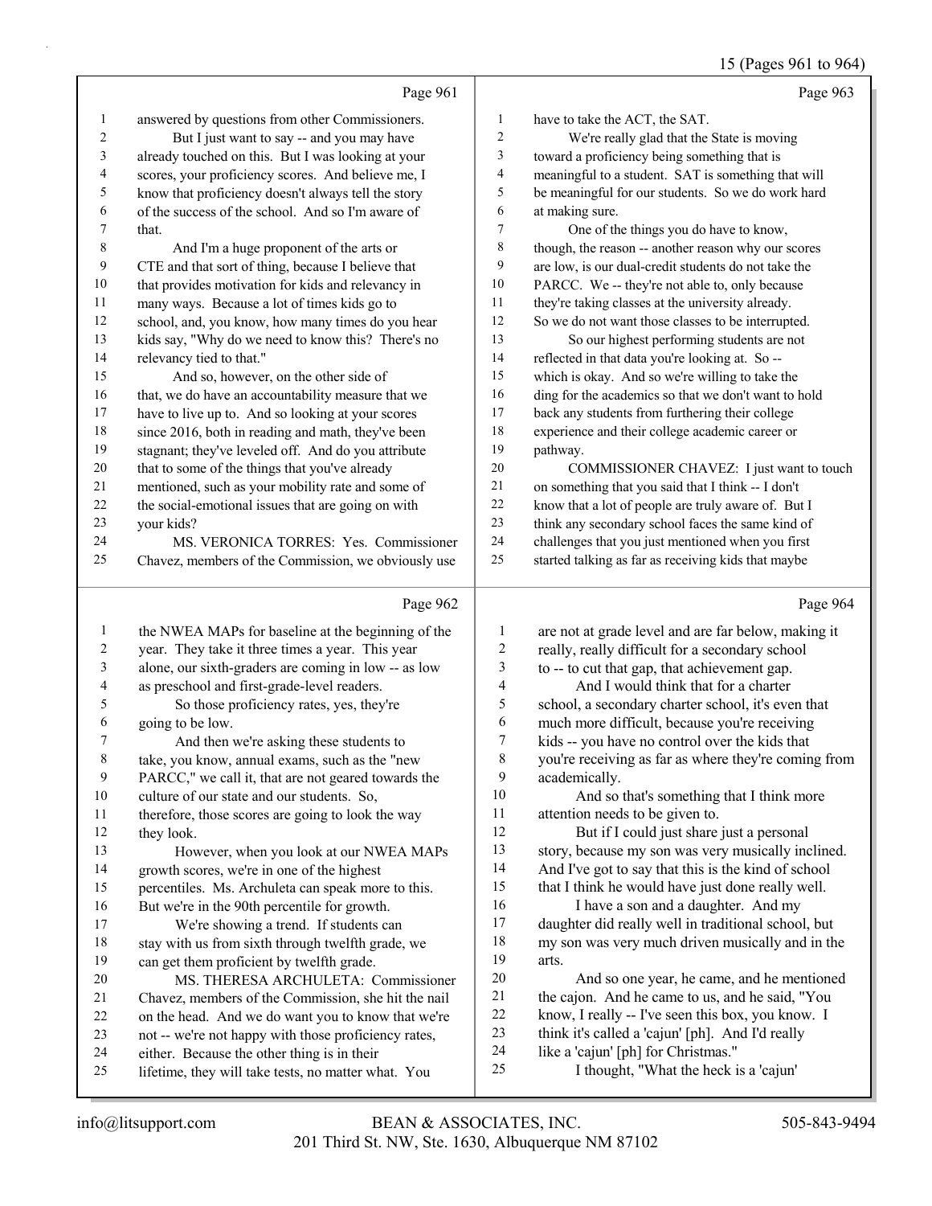Page 961

answered by questions from other Commissioners.

But I just want to say -- and you may have already touched on this. But I was looking at your scores, your proficiency scores. And believe me, I know that proficiency doesn't always tell the story of the success of the school. And so I'm aware of that.

And I'm a huge proponent of the arts or CTE and that sort of thing, because I believe that that provides motivation for kids and relevancy in many ways. Because a lot of times kids go to school, and, you know, how many times do you hear kids say, "Why do we need to know this? There's no relevancy tied to that."

And so, however, on the other side of that, we do have an accountability measure that we have to live up to. And so looking at your scores since 2016, both in reading and math, they've been stagnant; they've leveled off. And do you attribute that to some of the things that you've already mentioned, such as your mobility rate and some of the social-emotional issues that are going on with your kids?

MS. VERONICA TORRES: Yes. Commissioner Chavez, members of the Commission, we obviously use

Page 962

the NWEA MAPs for baseline at the beginning of the year. They take it three times a year. This year alone, our sixth-graders are coming in low -- as low as preschool and first-grade-level readers.

So those proficiency rates, yes, they're going to be low.

And then we're asking these students to take, you know, annual exams, such as the "new PARCC," we call it, that are not geared towards the culture of our state and our students. So, therefore, those scores are going to look the way they look.

However, when you look at our NWEA MAPs growth scores, we're in one of the highest percentiles. Ms. Archuleta can speak more to this. But we're in the 90th percentile for growth.

We're showing a trend. If students can stay with us from sixth through twelfth grade, we can get them proficient by twelfth grade.

MS. THERESA ARCHULETA: Commissioner Chavez, members of the Commission, she hit the nail on the head. And we do want you to know that we're not -- we're not happy with those proficiency rates, either. Because the other thing is in their lifetime, they will take tests, no matter what. You

Page 963

have to take the ACT, the SAT.

We're really glad that the State is moving toward a proficiency being something that is meaningful to a student. SAT is something that will be meaningful for our students. So we do work hard at making sure.

One of the things you do have to know, though, the reason -- another reason why our scores are low, is our dual-credit students do not take the PARCC. We -- they're not able to, only because they're taking classes at the university already. So we do not want those classes to be interrupted.

So our highest performing students are not reflected in that data you're looking at. So -- which is okay. And so we're willing to take the ding for the academics so that we don't want to hold back any students from furthering their college experience and their college academic career or pathway.

COMMISSIONER CHAVEZ: I just want to touch on something that you said that I think -- I don't know that a lot of people are truly aware of. But I think any secondary school faces the same kind of challenges that you just mentioned when you first started talking as far as receiving kids that maybe

Page 964

are not at grade level and are far below, making it really, really difficult for a secondary school to -- to cut that gap, that achievement gap.

And I would think that for a charter school, a secondary charter school, it's even that much more difficult, because you're receiving kids -- you have no control over the kids that you're receiving as far as where they're coming from academically.

And so that's something that I think more attention needs to be given to.

But if I could just share just a personal story, because my son was very musically inclined. And I've got to say that this is the kind of school that I think he would have just done really well.

I have a son and a daughter. And my daughter did really well in traditional school, but my son was very much driven musically and in the arts.

And so one year, he came, and he mentioned the cajon. And he came to us, and he said, "You know, I really -- I've seen this box, you know. I think it's called a 'cajun' [ph]. And I'd really like a 'cajun' [ph] for Christmas."

I thought, "What the heck is a 'cajun'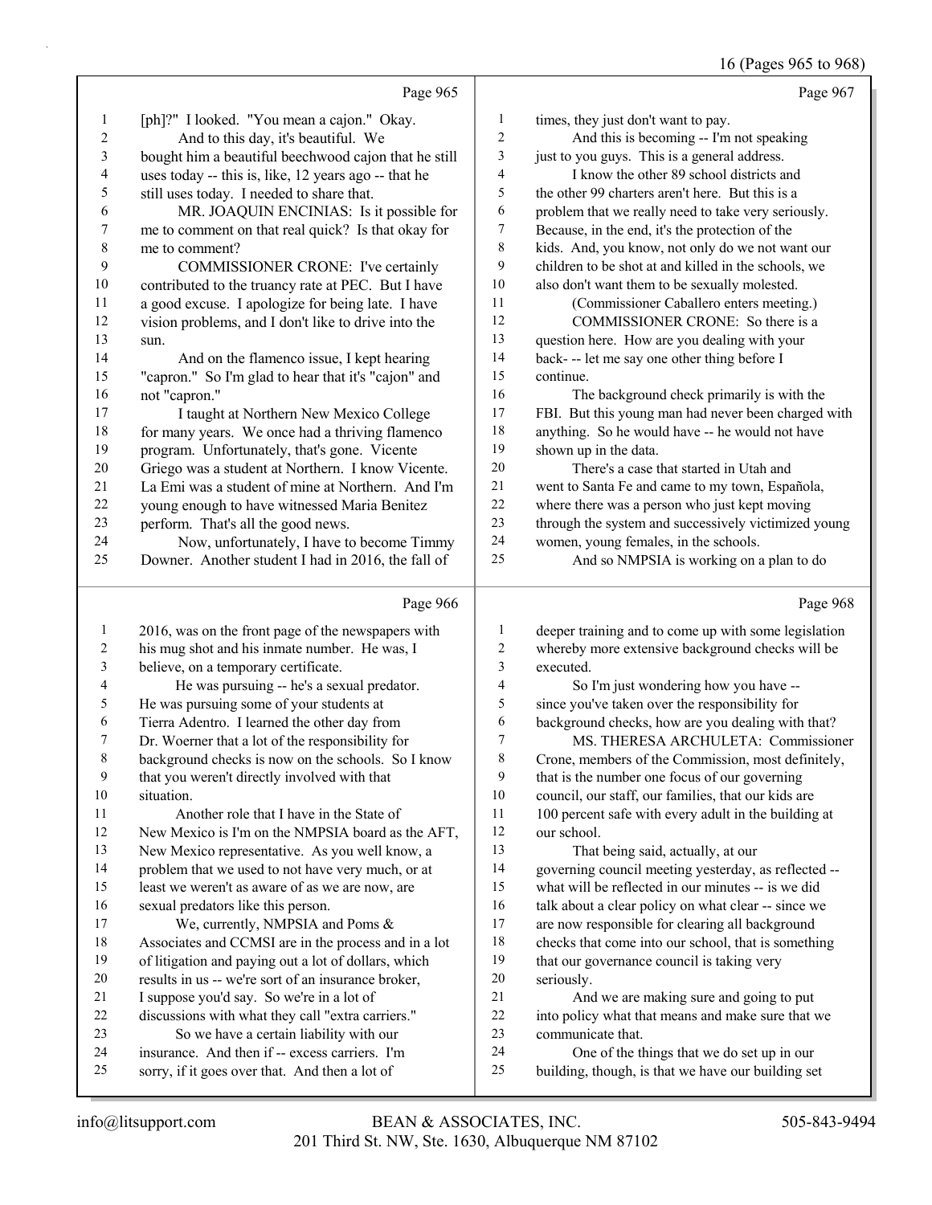Page 965

[ph]?" I looked. "You mean a cajon." Okay.

And to this day, it's beautiful. We bought him a beautiful beechwood cajon that he still uses today -- this is, like, 12 years ago -- that he still uses today. I needed to share that.

MR. JOAQUIN ENCINIAS: Is it possible for me to comment on that real quick? Is that okay for me to comment?

COMMISSIONER CRONE: I've certainly contributed to the truancy rate at PEC. But I have a good excuse. I apologize for being late. I have vision problems, and I don't like to drive into the sun.

And on the flamenco issue, I kept hearing "capron." So I'm glad to hear that it's "cajon" and not "capron."

I taught at Northern New Mexico College for many years. We once had a thriving flamenco program. Unfortunately, that's gone. Vicente Griego was a student at Northern. I know Vicente. La Emi was a student of mine at Northern. And I'm young enough to have witnessed Maria Benitez perform. That's all the good news.

Now, unfortunately, I have to become Timmy Downer. Another student I had in 2016, the fall of

Page 966

2016, was on the front page of the newspapers with his mug shot and his inmate number. He was, I believe, on a temporary certificate.

He was pursuing -- he's a sexual predator. He was pursuing some of your students at Tierra Adentro. I learned the other day from Dr. Woerner that a lot of the responsibility for background checks is now on the schools. So I know that you weren't directly involved with that situation.

Another role that I have in the State of New Mexico is I'm on the NMPSIA board as the AFT, New Mexico representative. As you well know, a problem that we used to not have very much, or at least we weren't as aware of as we are now, are sexual predators like this person.

We, currently, NMPSIA and Poms & Associates and CCMSI are in the process and in a lot of litigation and paying out a lot of dollars, which results in us -- we're sort of an insurance broker, I suppose you'd say. So we're in a lot of discussions with what they call "extra carriers."

So we have a certain liability with our insurance. And then if -- excess carriers. I'm sorry, if it goes over that. And then a lot of

Page 967

times, they just don't want to pay.

And this is becoming -- I'm not speaking just to you guys. This is a general address.

I know the other 89 school districts and the other 99 charters aren't here. But this is a problem that we really need to take very seriously. Because, in the end, it's the protection of the kids. And, you know, not only do we not want our children to be shot at and killed in the schools, we also don't want them to be sexually molested.

(Commissioner Caballero enters meeting.)

COMMISSIONER CRONE: So there is a question here. How are you dealing with your back- -- let me say one other thing before I continue.

The background check primarily is with the FBI. But this young man had never been charged with anything. So he would have -- he would not have shown up in the data.

There's a case that started in Utah and went to Santa Fe and came to my town, Española, where there was a person who just kept moving through the system and successively victimized young women, young females, in the schools.

And so NMPSIA is working on a plan to do

Page 968

deeper training and to come up with some legislation whereby more extensive background checks will be executed.

So I'm just wondering how you have -- since you've taken over the responsibility for background checks, how are you dealing with that?

MS. THERESA ARCHULETA: Commissioner Crone, members of the Commission, most definitely, that is the number one focus of our governing council, our staff, our families, that our kids are 100 percent safe with every adult in the building at our school.

That being said, actually, at our governing council meeting yesterday, as reflected -- what will be reflected in our minutes -- is we did talk about a clear policy on what clear -- since we are now responsible for clearing all background checks that come into our school, that is something that our governance council is taking very seriously.

And we are making sure and going to put into policy what that means and make sure that we communicate that.

One of the things that we do set up in our building, though, is that we have our building set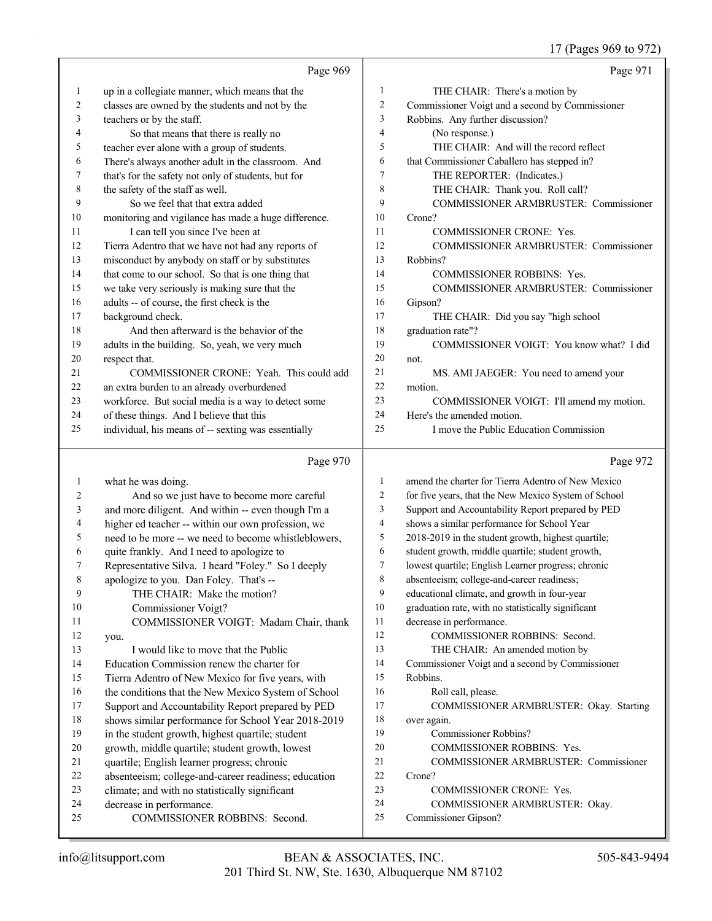Page 969

up in a collegiate manner, which means that the classes are owned by the students and not by the teachers or by the staff.

So that means that there is really no teacher ever alone with a group of students. There's always another adult in the classroom. And that's for the safety not only of students, but for the safety of the staff as well.

So we feel that that extra added monitoring and vigilance has made a huge difference.

I can tell you since I've been at Tierra Adentro that we have not had any reports of misconduct by anybody on staff or by substitutes that come to our school. So that is one thing that we take very seriously is making sure that the adults -- of course, the first check is the background check.

And then afterward is the behavior of the adults in the building. So, yeah, we very much respect that.

COMMISSIONER CRONE: Yeah. This could add an extra burden to an already overburdened workforce. But social media is a way to detect some of these things. And I believe that this individual, his means of -- sexting was essentially

Page 970

what he was doing.

And so we just have to become more careful and more diligent. And within -- even though I'm a higher ed teacher -- within our own profession, we need to be more -- we need to become whistleblowers, quite frankly. And I need to apologize to Representative Silva. I heard "Foley." So I deeply apologize to you. Dan Foley. That's --

THE CHAIR: Make the motion?

Commissioner Voigt?

COMMISSIONER VOIGT: Madam Chair, thank you.

I would like to move that the Public Education Commission renew the charter for Tierra Adentro of New Mexico for five years, with the conditions that the New Mexico System of School Support and Accountability Report prepared by PED shows similar performance for School Year 2018-2019 in the student growth, highest quartile; student growth, middle quartile; student growth, lowest quartile; English learner progress; chronic absenteeism; college-and-career readiness; education climate; and with no statistically significant decrease in performance.

COMMISSIONER ROBBINS: Second.

Page 971

THE CHAIR: There's a motion by Commissioner Voigt and a second by Commissioner Robbins. Any further discussion?

(No response.)

THE CHAIR: And will the record reflect that Commissioner Caballero has stepped in?

THE REPORTER: (Indicates.)

THE CHAIR: Thank you. Roll call?

COMMISSIONER ARMBRUSTER: Commissioner Crone?

COMMISSIONER CRONE: Yes.

COMMISSIONER ARMBRUSTER: Commissioner Robbins?

COMMISSIONER ROBBINS: Yes.

COMMISSIONER ARMBRUSTER: Commissioner Gipson?

THE CHAIR: Did you say "high school graduation rate"?

COMMISSIONER VOIGT: You know what? I did not.

MS. AMI JAEGER: You need to amend your motion.

COMMISSIONER VOIGT: I'll amend my motion. Here's the amended motion.

I move the Public Education Commission

Page 972

amend the charter for Tierra Adentro of New Mexico for five years, that the New Mexico System of School Support and Accountability Report prepared by PED shows a similar performance for School Year 2018-2019 in the student growth, highest quartile; student growth, middle quartile; student growth, lowest quartile; English Learner progress; chronic absenteeism; college-and-career readiness; educational climate, and growth in four-year graduation rate, with no statistically significant decrease in performance.

COMMISSIONER ROBBINS: Second.

THE CHAIR: An amended motion by Commissioner Voigt and a second by Commissioner Robbins.

Roll call, please.

COMMISSIONER ARMBRUSTER: Okay. Starting over again.

Commissioner Robbins?

COMMISSIONER ROBBINS: Yes.

COMMISSIONER ARMBRUSTER: Commissioner Crone?

COMMISSIONER CRONE: Yes.

COMMISSIONER ARMBRUSTER: Okay. Commissioner Gipson?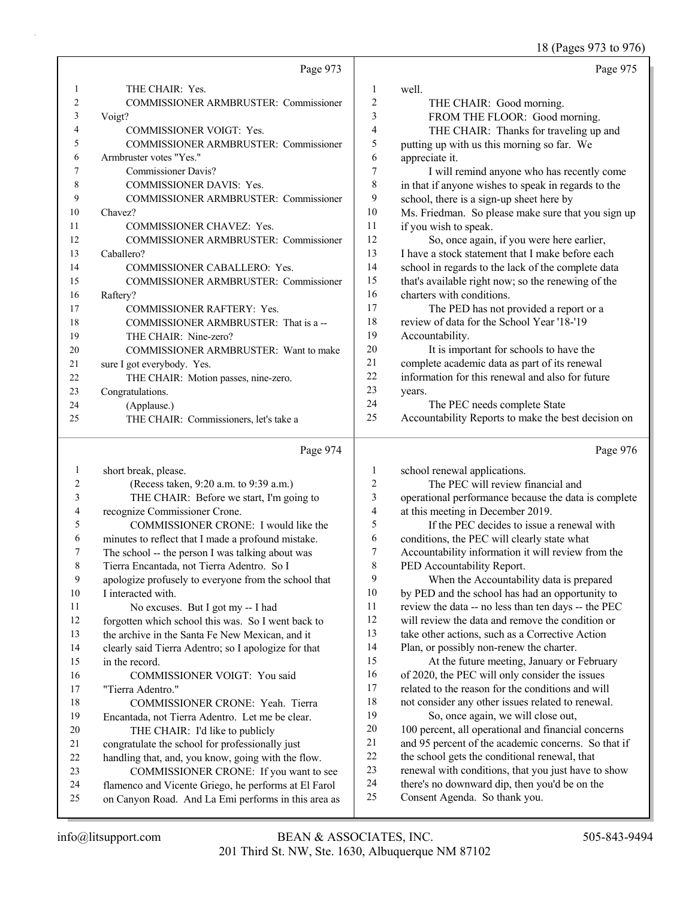Page 973

1 THE CHAIR: Yes.
2 COMMISSIONER ARMBRUSTER: Commissioner
3 Voigt?
4 COMMISSIONER VOIGT: Yes.
5 COMMISSIONER ARMBRUSTER: Commissioner
6 Armbruster votes "Yes."
7 Commissioner Davis?
8 COMMISSIONER DAVIS: Yes.
9 COMMISSIONER ARMBRUSTER: Commissioner
10 Chavez?
11 COMMISSIONER CHAVEZ: Yes.
12 COMMISSIONER ARMBRUSTER: Commissioner
13 Caballero?
14 COMMISSIONER CABALLERO: Yes.
15 COMMISSIONER ARMBRUSTER: Commissioner
16 Raftery?
17 COMMISSIONER RAFTERY: Yes.
18 COMMISSIONER ARMBRUSTER: That is a --
19 THE CHAIR: Nine-zero?
20 COMMISSIONER ARMBRUSTER: Want to make
21 sure I got everybody. Yes.
22 THE CHAIR: Motion passes, nine-zero.
23 Congratulations.
24 (Applause.)
25 THE CHAIR: Commissioners, let's take a

Page 974

1 short break, please.
2 (Recess taken, 9:20 a.m. to 9:39 a.m.)
3 THE CHAIR: Before we start, I'm going to
4 recognize Commissioner Crone.
5 COMMISSIONER CRONE: I would like the
6 minutes to reflect that I made a profound mistake.
7 The school -- the person I was talking about was
8 Tierra Encantada, not Tierra Adentro. So I
9 apologize profusely to everyone from the school that
10 I interacted with.
11 No excuses. But I got my -- I had
12 forgotten which school this was. So I went back to
13 the archive in the Santa Fe New Mexican, and it
14 clearly said Tierra Adentro; so I apologize for that
15 in the record.
16 COMMISSIONER VOIGT: You said
17 "Tierra Adentro."
18 COMMISSIONER CRONE: Yeah. Tierra
19 Encantada, not Tierra Adentro. Let me be clear.
20 THE CHAIR: I'd like to publicly
21 congratulate the school for professionally just
22 handling that, and, you know, going with the flow.
23 COMMISSIONER CRONE: If you want to see
24 flamenco and Vicente Griego, he performs at El Farol
25 on Canyon Road. And La Emi performs in this area as

Page 975

1 well.
2 THE CHAIR: Good morning.
3 FROM THE FLOOR: Good morning.
4 THE CHAIR: Thanks for traveling up and
5 putting up with us this morning so far. We
6 appreciate it.
7 I will remind anyone who has recently come
8 in that if anyone wishes to speak in regards to the
9 school, there is a sign-up sheet here by
10 Ms. Friedman. So please make sure that you sign up
11 if you wish to speak.
12 So, once again, if you were here earlier,
13 I have a stock statement that I make before each
14 school in regards to the lack of the complete data
15 that's available right now; so the renewing of the
16 charters with conditions.
17 The PED has not provided a report or a
18 review of data for the School Year '18-'19
19 Accountability.
20 It is important for schools to have the
21 complete academic data as part of its renewal
22 information for this renewal and also for future
23 years.
24 The PEC needs complete State
25 Accountability Reports to make the best decision on

Page 976

1 school renewal applications.
2 The PEC will review financial and
3 operational performance because the data is complete
4 at this meeting in December 2019.
5 If the PEC decides to issue a renewal with
6 conditions, the PEC will clearly state what
7 Accountability information it will review from the
8 PED Accountability Report.
9 When the Accountability data is prepared
10 by PED and the school has had an opportunity to
11 review the data -- no less than ten days -- the PEC
12 will review the data and remove the condition or
13 take other actions, such as a Corrective Action
14 Plan, or possibly non-renew the charter.
15 At the future meeting, January or February
16 of 2020, the PEC will only consider the issues
17 related to the reason for the conditions and will
18 not consider any other issues related to renewal.
19 So, once again, we will close out,
20 100 percent, all operational and financial concerns
21 and 95 percent of the academic concerns. So that if
22 the school gets the conditional renewal, that
23 renewal with conditions, that you just have to show
24 there's no downward dip, then you'd be on the
25 Consent Agenda. So thank you.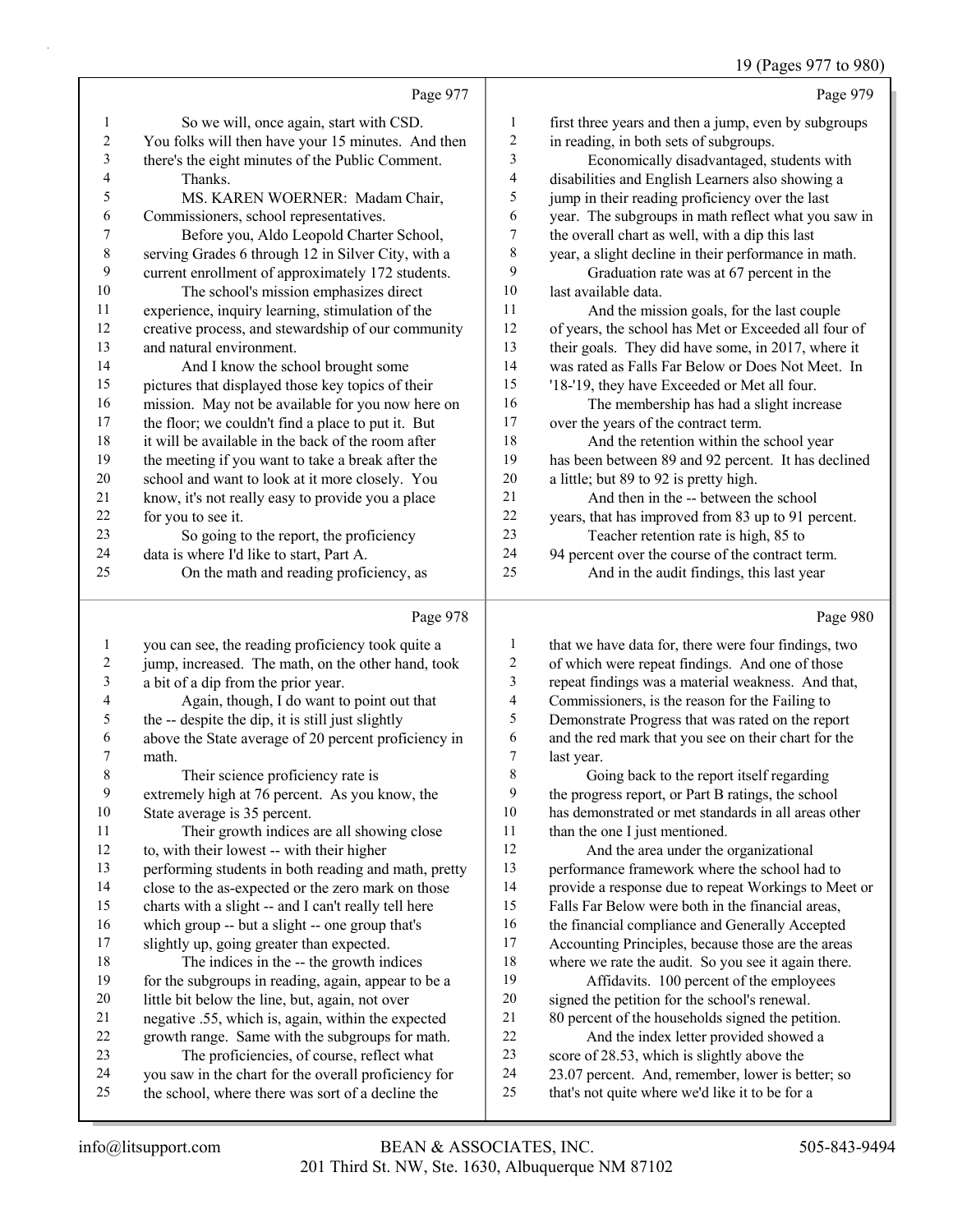Page 977

1 So we will, once again, start with CSD.
2 You folks will then have your 15 minutes. And then
3 there's the eight minutes of the Public Comment.
4 Thanks.
5 MS. KAREN WOERNER: Madam Chair,
6 Commissioners, school representatives.
7 Before you, Aldo Leopold Charter School,
8 serving Grades 6 through 12 in Silver City, with a
9 current enrollment of approximately 172 students.
10 The school's mission emphasizes direct
11 experience, inquiry learning, stimulation of the
12 creative process, and stewardship of our community
13 and natural environment.
14 And I know the school brought some
15 pictures that displayed those key topics of their
16 mission. May not be available for you now here on
17 the floor; we couldn't find a place to put it. But
18 it will be available in the back of the room after
19 the meeting if you want to take a break after the
20 school and want to look at it more closely. You
21 know, it's not really easy to provide you a place
22 for you to see it.
23 So going to the report, the proficiency
24 data is where I'd like to start, Part A.
25 On the math and reading proficiency, as

Page 978

1 you can see, the reading proficiency took quite a
2 jump, increased. The math, on the other hand, took
3 a bit of a dip from the prior year.
4 Again, though, I do want to point out that
5 the -- despite the dip, it is still just slightly
6 above the State average of 20 percent proficiency in
7 math.
8 Their science proficiency rate is
9 extremely high at 76 percent. As you know, the
10 State average is 35 percent.
11 Their growth indices are all showing close
12 to, with their lowest -- with their higher
13 performing students in both reading and math, pretty
14 close to the as-expected or the zero mark on those
15 charts with a slight -- and I can't really tell here
16 which group -- but a slight -- one group that's
17 slightly up, going greater than expected.
18 The indices in the -- the growth indices
19 for the subgroups in reading, again, appear to be a
20 little bit below the line, but, again, not over
21 negative .55, which is, again, within the expected
22 growth range. Same with the subgroups for math.
23 The proficiencies, of course, reflect what
24 you saw in the chart for the overall proficiency for
25 the school, where there was sort of a decline the

Page 979

1 first three years and then a jump, even by subgroups
2 in reading, in both sets of subgroups.
3 Economically disadvantaged, students with
4 disabilities and English Learners also showing a
5 jump in their reading proficiency over the last
6 year. The subgroups in math reflect what you saw in
7 the overall chart as well, with a dip this last
8 year, a slight decline in their performance in math.
9 Graduation rate was at 67 percent in the
10 last available data.
11 And the mission goals, for the last couple
12 of years, the school has Met or Exceeded all four of
13 their goals. They did have some, in 2017, where it
14 was rated as Falls Far Below or Does Not Meet. In
15 '18-'19, they have Exceeded or Met all four.
16 The membership has had a slight increase
17 over the years of the contract term.
18 And the retention within the school year
19 has been between 89 and 92 percent. It has declined
20 a little; but 89 to 92 is pretty high.
21 And then in the -- between the school
22 years, that has improved from 83 up to 91 percent.
23 Teacher retention rate is high, 85 to
24 94 percent over the course of the contract term.
25 And in the audit findings, this last year

Page 980

1 that we have data for, there were four findings, two
2 of which were repeat findings. And one of those
3 repeat findings was a material weakness. And that,
4 Commissioners, is the reason for the Failing to
5 Demonstrate Progress that was rated on the report
6 and the red mark that you see on their chart for the
7 last year.
8 Going back to the report itself regarding
9 the progress report, or Part B ratings, the school
10 has demonstrated or met standards in all areas other
11 than the one I just mentioned.
12 And the area under the organizational
13 performance framework where the school had to
14 provide a response due to repeat Workings to Meet or
15 Falls Far Below were both in the financial areas,
16 the financial compliance and Generally Accepted
17 Accounting Principles, because those are the areas
18 where we rate the audit. So you see it again there.
19 Affidavits. 100 percent of the employees
20 signed the petition for the school's renewal.
21 80 percent of the households signed the petition.
22 And the index letter provided showed a
23 score of 28.53, which is slightly above the
24 23.07 percent. And, remember, lower is better; so
25 that's not quite where we'd like it to be for a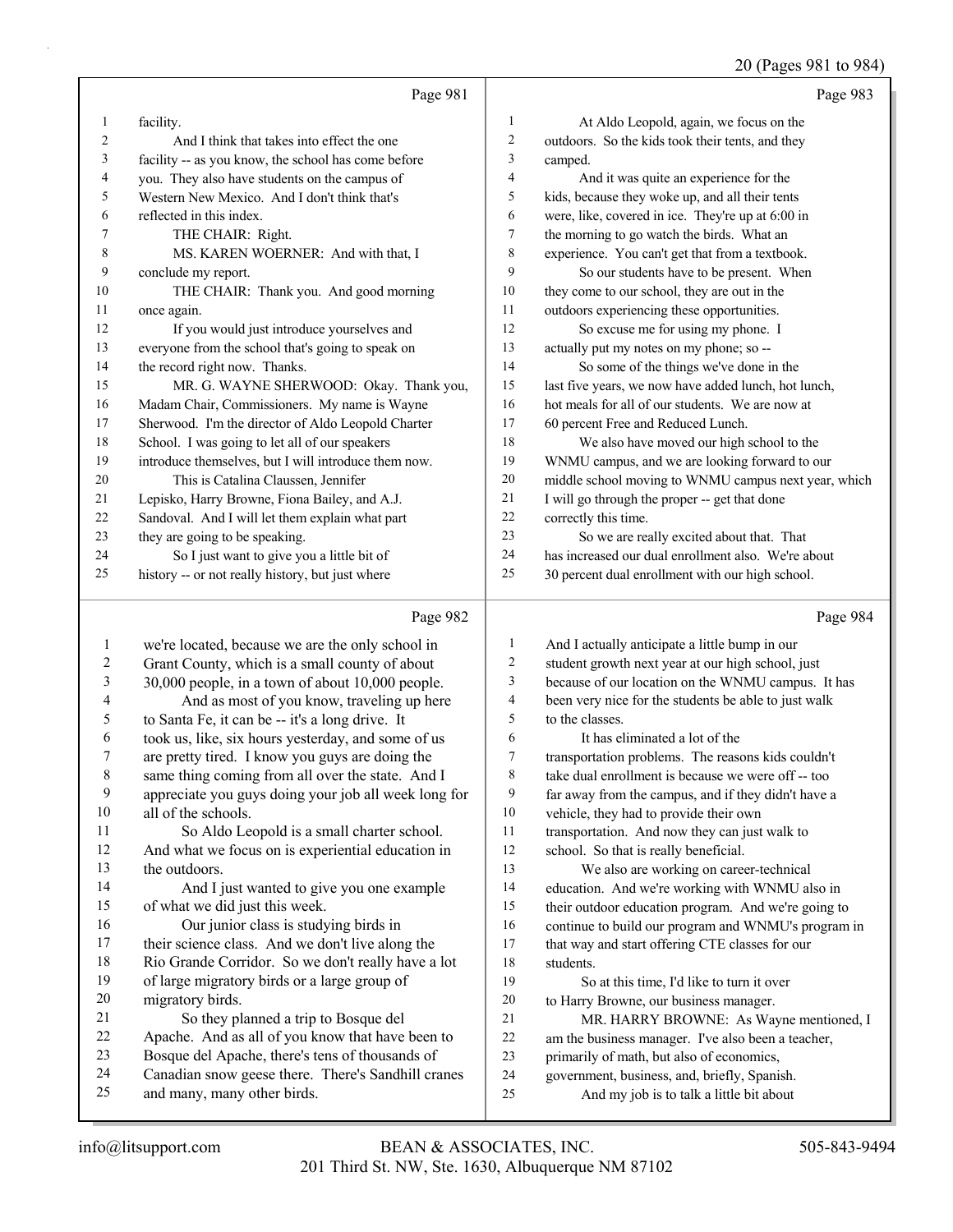Page 981

facility.

And I think that takes into effect the one facility -- as you know, the school has come before you. They also have students on the campus of Western New Mexico. And I don't think that's reflected in this index.

THE CHAIR: Right.

MS. KAREN WOERNER: And with that, I conclude my report.

THE CHAIR: Thank you. And good morning once again.

If you would just introduce yourselves and everyone from the school that's going to speak on the record right now. Thanks.

MR. G. WAYNE SHERWOOD: Okay. Thank you, Madam Chair, Commissioners. My name is Wayne Sherwood. I'm the director of Aldo Leopold Charter School. I was going to let all of our speakers introduce themselves, but I will introduce them now.

This is Catalina Claussen, Jennifer Lepisko, Harry Browne, Fiona Bailey, and A.J. Sandoval. And I will let them explain what part they are going to be speaking.

So I just want to give you a little bit of history -- or not really history, but just where

Page 982

we're located, because we are the only school in Grant County, which is a small county of about 30,000 people, in a town of about 10,000 people.

And as most of you know, traveling up here to Santa Fe, it can be -- it's a long drive. It took us, like, six hours yesterday, and some of us are pretty tired. I know you guys are doing the same thing coming from all over the state. And I appreciate you guys doing your job all week long for all of the schools.

So Aldo Leopold is a small charter school. And what we focus on is experiential education in the outdoors.

And I just wanted to give you one example of what we did just this week.

Our junior class is studying birds in their science class. And we don't live along the Rio Grande Corridor. So we don't really have a lot of large migratory birds or a large group of migratory birds.

So they planned a trip to Bosque del Apache. And as all of you know that have been to Bosque del Apache, there's tens of thousands of Canadian snow geese there. There's Sandhill cranes and many, many other birds.

Page 983

At Aldo Leopold, again, we focus on the outdoors. So the kids took their tents, and they camped.

And it was quite an experience for the kids, because they woke up, and all their tents were, like, covered in ice. They're up at 6:00 in the morning to go watch the birds. What an experience. You can't get that from a textbook.

So our students have to be present. When they come to our school, they are out in the outdoors experiencing these opportunities.

So excuse me for using my phone. I actually put my notes on my phone; so --

So some of the things we've done in the last five years, we now have added lunch, hot lunch, hot meals for all of our students. We are now at 60 percent Free and Reduced Lunch.

We also have moved our high school to the WNMU campus, and we are looking forward to our middle school moving to WNMU campus next year, which I will go through the proper -- get that done correctly this time.

So we are really excited about that. That has increased our dual enrollment also. We're about 30 percent dual enrollment with our high school.

Page 984

And I actually anticipate a little bump in our student growth next year at our high school, just because of our location on the WNMU campus. It has been very nice for the students be able to just walk to the classes.

It has eliminated a lot of the transportation problems. The reasons kids couldn't take dual enrollment is because we were off -- too far away from the campus, and if they didn't have a vehicle, they had to provide their own transportation. And now they can just walk to school. So that is really beneficial.

We also are working on career-technical education. And we're working with WNMU also in their outdoor education program. And we're going to continue to build our program and WNMU's program in that way and start offering CTE classes for our students.

So at this time, I'd like to turn it over to Harry Browne, our business manager.

MR. HARRY BROWNE: As Wayne mentioned, I am the business manager. I've also been a teacher, primarily of math, but also of economics, government, business, and, briefly, Spanish.

And my job is to talk a little bit about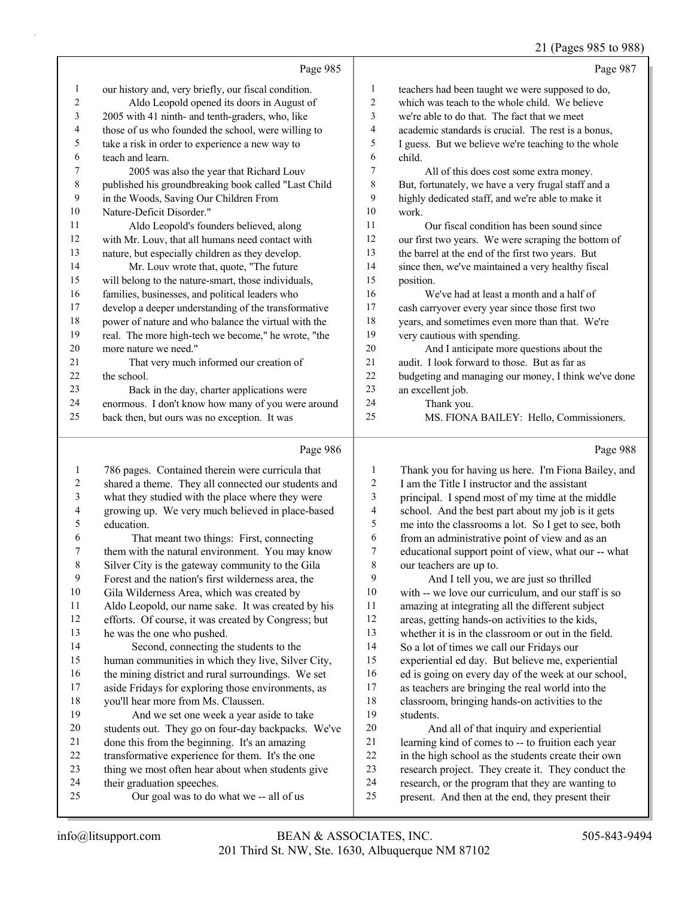Page 985

our history and, very briefly, our fiscal condition.

Aldo Leopold opened its doors in August of 2005 with 41 ninth- and tenth-graders, who, like those of us who founded the school, were willing to take a risk in order to experience a new way to teach and learn.

2005 was also the year that Richard Louv published his groundbreaking book called "Last Child in the Woods, Saving Our Children From Nature-Deficit Disorder."

Aldo Leopold's founders believed, along with Mr. Louv, that all humans need contact with nature, but especially children as they develop.

Mr. Louv wrote that, quote, "The future will belong to the nature-smart, those individuals, families, businesses, and political leaders who develop a deeper understanding of the transformative power of nature and who balance the virtual with the real. The more high-tech we become," he wrote, "the more nature we need."

That very much informed our creation of the school.

Back in the day, charter applications were enormous. I don't know how many of you were around back then, but ours was no exception. It was

Page 986

786 pages. Contained therein were curricula that shared a theme. They all connected our students and what they studied with the place where they were growing up. We very much believed in place-based education.

That meant two things: First, connecting them with the natural environment. You may know Silver City is the gateway community to the Gila Forest and the nation's first wilderness area, the Gila Wilderness Area, which was created by Aldo Leopold, our name sake. It was created by his efforts. Of course, it was created by Congress; but he was the one who pushed.

Second, connecting the students to the human communities in which they live, Silver City, the mining district and rural surroundings. We set aside Fridays for exploring those environments, as you'll hear more from Ms. Claussen.

And we set one week a year aside to take students out. They go on four-day backpacks. We've done this from the beginning. It's an amazing transformative experience for them. It's the one thing we most often hear about when students give their graduation speeches.

Our goal was to do what we -- all of us

Page 987

teachers had been taught we were supposed to do, which was teach to the whole child. We believe we're able to do that. The fact that we meet academic standards is crucial. The rest is a bonus, I guess. But we believe we're teaching to the whole child.

All of this does cost some extra money. But, fortunately, we have a very frugal staff and a highly dedicated staff, and we're able to make it work.

Our fiscal condition has been sound since our first two years. We were scraping the bottom of the barrel at the end of the first two years. But since then, we've maintained a very healthy fiscal position.

We've had at least a month and a half of cash carryover every year since those first two years, and sometimes even more than that. We're very cautious with spending.

And I anticipate more questions about the audit. I look forward to those. But as far as budgeting and managing our money, I think we've done an excellent job.

Thank you.

MS. FIONA BAILEY: Hello, Commissioners.

Page 988

Thank you for having us here. I'm Fiona Bailey, and I am the Title I instructor and the assistant principal. I spend most of my time at the middle school. And the best part about my job is it gets me into the classrooms a lot. So I get to see, both from an administrative point of view and as an educational support point of view, what our -- what our teachers are up to.

And I tell you, we are just so thrilled with -- we love our curriculum, and our staff is so amazing at integrating all the different subject areas, getting hands-on activities to the kids, whether it is in the classroom or out in the field. So a lot of times we call our Fridays our experiential ed day. But believe me, experiential ed is going on every day of the week at our school, as teachers are bringing the real world into the classroom, bringing hands-on activities to the students.

And all of that inquiry and experiential learning kind of comes to -- to fruition each year in the high school as the students create their own research project. They create it. They conduct the research, or the program that they are wanting to present. And then at the end, they present their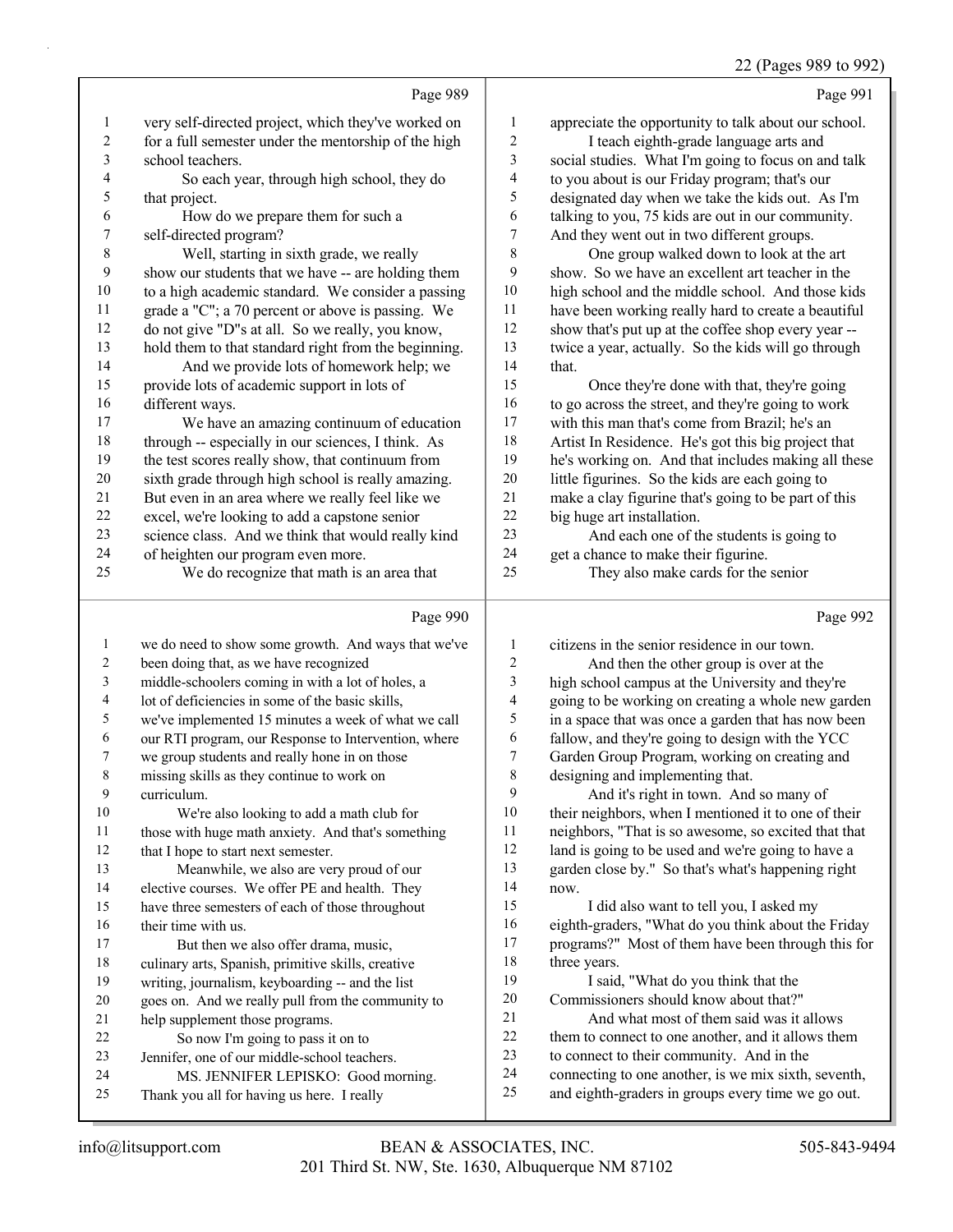Page 989

very self-directed project, which they've worked on for a full semester under the mentorship of the high school teachers.

So each year, through high school, they do that project.

How do we prepare them for such a self-directed program?

Well, starting in sixth grade, we really show our students that we have -- are holding them to a high academic standard. We consider a passing grade a "C"; a 70 percent or above is passing. We do not give "D"s at all. So we really, you know, hold them to that standard right from the beginning.

And we provide lots of homework help; we provide lots of academic support in lots of different ways.

We have an amazing continuum of education through -- especially in our sciences, I think. As the test scores really show, that continuum from sixth grade through high school is really amazing. But even in an area where we really feel like we excel, we're looking to add a capstone senior science class. And we think that would really kind of heighten our program even more.

We do recognize that math is an area that

Page 990

we do need to show some growth. And ways that we've been doing that, as we have recognized middle-schoolers coming in with a lot of holes, a lot of deficiencies in some of the basic skills, we've implemented 15 minutes a week of what we call our RTI program, our Response to Intervention, where we group students and really hone in on those missing skills as they continue to work on curriculum.

We're also looking to add a math club for those with huge math anxiety. And that's something that I hope to start next semester.

Meanwhile, we also are very proud of our elective courses. We offer PE and health. They have three semesters of each of those throughout their time with us.

But then we also offer drama, music, culinary arts, Spanish, primitive skills, creative writing, journalism, keyboarding -- and the list goes on. And we really pull from the community to help supplement those programs.

So now I'm going to pass it on to Jennifer, one of our middle-school teachers.

MS. JENNIFER LEPISKO: Good morning. Thank you all for having us here. I really

Page 991

appreciate the opportunity to talk about our school.

I teach eighth-grade language arts and social studies. What I'm going to focus on and talk to you about is our Friday program; that's our designated day when we take the kids out. As I'm talking to you, 75 kids are out in our community. And they went out in two different groups.

One group walked down to look at the art show. So we have an excellent art teacher in the high school and the middle school. And those kids have been working really hard to create a beautiful show that's put up at the coffee shop every year -- twice a year, actually. So the kids will go through that.

Once they're done with that, they're going to go across the street, and they're going to work with this man that's come from Brazil; he's an Artist In Residence. He's got this big project that he's working on. And that includes making all these little figurines. So the kids are each going to make a clay figurine that's going to be part of this big huge art installation.

And each one of the students is going to get a chance to make their figurine.

They also make cards for the senior

Page 992

citizens in the senior residence in our town.

And then the other group is over at the high school campus at the University and they're going to be working on creating a whole new garden in a space that was once a garden that has now been fallow, and they're going to design with the YCC Garden Group Program, working on creating and designing and implementing that.

And it's right in town. And so many of their neighbors, when I mentioned it to one of their neighbors, "That is so awesome, so excited that that land is going to be used and we're going to have a garden close by." So that's what's happening right now.

I did also want to tell you, I asked my eighth-graders, "What do you think about the Friday programs?" Most of them have been through this for three years.

I said, "What do you think that the Commissioners should know about that?"

And what most of them said was it allows them to connect to one another, and it allows them to connect to their community. And in the connecting to one another, is we mix sixth, seventh, and eighth-graders in groups every time we go out.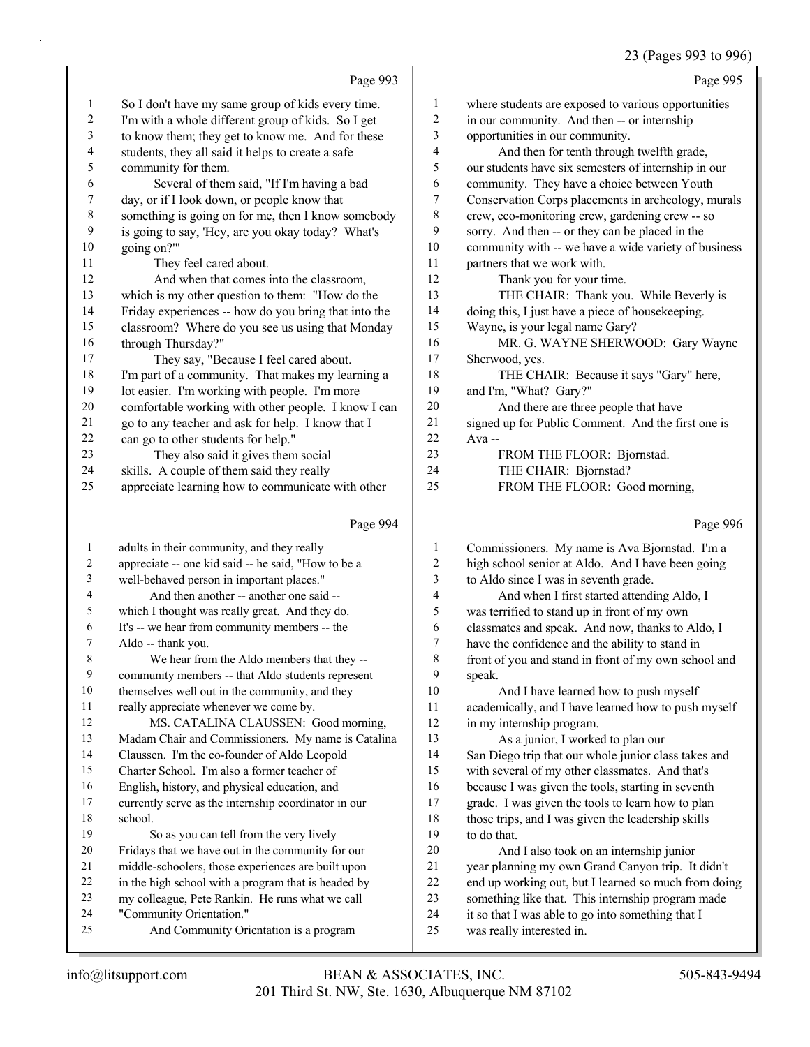Page 993

1 So I don't have my same group of kids every time.
2 I'm with a whole different group of kids. So I get
3 to know them; they get to know me. And for these
4 students, they all said it helps to create a safe
5 community for them.
6 Several of them said, "If I'm having a bad
7 day, or if I look down, or people know that
8 something is going on for me, then I know somebody
9 is going to say, 'Hey, are you okay today? What's
10 going on?'"
11 They feel cared about.
12 And when that comes into the classroom,
13 which is my other question to them: "How do the
14 Friday experiences -- how do you bring that into the
15 classroom? Where do you see us using that Monday
16 through Thursday?"
17 They say, "Because I feel cared about.
18 I'm part of a community. That makes my learning a
19 lot easier. I'm working with people. I'm more
20 comfortable working with other people. I know I can
21 go to any teacher and ask for help. I know that I
22 can go to other students for help."
23 They also said it gives them social
24 skills. A couple of them said they really
25 appreciate learning how to communicate with other

Page 994

1 adults in their community, and they really
2 appreciate -- one kid said -- he said, "How to be a
3 well-behaved person in important places."
4 And then another -- another one said --
5 which I thought was really great. And they do.
6 It's -- we hear from community members -- the
7 Aldo -- thank you.
8 We hear from the Aldo members that they --
9 community members -- that Aldo students represent
10 themselves well out in the community, and they
11 really appreciate whenever we come by.
12 MS. CATALINA CLAUSSEN: Good morning,
13 Madam Chair and Commissioners. My name is Catalina
14 Claussen. I'm the co-founder of Aldo Leopold
15 Charter School. I'm also a former teacher of
16 English, history, and physical education, and
17 currently serve as the internship coordinator in our
18 school.
19 So as you can tell from the very lively
20 Fridays that we have out in the community for our
21 middle-schoolers, those experiences are built upon
22 in the high school with a program that is headed by
23 my colleague, Pete Rankin. He runs what we call
24 "Community Orientation."
25 And Community Orientation is a program

Page 995

1 where students are exposed to various opportunities
2 in our community. And then -- or internship
3 opportunities in our community.
4 And then for tenth through twelfth grade,
5 our students have six semesters of internship in our
6 community. They have a choice between Youth
7 Conservation Corps placements in archeology, murals
8 crew, eco-monitoring crew, gardening crew -- so
9 sorry. And then -- or they can be placed in the
10 community with -- we have a wide variety of business
11 partners that we work with.
12 Thank you for your time.
13 THE CHAIR: Thank you. While Beverly is
14 doing this, I just have a piece of housekeeping.
15 Wayne, is your legal name Gary?
16 MR. G. WAYNE SHERWOOD: Gary Wayne
17 Sherwood, yes.
18 THE CHAIR: Because it says "Gary" here,
19 and I'm, "What? Gary?"
20 And there are three people that have
21 signed up for Public Comment. And the first one is
22 Ava --
23 FROM THE FLOOR: Bjornstad.
24 THE CHAIR: Bjornstad?
25 FROM THE FLOOR: Good morning,

Page 996

1 Commissioners. My name is Ava Bjornstad. I'm a
2 high school senior at Aldo. And I have been going
3 to Aldo since I was in seventh grade.
4 And when I first started attending Aldo, I
5 was terrified to stand up in front of my own
6 classmates and speak. And now, thanks to Aldo, I
7 have the confidence and the ability to stand in
8 front of you and stand in front of my own school and
9 speak.
10 And I have learned how to push myself
11 academically, and I have learned how to push myself
12 in my internship program.
13 As a junior, I worked to plan our
14 San Diego trip that our whole junior class takes and
15 with several of my other classmates. And that's
16 because I was given the tools, starting in seventh
17 grade. I was given the tools to learn how to plan
18 those trips, and I was given the leadership skills
19 to do that.
20 And I also took on an internship junior
21 year planning my own Grand Canyon trip. It didn't
22 end up working out, but I learned so much from doing
23 something like that. This internship program made
24 it so that I was able to go into something that I
25 was really interested in.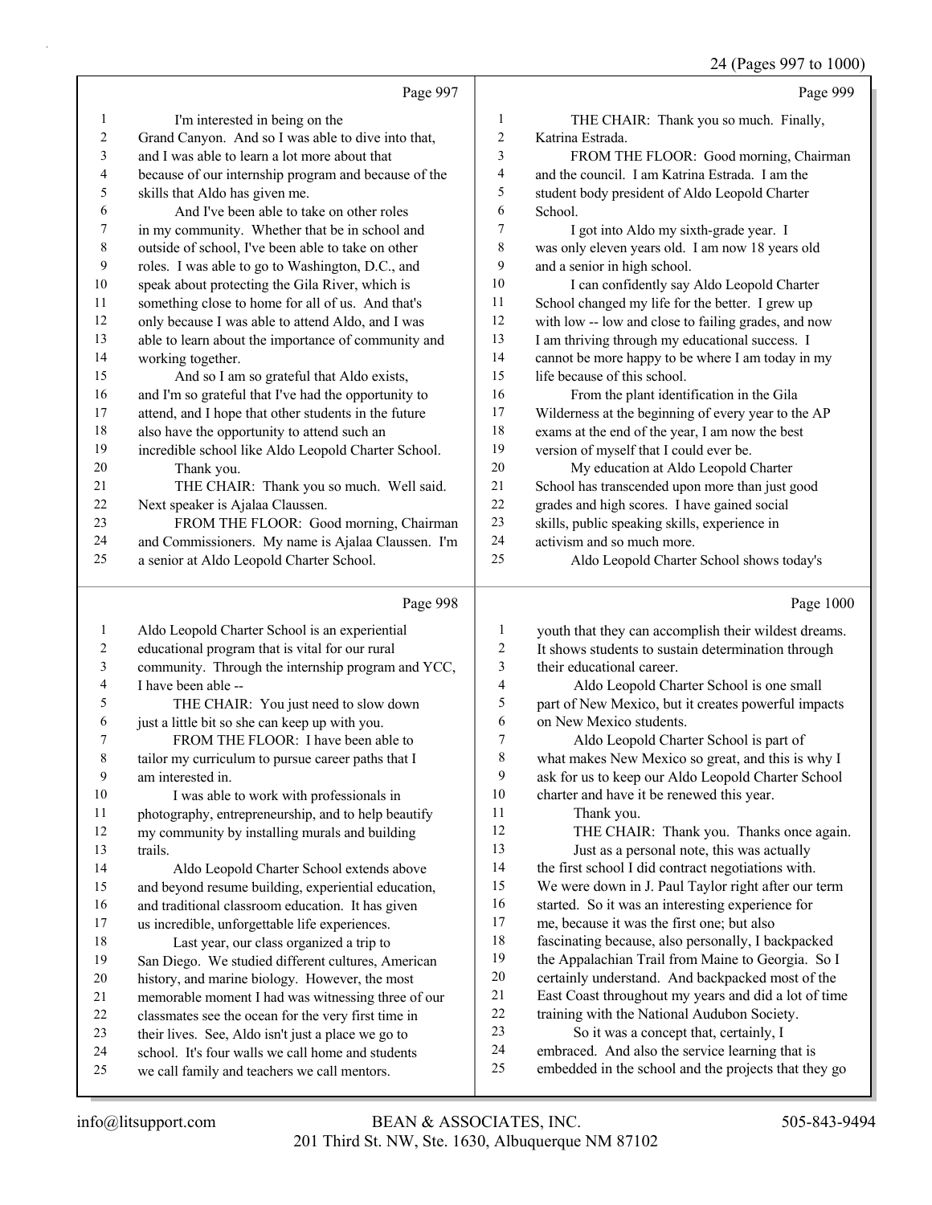Page 997

I'm interested in being on the Grand Canyon. And so I was able to dive into that, and I was able to learn a lot more about that because of our internship program and because of the skills that Aldo has given me.

And I've been able to take on other roles in my community. Whether that be in school and outside of school, I've been able to take on other roles. I was able to go to Washington, D.C., and speak about protecting the Gila River, which is something close to home for all of us. And that's only because I was able to attend Aldo, and I was able to learn about the importance of community and working together.

And so I am so grateful that Aldo exists, and I'm so grateful that I've had the opportunity to attend, and I hope that other students in the future also have the opportunity to attend such an incredible school like Aldo Leopold Charter School.

Thank you.

THE CHAIR: Thank you so much. Well said. Next speaker is Ajalaa Claussen.

FROM THE FLOOR: Good morning, Chairman and Commissioners. My name is Ajalaa Claussen. I'm a senior at Aldo Leopold Charter School.

Page 998

Aldo Leopold Charter School is an experiential educational program that is vital for our rural community. Through the internship program and YCC, I have been able --

THE CHAIR: You just need to slow down just a little bit so she can keep up with you.

FROM THE FLOOR: I have been able to tailor my curriculum to pursue career paths that I am interested in.

I was able to work with professionals in photography, entrepreneurship, and to help beautify my community by installing murals and building trails.

Aldo Leopold Charter School extends above and beyond resume building, experiential education, and traditional classroom education. It has given us incredible, unforgettable life experiences.

Last year, our class organized a trip to San Diego. We studied different cultures, American history, and marine biology. However, the most memorable moment I had was witnessing three of our classmates see the ocean for the very first time in their lives. See, Aldo isn't just a place we go to school. It's four walls we call home and students we call family and teachers we call mentors.

Page 999

THE CHAIR: Thank you so much. Finally, Katrina Estrada.

FROM THE FLOOR: Good morning, Chairman and the council. I am Katrina Estrada. I am the student body president of Aldo Leopold Charter School.

I got into Aldo my sixth-grade year. I was only eleven years old. I am now 18 years old and a senior in high school.

I can confidently say Aldo Leopold Charter School changed my life for the better. I grew up with low -- low and close to failing grades, and now I am thriving through my educational success. I cannot be more happy to be where I am today in my life because of this school.

From the plant identification in the Gila Wilderness at the beginning of every year to the AP exams at the end of the year, I am now the best version of myself that I could ever be.

My education at Aldo Leopold Charter School has transcended upon more than just good grades and high scores. I have gained social skills, public speaking skills, experience in activism and so much more.

Aldo Leopold Charter School shows today's

Page 1000

youth that they can accomplish their wildest dreams. It shows students to sustain determination through their educational career.

Aldo Leopold Charter School is one small part of New Mexico, but it creates powerful impacts on New Mexico students.

Aldo Leopold Charter School is part of what makes New Mexico so great, and this is why I ask for us to keep our Aldo Leopold Charter School charter and have it be renewed this year.

Thank you.

THE CHAIR: Thank you. Thanks once again.

Just as a personal note, this was actually the first school I did contract negotiations with. We were down in J. Paul Taylor right after our term started. So it was an interesting experience for me, because it was the first one; but also fascinating because, also personally, I backpacked the Appalachian Trail from Maine to Georgia. So I certainly understand. And backpacked most of the East Coast throughout my years and did a lot of time training with the National Audubon Society.

So it was a concept that, certainly, I embraced. And also the service learning that is embedded in the school and the projects that they go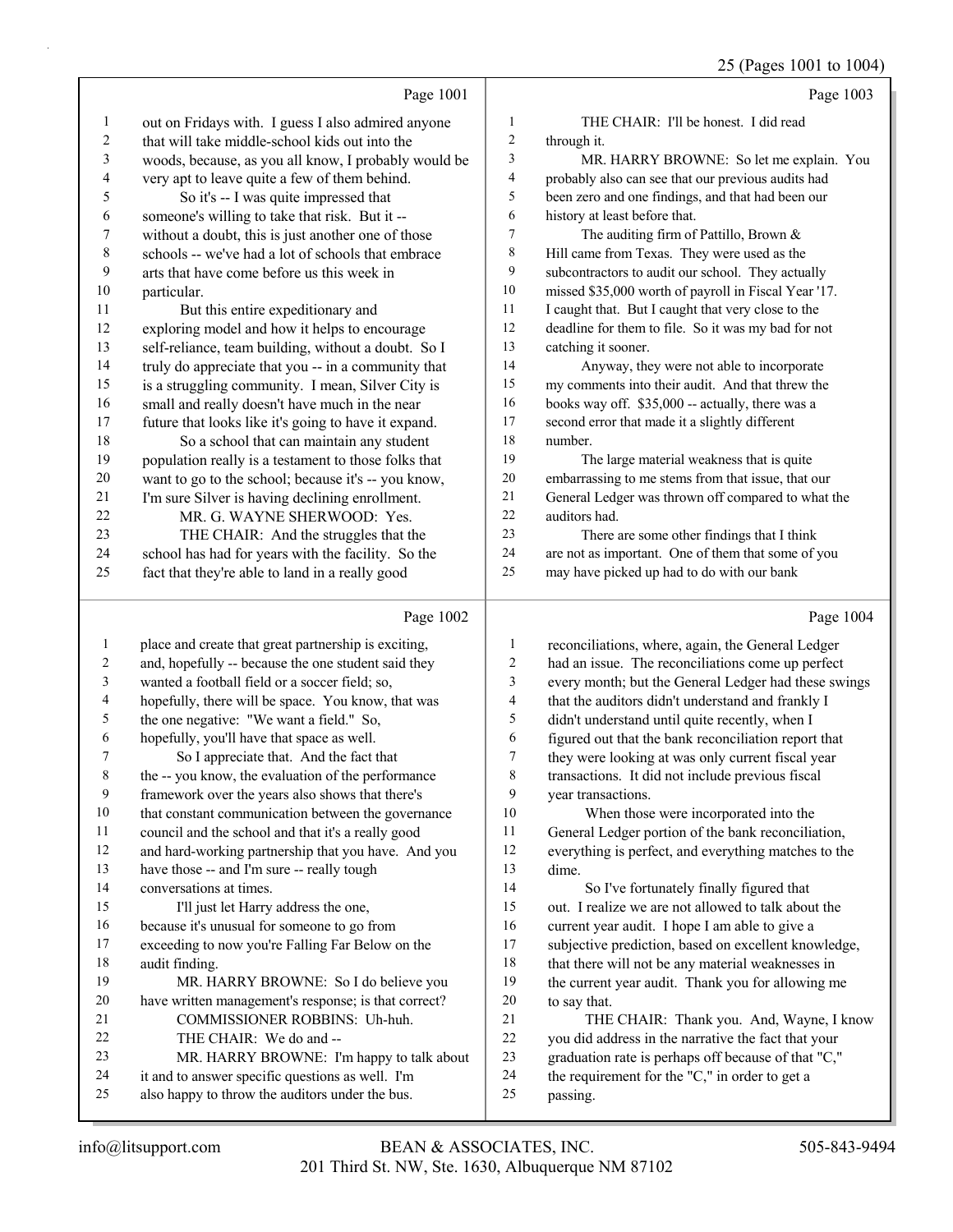Page 1001

1 out on Fridays with. I guess I also admired anyone
2 that will take middle-school kids out into the
3 woods, because, as you all know, I probably would be
4 very apt to leave quite a few of them behind.
5 So it's -- I was quite impressed that
6 someone's willing to take that risk. But it --
7 without a doubt, this is just another one of those
8 schools -- we've had a lot of schools that embrace
9 arts that have come before us this week in
10 particular.
11 But this entire expeditionary and
12 exploring model and how it helps to encourage
13 self-reliance, team building, without a doubt. So I
14 truly do appreciate that you -- in a community that
15 is a struggling community. I mean, Silver City is
16 small and really doesn't have much in the near
17 future that looks like it's going to have it expand.
18 So a school that can maintain any student
19 population really is a testament to those folks that
20 want to go to the school; because it's -- you know,
21 I'm sure Silver is having declining enrollment.
22 MR. G. WAYNE SHERWOOD: Yes.
23 THE CHAIR: And the struggles that the
24 school has had for years with the facility. So the
25 fact that they're able to land in a really good

Page 1002

1 place and create that great partnership is exciting,
2 and, hopefully -- because the one student said they
3 wanted a football field or a soccer field; so,
4 hopefully, there will be space. You know, that was
5 the one negative: "We want a field." So,
6 hopefully, you'll have that space as well.
7 So I appreciate that. And the fact that
8 the -- you know, the evaluation of the performance
9 framework over the years also shows that there's
10 that constant communication between the governance
11 council and the school and that it's a really good
12 and hard-working partnership that you have. And you
13 have those -- and I'm sure -- really tough
14 conversations at times.
15 I'll just let Harry address the one,
16 because it's unusual for someone to go from
17 exceeding to now you're Falling Far Below on the
18 audit finding.
19 MR. HARRY BROWNE: So I do believe you
20 have written management's response; is that correct?
21 COMMISSIONER ROBBINS: Uh-huh.
22 THE CHAIR: We do and --
23 MR. HARRY BROWNE: I'm happy to talk about
24 it and to answer specific questions as well. I'm
25 also happy to throw the auditors under the bus.

Page 1003

1 THE CHAIR: I'll be honest. I did read
2 through it.
3 MR. HARRY BROWNE: So let me explain. You
4 probably also can see that our previous audits had
5 been zero and one findings, and that had been our
6 history at least before that.
7 The auditing firm of Pattillo, Brown &
8 Hill came from Texas. They were used as the
9 subcontractors to audit our school. They actually
10 missed $35,000 worth of payroll in Fiscal Year '17.
11 I caught that. But I caught that very close to the
12 deadline for them to file. So it was my bad for not
13 catching it sooner.
14 Anyway, they were not able to incorporate
15 my comments into their audit. And that threw the
16 books way off. $35,000 -- actually, there was a
17 second error that made it a slightly different
18 number.
19 The large material weakness that is quite
20 embarrassing to me stems from that issue, that our
21 General Ledger was thrown off compared to what the
22 auditors had.
23 There are some other findings that I think
24 are not as important. One of them that some of you
25 may have picked up had to do with our bank

Page 1004

1 reconciliations, where, again, the General Ledger
2 had an issue. The reconciliations come up perfect
3 every month; but the General Ledger had these swings
4 that the auditors didn't understand and frankly I
5 didn't understand until quite recently, when I
6 figured out that the bank reconciliation report that
7 they were looking at was only current fiscal year
8 transactions. It did not include previous fiscal
9 year transactions.
10 When those were incorporated into the
11 General Ledger portion of the bank reconciliation,
12 everything is perfect, and everything matches to the
13 dime.
14 So I've fortunately finally figured that
15 out. I realize we are not allowed to talk about the
16 current year audit. I hope I am able to give a
17 subjective prediction, based on excellent knowledge,
18 that there will not be any material weaknesses in
19 the current year audit. Thank you for allowing me
20 to say that.
21 THE CHAIR: Thank you. And, Wayne, I know
22 you did address in the narrative the fact that your
23 graduation rate is perhaps off because of that "C,"
24 the requirement for the "C," in order to get a
25 passing.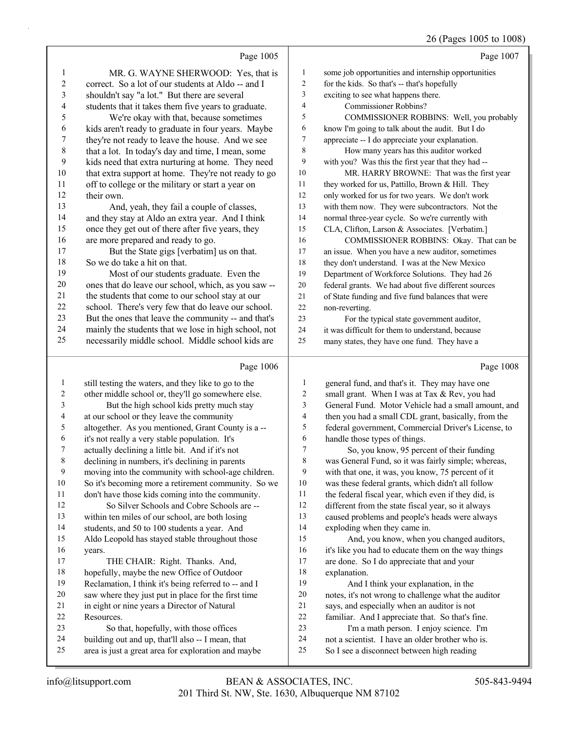Page 1005

1 MR. G. WAYNE SHERWOOD: Yes, that is
2 correct. So a lot of our students at Aldo -- and I
3 shouldn't say "a lot." But there are several
4 students that it takes them five years to graduate.
5 We're okay with that, because sometimes
6 kids aren't ready to graduate in four years. Maybe
7 they're not ready to leave the house. And we see
8 that a lot. In today's day and time, I mean, some
9 kids need that extra nurturing at home. They need
10 that extra support at home. They're not ready to go
11 off to college or the military or start a year on
12 their own.
13 And, yeah, they fail a couple of classes,
14 and they stay at Aldo an extra year. And I think
15 once they get out of there after five years, they
16 are more prepared and ready to go.
17 But the State gigs [verbatim] us on that.
18 So we do take a hit on that.
19 Most of our students graduate. Even the
20 ones that do leave our school, which, as you saw --
21 the students that come to our school stay at our
22 school. There's very few that do leave our school.
23 But the ones that leave the community -- and that's
24 mainly the students that we lose in high school, not
25 necessarily middle school. Middle school kids are

Page 1006

1 still testing the waters, and they like to go to the
2 other middle school or, they'll go somewhere else.
3 But the high school kids pretty much stay
4 at our school or they leave the community
5 altogether. As you mentioned, Grant County is a --
6 it's not really a very stable population. It's
7 actually declining a little bit. And if it's not
8 declining in numbers, it's declining in parents
9 moving into the community with school-age children.
10 So it's becoming more a retirement community. So we
11 don't have those kids coming into the community.
12 So Silver Schools and Cobre Schools are --
13 within ten miles of our school, are both losing
14 students, and 50 to 100 students a year. And
15 Aldo Leopold has stayed stable throughout those
16 years.
17 THE CHAIR: Right. Thanks. And,
18 hopefully, maybe the new Office of Outdoor
19 Reclamation, I think it's being referred to -- and I
20 saw where they just put in place for the first time
21 in eight or nine years a Director of Natural
22 Resources.
23 So that, hopefully, with those offices
24 building out and up, that'll also -- I mean, that
25 area is just a great area for exploration and maybe

Page 1007

1 some job opportunities and internship opportunities
2 for the kids. So that's -- that's hopefully
3 exciting to see what happens there.
4 Commissioner Robbins?
5 COMMISSIONER ROBBINS: Well, you probably
6 know I'm going to talk about the audit. But I do
7 appreciate -- I do appreciate your explanation.
8 How many years has this auditor worked
9 with you? Was this the first year that they had --
10 MR. HARRY BROWNE: That was the first year
11 they worked for us, Pattillo, Brown & Hill. They
12 only worked for us for two years. We don't work
13 with them now. They were subcontractors. Not the
14 normal three-year cycle. So we're currently with
15 CLA, Clifton, Larson & Associates. [Verbatim.]
16 COMMISSIONER ROBBINS: Okay. That can be
17 an issue. When you have a new auditor, sometimes
18 they don't understand. I was at the New Mexico
19 Department of Workforce Solutions. They had 26
20 federal grants. We had about five different sources
21 of State funding and five fund balances that were
22 non-reverting.
23 For the typical state government auditor,
24 it was difficult for them to understand, because
25 many states, they have one fund. They have a

Page 1008

1 general fund, and that's it. They may have one
2 small grant. When I was at Tax & Rev, you had
3 General Fund. Motor Vehicle had a small amount, and
4 then you had a small CDL grant, basically, from the
5 federal government, Commercial Driver's License, to
6 handle those types of things.
7 So, you know, 95 percent of their funding
8 was General Fund, so it was fairly simple; whereas,
9 with that one, it was, you know, 75 percent of it
10 was these federal grants, which didn't all follow
11 the federal fiscal year, which even if they did, is
12 different from the state fiscal year, so it always
13 caused problems and people's heads were always
14 exploding when they came in.
15 And, you know, when you changed auditors,
16 it's like you had to educate them on the way things
17 are done. So I do appreciate that and your
18 explanation.
19 And I think your explanation, in the
20 notes, it's not wrong to challenge what the auditor
21 says, and especially when an auditor is not
22 familiar. And I appreciate that. So that's fine.
23 I'm a math person. I enjoy science. I'm
24 not a scientist. I have an older brother who is.
25 So I see a disconnect between high reading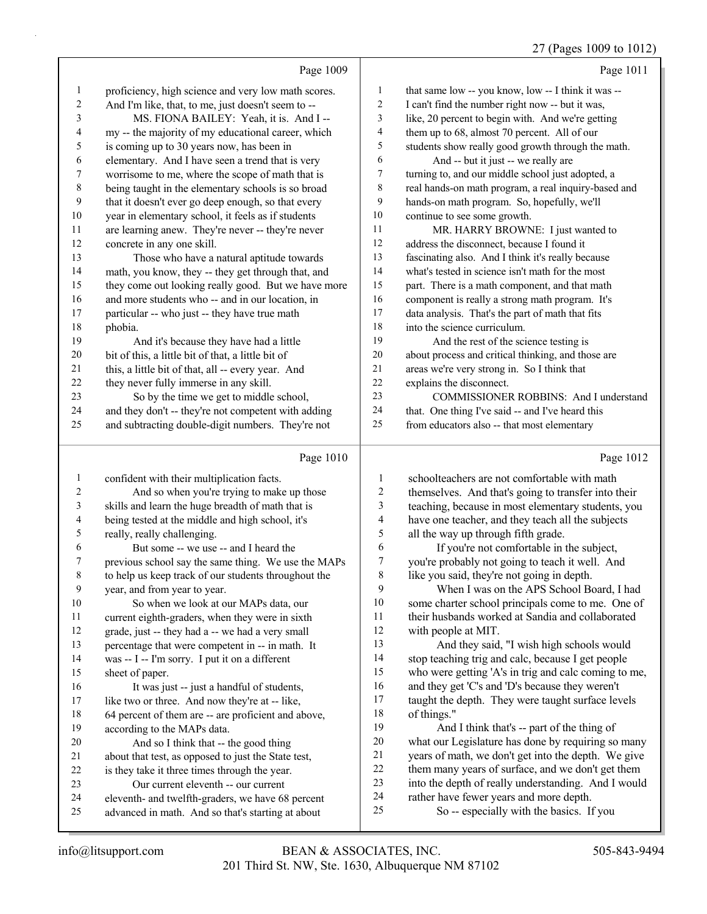## Page 1009

proficiency, high science and very low math scores. And I'm like, that, to me, just doesn't seem to --

MS. FIONA BAILEY: Yeah, it is. And I -- my -- the majority of my educational career, which is coming up to 30 years now, has been in elementary. And I have seen a trend that is very worrisome to me, where the scope of math that is being taught in the elementary schools is so broad that it doesn't ever go deep enough, so that every year in elementary school, it feels as if students are learning anew. They're never -- they're never concrete in any one skill.

Those who have a natural aptitude towards math, you know, they -- they get through that, and they come out looking really good. But we have more and more students who -- and in our location, in particular -- who just -- they have true math phobia.

And it's because they have had a little bit of this, a little bit of that, a little bit of this, a little bit of that, all -- every year. And they never fully immerse in any skill.

So by the time we get to middle school, and they don't -- they're not competent with adding and subtracting double-digit numbers. They're not

## Page 1010

confident with their multiplication facts.

And so when you're trying to make up those skills and learn the huge breadth of math that is being tested at the middle and high school, it's really, really challenging.

But some -- we use -- and I heard the previous school say the same thing. We use the MAPs to help us keep track of our students throughout the year, and from year to year.

So when we look at our MAPs data, our current eighth-graders, when they were in sixth grade, just -- they had a -- we had a very small percentage that were competent in -- in math. It was -- I -- I'm sorry. I put it on a different sheet of paper.

It was just -- just a handful of students, like two or three. And now they're at -- like, 64 percent of them are -- are proficient and above, according to the MAPs data.

And so I think that -- the good thing about that test, as opposed to just the State test, is they take it three times through the year.

Our current eleventh -- our current eleventh- and twelfth-graders, we have 68 percent advanced in math. And so that's starting at about

## Page 1011

that same low -- you know, low -- I think it was -- I can't find the number right now -- but it was, like, 20 percent to begin with. And we're getting them up to 68, almost 70 percent. All of our students show really good growth through the math.

And -- but it just -- we really are turning to, and our middle school just adopted, a real hands-on math program, a real inquiry-based and hands-on math program. So, hopefully, we'll continue to see some growth.

MR. HARRY BROWNE: I just wanted to address the disconnect, because I found it fascinating also. And I think it's really because what's tested in science isn't math for the most part. There is a math component, and that math component is really a strong math program. It's data analysis. That's the part of math that fits into the science curriculum.

And the rest of the science testing is about process and critical thinking, and those are areas we're very strong in. So I think that explains the disconnect.

COMMISSIONER ROBBINS: And I understand that. One thing I've said -- and I've heard this from educators also -- that most elementary

## Page 1012

schoolteachers are not comfortable with math themselves. And that's going to transfer into their teaching, because in most elementary students, you have one teacher, and they teach all the subjects all the way up through fifth grade.

If you're not comfortable in the subject, you're probably not going to teach it well. And like you said, they're not going in depth.

When I was on the APS School Board, I had some charter school principals come to me. One of their husbands worked at Sandia and collaborated with people at MIT.

And they said, "I wish high schools would stop teaching trig and calc, because I get people who were getting 'A's in trig and calc coming to me, and they get 'C's and 'D's because they weren't taught the depth. They were taught surface levels of things."

And I think that's -- part of the thing of what our Legislature has done by requiring so many years of math, we don't get into the depth. We give them many years of surface, and we don't get them into the depth of really understanding. And I would rather have fewer years and more depth.

So -- especially with the basics. If you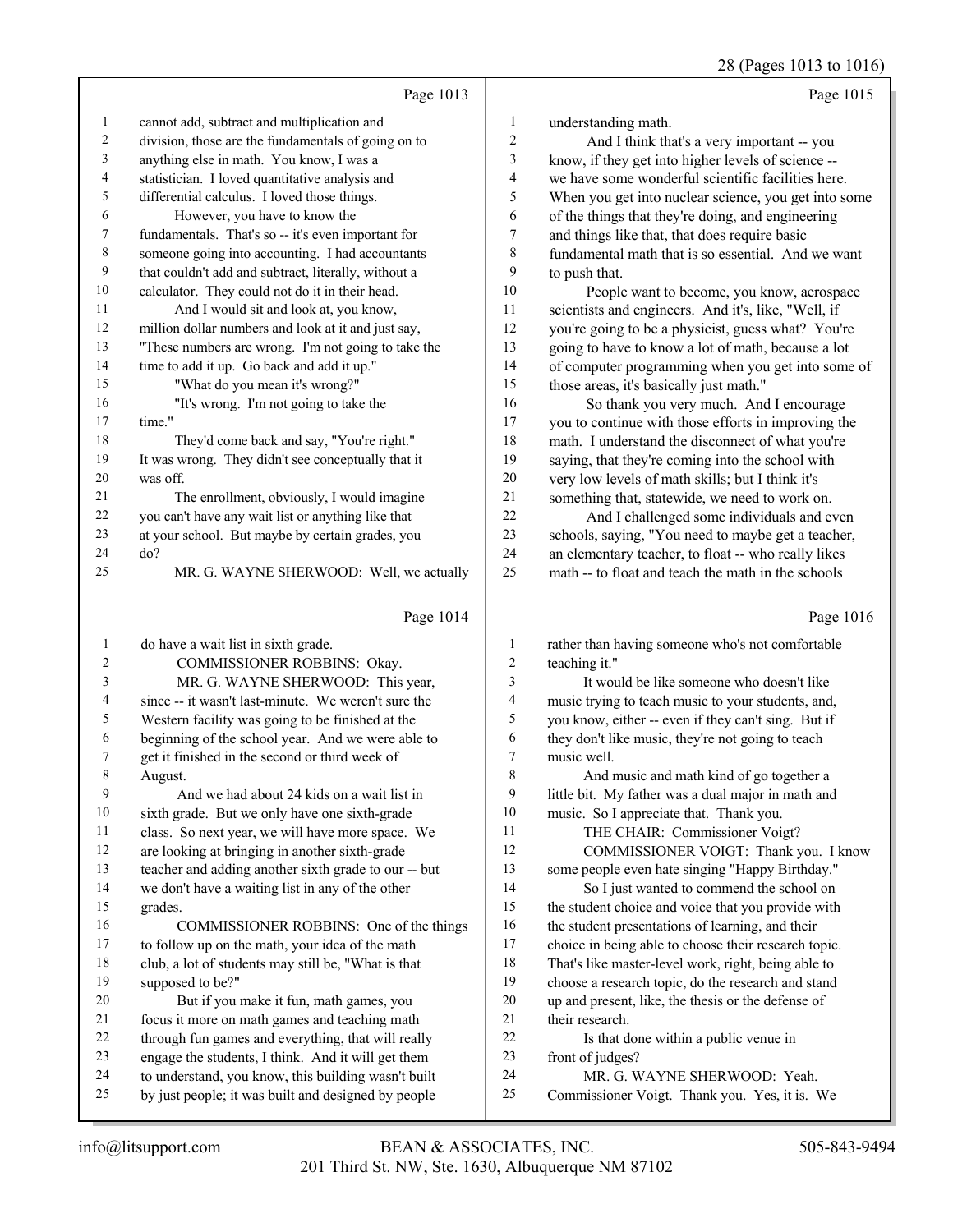Page 1013

cannot add, subtract and multiplication and division, those are the fundamentals of going on to anything else in math. You know, I was a statistician. I loved quantitative analysis and differential calculus. I loved those things.

However, you have to know the fundamentals. That's so -- it's even important for someone going into accounting. I had accountants that couldn't add and subtract, literally, without a calculator. They could not do it in their head.

And I would sit and look at, you know, million dollar numbers and look at it and just say, "These numbers are wrong. I'm not going to take the time to add it up. Go back and add it up."

"What do you mean it's wrong?"

"It's wrong. I'm not going to take the time."

They'd come back and say, "You're right." It was wrong. They didn't see conceptually that it was off.

The enrollment, obviously, I would imagine you can't have any wait list or anything like that at your school. But maybe by certain grades, you do?

MR. G. WAYNE SHERWOOD: Well, we actually

Page 1014

do have a wait list in sixth grade.

COMMISSIONER ROBBINS: Okay.

MR. G. WAYNE SHERWOOD: This year, since -- it wasn't last-minute. We weren't sure the Western facility was going to be finished at the beginning of the school year. And we were able to get it finished in the second or third week of August.

And we had about 24 kids on a wait list in sixth grade. But we only have one sixth-grade class. So next year, we will have more space. We are looking at bringing in another sixth-grade teacher and adding another sixth grade to our -- but we don't have a waiting list in any of the other grades.

COMMISSIONER ROBBINS: One of the things to follow up on the math, your idea of the math club, a lot of students may still be, "What is that supposed to be?"

But if you make it fun, math games, you focus it more on math games and teaching math through fun games and everything, that will really engage the students, I think. And it will get them to understand, you know, this building wasn't built by just people; it was built and designed by people

Page 1015

understanding math.

And I think that's a very important -- you know, if they get into higher levels of science -- we have some wonderful scientific facilities here. When you get into nuclear science, you get into some of the things that they're doing, and engineering and things like that, that does require basic fundamental math that is so essential. And we want to push that.

People want to become, you know, aerospace scientists and engineers. And it's, like, "Well, if you're going to be a physicist, guess what? You're going to have to know a lot of math, because a lot of computer programming when you get into some of those areas, it's basically just math."

So thank you very much. And I encourage you to continue with those efforts in improving the math. I understand the disconnect of what you're saying, that they're coming into the school with very low levels of math skills; but I think it's something that, statewide, we need to work on.

And I challenged some individuals and even schools, saying, "You need to maybe get a teacher, an elementary teacher, to float -- who really likes math -- to float and teach the math in the schools

Page 1016

rather than having someone who's not comfortable teaching it."

It would be like someone who doesn't like music trying to teach music to your students, and, you know, either -- even if they can't sing. But if they don't like music, they're not going to teach music well.

And music and math kind of go together a little bit. My father was a dual major in math and music. So I appreciate that. Thank you.

THE CHAIR: Commissioner Voigt?

COMMISSIONER VOIGT: Thank you. I know some people even hate singing "Happy Birthday."

So I just wanted to commend the school on the student choice and voice that you provide with the student presentations of learning, and their choice in being able to choose their research topic. That's like master-level work, right, being able to choose a research topic, do the research and stand up and present, like, the thesis or the defense of their research.

Is that done within a public venue in front of judges?

MR. G. WAYNE SHERWOOD: Yeah. Commissioner Voigt. Thank you. Yes, it is. We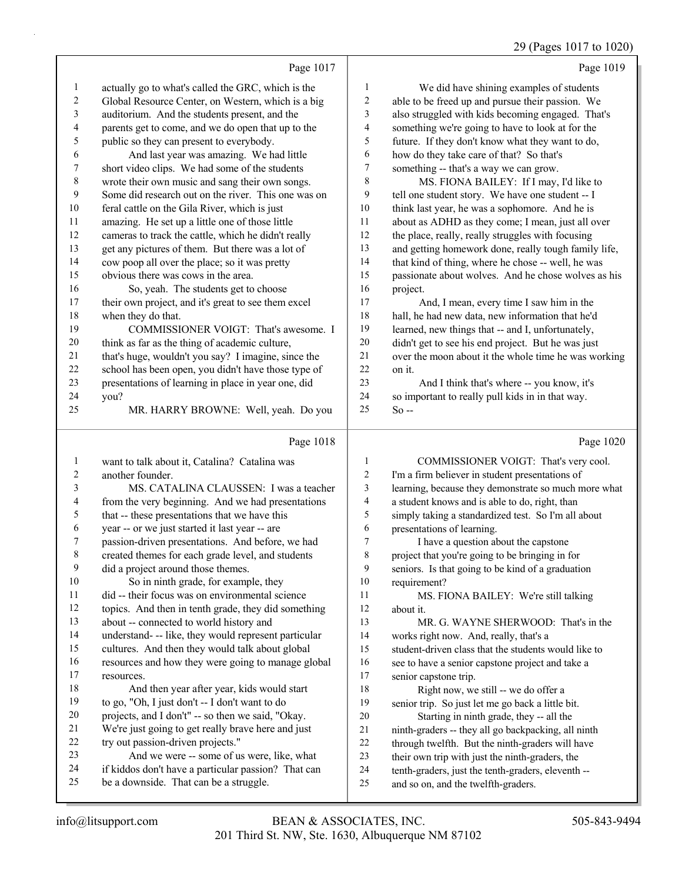Page 1017

actually go to what's called the GRC, which is the Global Resource Center, on Western, which is a big auditorium. And the students present, and the parents get to come, and we do open that up to the public so they can present to everybody.

And last year was amazing. We had little short video clips. We had some of the students wrote their own music and sang their own songs. Some did research out on the river. This one was on feral cattle on the Gila River, which is just amazing. He set up a little one of those little cameras to track the cattle, which he didn't really get any pictures of them. But there was a lot of cow poop all over the place; so it was pretty obvious there was cows in the area.

So, yeah. The students get to choose their own project, and it's great to see them excel when they do that.

COMMISSIONER VOIGT: That's awesome. I think as far as the thing of academic culture, that's huge, wouldn't you say? I imagine, since the school has been open, you didn't have those type of presentations of learning in place in year one, did you?

MR. HARRY BROWNE: Well, yeah. Do you

Page 1018

want to talk about it, Catalina? Catalina was another founder.

MS. CATALINA CLAUSSEN: I was a teacher from the very beginning. And we had presentations that -- these presentations that we have this year -- or we just started it last year -- are passion-driven presentations. And before, we had created themes for each grade level, and students did a project around those themes.

So in ninth grade, for example, they did -- their focus was on environmental science topics. And then in tenth grade, they did something about -- connected to world history and understand- -- like, they would represent particular cultures. And then they would talk about global resources and how they were going to manage global resources.

And then year after year, kids would start to go, "Oh, I just don't -- I don't want to do projects, and I don't" -- so then we said, "Okay. We're just going to get really brave here and just try out passion-driven projects."

And we were -- some of us were, like, what if kiddos don't have a particular passion? That can be a downside. That can be a struggle.

Page 1019

We did have shining examples of students able to be freed up and pursue their passion. We also struggled with kids becoming engaged. That's something we're going to have to look at for the future. If they don't know what they want to do, how do they take care of that? So that's something -- that's a way we can grow.

MS. FIONA BAILEY: If I may, I'd like to tell one student story. We have one student -- I think last year, he was a sophomore. And he is about as ADHD as they come; I mean, just all over the place, really, really struggles with focusing and getting homework done, really tough family life, that kind of thing, where he chose -- well, he was passionate about wolves. And he chose wolves as his project.

And, I mean, every time I saw him in the hall, he had new data, new information that he'd learned, new things that -- and I, unfortunately, didn't get to see his end project. But he was just over the moon about it the whole time he was working on it.

And I think that's where -- you know, it's so important to really pull kids in in that way. So --

Page 1020

COMMISSIONER VOIGT: That's very cool. I'm a firm believer in student presentations of learning, because they demonstrate so much more what a student knows and is able to do, right, than simply taking a standardized test. So I'm all about presentations of learning.

I have a question about the capstone project that you're going to be bringing in for seniors. Is that going to be kind of a graduation requirement?

MS. FIONA BAILEY: We're still talking about it.

MR. G. WAYNE SHERWOOD: That's in the works right now. And, really, that's a student-driven class that the students would like to see to have a senior capstone project and take a senior capstone trip.

Right now, we still -- we do offer a senior trip. So just let me go back a little bit.

Starting in ninth grade, they -- all the ninth-graders -- they all go backpacking, all ninth through twelfth. But the ninth-graders will have their own trip with just the ninth-graders, the tenth-graders, just the tenth-graders, eleventh -- and so on, and the twelfth-graders.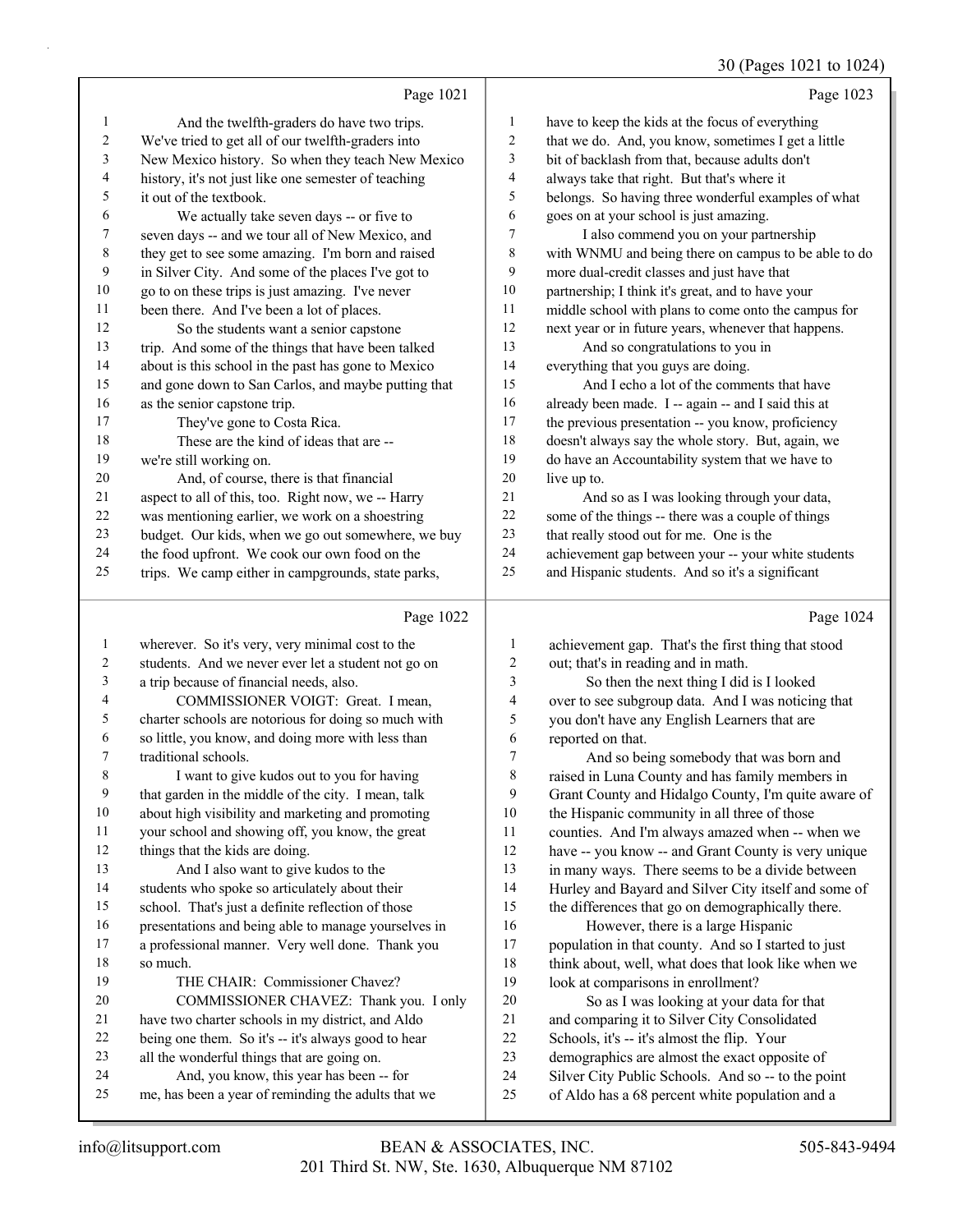Page 1021

And the twelfth-graders do have two trips. We've tried to get all of our twelfth-graders into New Mexico history. So when they teach New Mexico history, it's not just like one semester of teaching it out of the textbook.

We actually take seven days -- or five to seven days -- and we tour all of New Mexico, and they get to see some amazing. I'm born and raised in Silver City. And some of the places I've got to go to on these trips is just amazing. I've never been there. And I've been a lot of places.

So the students want a senior capstone trip. And some of the things that have been talked about is this school in the past has gone to Mexico and gone down to San Carlos, and maybe putting that as the senior capstone trip.

They've gone to Costa Rica.

These are the kind of ideas that are -- we're still working on.

And, of course, there is that financial aspect to all of this, too. Right now, we -- Harry was mentioning earlier, we work on a shoestring budget. Our kids, when we go out somewhere, we buy the food upfront. We cook our own food on the trips. We camp either in campgrounds, state parks,

Page 1022

wherever. So it's very, very minimal cost to the students. And we never ever let a student not go on a trip because of financial needs, also.

COMMISSIONER VOIGT: Great. I mean, charter schools are notorious for doing so much with so little, you know, and doing more with less than traditional schools.

I want to give kudos out to you for having that garden in the middle of the city. I mean, talk about high visibility and marketing and promoting your school and showing off, you know, the great things that the kids are doing.

And I also want to give kudos to the students who spoke so articulately about their school. That's just a definite reflection of those presentations and being able to manage yourselves in a professional manner. Very well done. Thank you so much.

THE CHAIR: Commissioner Chavez?

COMMISSIONER CHAVEZ: Thank you. I only have two charter schools in my district, and Aldo being one them. So it's -- it's always good to hear all the wonderful things that are going on.

And, you know, this year has been -- for me, has been a year of reminding the adults that we

Page 1023

have to keep the kids at the focus of everything that we do. And, you know, sometimes I get a little bit of backlash from that, because adults don't always take that right. But that's where it belongs. So having three wonderful examples of what goes on at your school is just amazing.

I also commend you on your partnership with WNMU and being there on campus to be able to do more dual-credit classes and just have that partnership; I think it's great, and to have your middle school with plans to come onto the campus for next year or in future years, whenever that happens.

And so congratulations to you in everything that you guys are doing.

And I echo a lot of the comments that have already been made. I -- again -- and I said this at the previous presentation -- you know, proficiency doesn't always say the whole story. But, again, we do have an Accountability system that we have to live up to.

And so as I was looking through your data, some of the things -- there was a couple of things that really stood out for me. One is the achievement gap between your -- your white students and Hispanic students. And so it's a significant

Page 1024

achievement gap. That's the first thing that stood out; that's in reading and in math.

So then the next thing I did is I looked over to see subgroup data. And I was noticing that you don't have any English Learners that are reported on that.

And so being somebody that was born and raised in Luna County and has family members in Grant County and Hidalgo County, I'm quite aware of the Hispanic community in all three of those counties. And I'm always amazed when -- when we have -- you know -- and Grant County is very unique in many ways. There seems to be a divide between Hurley and Bayard and Silver City itself and some of the differences that go on demographically there.

However, there is a large Hispanic population in that county. And so I started to just think about, well, what does that look like when we look at comparisons in enrollment?

So as I was looking at your data for that and comparing it to Silver City Consolidated Schools, it's -- it's almost the flip. Your demographics are almost the exact opposite of Silver City Public Schools. And so -- to the point of Aldo has a 68 percent white population and a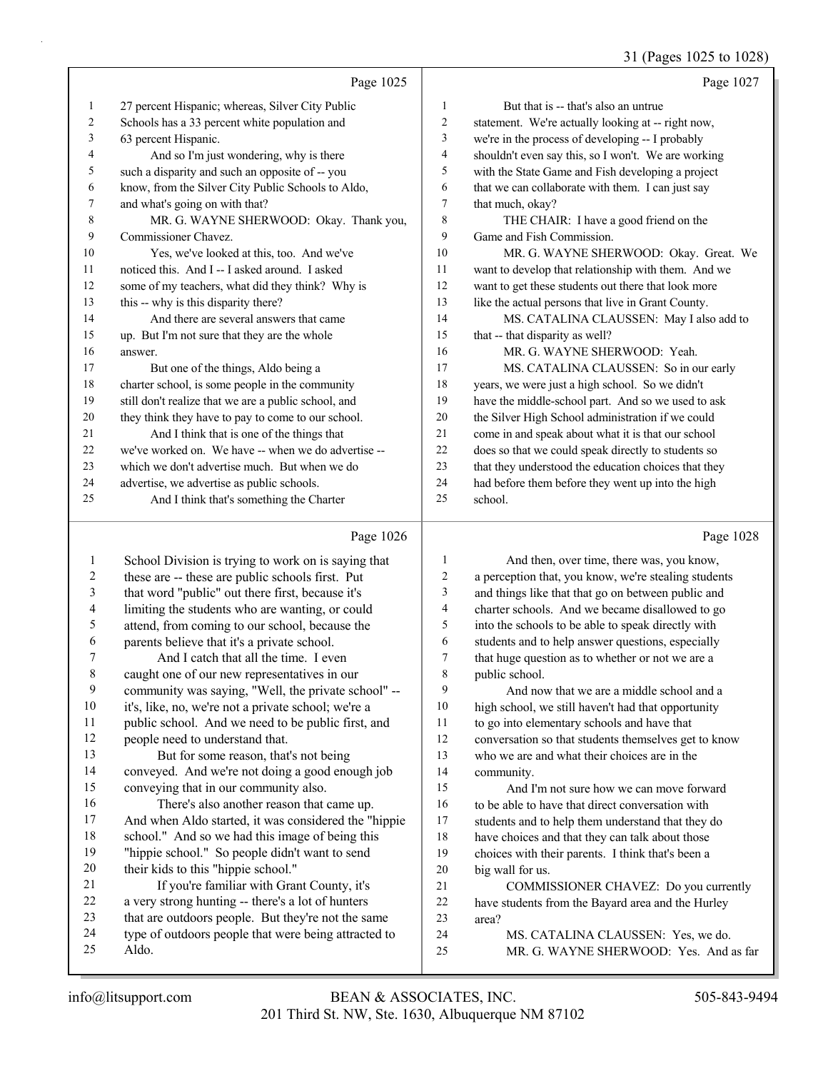Page 1025

27 percent Hispanic; whereas, Silver City Public Schools has a 33 percent white population and 63 percent Hispanic.

And so I'm just wondering, why is there such a disparity and such an opposite of -- you know, from the Silver City Public Schools to Aldo, and what's going on with that?

MR. G. WAYNE SHERWOOD: Okay. Thank you, Commissioner Chavez.

Yes, we've looked at this, too. And we've noticed this. And I -- I asked around. I asked some of my teachers, what did they think? Why is this -- why is this disparity there?

And there are several answers that came up. But I'm not sure that they are the whole answer.

But one of the things, Aldo being a charter school, is some people in the community still don't realize that we are a public school, and they think they have to pay to come to our school.

And I think that is one of the things that we've worked on. We have -- when we do advertise -- which we don't advertise much. But when we do advertise, we advertise as public schools.

And I think that's something the Charter

Page 1026

School Division is trying to work on is saying that these are -- these are public schools first. Put that word "public" out there first, because it's limiting the students who are wanting, or could attend, from coming to our school, because the parents believe that it's a private school.

And I catch that all the time. I even caught one of our new representatives in our community was saying, "Well, the private school" -- it's, like, no, we're not a private school; we're a public school. And we need to be public first, and people need to understand that.

But for some reason, that's not being conveyed. And we're not doing a good enough job conveying that in our community also.

There's also another reason that came up. And when Aldo started, it was considered the "hippie school." And so we had this image of being this "hippie school." So people didn't want to send their kids to this "hippie school."

If you're familiar with Grant County, it's a very strong hunting -- there's a lot of hunters that are outdoors people. But they're not the same type of outdoors people that were being attracted to Aldo.

Page 1027

But that is -- that's also an untrue statement. We're actually looking at -- right now, we're in the process of developing -- I probably shouldn't even say this, so I won't. We are working with the State Game and Fish developing a project that we can collaborate with them. I can just say that much, okay?

THE CHAIR: I have a good friend on the Game and Fish Commission.

MR. G. WAYNE SHERWOOD: Okay. Great. We want to develop that relationship with them. And we want to get these students out there that look more like the actual persons that live in Grant County.

MS. CATALINA CLAUSSEN: May I also add to that -- that disparity as well?

MR. G. WAYNE SHERWOOD: Yeah.

MS. CATALINA CLAUSSEN: So in our early years, we were just a high school. So we didn't have the middle-school part. And so we used to ask the Silver High School administration if we could come in and speak about what it is that our school does so that we could speak directly to students so that they understood the education choices that they had before them before they went up into the high school.

Page 1028

And then, over time, there was, you know, a perception that, you know, we're stealing students and things like that that go on between public and charter schools. And we became disallowed to go into the schools to be able to speak directly with students and to help answer questions, especially that huge question as to whether or not we are a public school.

And now that we are a middle school and a high school, we still haven't had that opportunity to go into elementary schools and have that conversation so that students themselves get to know who we are and what their choices are in the community.

And I'm not sure how we can move forward to be able to have that direct conversation with students and to help them understand that they do have choices and that they can talk about those choices with their parents. I think that's been a big wall for us.

COMMISSIONER CHAVEZ: Do you currently have students from the Bayard area and the Hurley area?

MS. CATALINA CLAUSSEN: Yes, we do.

MR. G. WAYNE SHERWOOD: Yes. And as far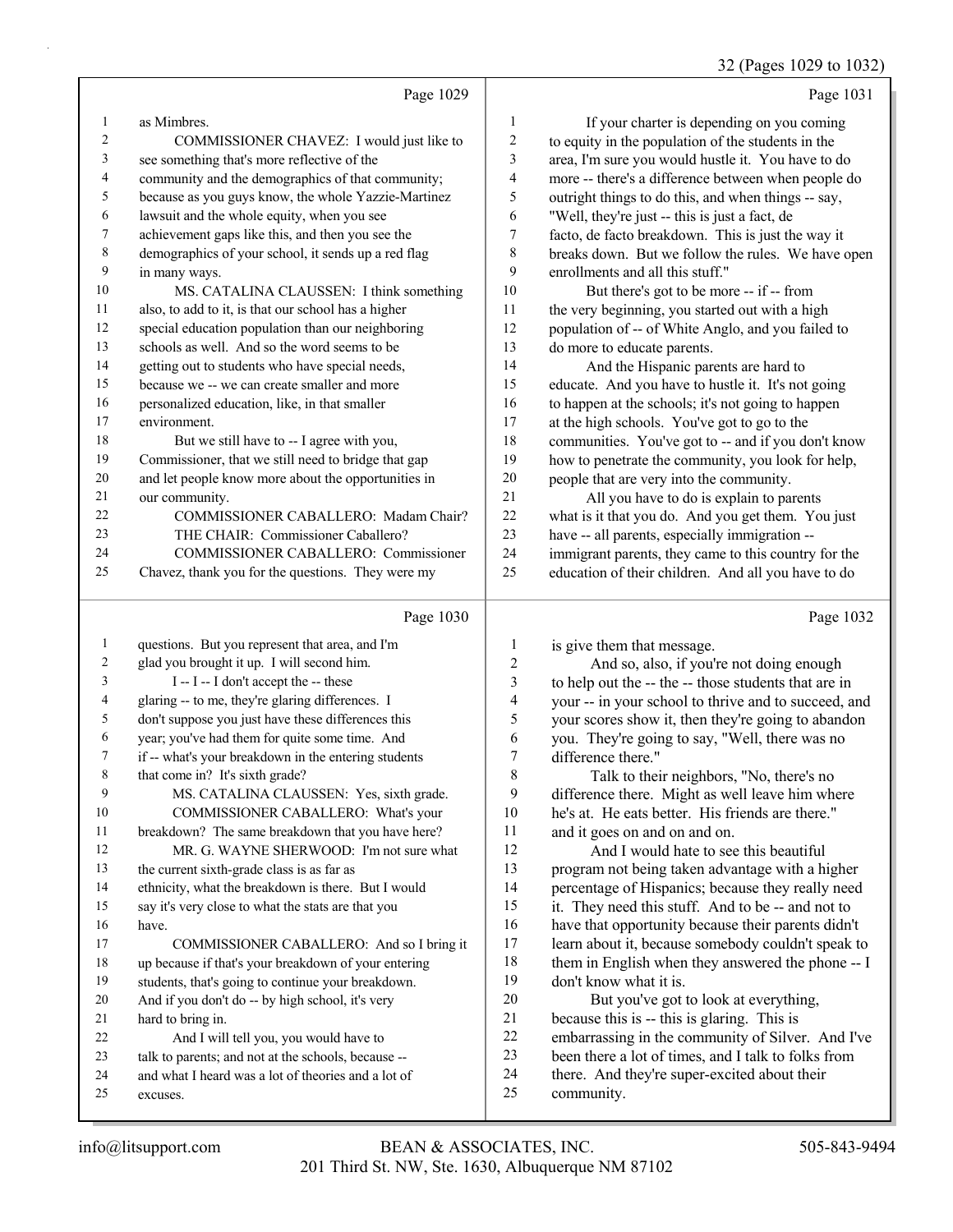Page 1029

1 as Mimbres.
2 COMMISSIONER CHAVEZ: I would just like to
3 see something that's more reflective of the
4 community and the demographics of that community;
5 because as you guys know, the whole Yazzie-Martinez
6 lawsuit and the whole equity, when you see
7 achievement gaps like this, and then you see the
8 demographics of your school, it sends up a red flag
9 in many ways.
10 MS. CATALINA CLAUSSEN: I think something
11 also, to add to it, is that our school has a higher
12 special education population than our neighboring
13 schools as well. And so the word seems to be
14 getting out to students who have special needs,
15 because we -- we can create smaller and more
16 personalized education, like, in that smaller
17 environment.
18 But we still have to -- I agree with you,
19 Commissioner, that we still need to bridge that gap
20 and let people know more about the opportunities in
21 our community.
22 COMMISSIONER CABALLERO: Madam Chair?
23 THE CHAIR: Commissioner Caballero?
24 COMMISSIONER CABALLERO: Commissioner
25 Chavez, thank you for the questions. They were my

Page 1030

1 questions. But you represent that area, and I'm
2 glad you brought it up. I will second him.
3 I -- I -- I don't accept the -- these
4 glaring -- to me, they're glaring differences. I
5 don't suppose you just have these differences this
6 year; you've had them for quite some time. And
7 if -- what's your breakdown in the entering students
8 that come in? It's sixth grade?
9 MS. CATALINA CLAUSSEN: Yes, sixth grade.
10 COMMISSIONER CABALLERO: What's your
11 breakdown? The same breakdown that you have here?
12 MR. G. WAYNE SHERWOOD: I'm not sure what
13 the current sixth-grade class is as far as
14 ethnicity, what the breakdown is there. But I would
15 say it's very close to what the stats are that you
16 have.
17 COMMISSIONER CABALLERO: And so I bring it
18 up because if that's your breakdown of your entering
19 students, that's going to continue your breakdown.
20 And if you don't do -- by high school, it's very
21 hard to bring in.
22 And I will tell you, you would have to
23 talk to parents; and not at the schools, because --
24 and what I heard was a lot of theories and a lot of
25 excuses.

Page 1031

1 If your charter is depending on you coming
2 to equity in the population of the students in the
3 area, I'm sure you would hustle it. You have to do
4 more -- there's a difference between when people do
5 outright things to do this, and when things -- say,
6 "Well, they're just -- this is just a fact, de
7 facto, de facto breakdown. This is just the way it
8 breaks down. But we follow the rules. We have open
9 enrollments and all this stuff."
10 But there's got to be more -- if -- from
11 the very beginning, you started out with a high
12 population of -- of White Anglo, and you failed to
13 do more to educate parents.
14 And the Hispanic parents are hard to
15 educate. And you have to hustle it. It's not going
16 to happen at the schools; it's not going to happen
17 at the high schools. You've got to go to the
18 communities. You've got to -- and if you don't know
19 how to penetrate the community, you look for help,
20 people that are very into the community.
21 All you have to do is explain to parents
22 what is it that you do. And you get them. You just
23 have -- all parents, especially immigration --
24 immigrant parents, they came to this country for the
25 education of their children. And all you have to do

Page 1032

1 is give them that message.
2 And so, also, if you're not doing enough
3 to help out the -- the -- those students that are in
4 your -- in your school to thrive and to succeed, and
5 your scores show it, then they're going to abandon
6 you. They're going to say, "Well, there was no
7 difference there."
8 Talk to their neighbors, "No, there's no
9 difference there. Might as well leave him where
10 he's at. He eats better. His friends are there."
11 and it goes on and on and on.
12 And I would hate to see this beautiful
13 program not being taken advantage with a higher
14 percentage of Hispanics; because they really need
15 it. They need this stuff. And to be -- and not to
16 have that opportunity because their parents didn't
17 learn about it, because somebody couldn't speak to
18 them in English when they answered the phone -- I
19 don't know what it is.
20 But you've got to look at everything,
21 because this is -- this is glaring. This is
22 embarrassing in the community of Silver. And I've
23 been there a lot of times, and I talk to folks from
24 there. And they're super-excited about their
25 community.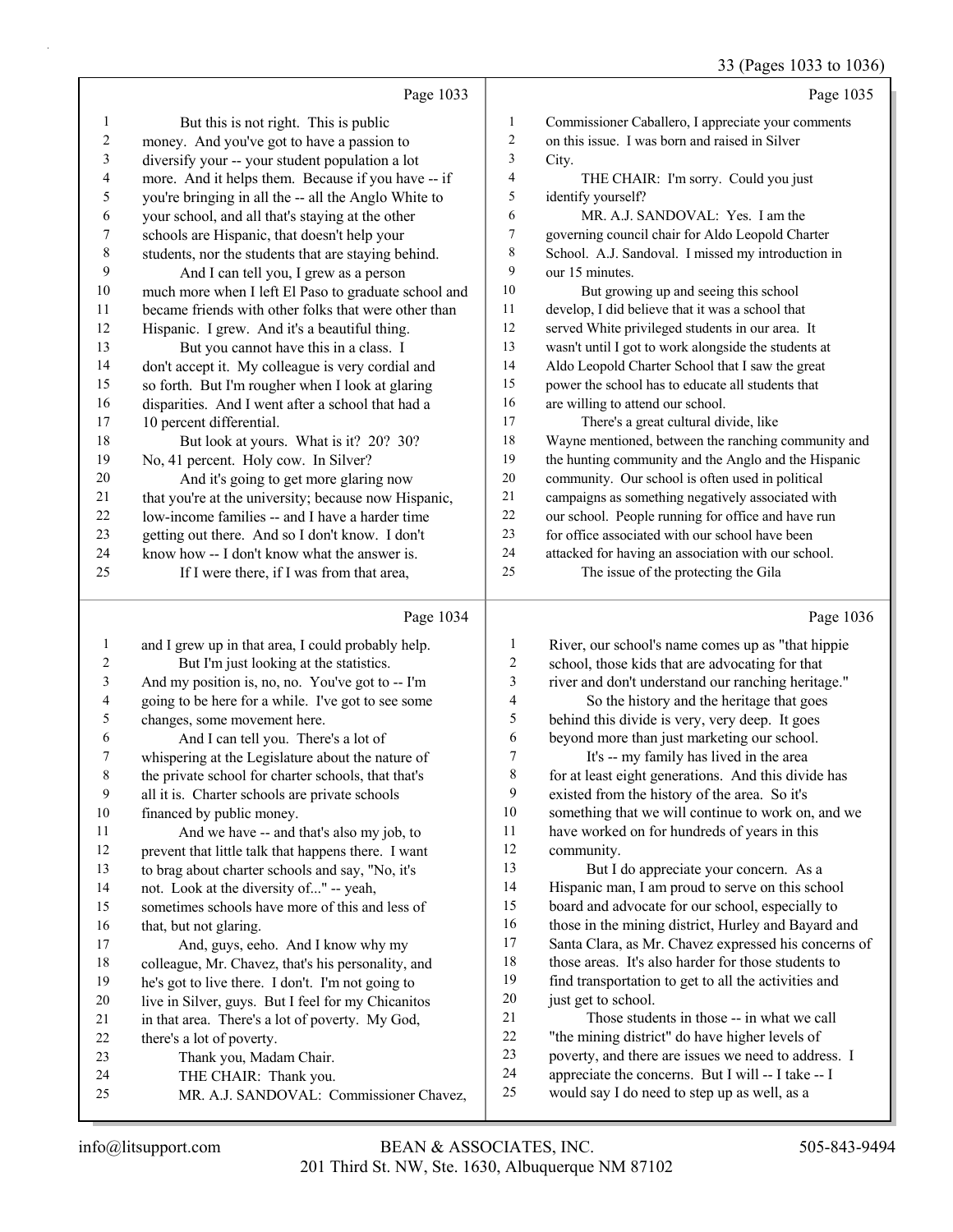Page 1033

1 But this is not right. This is public
2 money. And you've got to have a passion to
3 diversify your -- your student population a lot
4 more. And it helps them. Because if you have -- if
5 you're bringing in all the -- all the Anglo White to
6 your school, and all that's staying at the other
7 schools are Hispanic, that doesn't help your
8 students, nor the students that are staying behind.
9 And I can tell you, I grew as a person
10 much more when I left El Paso to graduate school and
11 became friends with other folks that were other than
12 Hispanic. I grew. And it's a beautiful thing.
13 But you cannot have this in a class. I
14 don't accept it. My colleague is very cordial and
15 so forth. But I'm rougher when I look at glaring
16 disparities. And I went after a school that had a
17 10 percent differential.
18 But look at yours. What is it? 20? 30?
19 No, 41 percent. Holy cow. In Silver?
20 And it's going to get more glaring now
21 that you're at the university; because now Hispanic,
22 low-income families -- and I have a harder time
23 getting out there. And so I don't know. I don't
24 know how -- I don't know what the answer is.
25 If I were there, if I was from that area,

Page 1034

1 and I grew up in that area, I could probably help.
2 But I'm just looking at the statistics.
3 And my position is, no, no. You've got to -- I'm
4 going to be here for a while. I've got to see some
5 changes, some movement here.
6 And I can tell you. There's a lot of
7 whispering at the Legislature about the nature of
8 the private school for charter schools, that that's
9 all it is. Charter schools are private schools
10 financed by public money.
11 And we have -- and that's also my job, to
12 prevent that little talk that happens there. I want
13 to brag about charter schools and say, "No, it's
14 not. Look at the diversity of..." -- yeah,
15 sometimes schools have more of this and less of
16 that, but not glaring.
17 And, guys, eeho. And I know why my
18 colleague, Mr. Chavez, that's his personality, and
19 he's got to live there. I don't. I'm not going to
20 live in Silver, guys. But I feel for my Chicanitos
21 in that area. There's a lot of poverty. My God,
22 there's a lot of poverty.
23 Thank you, Madam Chair.
24 THE CHAIR: Thank you.
25 MR. A.J. SANDOVAL: Commissioner Chavez,

Page 1035

1 Commissioner Caballero, I appreciate your comments
2 on this issue. I was born and raised in Silver
3 City.
4 THE CHAIR: I'm sorry. Could you just
5 identify yourself?
6 MR. A.J. SANDOVAL: Yes. I am the
7 governing council chair for Aldo Leopold Charter
8 School. A.J. Sandoval. I missed my introduction in
9 our 15 minutes.
10 But growing up and seeing this school
11 develop, I did believe that it was a school that
12 served White privileged students in our area. It
13 wasn't until I got to work alongside the students at
14 Aldo Leopold Charter School that I saw the great
15 power the school has to educate all students that
16 are willing to attend our school.
17 There's a great cultural divide, like
18 Wayne mentioned, between the ranching community and
19 the hunting community and the Anglo and the Hispanic
20 community. Our school is often used in political
21 campaigns as something negatively associated with
22 our school. People running for office and have run
23 for office associated with our school have been
24 attacked for having an association with our school.
25 The issue of the protecting the Gila

Page 1036

1 River, our school's name comes up as "that hippie
2 school, those kids that are advocating for that
3 river and don't understand our ranching heritage."
4 So the history and the heritage that goes
5 behind this divide is very, very deep. It goes
6 beyond more than just marketing our school.
7 It's -- my family has lived in the area
8 for at least eight generations. And this divide has
9 existed from the history of the area. So it's
10 something that we will continue to work on, and we
11 have worked on for hundreds of years in this
12 community.
13 But I do appreciate your concern. As a
14 Hispanic man, I am proud to serve on this school
15 board and advocate for our school, especially to
16 those in the mining district, Hurley and Bayard and
17 Santa Clara, as Mr. Chavez expressed his concerns of
18 those areas. It's also harder for those students to
19 find transportation to get to all the activities and
20 just get to school.
21 Those students in those -- in what we call
22 "the mining district" do have higher levels of
23 poverty, and there are issues we need to address. I
24 appreciate the concerns. But I will -- I take -- I
25 would say I do need to step up as well, as a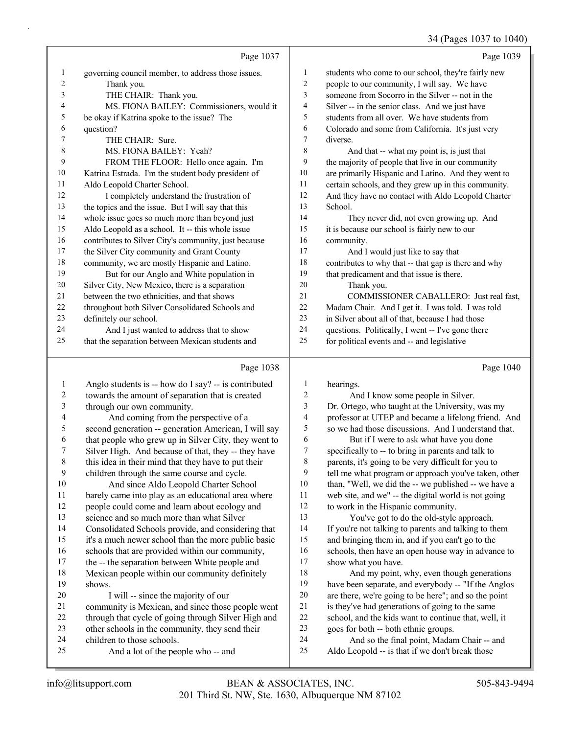governing council member, to address those issues.

Thank you.

THE CHAIR: Thank you.

MS. FIONA BAILEY: Commissioners, would it be okay if Katrina spoke to the issue? The question?

THE CHAIR: Sure.

MS. FIONA BAILEY: Yeah?

FROM THE FLOOR: Hello once again. I'm Katrina Estrada. I'm the student body president of Aldo Leopold Charter School.

I completely understand the frustration of the topics and the issue. But I will say that this whole issue goes so much more than beyond just Aldo Leopold as a school. It -- this whole issue contributes to Silver City's community, just because the Silver City community and Grant County community, we are mostly Hispanic and Latino.

But for our Anglo and White population in Silver City, New Mexico, there is a separation between the two ethnicities, and that shows throughout both Silver Consolidated Schools and definitely our school.

And I just wanted to address that to show that the separation between Mexican students and Anglo students is -- how do I say? -- is contributed towards the amount of separation that is created through our own community.

And coming from the perspective of a second generation -- generation American, I will say that people who grew up in Silver City, they went to Silver High. And because of that, they -- they have this idea in their mind that they have to put their children through the same course and cycle.

And since Aldo Leopold Charter School barely came into play as an educational area where people could come and learn about ecology and science and so much more than what Silver Consolidated Schools provide, and considering that it's a much newer school than the more public basic schools that are provided within our community, the -- the separation between White people and Mexican people within our community definitely shows.

I will -- since the majority of our community is Mexican, and since those people went through that cycle of going through Silver High and other schools in the community, they send their children to those schools.

And a lot of the people who -- and students who come to our school, they're fairly new people to our community, I will say. We have someone from Socorro in the Silver -- not in the Silver -- in the senior class. And we just have students from all over. We have students from Colorado and some from California. It's just very diverse.

And that -- what my point is, is just that the majority of people that live in our community are primarily Hispanic and Latino. And they went to certain schools, and they grew up in this community. And they have no contact with Aldo Leopold Charter School.

They never did, not even growing up. And it is because our school is fairly new to our community.

And I would just like to say that contributes to why that -- that gap is there and why that predicament and that issue is there.

Thank you.

COMMISSIONER CABALLERO: Just real fast, Madam Chair. And I get it. I was told. I was told in Silver about all of that, because I had those questions. Politically, I went -- I've gone there for political events and -- and legislative hearings.

And I know some people in Silver. Dr. Ortego, who taught at the University, was my professor at UTEP and became a lifelong friend. And so we had those discussions. And I understand that.

But if I were to ask what have you done specifically to -- to bring in parents and talk to parents, it's going to be very difficult for you to tell me what program or approach you've taken, other than, "Well, we did the -- we published -- we have a web site, and we" -- the digital world is not going to work in the Hispanic community.

You've got to do the old-style approach. If you're not talking to parents and talking to them and bringing them in, and if you can't go to the schools, then have an open house way in advance to show what you have.

And my point, why, even though generations have been separate, and everybody -- "If the Anglos are there, we're going to be here"; and so the point is they've had generations of going to the same school, and the kids want to continue that, well, it goes for both -- both ethnic groups.

And so the final point, Madam Chair -- and Aldo Leopold -- is that if we don't break those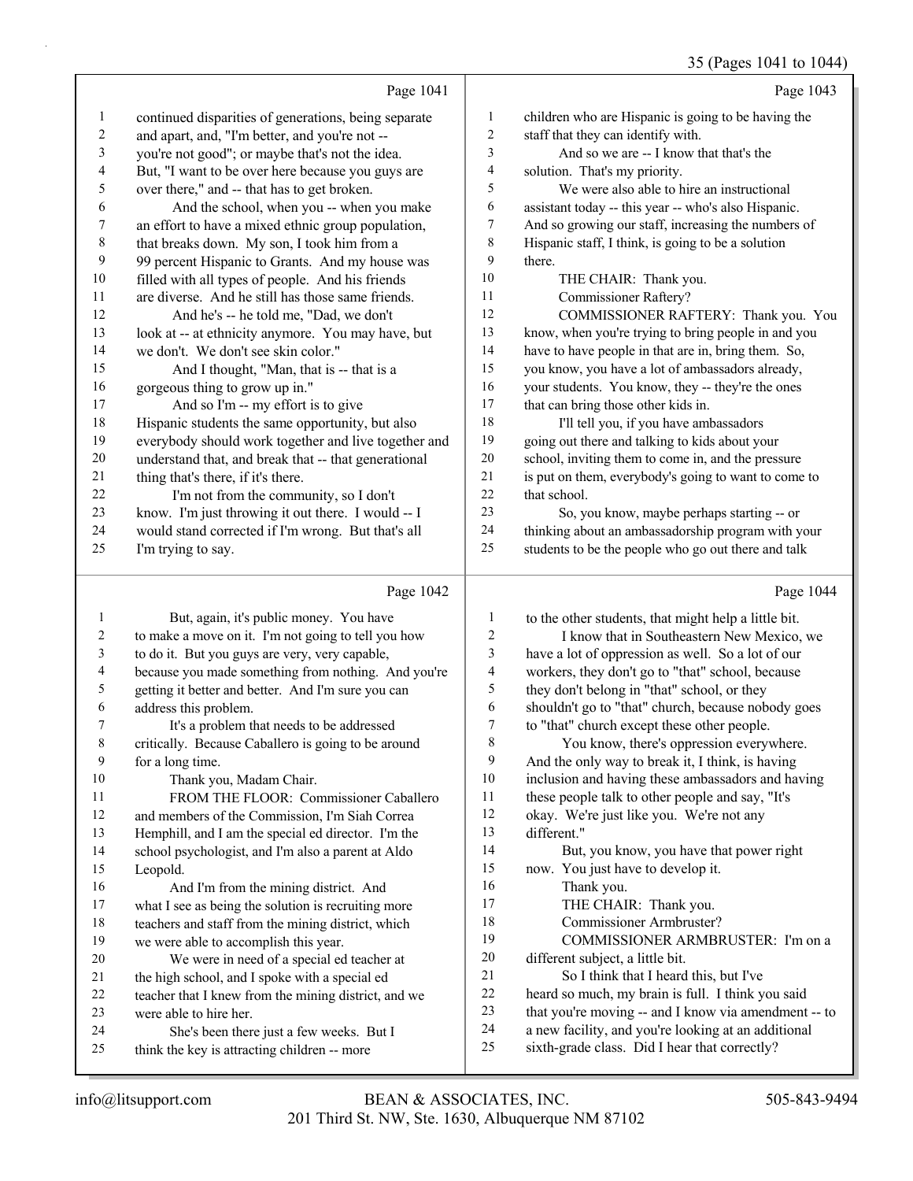Page 1041

continued disparities of generations, being separate and apart, and, "I'm better, and you're not -- you're not good"; or maybe that's not the idea. But, "I want to be over here because you guys are over there," and -- that has to get broken.

And the school, when you -- when you make an effort to have a mixed ethnic group population, that breaks down. My son, I took him from a 99 percent Hispanic to Grants. And my house was filled with all types of people. And his friends are diverse. And he still has those same friends.

And he's -- he told me, "Dad, we don't look at -- at ethnicity anymore. You may have, but we don't. We don't see skin color."

And I thought, "Man, that is -- that is a gorgeous thing to grow up in."

And so I'm -- my effort is to give Hispanic students the same opportunity, but also everybody should work together and live together and understand that, and break that -- that generational thing that's there, if it's there.

I'm not from the community, so I don't know. I'm just throwing it out there. I would -- I would stand corrected if I'm wrong. But that's all I'm trying to say.

Page 1042

But, again, it's public money. You have to make a move on it. I'm not going to tell you how to do it. But you guys are very, very capable, because you made something from nothing. And you're getting it better and better. And I'm sure you can address this problem.

It's a problem that needs to be addressed critically. Because Caballero is going to be around for a long time.

Thank you, Madam Chair.

FROM THE FLOOR: Commissioner Caballero and members of the Commission, I'm Siah Correa Hemphill, and I am the special ed director. I'm the school psychologist, and I'm also a parent at Aldo Leopold.

And I'm from the mining district. And what I see as being the solution is recruiting more teachers and staff from the mining district, which we were able to accomplish this year.

We were in need of a special ed teacher at the high school, and I spoke with a special ed teacher that I knew from the mining district, and we were able to hire her.

She's been there just a few weeks. But I think the key is attracting children -- more

Page 1043

children who are Hispanic is going to be having the staff that they can identify with.

And so we are -- I know that that's the solution. That's my priority.

We were also able to hire an instructional assistant today -- this year -- who's also Hispanic. And so growing our staff, increasing the numbers of Hispanic staff, I think, is going to be a solution there.

THE CHAIR: Thank you.

Commissioner Raftery?

COMMISSIONER RAFTERY: Thank you. You know, when you're trying to bring people in and you have to have people in that are in, bring them. So, you know, you have a lot of ambassadors already, your students. You know, they -- they're the ones that can bring those other kids in.

I'll tell you, if you have ambassadors going out there and talking to kids about your school, inviting them to come in, and the pressure is put on them, everybody's going to want to come to that school.

So, you know, maybe perhaps starting -- or thinking about an ambassadorship program with your students to be the people who go out there and talk

Page 1044

to the other students, that might help a little bit.

I know that in Southeastern New Mexico, we have a lot of oppression as well. So a lot of our workers, they don't go to "that" school, because they don't belong in "that" school, or they shouldn't go to "that" church, because nobody goes to "that" church except these other people.

You know, there's oppression everywhere. And the only way to break it, I think, is having inclusion and having these ambassadors and having these people talk to other people and say, "It's okay. We're just like you. We're not any different."

But, you know, you have that power right now. You just have to develop it.

Thank you.

THE CHAIR: Thank you.

Commissioner Armbruster?

COMMISSIONER ARMBRUSTER: I'm on a different subject, a little bit.

So I think that I heard this, but I've heard so much, my brain is full. I think you said that you're moving -- and I know via amendment -- to a new facility, and you're looking at an additional sixth-grade class. Did I hear that correctly?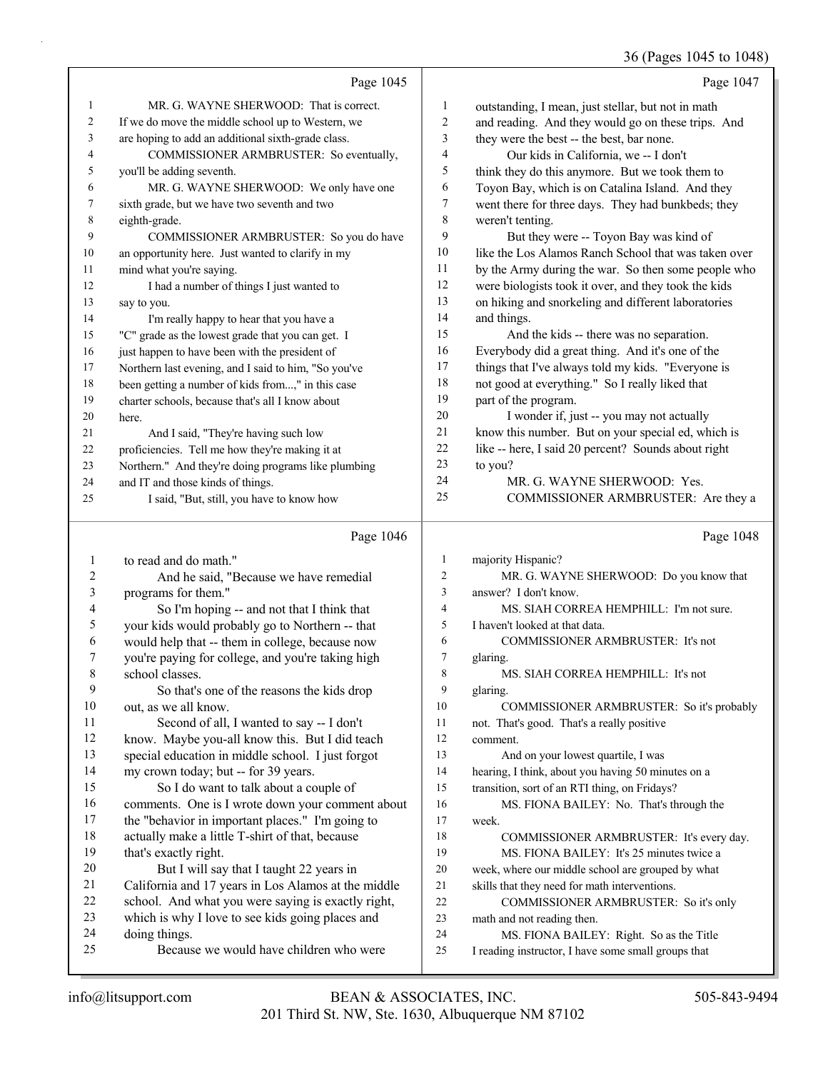Page 1045

1 MR. G. WAYNE SHERWOOD: That is correct.
2 If we do move the middle school up to Western, we
3 are hoping to add an additional sixth-grade class.
4 COMMISSIONER ARMBRUSTER: So eventually,
5 you'll be adding seventh.
6 MR. G. WAYNE SHERWOOD: We only have one
7 sixth grade, but we have two seventh and two
8 eighth-grade.
9 COMMISSIONER ARMBRUSTER: So you do have
10 an opportunity here. Just wanted to clarify in my
11 mind what you're saying.
12 I had a number of things I just wanted to
13 say to you.
14 I'm really happy to hear that you have a
15 "C" grade as the lowest grade that you can get. I
16 just happen to have been with the president of
17 Northern last evening, and I said to him, "So you've
18 been getting a number of kids from...," in this case
19 charter schools, because that's all I know about
20 here.
21 And I said, "They're having such low
22 proficiencies. Tell me how they're making it at
23 Northern." And they're doing programs like plumbing
24 and IT and those kinds of things.
25 I said, "But, still, you have to know how

Page 1046

1 to read and do math."
2 And he said, "Because we have remedial
3 programs for them."
4 So I'm hoping -- and not that I think that
5 your kids would probably go to Northern -- that
6 would help that -- them in college, because now
7 you're paying for college, and you're taking high
8 school classes.
9 So that's one of the reasons the kids drop
10 out, as we all know.
11 Second of all, I wanted to say -- I don't
12 know. Maybe you-all know this. But I did teach
13 special education in middle school. I just forgot
14 my crown today; but -- for 39 years.
15 So I do want to talk about a couple of
16 comments. One is I wrote down your comment about
17 the "behavior in important places." I'm going to
18 actually make a little T-shirt of that, because
19 that's exactly right.
20 But I will say that I taught 22 years in
21 California and 17 years in Los Alamos at the middle
22 school. And what you were saying is exactly right,
23 which is why I love to see kids going places and
24 doing things.
25 Because we would have children who were

Page 1047

1 outstanding, I mean, just stellar, but not in math
2 and reading. And they would go on these trips. And
3 they were the best -- the best, bar none.
4 Our kids in California, we -- I don't
5 think they do this anymore. But we took them to
6 Toyon Bay, which is on Catalina Island. And they
7 went there for three days. They had bunkbeds; they
8 weren't tenting.
9 But they were -- Toyon Bay was kind of
10 like the Los Alamos Ranch School that was taken over
11 by the Army during the war. So then some people who
12 were biologists took it over, and they took the kids
13 on hiking and snorkeling and different laboratories
14 and things.
15 And the kids -- there was no separation.
16 Everybody did a great thing. And it's one of the
17 things that I've always told my kids. "Everyone is
18 not good at everything." So I really liked that
19 part of the program.
20 I wonder if, just -- you may not actually
21 know this number. But on your special ed, which is
22 like -- here, I said 20 percent? Sounds about right
23 to you?
24 MR. G. WAYNE SHERWOOD: Yes.
25 COMMISSIONER ARMBRUSTER: Are they a

Page 1048

1 majority Hispanic?
2 MR. G. WAYNE SHERWOOD: Do you know that
3 answer? I don't know.
4 MS. SIAH CORREA HEMPHILL: I'm not sure.
5 I haven't looked at that data.
6 COMMISSIONER ARMBRUSTER: It's not
7 glaring.
8 MS. SIAH CORREA HEMPHILL: It's not
9 glaring.
10 COMMISSIONER ARMBRUSTER: So it's probably
11 not. That's good. That's a really positive
12 comment.
13 And on your lowest quartile, I was
14 hearing, I think, about you having 50 minutes on a
15 transition, sort of an RTI thing, on Fridays?
16 MS. FIONA BAILEY: No. That's through the
17 week.
18 COMMISSIONER ARMBRUSTER: It's every day.
19 MS. FIONA BAILEY: It's 25 minutes twice a
20 week, where our middle school are grouped by what
21 skills that they need for math interventions.
22 COMMISSIONER ARMBRUSTER: So it's only
23 math and not reading then.
24 MS. FIONA BAILEY: Right. So as the Title
25 I reading instructor, I have some small groups that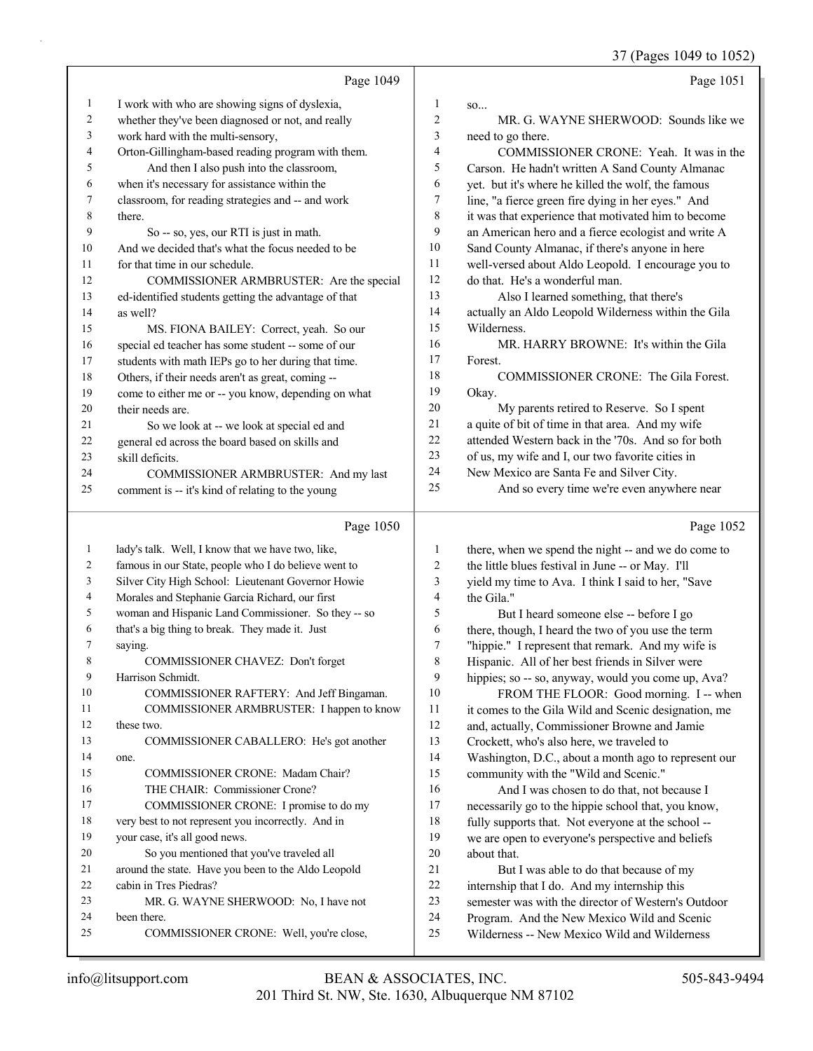Page 1049

I work with who are showing signs of dyslexia, whether they've been diagnosed or not, and really work hard with the multi-sensory, Orton-Gillingham-based reading program with them.

And then I also push into the classroom, when it's necessary for assistance within the classroom, for reading strategies and -- and work there.

So -- so, yes, our RTI is just in math. And we decided that's what the focus needed to be for that time in our schedule.

COMMISSIONER ARMBRUSTER: Are the special ed-identified students getting the advantage of that as well?

MS. FIONA BAILEY: Correct, yeah. So our special ed teacher has some student -- some of our students with math IEPs go to her during that time. Others, if their needs aren't as great, coming -- come to either me or -- you know, depending on what their needs are.

So we look at -- we look at special ed and general ed across the board based on skills and skill deficits.

COMMISSIONER ARMBRUSTER: And my last comment is -- it's kind of relating to the young

Page 1050

lady's talk. Well, I know that we have two, like, famous in our State, people who I do believe went to Silver City High School: Lieutenant Governor Howie Morales and Stephanie Garcia Richard, our first woman and Hispanic Land Commissioner. So they -- so that's a big thing to break. They made it. Just saying.

COMMISSIONER CHAVEZ: Don't forget Harrison Schmidt.

COMMISSIONER RAFTERY: And Jeff Bingaman.

COMMISSIONER ARMBRUSTER: I happen to know these two.

COMMISSIONER CABALLERO: He's got another one.

COMMISSIONER CRONE: Madam Chair?

THE CHAIR: Commissioner Crone?

COMMISSIONER CRONE: I promise to do my very best to not represent you incorrectly. And in your case, it's all good news.

So you mentioned that you've traveled all around the state. Have you been to the Aldo Leopold cabin in Tres Piedras?

MR. G. WAYNE SHERWOOD: No, I have not been there.

COMMISSIONER CRONE: Well, you're close,

Page 1051

so...

MR. G. WAYNE SHERWOOD: Sounds like we need to go there.

COMMISSIONER CRONE: Yeah. It was in the Carson. He hadn't written A Sand County Almanac yet. but it's where he killed the wolf, the famous line, "a fierce green fire dying in her eyes." And it was that experience that motivated him to become an American hero and a fierce ecologist and write A Sand County Almanac, if there's anyone in here well-versed about Aldo Leopold. I encourage you to do that. He's a wonderful man.

Also I learned something, that there's actually an Aldo Leopold Wilderness within the Gila Wilderness.

MR. HARRY BROWNE: It's within the Gila Forest.

COMMISSIONER CRONE: The Gila Forest. Okay.

My parents retired to Reserve. So I spent a quite of bit of time in that area. And my wife attended Western back in the '70s. And so for both of us, my wife and I, our two favorite cities in New Mexico are Santa Fe and Silver City.

And so every time we're even anywhere near

Page 1052

there, when we spend the night -- and we do come to the little blues festival in June -- or May. I'll yield my time to Ava. I think I said to her, "Save the Gila."

But I heard someone else -- before I go there, though, I heard the two of you use the term "hippie." I represent that remark. And my wife is Hispanic. All of her best friends in Silver were hippies; so -- so, anyway, would you come up, Ava?

FROM THE FLOOR: Good morning. I -- when it comes to the Gila Wild and Scenic designation, me and, actually, Commissioner Browne and Jamie Crockett, who's also here, we traveled to Washington, D.C., about a month ago to represent our community with the "Wild and Scenic."

And I was chosen to do that, not because I necessarily go to the hippie school that, you know, fully supports that. Not everyone at the school -- we are open to everyone's perspective and beliefs about that.

But I was able to do that because of my internship that I do. And my internship this semester was with the director of Western's Outdoor Program. And the New Mexico Wild and Scenic Wilderness -- New Mexico Wild and Wilderness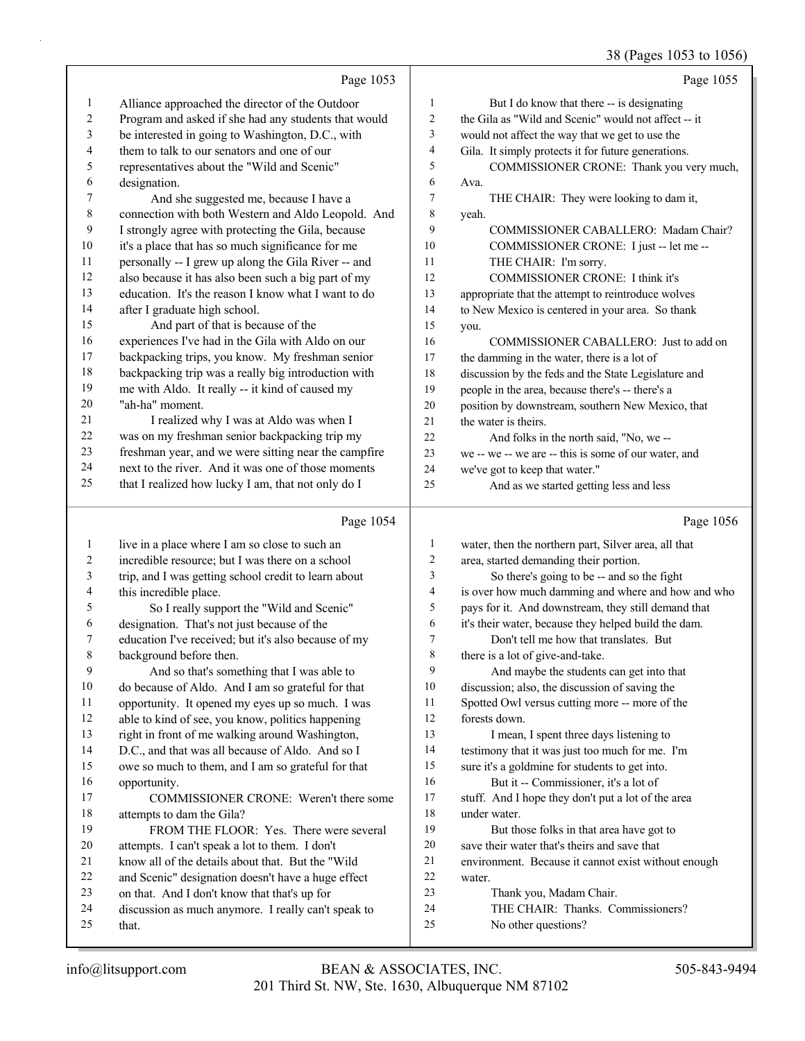Page 1053

1 Alliance approached the director of the Outdoor
2 Program and asked if she had any students that would
3 be interested in going to Washington, D.C., with
4 them to talk to our senators and one of our
5 representatives about the "Wild and Scenic"
6 designation.
7 And she suggested me, because I have a
8 connection with both Western and Aldo Leopold. And
9 I strongly agree with protecting the Gila, because
10 it's a place that has so much significance for me
11 personally -- I grew up along the Gila River -- and
12 also because it has also been such a big part of my
13 education. It's the reason I know what I want to do
14 after I graduate high school.
15 And part of that is because of the
16 experiences I've had in the Gila with Aldo on our
17 backpacking trips, you know. My freshman senior
18 backpacking trip was a really big introduction with
19 me with Aldo. It really -- it kind of caused my
20 "ah-ha" moment.
21 I realized why I was at Aldo was when I
22 was on my freshman senior backpacking trip my
23 freshman year, and we were sitting near the campfire
24 next to the river. And it was one of those moments
25 that I realized how lucky I am, that not only do I

Page 1054

1 live in a place where I am so close to such an
2 incredible resource; but I was there on a school
3 trip, and I was getting school credit to learn about
4 this incredible place.
5 So I really support the "Wild and Scenic"
6 designation. That's not just because of the
7 education I've received; but it's also because of my
8 background before then.
9 And so that's something that I was able to
10 do because of Aldo. And I am so grateful for that
11 opportunity. It opened my eyes up so much. I was
12 able to kind of see, you know, politics happening
13 right in front of me walking around Washington,
14 D.C., and that was all because of Aldo. And so I
15 owe so much to them, and I am so grateful for that
16 opportunity.
17 COMMISSIONER CRONE: Weren't there some
18 attempts to dam the Gila?
19 FROM THE FLOOR: Yes. There were several
20 attempts. I can't speak a lot to them. I don't
21 know all of the details about that. But the "Wild
22 and Scenic" designation doesn't have a huge effect
23 on that. And I don't know that that's up for
24 discussion as much anymore. I really can't speak to
25 that.

Page 1055

1 But I do know that there -- is designating
2 the Gila as "Wild and Scenic" would not affect -- it
3 would not affect the way that we get to use the
4 Gila. It simply protects it for future generations.
5 COMMISSIONER CRONE: Thank you very much,
6 Ava.
7 THE CHAIR: They were looking to dam it,
8 yeah.
9 COMMISSIONER CABALLERO: Madam Chair?
10 COMMISSIONER CRONE: I just -- let me --
11 THE CHAIR: I'm sorry.
12 COMMISSIONER CRONE: I think it's
13 appropriate that the attempt to reintroduce wolves
14 to New Mexico is centered in your area. So thank
15 you.
16 COMMISSIONER CABALLERO: Just to add on
17 the damming in the water, there is a lot of
18 discussion by the feds and the State Legislature and
19 people in the area, because there's -- there's a
20 position by downstream, southern New Mexico, that
21 the water is theirs.
22 And folks in the north said, "No, we --
23 we -- we -- we are -- this is some of our water, and
24 we've got to keep that water."
25 And as we started getting less and less

Page 1056

1 water, then the northern part, Silver area, all that
2 area, started demanding their portion.
3 So there's going to be -- and so the fight
4 is over how much damming and where and how and who
5 pays for it. And downstream, they still demand that
6 it's their water, because they helped build the dam.
7 Don't tell me how that translates. But
8 there is a lot of give-and-take.
9 And maybe the students can get into that
10 discussion; also, the discussion of saving the
11 Spotted Owl versus cutting more -- more of the
12 forests down.
13 I mean, I spent three days listening to
14 testimony that it was just too much for me. I'm
15 sure it's a goldmine for students to get into.
16 But it -- Commissioner, it's a lot of
17 stuff. And I hope they don't put a lot of the area
18 under water.
19 But those folks in that area have got to
20 save their water that's theirs and save that
21 environment. Because it cannot exist without enough
22 water.
23 Thank you, Madam Chair.
24 THE CHAIR: Thanks. Commissioners?
25 No other questions?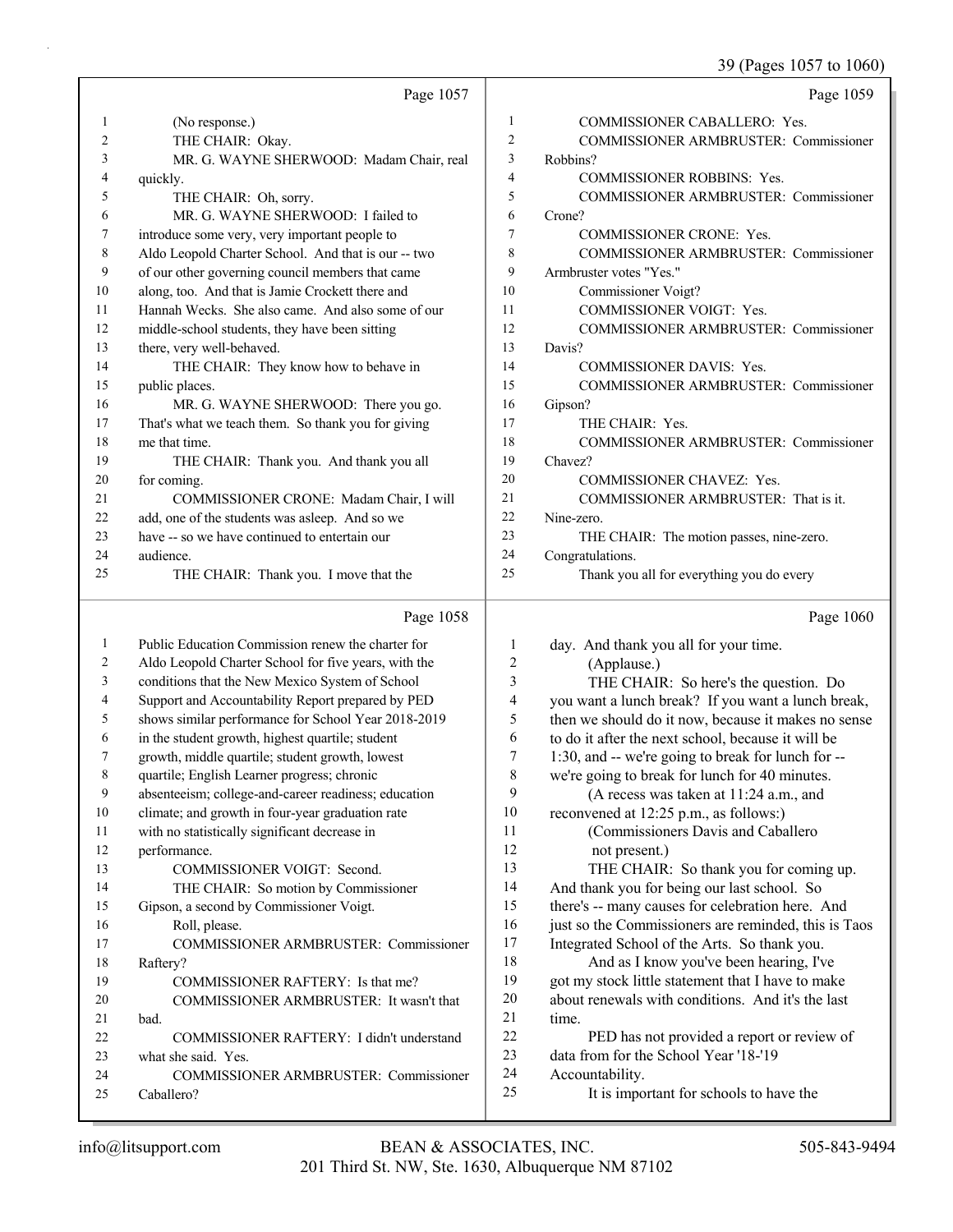Page 1057

1 (No response.)
2 THE CHAIR: Okay.
3 MR. G. WAYNE SHERWOOD: Madam Chair, real
4 quickly.
5 THE CHAIR: Oh, sorry.
6 MR. G. WAYNE SHERWOOD: I failed to
7 introduce some very, very important people to
8 Aldo Leopold Charter School. And that is our -- two
9 of our other governing council members that came
10 along, too. And that is Jamie Crockett there and
11 Hannah Wecks. She also came. And also some of our
12 middle-school students, they have been sitting
13 there, very well-behaved.
14 THE CHAIR: They know how to behave in
15 public places.
16 MR. G. WAYNE SHERWOOD: There you go.
17 That's what we teach them. So thank you for giving
18 me that time.
19 THE CHAIR: Thank you. And thank you all
20 for coming.
21 COMMISSIONER CRONE: Madam Chair, I will
22 add, one of the students was asleep. And so we
23 have -- so we have continued to entertain our
24 audience.
25 THE CHAIR: Thank you. I move that the

Page 1058

1 Public Education Commission renew the charter for
2 Aldo Leopold Charter School for five years, with the
3 conditions that the New Mexico System of School
4 Support and Accountability Report prepared by PED
5 shows similar performance for School Year 2018-2019
6 in the student growth, highest quartile; student
7 growth, middle quartile; student growth, lowest
8 quartile; English Learner progress; chronic
9 absenteeism; college-and-career readiness; education
10 climate; and growth in four-year graduation rate
11 with no statistically significant decrease in
12 performance.
13 COMMISSIONER VOIGT: Second.
14 THE CHAIR: So motion by Commissioner
15 Gipson, a second by Commissioner Voigt.
16 Roll, please.
17 COMMISSIONER ARMBRUSTER: Commissioner
18 Raftery?
19 COMMISSIONER RAFTERY: Is that me?
20 COMMISSIONER ARMBRUSTER: It wasn't that
21 bad.
22 COMMISSIONER RAFTERY: I didn't understand
23 what she said. Yes.
24 COMMISSIONER ARMBRUSTER: Commissioner
25 Caballero?

Page 1059

1 COMMISSIONER CABALLERO: Yes.
2 COMMISSIONER ARMBRUSTER: Commissioner
3 Robbins?
4 COMMISSIONER ROBBINS: Yes.
5 COMMISSIONER ARMBRUSTER: Commissioner
6 Crone?
7 COMMISSIONER CRONE: Yes.
8 COMMISSIONER ARMBRUSTER: Commissioner
9 Armbruster votes "Yes."
10 Commissioner Voigt?
11 COMMISSIONER VOIGT: Yes.
12 COMMISSIONER ARMBRUSTER: Commissioner
13 Davis?
14 COMMISSIONER DAVIS: Yes.
15 COMMISSIONER ARMBRUSTER: Commissioner
16 Gipson?
17 THE CHAIR: Yes.
18 COMMISSIONER ARMBRUSTER: Commissioner
19 Chavez?
20 COMMISSIONER CHAVEZ: Yes.
21 COMMISSIONER ARMBRUSTER: That is it.
22 Nine-zero.
23 THE CHAIR: The motion passes, nine-zero.
24 Congratulations.
25 Thank you all for everything you do every

Page 1060

1 day. And thank you all for your time.
2 (Applause.)
3 THE CHAIR: So here's the question. Do
4 you want a lunch break? If you want a lunch break,
5 then we should do it now, because it makes no sense
6 to do it after the next school, because it will be
7 1:30, and -- we're going to break for lunch for --
8 we're going to break for lunch for 40 minutes.
9 (A recess was taken at 11:24 a.m., and
10 reconvened at 12:25 p.m., as follows:)
11 (Commissioners Davis and Caballero
12 not present.)
13 THE CHAIR: So thank you for coming up.
14 And thank you for being our last school. So
15 there's -- many causes for celebration here. And
16 just so the Commissioners are reminded, this is Taos
17 Integrated School of the Arts. So thank you.
18 And as I know you've been hearing, I've
19 got my stock little statement that I have to make
20 about renewals with conditions. And it's the last
21 time.
22 PED has not provided a report or review of
23 data from for the School Year '18-'19
24 Accountability.
25 It is important for schools to have the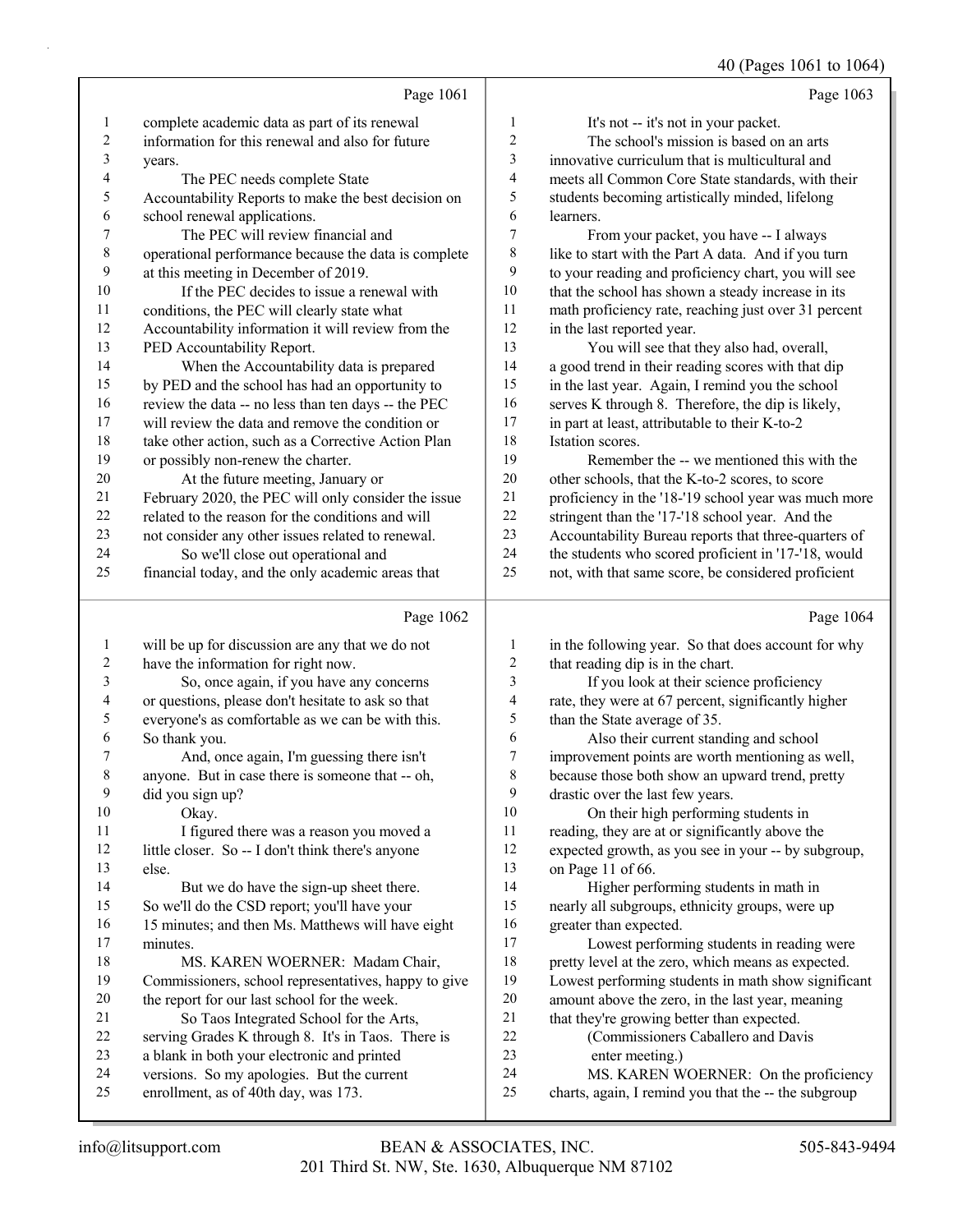Page 1061

1 complete academic data as part of its renewal
2 information for this renewal and also for future
3 years.
4 The PEC needs complete State
5 Accountability Reports to make the best decision on
6 school renewal applications.
7 The PEC will review financial and
8 operational performance because the data is complete
9 at this meeting in December of 2019.
10 If the PEC decides to issue a renewal with
11 conditions, the PEC will clearly state what
12 Accountability information it will review from the
13 PED Accountability Report.
14 When the Accountability data is prepared
15 by PED and the school has had an opportunity to
16 review the data -- no less than ten days -- the PEC
17 will review the data and remove the condition or
18 take other action, such as a Corrective Action Plan
19 or possibly non-renew the charter.
20 At the future meeting, January or
21 February 2020, the PEC will only consider the issue
22 related to the reason for the conditions and will
23 not consider any other issues related to renewal.
24 So we'll close out operational and
25 financial today, and the only academic areas that

Page 1062

1 will be up for discussion are any that we do not
2 have the information for right now.
3 So, once again, if you have any concerns
4 or questions, please don't hesitate to ask so that
5 everyone's as comfortable as we can be with this.
6 So thank you.
7 And, once again, I'm guessing there isn't
8 anyone. But in case there is someone that -- oh,
9 did you sign up?
10 Okay.
11 I figured there was a reason you moved a
12 little closer. So -- I don't think there's anyone
13 else.
14 But we do have the sign-up sheet there.
15 So we'll do the CSD report; you'll have your
16 15 minutes; and then Ms. Matthews will have eight
17 minutes.
18 MS. KAREN WOERNER: Madam Chair,
19 Commissioners, school representatives, happy to give
20 the report for our last school for the week.
21 So Taos Integrated School for the Arts,
22 serving Grades K through 8. It's in Taos. There is
23 a blank in both your electronic and printed
24 versions. So my apologies. But the current
25 enrollment, as of 40th day, was 173.

Page 1063

1 It's not -- it's not in your packet.
2 The school's mission is based on an arts
3 innovative curriculum that is multicultural and
4 meets all Common Core State standards, with their
5 students becoming artistically minded, lifelong
6 learners.
7 From your packet, you have -- I always
8 like to start with the Part A data. And if you turn
9 to your reading and proficiency chart, you will see
10 that the school has shown a steady increase in its
11 math proficiency rate, reaching just over 31 percent
12 in the last reported year.
13 You will see that they also had, overall,
14 a good trend in their reading scores with that dip
15 in the last year. Again, I remind you the school
16 serves K through 8. Therefore, the dip is likely,
17 in part at least, attributable to their K-to-2
18 Istation scores.
19 Remember the -- we mentioned this with the
20 other schools, that the K-to-2 scores, to score
21 proficiency in the '18-'19 school year was much more
22 stringent than the '17-'18 school year. And the
23 Accountability Bureau reports that three-quarters of
24 the students who scored proficient in '17-'18, would
25 not, with that same score, be considered proficient

Page 1064

1 in the following year. So that does account for why
2 that reading dip is in the chart.
3 If you look at their science proficiency
4 rate, they were at 67 percent, significantly higher
5 than the State average of 35.
6 Also their current standing and school
7 improvement points are worth mentioning as well,
8 because those both show an upward trend, pretty
9 drastic over the last few years.
10 On their high performing students in
11 reading, they are at or significantly above the
12 expected growth, as you see in your -- by subgroup,
13 on Page 11 of 66.
14 Higher performing students in math in
15 nearly all subgroups, ethnicity groups, were up
16 greater than expected.
17 Lowest performing students in reading were
18 pretty level at the zero, which means as expected.
19 Lowest performing students in math show significant
20 amount above the zero, in the last year, meaning
21 that they're growing better than expected.
22 (Commissioners Caballero and Davis
23 enter meeting.)
24 MS. KAREN WOERNER: On the proficiency
25 charts, again, I remind you that the -- the subgroup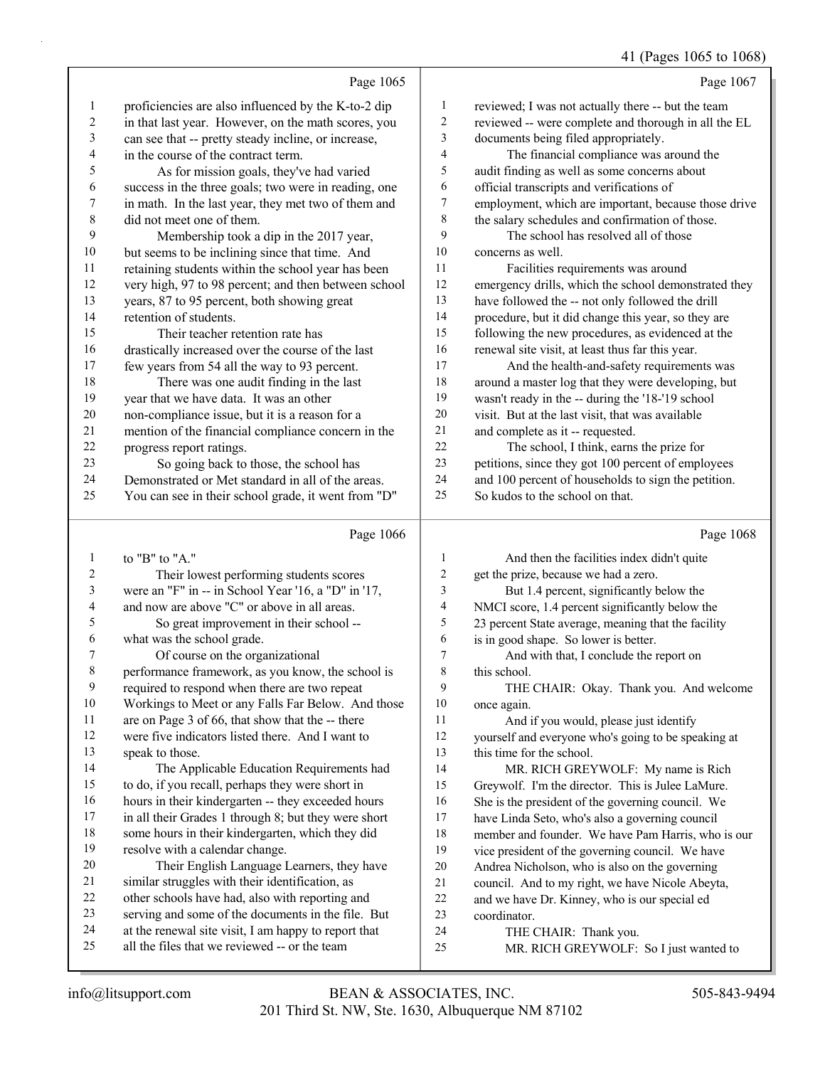Page 1065

1 proficiencies are also influenced by the K-to-2 dip
2 in that last year. However, on the math scores, you
3 can see that -- pretty steady incline, or increase,
4 in the course of the contract term.
5 As for mission goals, they've had varied
6 success in the three goals; two were in reading, one
7 in math. In the last year, they met two of them and
8 did not meet one of them.
9 Membership took a dip in the 2017 year,
10 but seems to be inclining since that time. And
11 retaining students within the school year has been
12 very high, 97 to 98 percent; and then between school
13 years, 87 to 95 percent, both showing great
14 retention of students.
15 Their teacher retention rate has
16 drastically increased over the course of the last
17 few years from 54 all the way to 93 percent.
18 There was one audit finding in the last
19 year that we have data. It was an other
20 non-compliance issue, but it is a reason for a
21 mention of the financial compliance concern in the
22 progress report ratings.
23 So going back to those, the school has
24 Demonstrated or Met standard in all of the areas.
25 You can see in their school grade, it went from "D"

Page 1066

1 to "B" to "A."
2 Their lowest performing students scores
3 were an "F" in -- in School Year '16, a "D" in '17,
4 and now are above "C" or above in all areas.
5 So great improvement in their school --
6 what was the school grade.
7 Of course on the organizational
8 performance framework, as you know, the school is
9 required to respond when there are two repeat
10 Workings to Meet or any Falls Far Below. And those
11 are on Page 3 of 66, that show that the -- there
12 were five indicators listed there. And I want to
13 speak to those.
14 The Applicable Education Requirements had
15 to do, if you recall, perhaps they were short in
16 hours in their kindergarten -- they exceeded hours
17 in all their Grades 1 through 8; but they were short
18 some hours in their kindergarten, which they did
19 resolve with a calendar change.
20 Their English Language Learners, they have
21 similar struggles with their identification, as
22 other schools have had, also with reporting and
23 serving and some of the documents in the file. But
24 at the renewal site visit, I am happy to report that
25 all the files that we reviewed -- or the team

Page 1067

1 reviewed; I was not actually there -- but the team
2 reviewed -- were complete and thorough in all the EL
3 documents being filed appropriately.
4 The financial compliance was around the
5 audit finding as well as some concerns about
6 official transcripts and verifications of
7 employment, which are important, because those drive
8 the salary schedules and confirmation of those.
9 The school has resolved all of those
10 concerns as well.
11 Facilities requirements was around
12 emergency drills, which the school demonstrated they
13 have followed the -- not only followed the drill
14 procedure, but it did change this year, so they are
15 following the new procedures, as evidenced at the
16 renewal site visit, at least thus far this year.
17 And the health-and-safety requirements was
18 around a master log that they were developing, but
19 wasn't ready in the -- during the '18-'19 school
20 visit. But at the last visit, that was available
21 and complete as it -- requested.
22 The school, I think, earns the prize for
23 petitions, since they got 100 percent of employees
24 and 100 percent of households to sign the petition.
25 So kudos to the school on that.

Page 1068

1 And then the facilities index didn't quite
2 get the prize, because we had a zero.
3 But 1.4 percent, significantly below the
4 NMCI score, 1.4 percent significantly below the
5 23 percent State average, meaning that the facility
6 is in good shape. So lower is better.
7 And with that, I conclude the report on
8 this school.
9 THE CHAIR: Okay. Thank you. And welcome
10 once again.
11 And if you would, please just identify
12 yourself and everyone who's going to be speaking at
13 this time for the school.
14 MR. RICH GREYWOLF: My name is Rich
15 Greywolf. I'm the director. This is Julee LaMure.
16 She is the president of the governing council. We
17 have Linda Seto, who's also a governing council
18 member and founder. We have Pam Harris, who is our
19 vice president of the governing council. We have
20 Andrea Nicholson, who is also on the governing
21 council. And to my right, we have Nicole Abeyta,
22 and we have Dr. Kinney, who is our special ed
23 coordinator.
24 THE CHAIR: Thank you.
25 MR. RICH GREYWOLF: So I just wanted to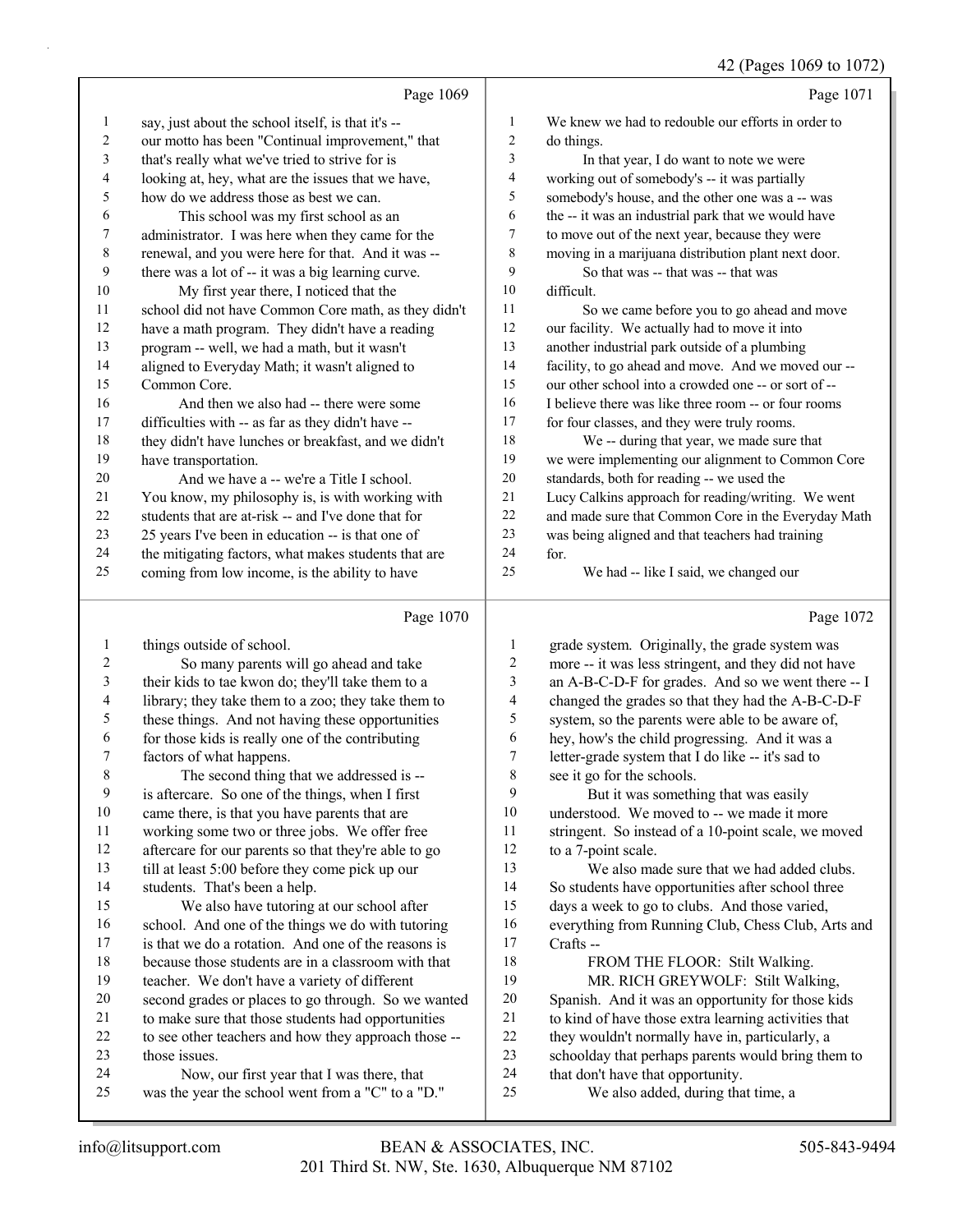Page 1069

say, just about the school itself, is that it's -- our motto has been "Continual improvement," that that's really what we've tried to strive for is looking at, hey, what are the issues that we have, how do we address those as best we can.

This school was my first school as an administrator. I was here when they came for the renewal, and you were here for that. And it was -- there was a lot of -- it was a big learning curve.

My first year there, I noticed that the school did not have Common Core math, as they didn't have a math program. They didn't have a reading program -- well, we had a math, but it wasn't aligned to Everyday Math; it wasn't aligned to Common Core.

And then we also had -- there were some difficulties with -- as far as they didn't have -- they didn't have lunches or breakfast, and we didn't have transportation.

And we have a -- we're a Title I school. You know, my philosophy is, is with working with students that are at-risk -- and I've done that for 25 years I've been in education -- is that one of the mitigating factors, what makes students that are coming from low income, is the ability to have

Page 1070

things outside of school.

So many parents will go ahead and take their kids to tae kwon do; they'll take them to a library; they take them to a zoo; they take them to these things. And not having these opportunities for those kids is really one of the contributing factors of what happens.

The second thing that we addressed is -- is aftercare. So one of the things, when I first came there, is that you have parents that are working some two or three jobs. We offer free aftercare for our parents so that they're able to go till at least 5:00 before they come pick up our students. That's been a help.

We also have tutoring at our school after school. And one of the things we do with tutoring is that we do a rotation. And one of the reasons is because those students are in a classroom with that teacher. We don't have a variety of different second grades or places to go through. So we wanted to make sure that those students had opportunities to see other teachers and how they approach those -- those issues.

Now, our first year that I was there, that was the year the school went from a "C" to a "D."

Page 1071

We knew we had to redouble our efforts in order to do things.

In that year, I do want to note we were working out of somebody's -- it was partially somebody's house, and the other one was a -- was the -- it was an industrial park that we would have to move out of the next year, because they were moving in a marijuana distribution plant next door.

So that was -- that was -- that was difficult.

So we came before you to go ahead and move our facility. We actually had to move it into another industrial park outside of a plumbing facility, to go ahead and move. And we moved our -- our other school into a crowded one -- or sort of -- I believe there was like three room -- or four rooms for four classes, and they were truly rooms.

We -- during that year, we made sure that we were implementing our alignment to Common Core standards, both for reading -- we used the Lucy Calkins approach for reading/writing. We went and made sure that Common Core in the Everyday Math was being aligned and that teachers had training for.

We had -- like I said, we changed our

Page 1072

grade system. Originally, the grade system was more -- it was less stringent, and they did not have an A-B-C-D-F for grades. And so we went there -- I changed the grades so that they had the A-B-C-D-F system, so the parents were able to be aware of, hey, how's the child progressing. And it was a letter-grade system that I do like -- it's sad to see it go for the schools.

But it was something that was easily understood. We moved to -- we made it more stringent. So instead of a 10-point scale, we moved to a 7-point scale.

We also made sure that we had added clubs. So students have opportunities after school three days a week to go to clubs. And those varied, everything from Running Club, Chess Club, Arts and Crafts --

FROM THE FLOOR: Stilt Walking.

MR. RICH GREYWOLF: Stilt Walking, Spanish. And it was an opportunity for those kids to kind of have those extra learning activities that they wouldn't normally have in, particularly, a schoolday that perhaps parents would bring them to that don't have that opportunity.

We also added, during that time, a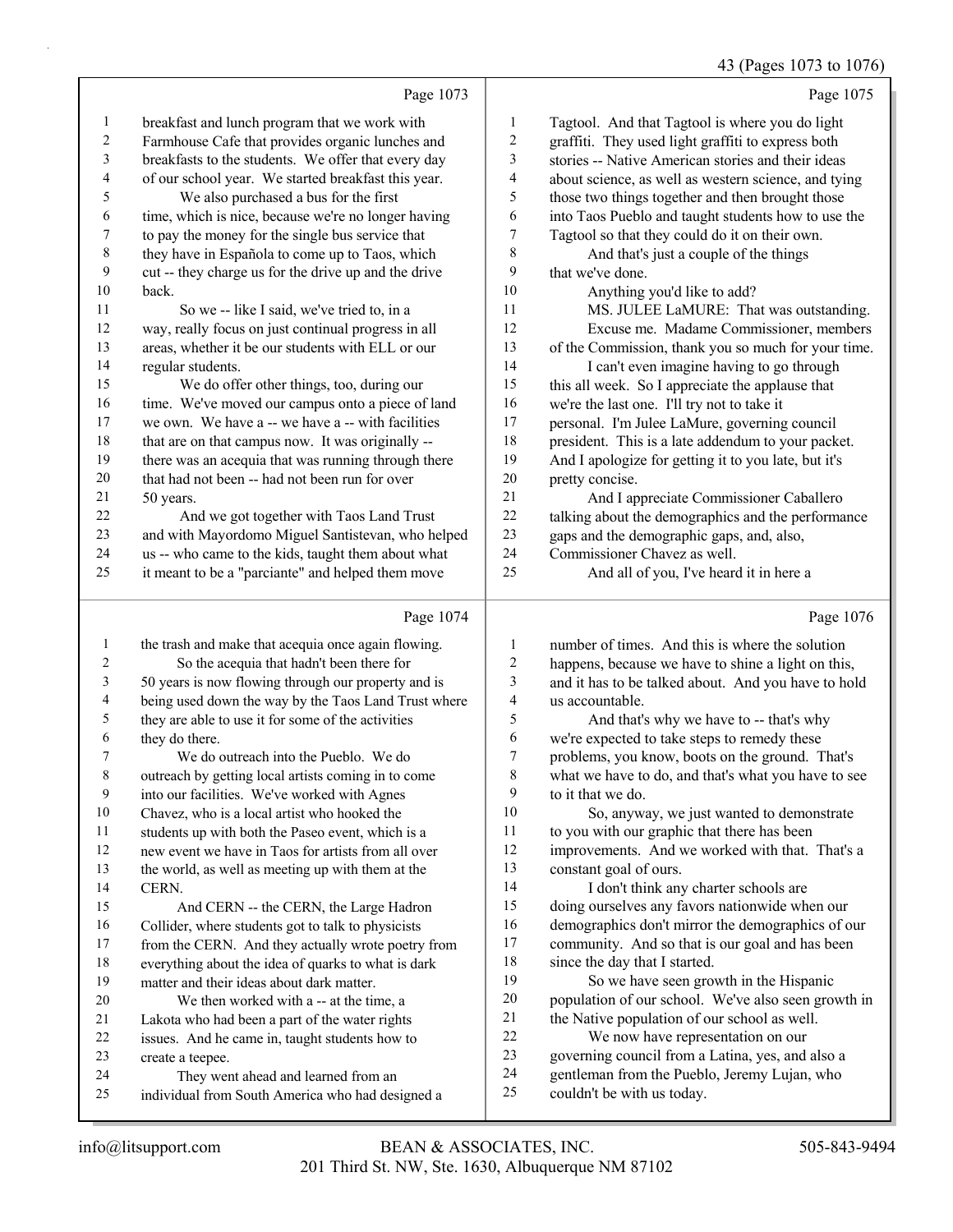Page 1073

breakfast and lunch program that we work with Farmhouse Cafe that provides organic lunches and breakfasts to the students. We offer that every day of our school year. We started breakfast this year.

We also purchased a bus for the first time, which is nice, because we're no longer having to pay the money for the single bus service that they have in Española to come up to Taos, which cut -- they charge us for the drive up and the drive back.

So we -- like I said, we've tried to, in a way, really focus on just continual progress in all areas, whether it be our students with ELL or our regular students.

We do offer other things, too, during our time. We've moved our campus onto a piece of land we own. We have a -- we have a -- with facilities that are on that campus now. It was originally -- there was an acequia that was running through there that had not been -- had not been run for over 50 years.

And we got together with Taos Land Trust and with Mayordomo Miguel Santistevan, who helped us -- who came to the kids, taught them about what it meant to be a "parciante" and helped them move

Page 1074

the trash and make that acequia once again flowing.

So the acequia that hadn't been there for 50 years is now flowing through our property and is being used down the way by the Taos Land Trust where they are able to use it for some of the activities they do there.

We do outreach into the Pueblo. We do outreach by getting local artists coming in to come into our facilities. We've worked with Agnes Chavez, who is a local artist who hooked the students up with both the Paseo event, which is a new event we have in Taos for artists from all over the world, as well as meeting up with them at the CERN.

And CERN -- the CERN, the Large Hadron Collider, where students got to talk to physicists from the CERN. And they actually wrote poetry from everything about the idea of quarks to what is dark matter and their ideas about dark matter.

We then worked with a -- at the time, a Lakota who had been a part of the water rights issues. And he came in, taught students how to create a teepee.

They went ahead and learned from an individual from South America who had designed a

Page 1075

Tagtool. And that Tagtool is where you do light graffiti. They used light graffiti to express both stories -- Native American stories and their ideas about science, as well as western science, and tying those two things together and then brought those into Taos Pueblo and taught students how to use the Tagtool so that they could do it on their own.

And that's just a couple of the things that we've done.

Anything you'd like to add?

MS. JULEE LaMURE: That was outstanding. Excuse me. Madame Commissioner, members of the Commission, thank you so much for your time.

I can't even imagine having to go through this all week. So I appreciate the applause that we're the last one. I'll try not to take it personal. I'm Julee LaMure, governing council president. This is a late addendum to your packet. And I apologize for getting it to you late, but it's pretty concise.

And I appreciate Commissioner Caballero talking about the demographics and the performance gaps and the demographic gaps, and, also, Commissioner Chavez as well.

And all of you, I've heard it in here a

Page 1076

number of times. And this is where the solution happens, because we have to shine a light on this, and it has to be talked about. And you have to hold us accountable.

And that's why we have to -- that's why we're expected to take steps to remedy these problems, you know, boots on the ground. That's what we have to do, and that's what you have to see to it that we do.

So, anyway, we just wanted to demonstrate to you with our graphic that there has been improvements. And we worked with that. That's a constant goal of ours.

I don't think any charter schools are doing ourselves any favors nationwide when our demographics don't mirror the demographics of our community. And so that is our goal and has been since the day that I started.

So we have seen growth in the Hispanic population of our school. We've also seen growth in the Native population of our school as well.

We now have representation on our governing council from a Latina, yes, and also a gentleman from the Pueblo, Jeremy Lujan, who couldn't be with us today.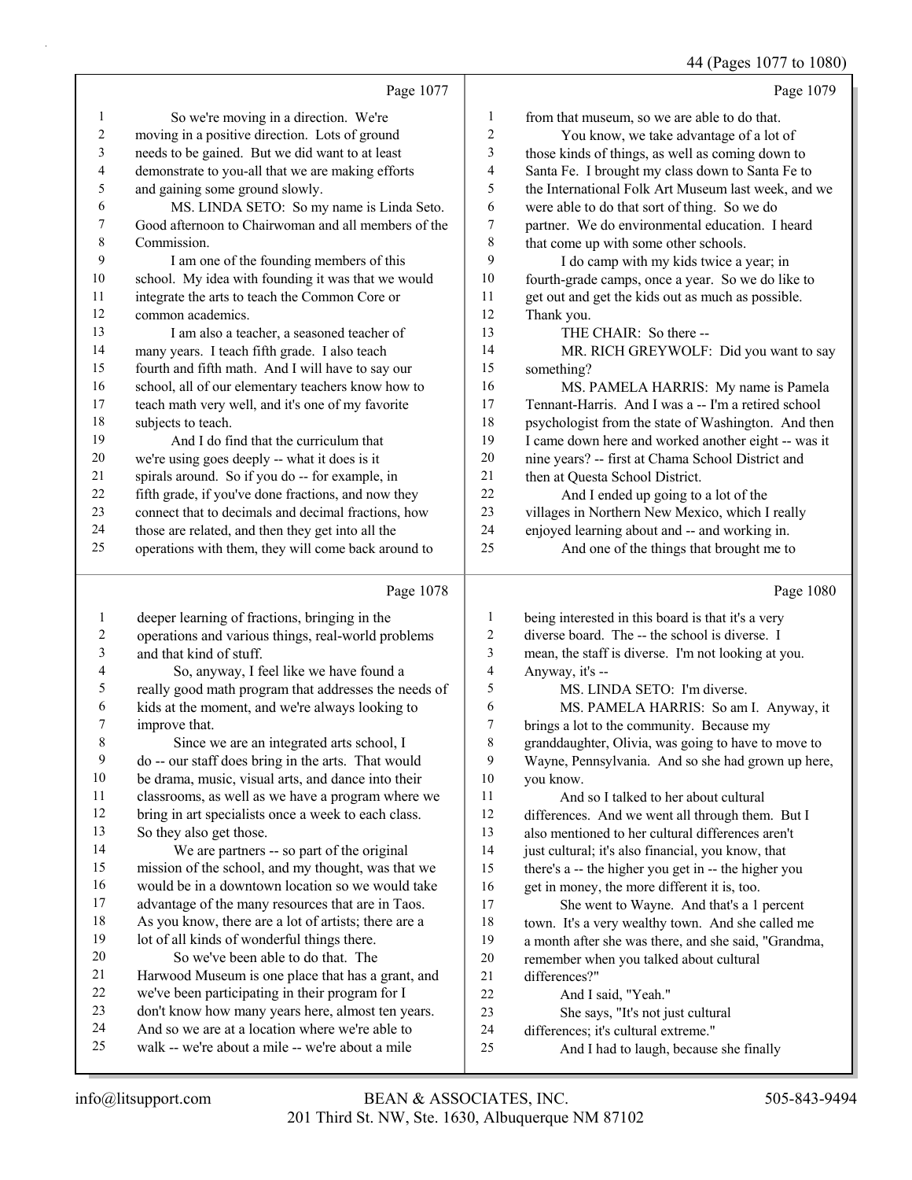Page 1077

So we're moving in a direction. We're moving in a positive direction. Lots of ground needs to be gained. But we did want to at least demonstrate to you-all that we are making efforts and gaining some ground slowly.

MS. LINDA SETO: So my name is Linda Seto. Good afternoon to Chairwoman and all members of the Commission.

I am one of the founding members of this school. My idea with founding it was that we would integrate the arts to teach the Common Core or common academics.

I am also a teacher, a seasoned teacher of many years. I teach fifth grade. I also teach fourth and fifth math. And I will have to say our school, all of our elementary teachers know how to teach math very well, and it's one of my favorite subjects to teach.

And I do find that the curriculum that we're using goes deeply -- what it does is it spirals around. So if you do -- for example, in fifth grade, if you've done fractions, and now they connect that to decimals and decimal fractions, how those are related, and then they get into all the operations with them, they will come back around to

Page 1078

deeper learning of fractions, bringing in the operations and various things, real-world problems and that kind of stuff.

So, anyway, I feel like we have found a really good math program that addresses the needs of kids at the moment, and we're always looking to improve that.

Since we are an integrated arts school, I do -- our staff does bring in the arts. That would be drama, music, visual arts, and dance into their classrooms, as well as we have a program where we bring in art specialists once a week to each class. So they also get those.

We are partners -- so part of the original mission of the school, and my thought, was that we would be in a downtown location so we would take advantage of the many resources that are in Taos. As you know, there are a lot of artists; there are a lot of all kinds of wonderful things there.

So we've been able to do that. The Harwood Museum is one place that has a grant, and we've been participating in their program for I don't know how many years here, almost ten years. And so we are at a location where we're able to walk -- we're about a mile -- we're about a mile

Page 1079

from that museum, so we are able to do that.

You know, we take advantage of a lot of those kinds of things, as well as coming down to Santa Fe. I brought my class down to Santa Fe to the International Folk Art Museum last week, and we were able to do that sort of thing. So we do partner. We do environmental education. I heard that come up with some other schools.

I do camp with my kids twice a year; in fourth-grade camps, once a year. So we do like to get out and get the kids out as much as possible. Thank you.

THE CHAIR: So there --

MR. RICH GREYWOLF: Did you want to say something?

MS. PAMELA HARRIS: My name is Pamela Tennant-Harris. And I was a -- I'm a retired school psychologist from the state of Washington. And then I came down here and worked another eight -- was it nine years? -- first at Chama School District and then at Questa School District.

And I ended up going to a lot of the villages in Northern New Mexico, which I really enjoyed learning about and -- and working in.

And one of the things that brought me to

Page 1080

being interested in this board is that it's a very diverse board. The -- the school is diverse. I mean, the staff is diverse. I'm not looking at you. Anyway, it's --

MS. LINDA SETO: I'm diverse.

MS. PAMELA HARRIS: So am I. Anyway, it brings a lot to the community. Because my granddaughter, Olivia, was going to have to move to Wayne, Pennsylvania. And so she had grown up here, you know.

And so I talked to her about cultural differences. And we went all through them. But I also mentioned to her cultural differences aren't just cultural; it's also financial, you know, that there's a -- the higher you get in -- the higher you get in money, the more different it is, too.

She went to Wayne. And that's a 1 percent town. It's a very wealthy town. And she called me a month after she was there, and she said, "Grandma, remember when you talked about cultural differences?"

And I said, "Yeah."

She says, "It's not just cultural differences; it's cultural extreme."

And I had to laugh, because she finally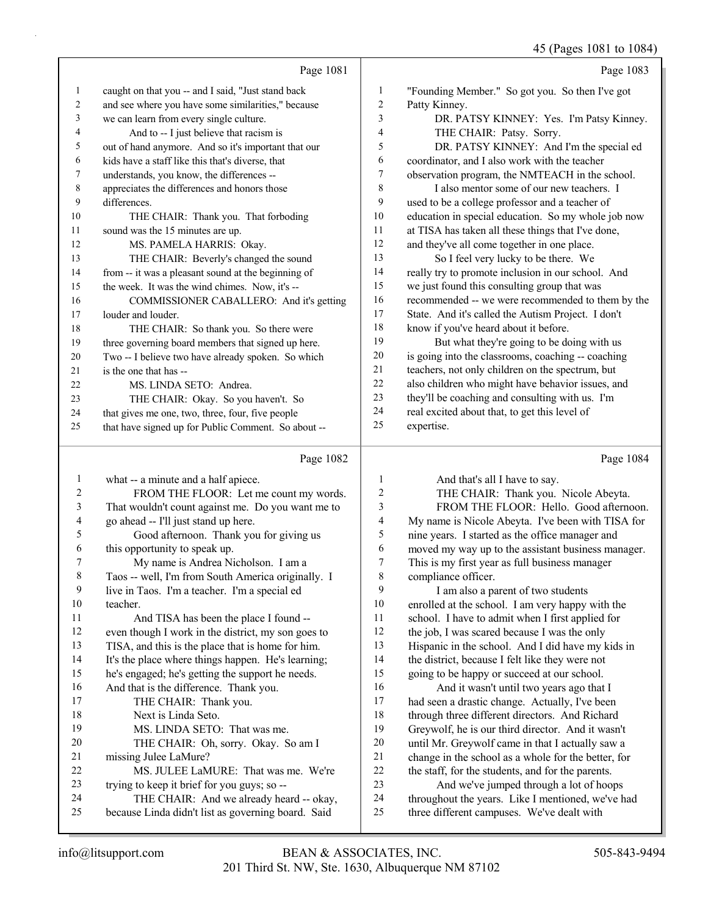Page 1081

1 caught on that you -- and I said, "Just stand back
2 and see where you have some similarities," because
3 we can learn from every single culture.
4 And to -- I just believe that racism is
5 out of hand anymore. And so it's important that our
6 kids have a staff like this that's diverse, that
7 understands, you know, the differences --
8 appreciates the differences and honors those
9 differences.
10 THE CHAIR: Thank you. That forboding
11 sound was the 15 minutes are up.
12 MS. PAMELA HARRIS: Okay.
13 THE CHAIR: Beverly's changed the sound
14 from -- it was a pleasant sound at the beginning of
15 the week. It was the wind chimes. Now, it's --
16 COMMISSIONER CABALLERO: And it's getting
17 louder and louder.
18 THE CHAIR: So thank you. So there were
19 three governing board members that signed up here.
20 Two -- I believe two have already spoken. So which
21 is the one that has --
22 MS. LINDA SETO: Andrea.
23 THE CHAIR: Okay. So you haven't. So
24 that gives me one, two, three, four, five people
25 that have signed up for Public Comment. So about --

Page 1082

1 what -- a minute and a half apiece.
2 FROM THE FLOOR: Let me count my words.
3 That wouldn't count against me. Do you want me to
4 go ahead -- I'll just stand up here.
5 Good afternoon. Thank you for giving us
6 this opportunity to speak up.
7 My name is Andrea Nicholson. I am a
8 Taos -- well, I'm from South America originally. I
9 live in Taos. I'm a teacher. I'm a special ed
10 teacher.
11 And TISA has been the place I found --
12 even though I work in the district, my son goes to
13 TISA, and this is the place that is home for him.
14 It's the place where things happen. He's learning;
15 he's engaged; he's getting the support he needs.
16 And that is the difference. Thank you.
17 THE CHAIR: Thank you.
18 Next is Linda Seto.
19 MS. LINDA SETO: That was me.
20 THE CHAIR: Oh, sorry. Okay. So am I
21 missing Julee LaMure?
22 MS. JULEE LaMURE: That was me. We're
23 trying to keep it brief for you guys; so --
24 THE CHAIR: And we already heard -- okay,
25 because Linda didn't list as governing board. Said

Page 1083

1 "Founding Member." So got you. So then I've got
2 Patty Kinney.
3 DR. PATSY KINNEY: Yes. I'm Patsy Kinney.
4 THE CHAIR: Patsy. Sorry.
5 DR. PATSY KINNEY: And I'm the special ed
6 coordinator, and I also work with the teacher
7 observation program, the NMTEACH in the school.
8 I also mentor some of our new teachers. I
9 used to be a college professor and a teacher of
10 education in special education. So my whole job now
11 at TISA has taken all these things that I've done,
12 and they've all come together in one place.
13 So I feel very lucky to be there. We
14 really try to promote inclusion in our school. And
15 we just found this consulting group that was
16 recommended -- we were recommended to them by the
17 State. And it's called the Autism Project. I don't
18 know if you've heard about it before.
19 But what they're going to be doing with us
20 is going into the classrooms, coaching -- coaching
21 teachers, not only children on the spectrum, but
22 also children who might have behavior issues, and
23 they'll be coaching and consulting with us. I'm
24 real excited about that, to get this level of
25 expertise.

Page 1084

1 And that's all I have to say.
2 THE CHAIR: Thank you. Nicole Abeyta.
3 FROM THE FLOOR: Hello. Good afternoon.
4 My name is Nicole Abeyta. I've been with TISA for
5 nine years. I started as the office manager and
6 moved my way up to the assistant business manager.
7 This is my first year as full business manager
8 compliance officer.
9 I am also a parent of two students
10 enrolled at the school. I am very happy with the
11 school. I have to admit when I first applied for
12 the job, I was scared because I was the only
13 Hispanic in the school. And I did have my kids in
14 the district, because I felt like they were not
15 going to be happy or succeed at our school.
16 And it wasn't until two years ago that I
17 had seen a drastic change. Actually, I've been
18 through three different directors. And Richard
19 Greywolf, he is our third director. And it wasn't
20 until Mr. Greywolf came in that I actually saw a
21 change in the school as a whole for the better, for
22 the staff, for the students, and for the parents.
23 And we've jumped through a lot of hoops
24 throughout the years. Like I mentioned, we've had
25 three different campuses. We've dealt with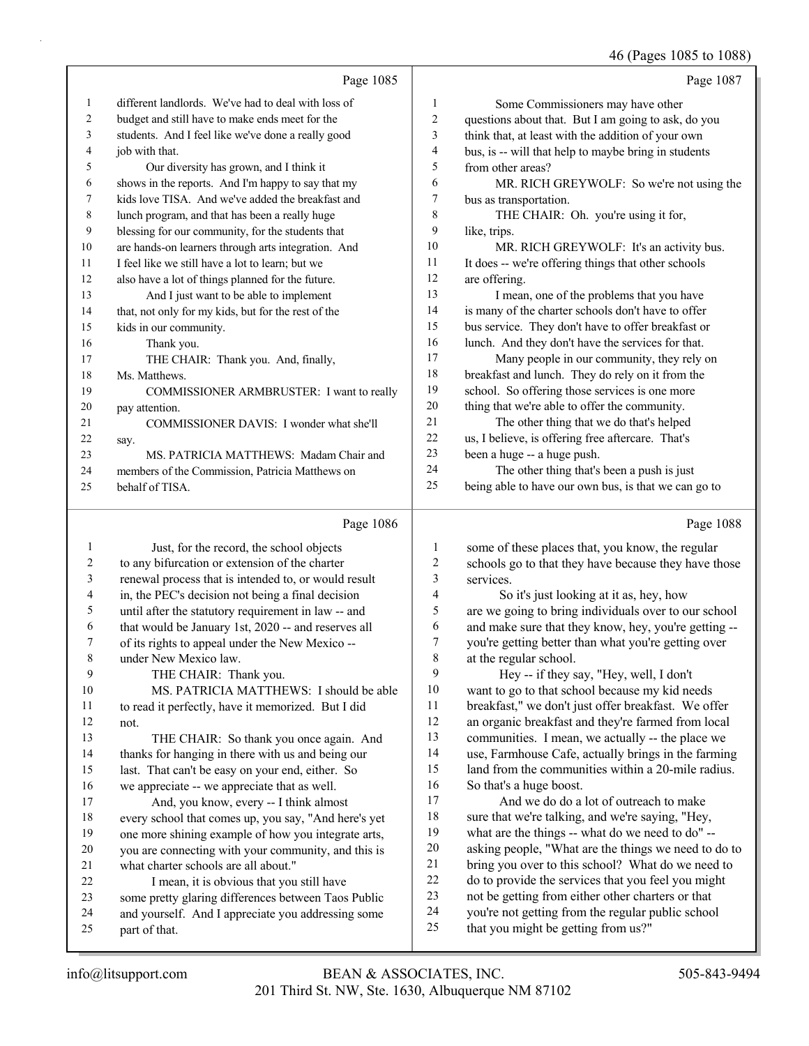Page 1085

different landlords. We've had to deal with loss of budget and still have to make ends meet for the students. And I feel like we've done a really good job with that.

Our diversity has grown, and I think it shows in the reports. And I'm happy to say that my kids love TISA. And we've added the breakfast and lunch program, and that has been a really huge blessing for our community, for the students that are hands-on learners through arts integration. And I feel like we still have a lot to learn; but we also have a lot of things planned for the future.

And I just want to be able to implement that, not only for my kids, but for the rest of the kids in our community.

Thank you.

THE CHAIR: Thank you. And, finally, Ms. Matthews.

COMMISSIONER ARMBRUSTER: I want to really pay attention.

COMMISSIONER DAVIS: I wonder what she'll say.

MS. PATRICIA MATTHEWS: Madam Chair and members of the Commission, Patricia Matthews on behalf of TISA.

Page 1086

Just, for the record, the school objects to any bifurcation or extension of the charter renewal process that is intended to, or would result in, the PEC's decision not being a final decision until after the statutory requirement in law -- and that would be January 1st, 2020 -- and reserves all of its rights to appeal under the New Mexico -- under New Mexico law.

THE CHAIR: Thank you.

MS. PATRICIA MATTHEWS: I should be able to read it perfectly, have it memorized. But I did not.

THE CHAIR: So thank you once again. And thanks for hanging in there with us and being our last. That can't be easy on your end, either. So we appreciate -- we appreciate that as well.

And, you know, every -- I think almost every school that comes up, you say, "And here's yet one more shining example of how you integrate arts, you are connecting with your community, and this is what charter schools are all about."

I mean, it is obvious that you still have some pretty glaring differences between Taos Public and yourself. And I appreciate you addressing some part of that.

Page 1087

Some Commissioners may have other questions about that. But I am going to ask, do you think that, at least with the addition of your own bus, is -- will that help to maybe bring in students from other areas?

MR. RICH GREYWOLF: So we're not using the bus as transportation.

THE CHAIR: Oh. you're using it for, like, trips.

MR. RICH GREYWOLF: It's an activity bus. It does -- we're offering things that other schools are offering.

I mean, one of the problems that you have is many of the charter schools don't have to offer bus service. They don't have to offer breakfast or lunch. And they don't have the services for that.

Many people in our community, they rely on breakfast and lunch. They do rely on it from the school. So offering those services is one more thing that we're able to offer the community.

The other thing that we do that's helped us, I believe, is offering free aftercare. That's been a huge -- a huge push.

The other thing that's been a push is just being able to have our own bus, is that we can go to

Page 1088

some of these places that, you know, the regular schools go to that they have because they have those services.

So it's just looking at it as, hey, how are we going to bring individuals over to our school and make sure that they know, hey, you're getting -- you're getting better than what you're getting over at the regular school.

Hey -- if they say, "Hey, well, I don't want to go to that school because my kid needs breakfast," we don't just offer breakfast. We offer an organic breakfast and they're farmed from local communities. I mean, we actually -- the place we use, Farmhouse Cafe, actually brings in the farming land from the communities within a 20-mile radius. So that's a huge boost.

And we do do a lot of outreach to make sure that we're talking, and we're saying, "Hey, what are the things -- what do we need to do" -- asking people, "What are the things we need to do to bring you over to this school? What do we need to do to provide the services that you feel you might not be getting from either other charters or that you're not getting from the regular public school that you might be getting from us?"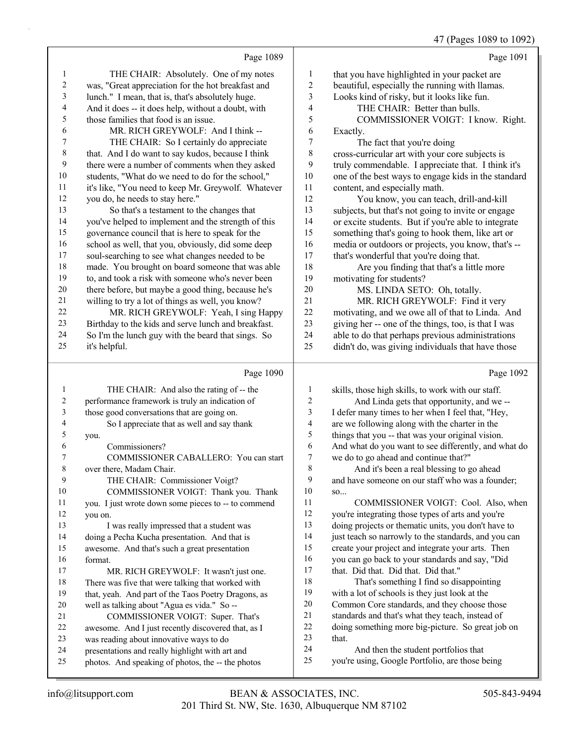Page 1089

1 THE CHAIR: Absolutely. One of my notes
2 was, "Great appreciation for the hot breakfast and
3 lunch." I mean, that is, that's absolutely huge.
4 And it does -- it does help, without a doubt, with
5 those families that food is an issue.
6 MR. RICH GREYWOLF: And I think --
7 THE CHAIR: So I certainly do appreciate
8 that. And I do want to say kudos, because I think
9 there were a number of comments when they asked
10 students, "What do we need to do for the school,"
11 it's like, "You need to keep Mr. Greywolf. Whatever
12 you do, he needs to stay here."
13 So that's a testament to the changes that
14 you've helped to implement and the strength of this
15 governance council that is here to speak for the
16 school as well, that you, obviously, did some deep
17 soul-searching to see what changes needed to be
18 made. You brought on board someone that was able
19 to, and took a risk with someone who's never been
20 there before, but maybe a good thing, because he's
21 willing to try a lot of things as well, you know?
22 MR. RICH GREYWOLF: Yeah, I sing Happy
23 Birthday to the kids and serve lunch and breakfast.
24 So I'm the lunch guy with the beard that sings. So
25 it's helpful.

Page 1090

1 THE CHAIR: And also the rating of -- the
2 performance framework is truly an indication of
3 those good conversations that are going on.
4 So I appreciate that as well and say thank
5 you.
6 Commissioners?
7 COMMISSIONER CABALLERO: You can start
8 over there, Madam Chair.
9 THE CHAIR: Commissioner Voigt?
10 COMMISSIONER VOIGT: Thank you. Thank
11 you. I just wrote down some pieces to -- to commend
12 you on.
13 I was really impressed that a student was
14 doing a Pecha Kucha presentation. And that is
15 awesome. And that's such a great presentation
16 format.
17 MR. RICH GREYWOLF: It wasn't just one.
18 There was five that were talking that worked with
19 that, yeah. And part of the Taos Poetry Dragons, as
20 well as talking about "Agua es vida." So --
21 COMMISSIONER VOIGT: Super. That's
22 awesome. And I just recently discovered that, as I
23 was reading about innovative ways to do
24 presentations and really highlight with art and
25 photos. And speaking of photos, the -- the photos

Page 1091

1 that you have highlighted in your packet are
2 beautiful, especially the running with llamas.
3 Looks kind of risky, but it looks like fun.
4 THE CHAIR: Better than bulls.
5 COMMISSIONER VOIGT: I know. Right.
6 Exactly.
7 The fact that you're doing
8 cross-curricular art with your core subjects is
9 truly commendable. I appreciate that. I think it's
10 one of the best ways to engage kids in the standard
11 content, and especially math.
12 You know, you can teach, drill-and-kill
13 subjects, but that's not going to invite or engage
14 or excite students. But if you're able to integrate
15 something that's going to hook them, like art or
16 media or outdoors or projects, you know, that's --
17 that's wonderful that you're doing that.
18 Are you finding that that's a little more
19 motivating for students?
20 MS. LINDA SETO: Oh, totally.
21 MR. RICH GREYWOLF: Find it very
22 motivating, and we owe all of that to Linda. And
23 giving her -- one of the things, too, is that I was
24 able to do that perhaps previous administrations
25 didn't do, was giving individuals that have those

Page 1092

1 skills, those high skills, to work with our staff.
2 And Linda gets that opportunity, and we --
3 I defer many times to her when I feel that, "Hey,
4 are we following along with the charter in the
5 things that you -- that was your original vision.
6 And what do you want to see differently, and what do
7 we do to go ahead and continue that?"
8 And it's been a real blessing to go ahead
9 and have someone on our staff who was a founder;
10 so...
11 COMMISSIONER VOIGT: Cool. Also, when
12 you're integrating those types of arts and you're
13 doing projects or thematic units, you don't have to
14 just teach so narrowly to the standards, and you can
15 create your project and integrate your arts. Then
16 you can go back to your standards and say, "Did
17 that. Did that. Did that. Did that."
18 That's something I find so disappointing
19 with a lot of schools is they just look at the
20 Common Core standards, and they choose those
21 standards and that's what they teach, instead of
22 doing something more big-picture. So great job on
23 that.
24 And then the student portfolios that
25 you're using, Google Portfolio, are those being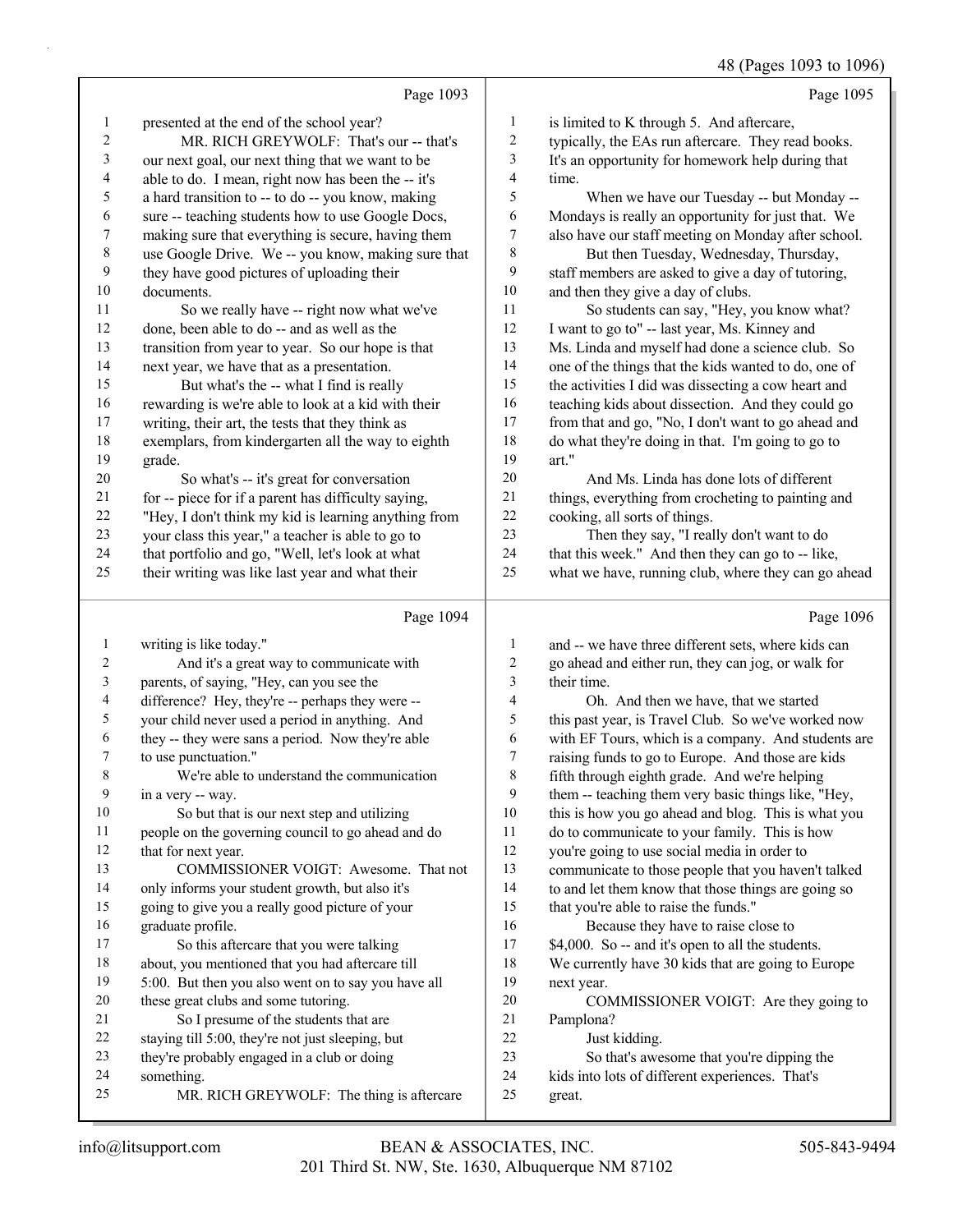Page 1093

1 presented at the end of the school year?
2 MR. RICH GREYWOLF: That's our -- that's
3 our next goal, our next thing that we want to be
4 able to do. I mean, right now has been the -- it's
5 a hard transition to -- to do -- you know, making
6 sure -- teaching students how to use Google Docs,
7 making sure that everything is secure, having them
8 use Google Drive. We -- you know, making sure that
9 they have good pictures of uploading their
10 documents.
11 So we really have -- right now what we've
12 done, been able to do -- and as well as the
13 transition from year to year. So our hope is that
14 next year, we have that as a presentation.
15 But what's the -- what I find is really
16 rewarding is we're able to look at a kid with their
17 writing, their art, the tests that they think as
18 exemplars, from kindergarten all the way to eighth
19 grade.
20 So what's -- it's great for conversation
21 for -- piece for if a parent has difficulty saying,
22 "Hey, I don't think my kid is learning anything from
23 your class this year," a teacher is able to go to
24 that portfolio and go, "Well, let's look at what
25 their writing was like last year and what their

Page 1094

1 writing is like today."
2 And it's a great way to communicate with
3 parents, of saying, "Hey, can you see the
4 difference? Hey, they're -- perhaps they were --
5 your child never used a period in anything. And
6 they -- they were sans a period. Now they're able
7 to use punctuation."
8 We're able to understand the communication
9 in a very -- way.
10 So but that is our next step and utilizing
11 people on the governing council to go ahead and do
12 that for next year.
13 COMMISSIONER VOIGT: Awesome. That not
14 only informs your student growth, but also it's
15 going to give you a really good picture of your
16 graduate profile.
17 So this aftercare that you were talking
18 about, you mentioned that you had aftercare till
19 5:00. But then you also went on to say you have all
20 these great clubs and some tutoring.
21 So I presume of the students that are
22 staying till 5:00, they're not just sleeping, but
23 they're probably engaged in a club or doing
24 something.
25 MR. RICH GREYWOLF: The thing is aftercare

Page 1095

1 is limited to K through 5. And aftercare,
2 typically, the EAs run aftercare. They read books.
3 It's an opportunity for homework help during that
4 time.
5 When we have our Tuesday -- but Monday --
6 Mondays is really an opportunity for just that. We
7 also have our staff meeting on Monday after school.
8 But then Tuesday, Wednesday, Thursday,
9 staff members are asked to give a day of tutoring,
10 and then they give a day of clubs.
11 So students can say, "Hey, you know what?
12 I want to go to" -- last year, Ms. Kinney and
13 Ms. Linda and myself had done a science club. So
14 one of the things that the kids wanted to do, one of
15 the activities I did was dissecting a cow heart and
16 teaching kids about dissection. And they could go
17 from that and go, "No, I don't want to go ahead and
18 do what they're doing in that. I'm going to go to
19 art."
20 And Ms. Linda has done lots of different
21 things, everything from crocheting to painting and
22 cooking, all sorts of things.
23 Then they say, "I really don't want to do
24 that this week." And then they can go to -- like,
25 what we have, running club, where they can go ahead

Page 1096

1 and -- we have three different sets, where kids can
2 go ahead and either run, they can jog, or walk for
3 their time.
4 Oh. And then we have, that we started
5 this past year, is Travel Club. So we've worked now
6 with EF Tours, which is a company. And students are
7 raising funds to go to Europe. And those are kids
8 fifth through eighth grade. And we're helping
9 them -- teaching them very basic things like, "Hey,
10 this is how you go ahead and blog. This is what you
11 do to communicate to your family. This is how
12 you're going to use social media in order to
13 communicate to those people that you haven't talked
14 to and let them know that those things are going so
15 that you're able to raise the funds."
16 Because they have to raise close to
17 $4,000. So -- and it's open to all the students.
18 We currently have 30 kids that are going to Europe
19 next year.
20 COMMISSIONER VOIGT: Are they going to
21 Pamplona?
22 Just kidding.
23 So that's awesome that you're dipping the
24 kids into lots of different experiences. That's
25 great.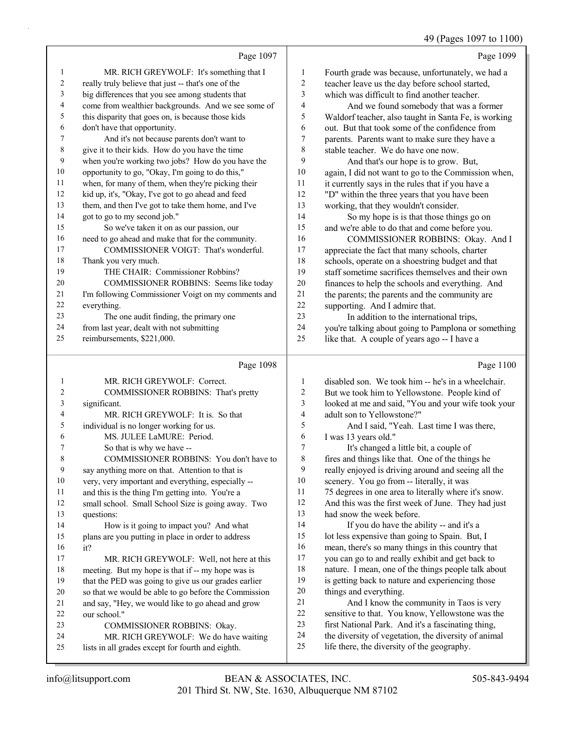Page 1097

MR. RICH GREYWOLF: It's something that I really truly believe that just -- that's one of the big differences that you see among students that come from wealthier backgrounds. And we see some of this disparity that goes on, is because those kids don't have that opportunity.

And it's not because parents don't want to give it to their kids. How do you have the time when you're working two jobs? How do you have the opportunity to go, "Okay, I'm going to do this," when, for many of them, when they're picking their kid up, it's, "Okay, I've got to go ahead and feed them, and then I've got to take them home, and I've got to go to my second job."

So we've taken it on as our passion, our need to go ahead and make that for the community.

COMMISSIONER VOIGT: That's wonderful. Thank you very much.

THE CHAIR: Commissioner Robbins?

COMMISSIONER ROBBINS: Seems like today I'm following Commissioner Voigt on my comments and everything.

The one audit finding, the primary one from last year, dealt with not submitting reimbursements, $221,000.

Page 1098

MR. RICH GREYWOLF: Correct.

COMMISSIONER ROBBINS: That's pretty significant.

MR. RICH GREYWOLF: It is. So that individual is no longer working for us.

MS. JULEE LaMURE: Period.

So that is why we have --

COMMISSIONER ROBBINS: You don't have to say anything more on that. Attention to that is very, very important and everything, especially -- and this is the thing I'm getting into. You're a small school. Small School Size is going away. Two questions:

How is it going to impact you? And what plans are you putting in place in order to address it?

MR. RICH GREYWOLF: Well, not here at this meeting. But my hope is that if -- my hope was is that the PED was going to give us our grades earlier so that we would be able to go before the Commission and say, "Hey, we would like to go ahead and grow our school."

COMMISSIONER ROBBINS: Okay.

MR. RICH GREYWOLF: We do have waiting lists in all grades except for fourth and eighth.

Page 1099

Fourth grade was because, unfortunately, we had a teacher leave us the day before school started, which was difficult to find another teacher.

And we found somebody that was a former Waldorf teacher, also taught in Santa Fe, is working out. But that took some of the confidence from parents. Parents want to make sure they have a stable teacher. We do have one now.

And that's our hope is to grow. But, again, I did not want to go to the Commission when, it currently says in the rules that if you have a "D" within the three years that you have been working, that they wouldn't consider.

So my hope is that those things go on and we're able to do that and come before you.

COMMISSIONER ROBBINS: Okay. And I appreciate the fact that many schools, charter schools, operate on a shoestring budget and that staff sometime sacrifices themselves and their own finances to help the schools and everything. And the parents; the parents and the community are supporting. And I admire that.

In addition to the international trips, you're talking about going to Pamplona or something like that. A couple of years ago -- I have a

Page 1100

disabled son. We took him -- he's in a wheelchair. But we took him to Yellowstone. People kind of looked at me and said, "You and your wife took your adult son to Yellowstone?"

And I said, "Yeah. Last time I was there, I was 13 years old."

It's changed a little bit, a couple of fires and things like that. One of the things he really enjoyed is driving around and seeing all the scenery. You go from -- literally, it was 75 degrees in one area to literally where it's snow. And this was the first week of June. They had just had snow the week before.

If you do have the ability -- and it's a lot less expensive than going to Spain. But, I mean, there's so many things in this country that you can go to and really exhibit and get back to nature. I mean, one of the things people talk about is getting back to nature and experiencing those things and everything.

And I know the community in Taos is very sensitive to that. You know, Yellowstone was the first National Park. And it's a fascinating thing, the diversity of vegetation, the diversity of animal life there, the diversity of the geography.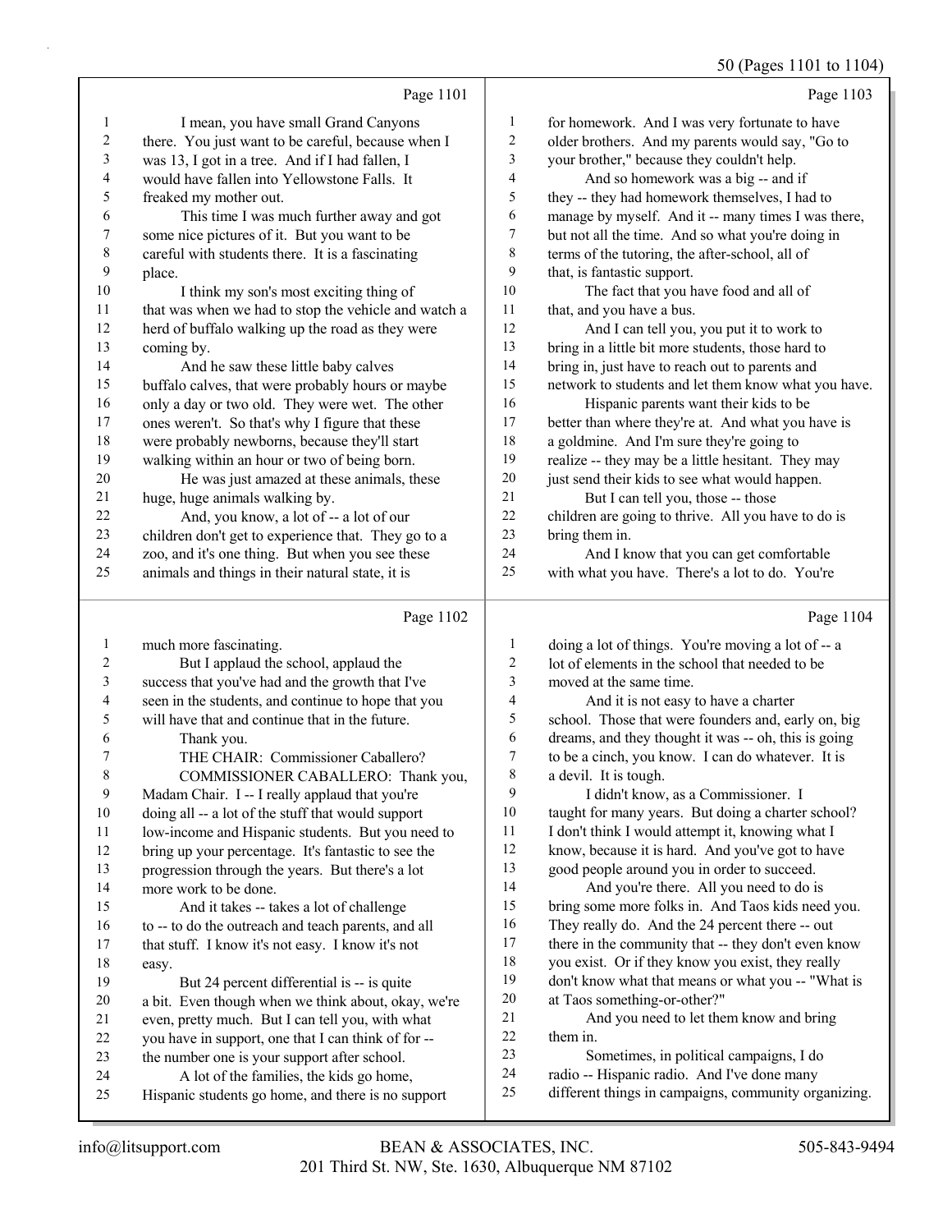Page 1101

1 I mean, you have small Grand Canyons
2 there. You just want to be careful, because when I
3 was 13, I got in a tree. And if I had fallen, I
4 would have fallen into Yellowstone Falls. It
5 freaked my mother out.
6 This time I was much further away and got
7 some nice pictures of it. But you want to be
8 careful with students there. It is a fascinating
9 place.
10 I think my son's most exciting thing of
11 that was when we had to stop the vehicle and watch a
12 herd of buffalo walking up the road as they were
13 coming by.
14 And he saw these little baby calves
15 buffalo calves, that were probably hours or maybe
16 only a day or two old. They were wet. The other
17 ones weren't. So that's why I figure that these
18 were probably newborns, because they'll start
19 walking within an hour or two of being born.
20 He was just amazed at these animals, these
21 huge, huge animals walking by.
22 And, you know, a lot of -- a lot of our
23 children don't get to experience that. They go to a
24 zoo, and it's one thing. But when you see these
25 animals and things in their natural state, it is

Page 1102

1 much more fascinating.
2 But I applaud the school, applaud the
3 success that you've had and the growth that I've
4 seen in the students, and continue to hope that you
5 will have that and continue that in the future.
6 Thank you.
7 THE CHAIR: Commissioner Caballero?
8 COMMISSIONER CABALLERO: Thank you,
9 Madam Chair. I -- I really applaud that you're
10 doing all -- a lot of the stuff that would support
11 low-income and Hispanic students. But you need to
12 bring up your percentage. It's fantastic to see the
13 progression through the years. But there's a lot
14 more work to be done.
15 And it takes -- takes a lot of challenge
16 to -- to do the outreach and teach parents, and all
17 that stuff. I know it's not easy. I know it's not
18 easy.
19 But 24 percent differential is -- is quite
20 a bit. Even though when we think about, okay, we're
21 even, pretty much. But I can tell you, with what
22 you have in support, one that I can think of for --
23 the number one is your support after school.
24 A lot of the families, the kids go home,
25 Hispanic students go home, and there is no support

Page 1103

1 for homework. And I was very fortunate to have
2 older brothers. And my parents would say, "Go to
3 your brother," because they couldn't help.
4 And so homework was a big -- and if
5 they -- they had homework themselves, I had to
6 manage by myself. And it -- many times I was there,
7 but not all the time. And so what you're doing in
8 terms of the tutoring, the after-school, all of
9 that, is fantastic support.
10 The fact that you have food and all of
11 that, and you have a bus.
12 And I can tell you, you put it to work to
13 bring in a little bit more students, those hard to
14 bring in, just have to reach out to parents and
15 network to students and let them know what you have.
16 Hispanic parents want their kids to be
17 better than where they're at. And what you have is
18 a goldmine. And I'm sure they're going to
19 realize -- they may be a little hesitant. They may
20 just send their kids to see what would happen.
21 But I can tell you, those -- those
22 children are going to thrive. All you have to do is
23 bring them in.
24 And I know that you can get comfortable
25 with what you have. There's a lot to do. You're

Page 1104

1 doing a lot of things. You're moving a lot of -- a
2 lot of elements in the school that needed to be
3 moved at the same time.
4 And it is not easy to have a charter
5 school. Those that were founders and, early on, big
6 dreams, and they thought it was -- oh, this is going
7 to be a cinch, you know. I can do whatever. It is
8 a devil. It is tough.
9 I didn't know, as a Commissioner. I
10 taught for many years. But doing a charter school?
11 I don't think I would attempt it, knowing what I
12 know, because it is hard. And you've got to have
13 good people around you in order to succeed.
14 And you're there. All you need to do is
15 bring some more folks in. And Taos kids need you.
16 They really do. And the 24 percent there -- out
17 there in the community that -- they don't even know
18 you exist. Or if they know you exist, they really
19 don't know what that means or what you -- "What is
20 at Taos something-or-other?"
21 And you need to let them know and bring
22 them in.
23 Sometimes, in political campaigns, I do
24 radio -- Hispanic radio. And I've done many
25 different things in campaigns, community organizing.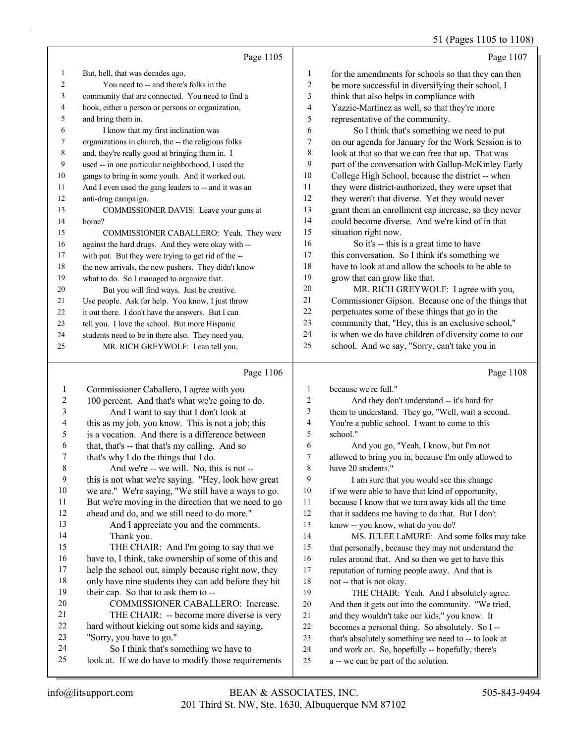Page 1105

1 But, hell, that was decades ago.
2 You need to -- and there's folks in the
3 community that are connected. You need to find a
4 hook, either a person or persons or organization,
5 and bring them in.
6 I know that my first inclination was
7 organizations in church, the -- the religious folks
8 and, they're really good at bringing them in. I
9 used -- in one particular neighborhood, I used the
10 gangs to bring in some youth. And it worked out.
11 And I even used the gang leaders to -- and it was an
12 anti-drug campaign.
13 COMMISSIONER DAVIS: Leave your guns at
14 home?
15 COMMISSIONER CABALLERO: Yeah. They were
16 against the hard drugs. And they were okay with --
17 with pot. But they were trying to get rid of the --
18 the new arrivals, the new pushers. They didn't know
19 what to do. So I managed to organize that.
20 But you will find ways. Just be creative.
21 Use people. Ask for help. You know, I just throw
22 it out there. I don't have the answers. But I can
23 tell you. I love the school. But more Hispanic
24 students need to be in there also. They need you.
25 MR. RICH GREYWOLF: I can tell you,

Page 1106

1 Commissioner Caballero, I agree with you
2 100 percent. And that's what we're going to do.
3 And I want to say that I don't look at
4 this as my job, you know. This is not a job; this
5 is a vocation. And there is a difference between
6 that, that's -- that that's my calling. And so
7 that's why I do the things that I do.
8 And we're -- we will. No, this is not --
9 this is not what we're saying. "Hey, look how great
10 we are." We're saying, "We still have a ways to go.
11 But we're moving in the direction that we need to go
12 ahead and do, and we still need to do more."
13 And I appreciate you and the comments.
14 Thank you.
15 THE CHAIR: And I'm going to say that we
16 have to, I think, take ownership of some of this and
17 help the school out, simply because right now, they
18 only have nine students they can add before they hit
19 their cap. So that to ask them to --
20 COMMISSIONER CABALLERO: Increase.
21 THE CHAIR: -- become more diverse is very
22 hard without kicking out some kids and saying,
23 "Sorry, you have to go."
24 So I think that's something we have to
25 look at. If we do have to modify those requirements

Page 1107

1 for the amendments for schools so that they can then
2 be more successful in diversifying their school, I
3 think that also helps in compliance with
4 Yazzie-Martinez as well, so that they're more
5 representative of the community.
6 So I think that's something we need to put
7 on our agenda for January for the Work Session is to
8 look at that so that we can free that up. That was
9 part of the conversation with Gallup-McKinley Early
10 College High School, because the district -- when
11 they were district-authorized, they were upset that
12 they weren't that diverse. Yet they would never
13 grant them an enrollment cap increase, so they never
14 could become diverse. And we're kind of in that
15 situation right now.
16 So it's -- this is a great time to have
17 this conversation. So I think it's something we
18 have to look at and allow the schools to be able to
19 grow that can grow like that.
20 MR. RICH GREYWOLF: I agree with you,
21 Commissioner Gipson. Because one of the things that
22 perpetuates some of these things that go in the
23 community that, "Hey, this is an exclusive school,"
24 is when we do have children of diversity come to our
25 school. And we say, "Sorry, can't take you in

Page 1108

1 because we're full."
2 And they don't understand -- it's hard for
3 them to understand. They go, "Well, wait a second.
4 You're a public school. I want to come to this
5 school."
6 And you go, "Yeah, I know, but I'm not
7 allowed to bring you in, because I'm only allowed to
8 have 20 students."
9 I am sure that you would see this change
10 if we were able to have that kind of opportunity,
11 because I know that we turn away kids all the time
12 that it saddens me having to do that. But I don't
13 know -- you know, what do you do?
14 MS. JULEE LaMURE: And some folks may take
15 that personally, because they may not understand the
16 rules around that. And so then we get to have this
17 reputation of turning people away. And that is
18 not -- that is not okay.
19 THE CHAIR: Yeah. And I absolutely agree.
20 And then it gets out into the community. "We tried,
21 and they wouldn't take our kids," you know. It
22 becomes a personal thing. So absolutely. So I --
23 that's absolutely something we need to -- to look at
24 and work on. So, hopefully -- hopefully, there's
25 a -- we can be part of the solution.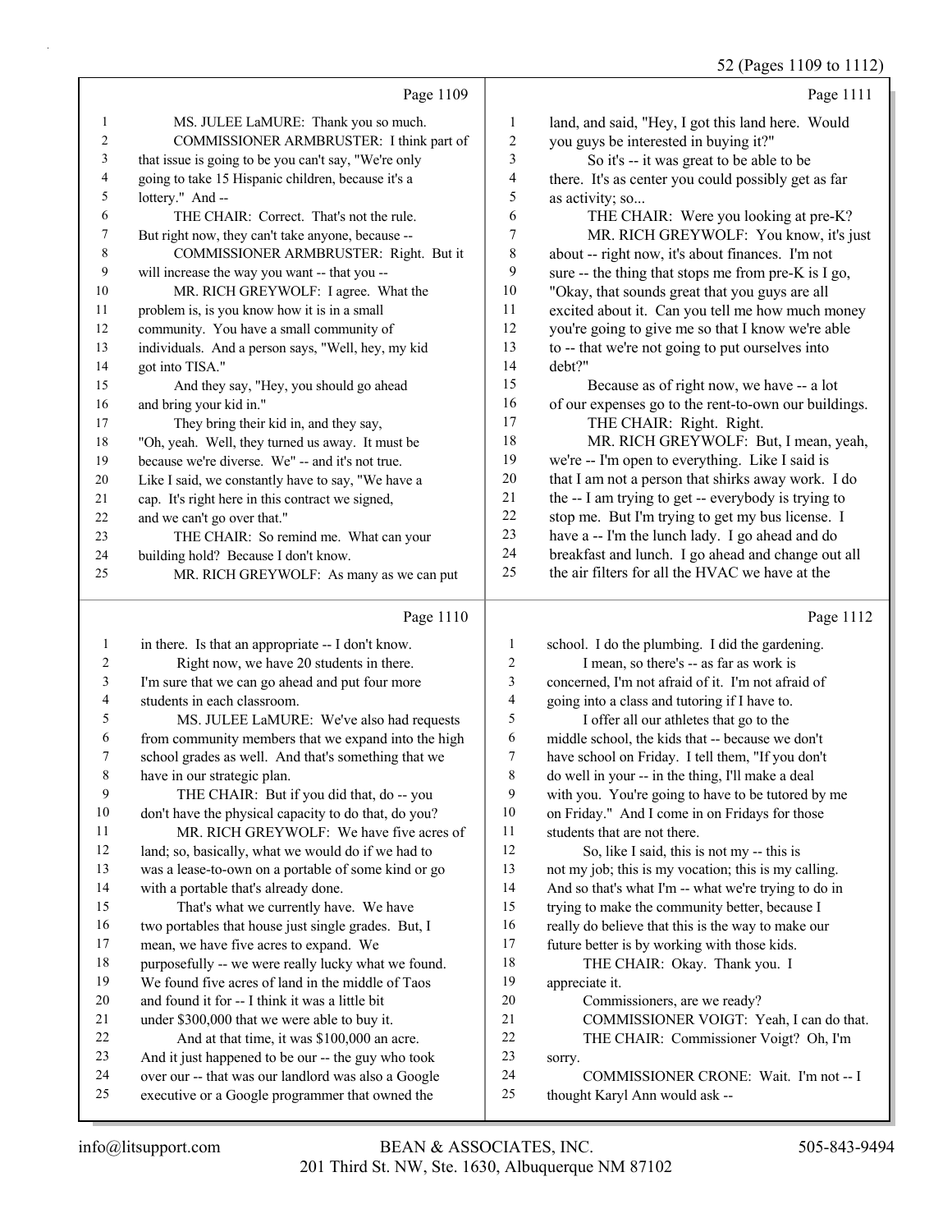Page 1109

1 MS. JULEE LaMURE: Thank you so much.
2 COMMISSIONER ARMBRUSTER: I think part of
3 that issue is going to be you can't say, "We're only
4 going to take 15 Hispanic children, because it's a
5 lottery." And --
6 THE CHAIR: Correct. That's not the rule.
7 But right now, they can't take anyone, because --
8 COMMISSIONER ARMBRUSTER: Right. But it
9 will increase the way you want -- that you --
10 MR. RICH GREYWOLF: I agree. What the
11 problem is, is you know how it is in a small
12 community. You have a small community of
13 individuals. And a person says, "Well, hey, my kid
14 got into TISA."
15 And they say, "Hey, you should go ahead
16 and bring your kid in."
17 They bring their kid in, and they say,
18 "Oh, yeah. Well, they turned us away. It must be
19 because we're diverse. We" -- and it's not true.
20 Like I said, we constantly have to say, "We have a
21 cap. It's right here in this contract we signed,
22 and we can't go over that."
23 THE CHAIR: So remind me. What can your
24 building hold? Because I don't know.
25 MR. RICH GREYWOLF: As many as we can put

Page 1110

1 in there. Is that an appropriate -- I don't know.
2 Right now, we have 20 students in there.
3 I'm sure that we can go ahead and put four more
4 students in each classroom.
5 MS. JULEE LaMURE: We've also had requests
6 from community members that we expand into the high
7 school grades as well. And that's something that we
8 have in our strategic plan.
9 THE CHAIR: But if you did that, do -- you
10 don't have the physical capacity to do that, do you?
11 MR. RICH GREYWOLF: We have five acres of
12 land; so, basically, what we would do if we had to
13 was a lease-to-own on a portable of some kind or go
14 with a portable that's already done.
15 That's what we currently have. We have
16 two portables that house just single grades. But, I
17 mean, we have five acres to expand. We
18 purposefully -- we were really lucky what we found.
19 We found five acres of land in the middle of Taos
20 and found it for -- I think it was a little bit
21 under $300,000 that we were able to buy it.
22 And at that time, it was $100,000 an acre.
23 And it just happened to be our -- the guy who took
24 over our -- that was our landlord was also a Google
25 executive or a Google programmer that owned the

Page 1111

1 land, and said, "Hey, I got this land here. Would
2 you guys be interested in buying it?"
3 So it's -- it was great to be able to be
4 there. It's as center you could possibly get as far
5 as activity; so...
6 THE CHAIR: Were you looking at pre-K?
7 MR. RICH GREYWOLF: You know, it's just
8 about -- right now, it's about finances. I'm not
9 sure -- the thing that stops me from pre-K is I go,
10 "Okay, that sounds great that you guys are all
11 excited about it. Can you tell me how much money
12 you're going to give me so that I know we're able
13 to -- that we're not going to put ourselves into
14 debt?"
15 Because as of right now, we have -- a lot
16 of our expenses go to the rent-to-own our buildings.
17 THE CHAIR: Right. Right.
18 MR. RICH GREYWOLF: But, I mean, yeah,
19 we're -- I'm open to everything. Like I said is
20 that I am not a person that shirks away work. I do
21 the -- I am trying to get -- everybody is trying to
22 stop me. But I'm trying to get my bus license. I
23 have a -- I'm the lunch lady. I go ahead and do
24 breakfast and lunch. I go ahead and change out all
25 the air filters for all the HVAC we have at the

Page 1112

1 school. I do the plumbing. I did the gardening.
2 I mean, so there's -- as far as work is
3 concerned, I'm not afraid of it. I'm not afraid of
4 going into a class and tutoring if I have to.
5 I offer all our athletes that go to the
6 middle school, the kids that -- because we don't
7 have school on Friday. I tell them, "If you don't
8 do well in your -- in the thing, I'll make a deal
9 with you. You're going to have to be tutored by me
10 on Friday." And I come in on Fridays for those
11 students that are not there.
12 So, like I said, this is not my -- this is
13 not my job; this is my vocation; this is my calling.
14 And so that's what I'm -- what we're trying to do in
15 trying to make the community better, because I
16 really do believe that this is the way to make our
17 future better is by working with those kids.
18 THE CHAIR: Okay. Thank you. I
19 appreciate it.
20 Commissioners, are we ready?
21 COMMISSIONER VOIGT: Yeah, I can do that.
22 THE CHAIR: Commissioner Voigt? Oh, I'm
23 sorry.
24 COMMISSIONER CRONE: Wait. I'm not -- I
25 thought Karyl Ann would ask --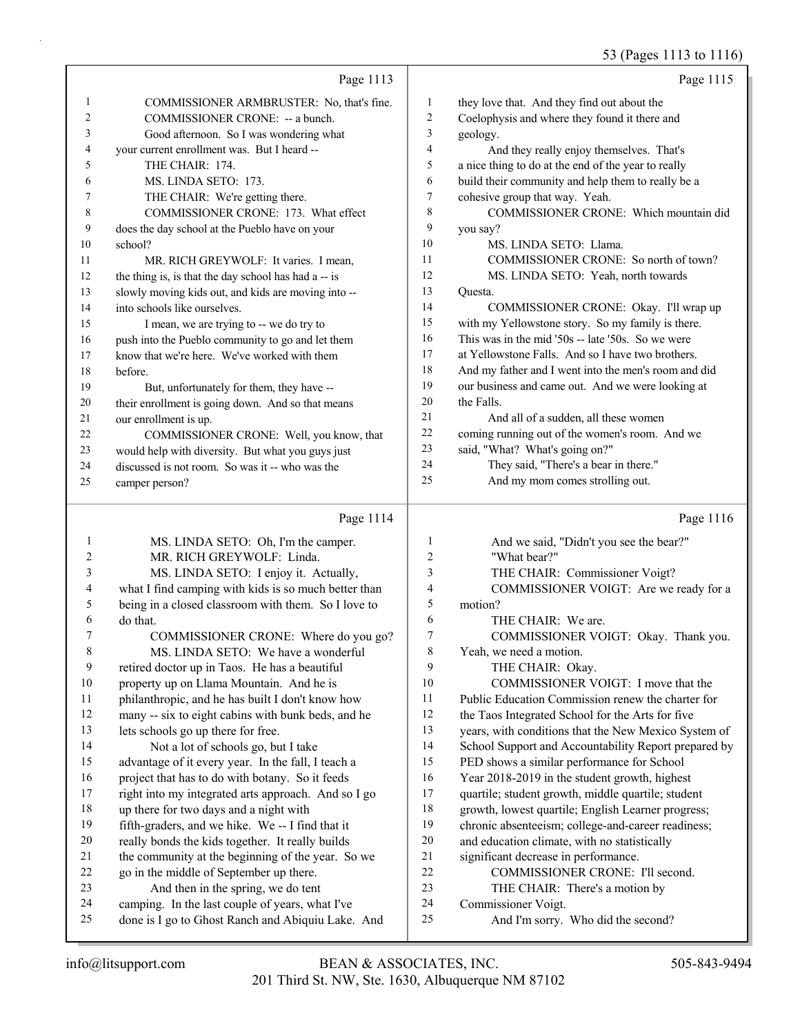Page 1113

1 COMMISSIONER ARMBRUSTER: No, that's fine.
2 COMMISSIONER CRONE: -- a bunch.
3 Good afternoon. So I was wondering what
4 your current enrollment was. But I heard --
5 THE CHAIR: 174.
6 MS. LINDA SETO: 173.
7 THE CHAIR: We're getting there.
8 COMMISSIONER CRONE: 173. What effect
9 does the day school at the Pueblo have on your
10 school?
11 MR. RICH GREYWOLF: It varies. I mean,
12 the thing is, is that the day school has had a -- is
13 slowly moving kids out, and kids are moving into --
14 into schools like ourselves.
15 I mean, we are trying to -- we do try to
16 push into the Pueblo community to go and let them
17 know that we're here. We've worked with them
18 before.
19 But, unfortunately for them, they have --
20 their enrollment is going down. And so that means
21 our enrollment is up.
22 COMMISSIONER CRONE: Well, you know, that
23 would help with diversity. But what you guys just
24 discussed is not room. So was it -- who was the
25 camper person?

Page 1114

1 MS. LINDA SETO: Oh, I'm the camper.
2 MR. RICH GREYWOLF: Linda.
3 MS. LINDA SETO: I enjoy it. Actually,
4 what I find camping with kids is so much better than
5 being in a closed classroom with them. So I love to
6 do that.
7 COMMISSIONER CRONE: Where do you go?
8 MS. LINDA SETO: We have a wonderful
9 retired doctor up in Taos. He has a beautiful
10 property up on Llama Mountain. And he is
11 philanthropic, and he has built I don't know how
12 many -- six to eight cabins with bunk beds, and he
13 lets schools go up there for free.
14 Not a lot of schools go, but I take
15 advantage of it every year. In the fall, I teach a
16 project that has to do with botany. So it feeds
17 right into my integrated arts approach. And so I go
18 up there for two days and a night with
19 fifth-graders, and we hike. We -- I find that it
20 really bonds the kids together. It really builds
21 the community at the beginning of the year. So we
22 go in the middle of September up there.
23 And then in the spring, we do tent
24 camping. In the last couple of years, what I've
25 done is I go to Ghost Ranch and Abiquiu Lake. And

Page 1115

1 they love that. And they find out about the
2 Coelophysis and where they found it there and
3 geology.
4 And they really enjoy themselves. That's
5 a nice thing to do at the end of the year to really
6 build their community and help them to really be a
7 cohesive group that way. Yeah.
8 COMMISSIONER CRONE: Which mountain did
9 you say?
10 MS. LINDA SETO: Llama.
11 COMMISSIONER CRONE: So north of town?
12 MS. LINDA SETO: Yeah, north towards
13 Questa.
14 COMMISSIONER CRONE: Okay. I'll wrap up
15 with my Yellowstone story. So my family is there.
16 This was in the mid '50s -- late '50s. So we were
17 at Yellowstone Falls. And so I have two brothers.
18 And my father and I went into the men's room and did
19 our business and came out. And we were looking at
20 the Falls.
21 And all of a sudden, all these women
22 coming running out of the women's room. And we
23 said, "What? What's going on?"
24 They said, "There's a bear in there."
25 And my mom comes strolling out.

Page 1116

1 And we said, "Didn't you see the bear?"
2 "What bear?"
3 THE CHAIR: Commissioner Voigt?
4 COMMISSIONER VOIGT: Are we ready for a
5 motion?
6 THE CHAIR: We are.
7 COMMISSIONER VOIGT: Okay. Thank you.
8 Yeah, we need a motion.
9 THE CHAIR: Okay.
10 COMMISSIONER VOIGT: I move that the
11 Public Education Commission renew the charter for
12 the Taos Integrated School for the Arts for five
13 years, with conditions that the New Mexico System of
14 School Support and Accountability Report prepared by
15 PED shows a similar performance for School
16 Year 2018-2019 in the student growth, highest
17 quartile; student growth, middle quartile; student
18 growth, lowest quartile; English Learner progress;
19 chronic absenteeism; college-and-career readiness;
20 and education climate, with no statistically
21 significant decrease in performance.
22 COMMISSIONER CRONE: I'll second.
23 THE CHAIR: There's a motion by
24 Commissioner Voigt.
25 And I'm sorry. Who did the second?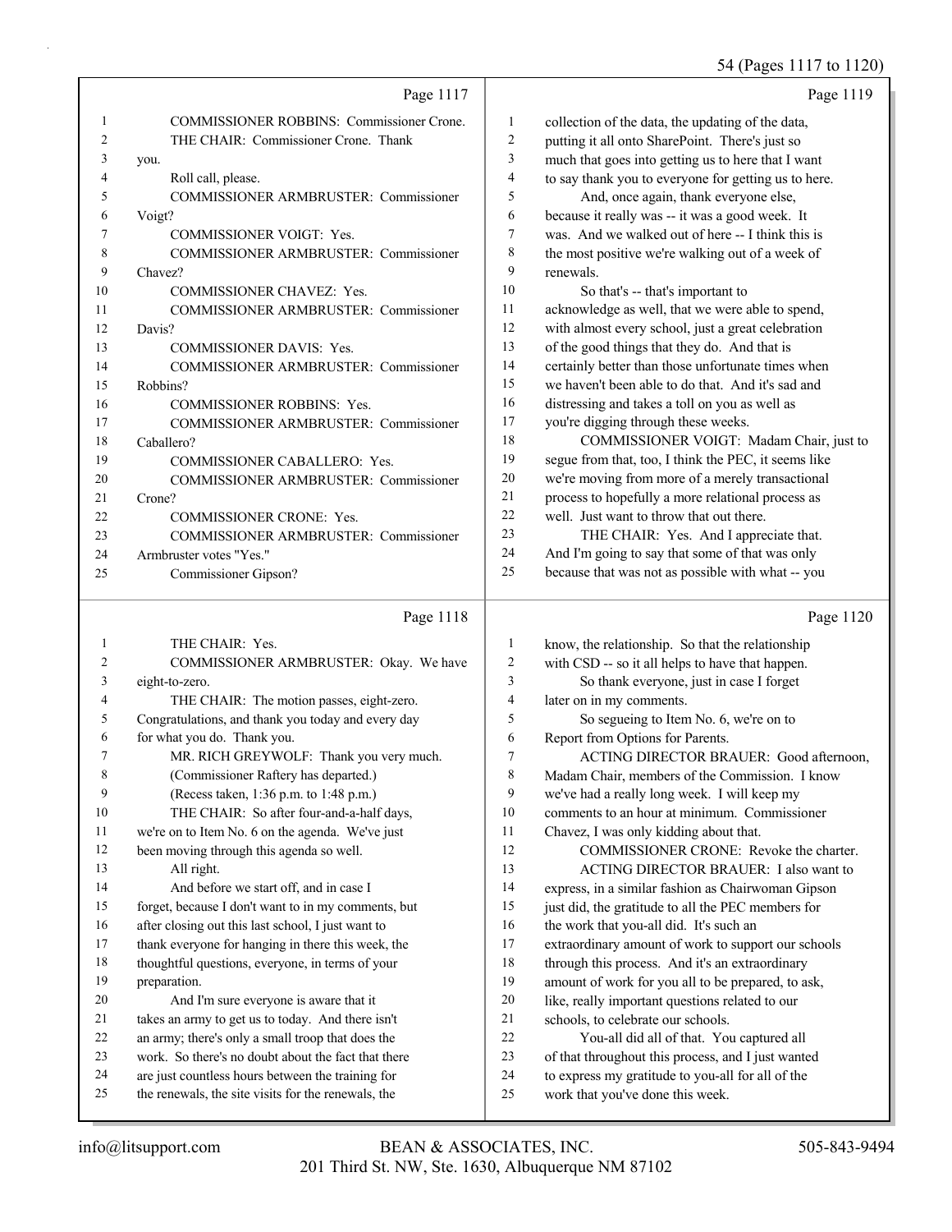Page 1117

1 COMMISSIONER ROBBINS: Commissioner Crone.
2 THE CHAIR: Commissioner Crone. Thank
3 you.
4 Roll call, please.
5 COMMISSIONER ARMBRUSTER: Commissioner
6 Voigt?
7 COMMISSIONER VOIGT: Yes.
8 COMMISSIONER ARMBRUSTER: Commissioner
9 Chavez?
10 COMMISSIONER CHAVEZ: Yes.
11 COMMISSIONER ARMBRUSTER: Commissioner
12 Davis?
13 COMMISSIONER DAVIS: Yes.
14 COMMISSIONER ARMBRUSTER: Commissioner
15 Robbins?
16 COMMISSIONER ROBBINS: Yes.
17 COMMISSIONER ARMBRUSTER: Commissioner
18 Caballero?
19 COMMISSIONER CABALLERO: Yes.
20 COMMISSIONER ARMBRUSTER: Commissioner
21 Crone?
22 COMMISSIONER CRONE: Yes.
23 COMMISSIONER ARMBRUSTER: Commissioner
24 Armbruster votes "Yes."
25 Commissioner Gipson?

Page 1118

1 THE CHAIR: Yes.
2 COMMISSIONER ARMBRUSTER: Okay. We have
3 eight-to-zero.
4 THE CHAIR: The motion passes, eight-zero.
5 Congratulations, and thank you today and every day
6 for what you do. Thank you.
7 MR. RICH GREYWOLF: Thank you very much.
8 (Commissioner Raftery has departed.)
9 (Recess taken, 1:36 p.m. to 1:48 p.m.)
10 THE CHAIR: So after four-and-a-half days,
11 we're on to Item No. 6 on the agenda. We've just
12 been moving through this agenda so well.
13 All right.
14 And before we start off, and in case I
15 forget, because I don't want to in my comments, but
16 after closing out this last school, I just want to
17 thank everyone for hanging in there this week, the
18 thoughtful questions, everyone, in terms of your
19 preparation.
20 And I'm sure everyone is aware that it
21 takes an army to get us to today. And there isn't
22 an army; there's only a small troop that does the
23 work. So there's no doubt about the fact that there
24 are just countless hours between the training for
25 the renewals, the site visits for the renewals, the

Page 1119

1 collection of the data, the updating of the data,
2 putting it all onto SharePoint. There's just so
3 much that goes into getting us to here that I want
4 to say thank you to everyone for getting us to here.
5 And, once again, thank everyone else,
6 because it really was -- it was a good week. It
7 was. And we walked out of here -- I think this is
8 the most positive we're walking out of a week of
9 renewals.
10 So that's -- that's important to
11 acknowledge as well, that we were able to spend,
12 with almost every school, just a great celebration
13 of the good things that they do. And that is
14 certainly better than those unfortunate times when
15 we haven't been able to do that. And it's sad and
16 distressing and takes a toll on you as well as
17 you're digging through these weeks.
18 COMMISSIONER VOIGT: Madam Chair, just to
19 segue from that, too, I think the PEC, it seems like
20 we're moving from more of a merely transactional
21 process to hopefully a more relational process as
22 well. Just want to throw that out there.
23 THE CHAIR: Yes. And I appreciate that.
24 And I'm going to say that some of that was only
25 because that was not as possible with what -- you

Page 1120

1 know, the relationship. So that the relationship
2 with CSD -- so it all helps to have that happen.
3 So thank everyone, just in case I forget
4 later on in my comments.
5 So segueing to Item No. 6, we're on to
6 Report from Options for Parents.
7 ACTING DIRECTOR BRAUER: Good afternoon,
8 Madam Chair, members of the Commission. I know
9 we've had a really long week. I will keep my
10 comments to an hour at minimum. Commissioner
11 Chavez, I was only kidding about that.
12 COMMISSIONER CRONE: Revoke the charter.
13 ACTING DIRECTOR BRAUER: I also want to
14 express, in a similar fashion as Chairwoman Gipson
15 just did, the gratitude to all the PEC members for
16 the work that you-all did. It's such an
17 extraordinary amount of work to support our schools
18 through this process. And it's an extraordinary
19 amount of work for you all to be prepared, to ask,
20 like, really important questions related to our
21 schools, to celebrate our schools.
22 You-all did all of that. You captured all
23 of that throughout this process, and I just wanted
24 to express my gratitude to you-all for all of the
25 work that you've done this week.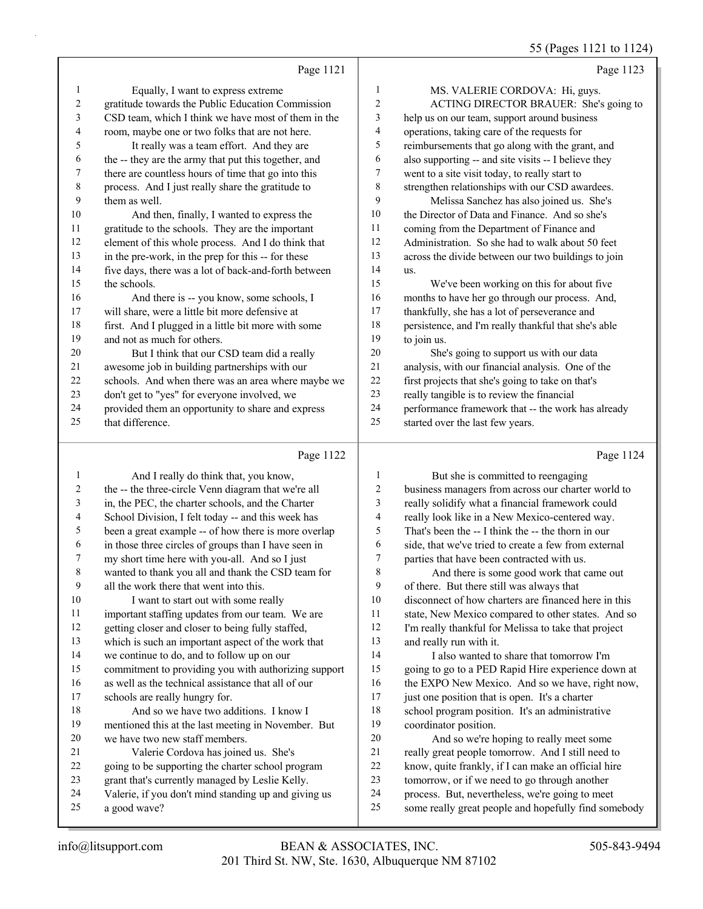Page 1121

Equally, I want to express extreme gratitude towards the Public Education Commission CSD team, which I think we have most of them in the room, maybe one or two folks that are not here.

It really was a team effort. And they are the -- they are the army that put this together, and there are countless hours of time that go into this process. And I just really share the gratitude to them as well.

And then, finally, I wanted to express the gratitude to the schools. They are the important element of this whole process. And I do think that in the pre-work, in the prep for this -- for these five days, there was a lot of back-and-forth between the schools.

And there is -- you know, some schools, I will share, were a little bit more defensive at first. And I plugged in a little bit more with some and not as much for others.

But I think that our CSD team did a really awesome job in building partnerships with our schools. And when there was an area where maybe we don't get to "yes" for everyone involved, we provided them an opportunity to share and express that difference.

Page 1122

And I really do think that, you know, the -- the three-circle Venn diagram that we're all in, the PEC, the charter schools, and the Charter School Division, I felt today -- and this week has been a great example -- of how there is more overlap in those three circles of groups than I have seen in my short time here with you-all. And so I just wanted to thank you all and thank the CSD team for all the work there that went into this.

I want to start out with some really important staffing updates from our team. We are getting closer and closer to being fully staffed, which is such an important aspect of the work that we continue to do, and to follow up on our commitment to providing you with authorizing support as well as the technical assistance that all of our schools are really hungry for.

And so we have two additions. I know I mentioned this at the last meeting in November. But we have two new staff members.

Valerie Cordova has joined us. She's going to be supporting the charter school program grant that's currently managed by Leslie Kelly. Valerie, if you don't mind standing up and giving us a good wave?

Page 1123

MS. VALERIE CORDOVA: Hi, guys.

ACTING DIRECTOR BRAUER: She's going to help us on our team, support around business operations, taking care of the requests for reimbursements that go along with the grant, and also supporting -- and site visits -- I believe they went to a site visit today, to really start to strengthen relationships with our CSD awardees.

Melissa Sanchez has also joined us. She's the Director of Data and Finance. And so she's coming from the Department of Finance and Administration. So she had to walk about 50 feet across the divide between our two buildings to join us.

We've been working on this for about five months to have her go through our process. And, thankfully, she has a lot of perseverance and persistence, and I'm really thankful that she's able to join us.

She's going to support us with our data analysis, with our financial analysis. One of the first projects that she's going to take on that's really tangible is to review the financial performance framework that -- the work has already started over the last few years.

Page 1124

But she is committed to reengaging business managers from across our charter world to really solidify what a financial framework could really look like in a New Mexico-centered way. That's been the -- I think the -- the thorn in our side, that we've tried to create a few from external parties that have been contracted with us.

And there is some good work that came out of there. But there still was always that disconnect of how charters are financed here in this state, New Mexico compared to other states. And so I'm really thankful for Melissa to take that project and really run with it.

I also wanted to share that tomorrow I'm going to go to a PED Rapid Hire experience down at the EXPO New Mexico. And so we have, right now, just one position that is open. It's a charter school program position. It's an administrative coordinator position.

And so we're hoping to really meet some really great people tomorrow. And I still need to know, quite frankly, if I can make an official hire tomorrow, or if we need to go through another process. But, nevertheless, we're going to meet some really great people and hopefully find somebody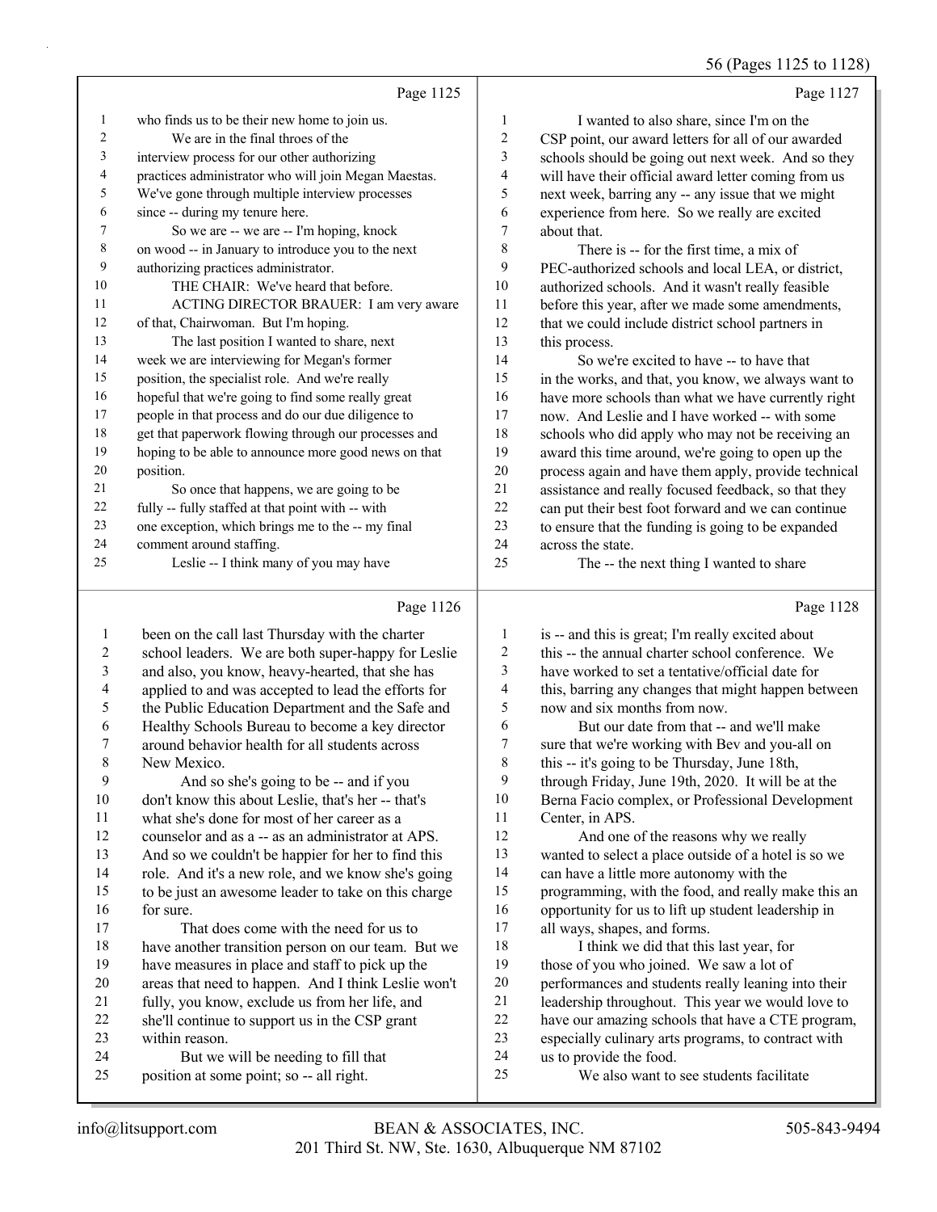Page 1125

who finds us to be their new home to join us.

We are in the final throes of the interview process for our other authorizing practices administrator who will join Megan Maestas. We've gone through multiple interview processes since -- during my tenure here.

So we are -- we are -- I'm hoping, knock on wood -- in January to introduce you to the next authorizing practices administrator.

THE CHAIR: We've heard that before.

ACTING DIRECTOR BRAUER: I am very aware of that, Chairwoman. But I'm hoping.

The last position I wanted to share, next week we are interviewing for Megan's former position, the specialist role. And we're really hopeful that we're going to find some really great people in that process and do our due diligence to get that paperwork flowing through our processes and hoping to be able to announce more good news on that position.

So once that happens, we are going to be fully -- fully staffed at that point with -- with one exception, which brings me to the -- my final comment around staffing.

Leslie -- I think many of you may have

Page 1126

been on the call last Thursday with the charter school leaders. We are both super-happy for Leslie and also, you know, heavy-hearted, that she has applied to and was accepted to lead the efforts for the Public Education Department and the Safe and Healthy Schools Bureau to become a key director around behavior health for all students across New Mexico.

And so she's going to be -- and if you don't know this about Leslie, that's her -- that's what she's done for most of her career as a counselor and as a -- as an administrator at APS. And so we couldn't be happier for her to find this role. And it's a new role, and we know she's going to be just an awesome leader to take on this charge for sure.

That does come with the need for us to have another transition person on our team. But we have measures in place and staff to pick up the areas that need to happen. And I think Leslie won't fully, you know, exclude us from her life, and she'll continue to support us in the CSP grant within reason.

But we will be needing to fill that position at some point; so -- all right.

Page 1127

I wanted to also share, since I'm on the CSP point, our award letters for all of our awarded schools should be going out next week. And so they will have their official award letter coming from us next week, barring any -- any issue that we might experience from here. So we really are excited about that.

There is -- for the first time, a mix of PEC-authorized schools and local LEA, or district, authorized schools. And it wasn't really feasible before this year, after we made some amendments, that we could include district school partners in this process.

So we're excited to have -- to have that in the works, and that, you know, we always want to have more schools than what we have currently right now. And Leslie and I have worked -- with some schools who did apply who may not be receiving an award this time around, we're going to open up the process again and have them apply, provide technical assistance and really focused feedback, so that they can put their best foot forward and we can continue to ensure that the funding is going to be expanded across the state.

The -- the next thing I wanted to share

Page 1128

is -- and this is great; I'm really excited about this -- the annual charter school conference. We have worked to set a tentative/official date for this, barring any changes that might happen between now and six months from now.

But our date from that -- and we'll make sure that we're working with Bev and you-all on this -- it's going to be Thursday, June 18th, through Friday, June 19th, 2020. It will be at the Berna Facio complex, or Professional Development Center, in APS.

And one of the reasons why we really wanted to select a place outside of a hotel is so we can have a little more autonomy with the programming, with the food, and really make this an opportunity for us to lift up student leadership in all ways, shapes, and forms.

I think we did that this last year, for those of you who joined. We saw a lot of performances and students really leaning into their leadership throughout. This year we would love to have our amazing schools that have a CTE program, especially culinary arts programs, to contract with us to provide the food.

We also want to see students facilitate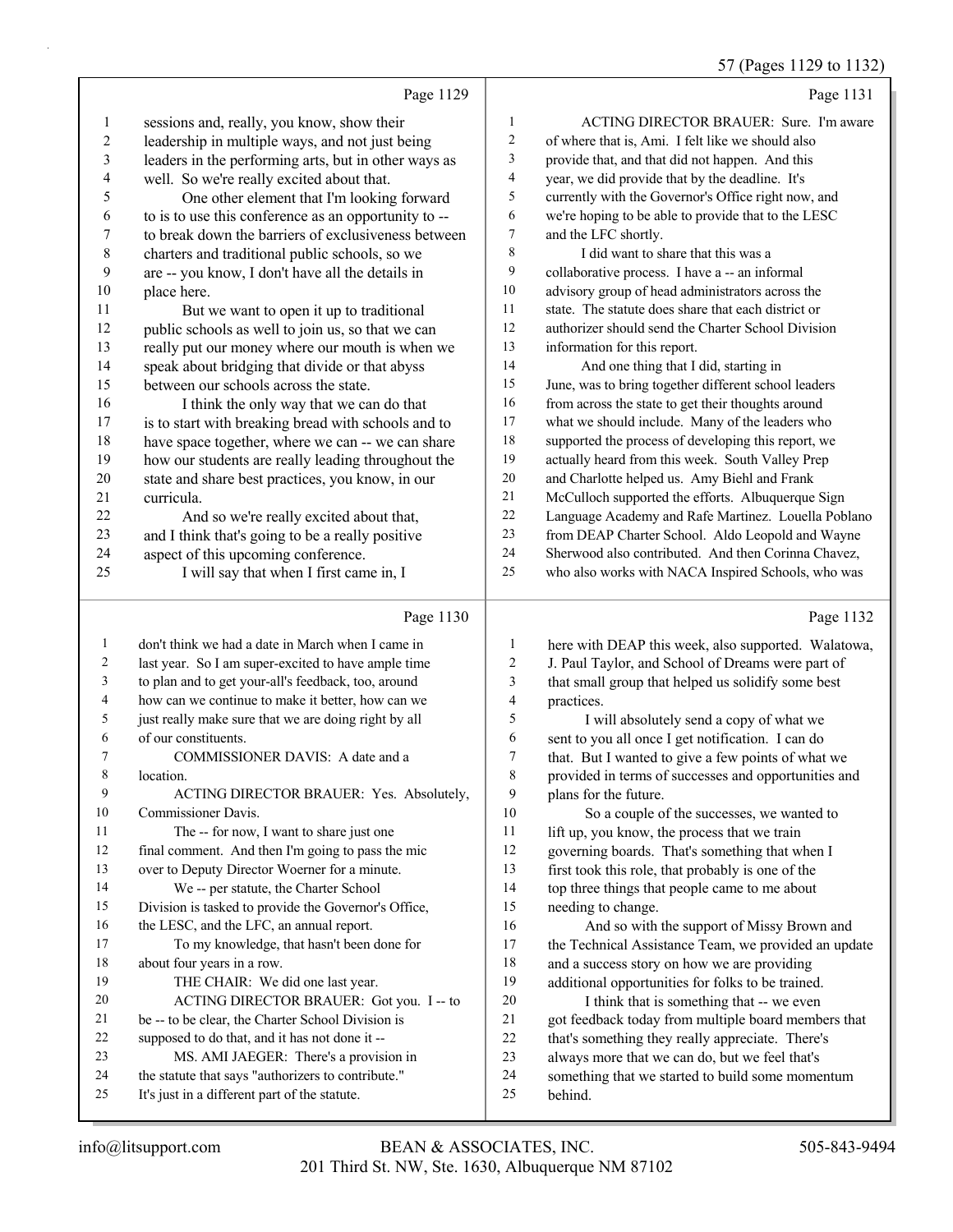Page 1129

1 sessions and, really, you know, show their
2 leadership in multiple ways, and not just being
3 leaders in the performing arts, but in other ways as
4 well. So we're really excited about that.
5 One other element that I'm looking forward
6 to is to use this conference as an opportunity to --
7 to break down the barriers of exclusiveness between
8 charters and traditional public schools, so we
9 are -- you know, I don't have all the details in
10 place here.
11 But we want to open it up to traditional
12 public schools as well to join us, so that we can
13 really put our money where our mouth is when we
14 speak about bridging that divide or that abyss
15 between our schools across the state.
16 I think the only way that we can do that
17 is to start with breaking bread with schools and to
18 have space together, where we can -- we can share
19 how our students are really leading throughout the
20 state and share best practices, you know, in our
21 curricula.
22 And so we're really excited about that,
23 and I think that's going to be a really positive
24 aspect of this upcoming conference.
25 I will say that when I first came in, I

Page 1130

1 don't think we had a date in March when I came in
2 last year. So I am super-excited to have ample time
3 to plan and to get your-all's feedback, too, around
4 how can we continue to make it better, how can we
5 just really make sure that we are doing right by all
6 of our constituents.
7 COMMISSIONER DAVIS: A date and a
8 location.
9 ACTING DIRECTOR BRAUER: Yes. Absolutely,
10 Commissioner Davis.
11 The -- for now, I want to share just one
12 final comment. And then I'm going to pass the mic
13 over to Deputy Director Woerner for a minute.
14 We -- per statute, the Charter School
15 Division is tasked to provide the Governor's Office,
16 the LESC, and the LFC, an annual report.
17 To my knowledge, that hasn't been done for
18 about four years in a row.
19 THE CHAIR: We did one last year.
20 ACTING DIRECTOR BRAUER: Got you. I -- to
21 be -- to be clear, the Charter School Division is
22 supposed to do that, and it has not done it --
23 MS. AMI JAEGER: There's a provision in
24 the statute that says "authorizers to contribute."
25 It's just in a different part of the statute.

Page 1131

1 ACTING DIRECTOR BRAUER: Sure. I'm aware
2 of where that is, Ami. I felt like we should also
3 provide that, and that did not happen. And this
4 year, we did provide that by the deadline. It's
5 currently with the Governor's Office right now, and
6 we're hoping to be able to provide that to the LESC
7 and the LFC shortly.
8 I did want to share that this was a
9 collaborative process. I have a -- an informal
10 advisory group of head administrators across the
11 state. The statute does share that each district or
12 authorizer should send the Charter School Division
13 information for this report.
14 And one thing that I did, starting in
15 June, was to bring together different school leaders
16 from across the state to get their thoughts around
17 what we should include. Many of the leaders who
18 supported the process of developing this report, we
19 actually heard from this week. South Valley Prep
20 and Charlotte helped us. Amy Biehl and Frank
21 McCulloch supported the efforts. Albuquerque Sign
22 Language Academy and Rafe Martinez. Louella Poblano
23 from DEAP Charter School. Aldo Leopold and Wayne
24 Sherwood also contributed. And then Corinna Chavez,
25 who also works with NACA Inspired Schools, who was

Page 1132

1 here with DEAP this week, also supported. Walatowa,
2 J. Paul Taylor, and School of Dreams were part of
3 that small group that helped us solidify some best
4 practices.
5 I will absolutely send a copy of what we
6 sent to you all once I get notification. I can do
7 that. But I wanted to give a few points of what we
8 provided in terms of successes and opportunities and
9 plans for the future.
10 So a couple of the successes, we wanted to
11 lift up, you know, the process that we train
12 governing boards. That's something that when I
13 first took this role, that probably is one of the
14 top three things that people came to me about
15 needing to change.
16 And so with the support of Missy Brown and
17 the Technical Assistance Team, we provided an update
18 and a success story on how we are providing
19 additional opportunities for folks to be trained.
20 I think that is something that -- we even
21 got feedback today from multiple board members that
22 that's something they really appreciate. There's
23 always more that we can do, but we feel that's
24 something that we started to build some momentum
25 behind.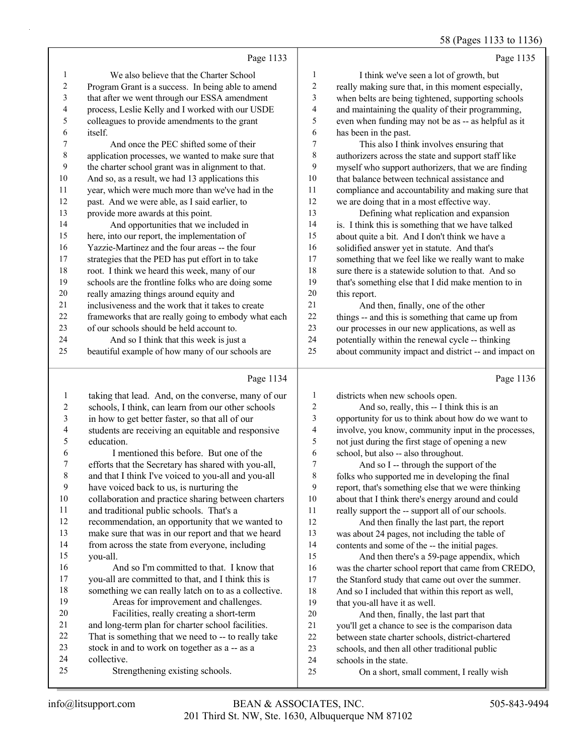Page 1133

1 We also believe that the Charter School
2 Program Grant is a success. In being able to amend
3 that after we went through our ESSA amendment
4 process, Leslie Kelly and I worked with our USDE
5 colleagues to provide amendments to the grant
6 itself.
7 And once the PEC shifted some of their
8 application processes, we wanted to make sure that
9 the charter school grant was in alignment to that.
10 And so, as a result, we had 13 applications this
11 year, which were much more than we've had in the
12 past. And we were able, as I said earlier, to
13 provide more awards at this point.
14 And opportunities that we included in
15 here, into our report, the implementation of
16 Yazzie-Martinez and the four areas -- the four
17 strategies that the PED has put effort in to take
18 root. I think we heard this week, many of our
19 schools are the frontline folks who are doing some
20 really amazing things around equity and
21 inclusiveness and the work that it takes to create
22 frameworks that are really going to embody what each
23 of our schools should be held account to.
24 And so I think that this week is just a
25 beautiful example of how many of our schools are

Page 1134

1 taking that lead. And, on the converse, many of our
2 schools, I think, can learn from our other schools
3 in how to get better faster, so that all of our
4 students are receiving an equitable and responsive
5 education.
6 I mentioned this before. But one of the
7 efforts that the Secretary has shared with you-all,
8 and that I think I've voiced to you-all and you-all
9 have voiced back to us, is nurturing the
10 collaboration and practice sharing between charters
11 and traditional public schools. That's a
12 recommendation, an opportunity that we wanted to
13 make sure that was in our report and that we heard
14 from across the state from everyone, including
15 you-all.
16 And so I'm committed to that. I know that
17 you-all are committed to that, and I think this is
18 something we can really latch on to as a collective.
19 Areas for improvement and challenges.
20 Facilities, really creating a short-term
21 and long-term plan for charter school facilities.
22 That is something that we need to -- to really take
23 stock in and to work on together as a -- as a
24 collective.
25 Strengthening existing schools.

Page 1135

1 I think we've seen a lot of growth, but
2 really making sure that, in this moment especially,
3 when belts are being tightened, supporting schools
4 and maintaining the quality of their programming,
5 even when funding may not be as -- as helpful as it
6 has been in the past.
7 This also I think involves ensuring that
8 authorizers across the state and support staff like
9 myself who support authorizers, that we are finding
10 that balance between technical assistance and
11 compliance and accountability and making sure that
12 we are doing that in a most effective way.
13 Defining what replication and expansion
14 is. I think this is something that we have talked
15 about quite a bit. And I don't think we have a
16 solidified answer yet in statute. And that's
17 something that we feel like we really want to make
18 sure there is a statewide solution to that. And so
19 that's something else that I did make mention to in
20 this report.
21 And then, finally, one of the other
22 things -- and this is something that came up from
23 our processes in our new applications, as well as
24 potentially within the renewal cycle -- thinking
25 about community impact and district -- and impact on

Page 1136

1 districts when new schools open.
2 And so, really, this -- I think this is an
3 opportunity for us to think about how do we want to
4 involve, you know, community input in the processes,
5 not just during the first stage of opening a new
6 school, but also -- also throughout.
7 And so I -- through the support of the
8 folks who supported me in developing the final
9 report, that's something else that we were thinking
10 about that I think there's energy around and could
11 really support the -- support all of our schools.
12 And then finally the last part, the report
13 was about 24 pages, not including the table of
14 contents and some of the -- the initial pages.
15 And then there's a 59-page appendix, which
16 was the charter school report that came from CREDO,
17 the Stanford study that came out over the summer.
18 And so I included that within this report as well,
19 that you-all have it as well.
20 And then, finally, the last part that
21 you'll get a chance to see is the comparison data
22 between state charter schools, district-chartered
23 schools, and then all other traditional public
24 schools in the state.
25 On a short, small comment, I really wish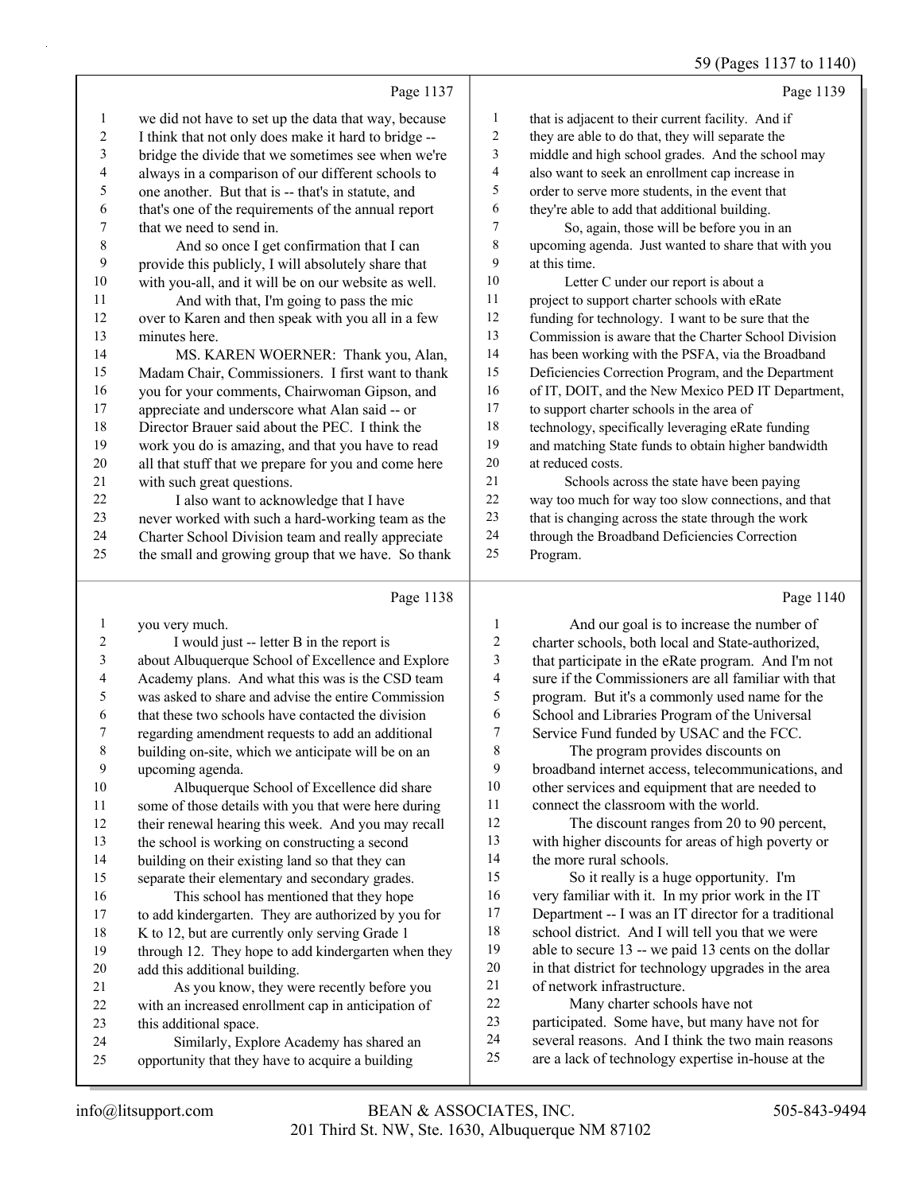Page 1137

1 we did not have to set up the data that way, because
2 I think that not only does make it hard to bridge --
3 bridge the divide that we sometimes see when we're
4 always in a comparison of our different schools to
5 one another. But that is -- that's in statute, and
6 that's one of the requirements of the annual report
7 that we need to send in.
8 And so once I get confirmation that I can
9 provide this publicly, I will absolutely share that
10 with you-all, and it will be on our website as well.
11 And with that, I'm going to pass the mic
12 over to Karen and then speak with you all in a few
13 minutes here.
14 MS. KAREN WOERNER: Thank you, Alan,
15 Madam Chair, Commissioners. I first want to thank
16 you for your comments, Chairwoman Gipson, and
17 appreciate and underscore what Alan said -- or
18 Director Brauer said about the PEC. I think the
19 work you do is amazing, and that you have to read
20 all that stuff that we prepare for you and come here
21 with such great questions.
22 I also want to acknowledge that I have
23 never worked with such a hard-working team as the
24 Charter School Division team and really appreciate
25 the small and growing group that we have. So thank

Page 1138

1 you very much.
2 I would just -- letter B in the report is
3 about Albuquerque School of Excellence and Explore
4 Academy plans. And what this was is the CSD team
5 was asked to share and advise the entire Commission
6 that these two schools have contacted the division
7 regarding amendment requests to add an additional
8 building on-site, which we anticipate will be on an
9 upcoming agenda.
10 Albuquerque School of Excellence did share
11 some of those details with you that were here during
12 their renewal hearing this week. And you may recall
13 the school is working on constructing a second
14 building on their existing land so that they can
15 separate their elementary and secondary grades.
16 This school has mentioned that they hope
17 to add kindergarten. They are authorized by you for
18 K to 12, but are currently only serving Grade 1
19 through 12. They hope to add kindergarten when they
20 add this additional building.
21 As you know, they were recently before you
22 with an increased enrollment cap in anticipation of
23 this additional space.
24 Similarly, Explore Academy has shared an
25 opportunity that they have to acquire a building

Page 1139

1 that is adjacent to their current facility. And if
2 they are able to do that, they will separate the
3 middle and high school grades. And the school may
4 also want to seek an enrollment cap increase in
5 order to serve more students, in the event that
6 they're able to add that additional building.
7 So, again, those will be before you in an
8 upcoming agenda. Just wanted to share that with you
9 at this time.
10 Letter C under our report is about a
11 project to support charter schools with eRate
12 funding for technology. I want to be sure that the
13 Commission is aware that the Charter School Division
14 has been working with the PSFA, via the Broadband
15 Deficiencies Correction Program, and the Department
16 of IT, DOIT, and the New Mexico PED IT Department,
17 to support charter schools in the area of
18 technology, specifically leveraging eRate funding
19 and matching State funds to obtain higher bandwidth
20 at reduced costs.
21 Schools across the state have been paying
22 way too much for way too slow connections, and that
23 that is changing across the state through the work
24 through the Broadband Deficiencies Correction
25 Program.

Page 1140

1 And our goal is to increase the number of
2 charter schools, both local and State-authorized,
3 that participate in the eRate program. And I'm not
4 sure if the Commissioners are all familiar with that
5 program. But it's a commonly used name for the
6 School and Libraries Program of the Universal
7 Service Fund funded by USAC and the FCC.
8 The program provides discounts on
9 broadband internet access, telecommunications, and
10 other services and equipment that are needed to
11 connect the classroom with the world.
12 The discount ranges from 20 to 90 percent,
13 with higher discounts for areas of high poverty or
14 the more rural schools.
15 So it really is a huge opportunity. I'm
16 very familiar with it. In my prior work in the IT
17 Department -- I was an IT director for a traditional
18 school district. And I will tell you that we were
19 able to secure 13 -- we paid 13 cents on the dollar
20 in that district for technology upgrades in the area
21 of network infrastructure.
22 Many charter schools have not
23 participated. Some have, but many have not for
24 several reasons. And I think the two main reasons
25 are a lack of technology expertise in-house at the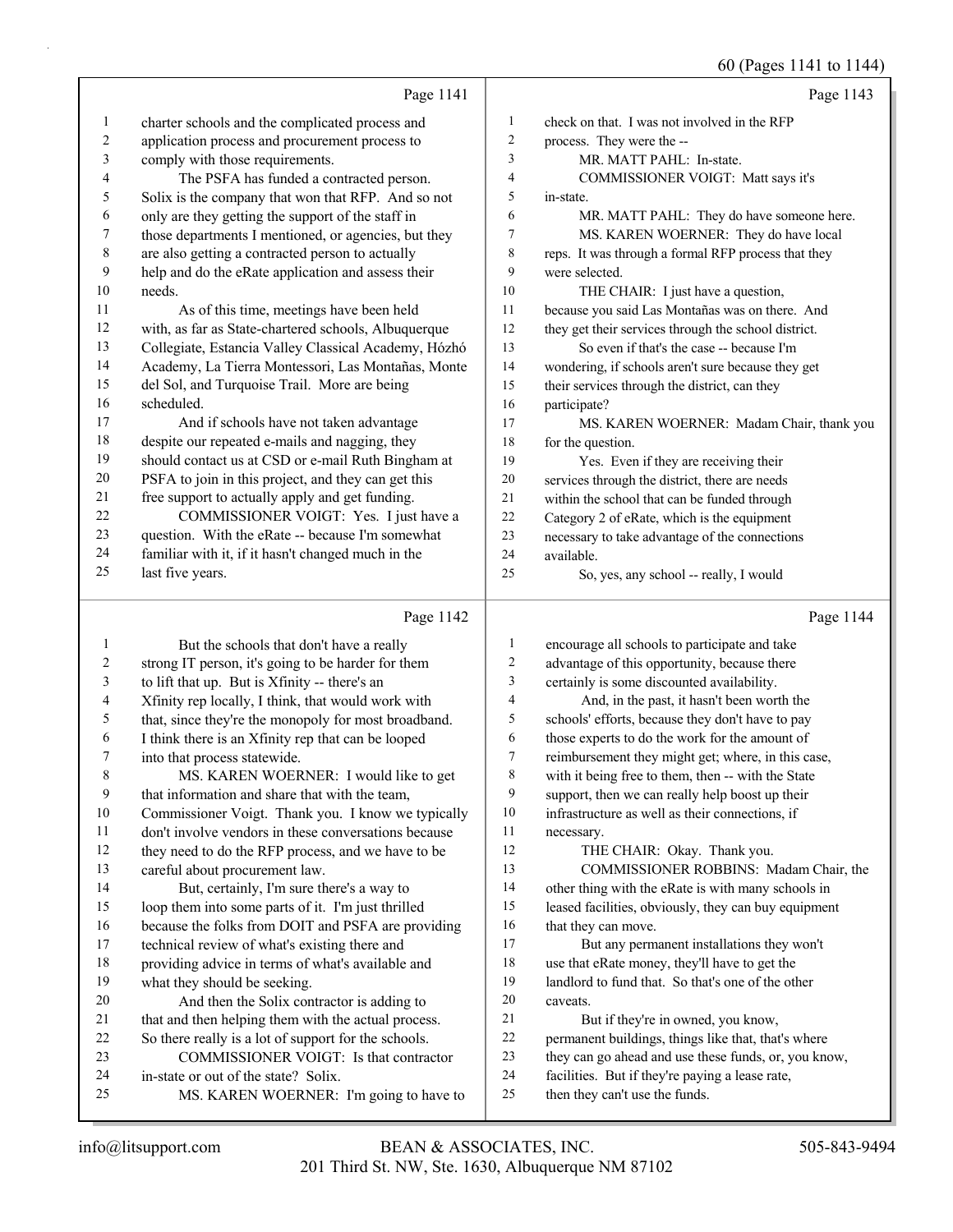Page 1141

charter schools and the complicated process and application process and procurement process to comply with those requirements.

The PSFA has funded a contracted person. Solix is the company that won that RFP. And so not only are they getting the support of the staff in those departments I mentioned, or agencies, but they are also getting a contracted person to actually help and do the eRate application and assess their needs.

As of this time, meetings have been held with, as far as State-chartered schools, Albuquerque Collegiate, Estancia Valley Classical Academy, Hózhó Academy, La Tierra Montessori, Las Montañas, Monte del Sol, and Turquoise Trail. More are being scheduled.

And if schools have not taken advantage despite our repeated e-mails and nagging, they should contact us at CSD or e-mail Ruth Bingham at PSFA to join in this project, and they can get this free support to actually apply and get funding.

COMMISSIONER VOIGT: Yes. I just have a question. With the eRate -- because I'm somewhat familiar with it, if it hasn't changed much in the last five years.

Page 1142

But the schools that don't have a really strong IT person, it's going to be harder for them to lift that up. But is Xfinity -- there's an Xfinity rep locally, I think, that would work with that, since they're the monopoly for most broadband. I think there is an Xfinity rep that can be looped into that process statewide.

MS. KAREN WOERNER: I would like to get that information and share that with the team, Commissioner Voigt. Thank you. I know we typically don't involve vendors in these conversations because they need to do the RFP process, and we have to be careful about procurement law.

But, certainly, I'm sure there's a way to loop them into some parts of it. I'm just thrilled because the folks from DOIT and PSFA are providing technical review of what's existing there and providing advice in terms of what's available and what they should be seeking.

And then the Solix contractor is adding to that and then helping them with the actual process. So there really is a lot of support for the schools.

COMMISSIONER VOIGT: Is that contractor in-state or out of the state? Solix.

MS. KAREN WOERNER: I'm going to have to

Page 1143

check on that. I was not involved in the RFP process. They were the --

MR. MATT PAHL: In-state.

COMMISSIONER VOIGT: Matt says it's in-state.

MR. MATT PAHL: They do have someone here.

MS. KAREN WOERNER: They do have local reps. It was through a formal RFP process that they were selected.

THE CHAIR: I just have a question, because you said Las Montañas was on there. And they get their services through the school district.

So even if that's the case -- because I'm wondering, if schools aren't sure because they get their services through the district, can they participate?

MS. KAREN WOERNER: Madam Chair, thank you for the question.

Yes. Even if they are receiving their services through the district, there are needs within the school that can be funded through Category 2 of eRate, which is the equipment necessary to take advantage of the connections available.

So, yes, any school -- really, I would

Page 1144

encourage all schools to participate and take advantage of this opportunity, because there certainly is some discounted availability.

And, in the past, it hasn't been worth the schools' efforts, because they don't have to pay those experts to do the work for the amount of reimbursement they might get; where, in this case, with it being free to them, then -- with the State support, then we can really help boost up their infrastructure as well as their connections, if necessary.

THE CHAIR: Okay. Thank you.

COMMISSIONER ROBBINS: Madam Chair, the other thing with the eRate is with many schools in leased facilities, obviously, they can buy equipment that they can move.

But any permanent installations they won't use that eRate money, they'll have to get the landlord to fund that. So that's one of the other caveats.

But if they're in owned, you know, permanent buildings, things like that, that's where they can go ahead and use these funds, or, you know, facilities. But if they're paying a lease rate, then they can't use the funds.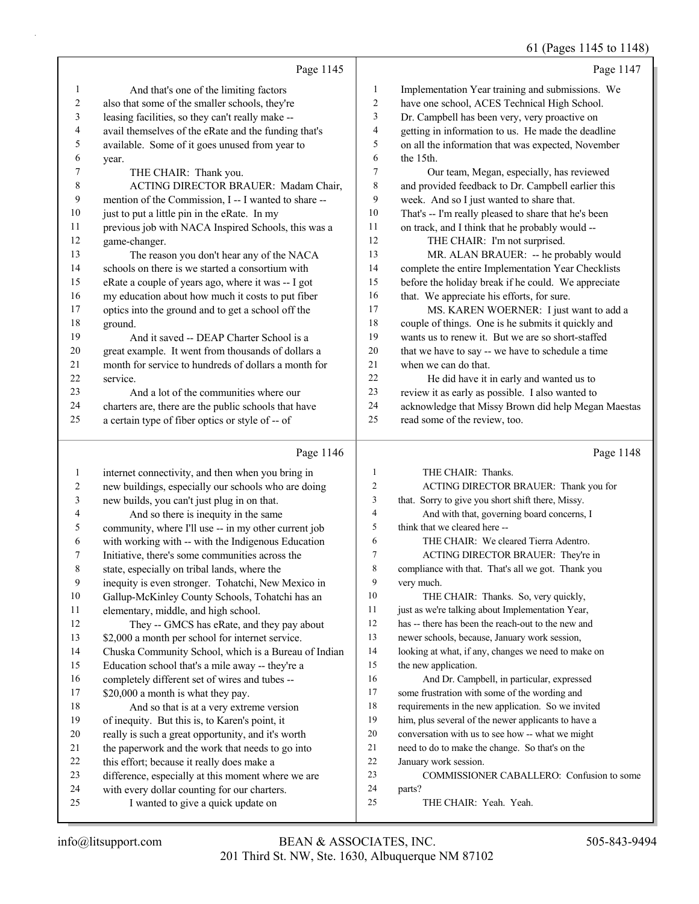Page 1145

And that's one of the limiting factors also that some of the smaller schools, they're leasing facilities, so they can't really make -- avail themselves of the eRate and the funding that's available. Some of it goes unused from year to year.

THE CHAIR: Thank you.

ACTING DIRECTOR BRAUER: Madam Chair, mention of the Commission, I -- I wanted to share -- just to put a little pin in the eRate. In my previous job with NACA Inspired Schools, this was a game-changer.

The reason you don't hear any of the NACA schools on there is we started a consortium with eRate a couple of years ago, where it was -- I got my education about how much it costs to put fiber optics into the ground and to get a school off the ground.

And it saved -- DEAP Charter School is a great example. It went from thousands of dollars a month for service to hundreds of dollars a month for service.

And a lot of the communities where our charters are, there are the public schools that have a certain type of fiber optics or style of -- of

Page 1146

internet connectivity, and then when you bring in new buildings, especially our schools who are doing new builds, you can't just plug in on that.

And so there is inequity in the same community, where I'll use -- in my other current job with working with -- with the Indigenous Education Initiative, there's some communities across the state, especially on tribal lands, where the inequity is even stronger. Tohatchi, New Mexico in Gallup-McKinley County Schools, Tohatchi has an elementary, middle, and high school.

They -- GMCS has eRate, and they pay about $2,000 a month per school for internet service. Chuska Community School, which is a Bureau of Indian Education school that's a mile away -- they're a completely different set of wires and tubes -- $20,000 a month is what they pay.

And so that is at a very extreme version of inequity. But this is, to Karen's point, it really is such a great opportunity, and it's worth the paperwork and the work that needs to go into this effort; because it really does make a difference, especially at this moment where we are with every dollar counting for our charters.

I wanted to give a quick update on

Page 1147

Implementation Year training and submissions. We have one school, ACES Technical High School. Dr. Campbell has been very, very proactive on getting in information to us. He made the deadline on all the information that was expected, November the 15th.

Our team, Megan, especially, has reviewed and provided feedback to Dr. Campbell earlier this week. And so I just wanted to share that. That's -- I'm really pleased to share that he's been on track, and I think that he probably would --

THE CHAIR: I'm not surprised.

MR. ALAN BRAUER: -- he probably would complete the entire Implementation Year Checklists before the holiday break if he could. We appreciate that. We appreciate his efforts, for sure.

MS. KAREN WOERNER: I just want to add a couple of things. One is he submits it quickly and wants us to renew it. But we are so short-staffed that we have to say -- we have to schedule a time when we can do that.

He did have it in early and wanted us to review it as early as possible. I also wanted to acknowledge that Missy Brown did help Megan Maestas read some of the review, too.

Page 1148

THE CHAIR: Thanks.

ACTING DIRECTOR BRAUER: Thank you for that. Sorry to give you short shift there, Missy.

And with that, governing board concerns, I think that we cleared here --

THE CHAIR: We cleared Tierra Adentro.

ACTING DIRECTOR BRAUER: They're in compliance with that. That's all we got. Thank you very much.

THE CHAIR: Thanks. So, very quickly, just as we're talking about Implementation Year, has -- there has been the reach-out to the new and newer schools, because, January work session, looking at what, if any, changes we need to make on the new application.

And Dr. Campbell, in particular, expressed some frustration with some of the wording and requirements in the new application. So we invited him, plus several of the newer applicants to have a conversation with us to see how -- what we might need to do to make the change. So that's on the January work session.

COMMISSIONER CABALLERO: Confusion to some parts?

THE CHAIR: Yeah. Yeah.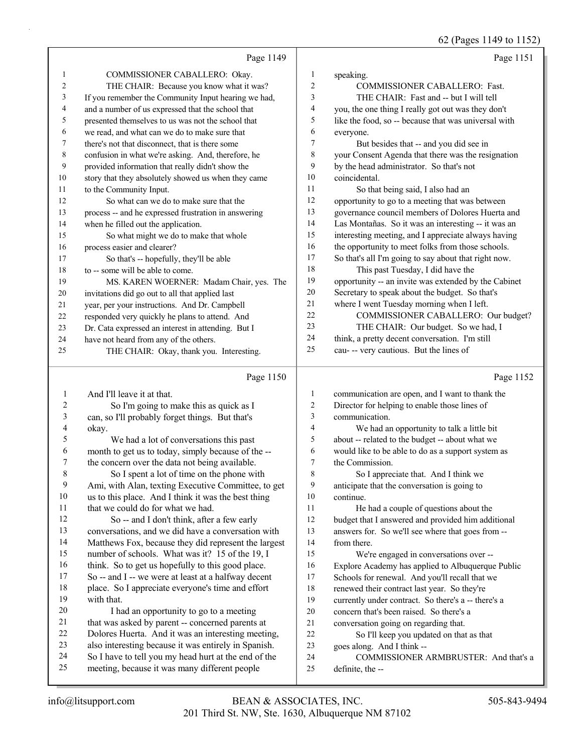Page 1149

1 COMMISSIONER CABALLERO: Okay.
2 THE CHAIR: Because you know what it was?
3 If you remember the Community Input hearing we had,
4 and a number of us expressed that the school that
5 presented themselves to us was not the school that
6 we read, and what can we do to make sure that
7 there's not that disconnect, that is there some
8 confusion in what we're asking. And, therefore, he
9 provided information that really didn't show the
10 story that they absolutely showed us when they came
11 to the Community Input.
12 So what can we do to make sure that the
13 process -- and he expressed frustration in answering
14 when he filled out the application.
15 So what might we do to make that whole
16 process easier and clearer?
17 So that's -- hopefully, they'll be able
18 to -- some will be able to come.
19 MS. KAREN WOERNER: Madam Chair, yes. The
20 invitations did go out to all that applied last
21 year, per your instructions. And Dr. Campbell
22 responded very quickly he plans to attend. And
23 Dr. Cata expressed an interest in attending. But I
24 have not heard from any of the others.
25 THE CHAIR: Okay, thank you. Interesting.

Page 1150

1 And I'll leave it at that.
2 So I'm going to make this as quick as I
3 can, so I'll probably forget things. But that's
4 okay.
5 We had a lot of conversations this past
6 month to get us to today, simply because of the --
7 the concern over the data not being available.
8 So I spent a lot of time on the phone with
9 Ami, with Alan, texting Executive Committee, to get
10 us to this place. And I think it was the best thing
11 that we could do for what we had.
12 So -- and I don't think, after a few early
13 conversations, and we did have a conversation with
14 Matthews Fox, because they did represent the largest
15 number of schools. What was it? 15 of the 19, I
16 think. So to get us hopefully to this good place.
17 So -- and I -- we were at least at a halfway decent
18 place. So I appreciate everyone's time and effort
19 with that.
20 I had an opportunity to go to a meeting
21 that was asked by parent -- concerned parents at
22 Dolores Huerta. And it was an interesting meeting,
23 also interesting because it was entirely in Spanish.
24 So I have to tell you my head hurt at the end of the
25 meeting, because it was many different people

Page 1151

1 speaking.
2 COMMISSIONER CABALLERO: Fast.
3 THE CHAIR: Fast and -- but I will tell
4 you, the one thing I really got out was they don't
5 like the food, so -- because that was universal with
6 everyone.
7 But besides that -- and you did see in
8 your Consent Agenda that there was the resignation
9 by the head administrator. So that's not
10 coincidental.
11 So that being said, I also had an
12 opportunity to go to a meeting that was between
13 governance council members of Dolores Huerta and
14 Las Montañas. So it was an interesting -- it was an
15 interesting meeting, and I appreciate always having
16 the opportunity to meet folks from those schools.
17 So that's all I'm going to say about that right now.
18 This past Tuesday, I did have the
19 opportunity -- an invite was extended by the Cabinet
20 Secretary to speak about the budget. So that's
21 where I went Tuesday morning when I left.
22 COMMISSIONER CABALLERO: Our budget?
23 THE CHAIR: Our budget. So we had, I
24 think, a pretty decent conversation. I'm still
25 cau- -- very cautious. But the lines of

Page 1152

1 communication are open, and I want to thank the
2 Director for helping to enable those lines of
3 communication.
4 We had an opportunity to talk a little bit
5 about -- related to the budget -- about what we
6 would like to be able to do as a support system as
7 the Commission.
8 So I appreciate that. And I think we
9 anticipate that the conversation is going to
10 continue.
11 He had a couple of questions about the
12 budget that I answered and provided him additional
13 answers for. So we'll see where that goes from --
14 from there.
15 We're engaged in conversations over --
16 Explore Academy has applied to Albuquerque Public
17 Schools for renewal. And you'll recall that we
18 renewed their contract last year. So they're
19 currently under contract. So there's a -- there's a
20 concern that's been raised. So there's a
21 conversation going on regarding that.
22 So I'll keep you updated on that as that
23 goes along. And I think --
24 COMMISSIONER ARMBRUSTER: And that's a
25 definite, the --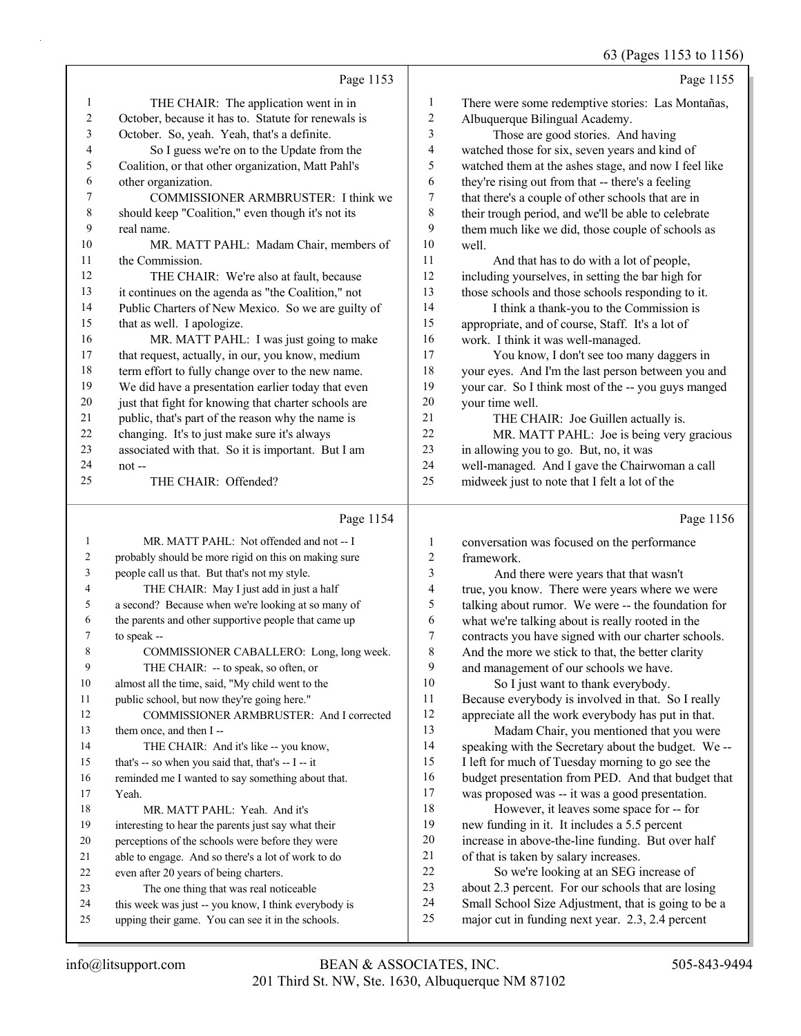Page 1153

THE CHAIR: The application went in in October, because it has to. Statute for renewals is October. So, yeah. Yeah, that's a definite.

So I guess we're on to the Update from the Coalition, or that other organization, Matt Pahl's other organization.

COMMISSIONER ARMBRUSTER: I think we should keep "Coalition," even though it's not its real name.

MR. MATT PAHL: Madam Chair, members of the Commission.

THE CHAIR: We're also at fault, because it continues on the agenda as "the Coalition," not Public Charters of New Mexico. So we are guilty of that as well. I apologize.

MR. MATT PAHL: I was just going to make that request, actually, in our, you know, medium term effort to fully change over to the new name. We did have a presentation earlier today that even just that fight for knowing that charter schools are public, that's part of the reason why the name is changing. It's to just make sure it's always associated with that. So it is important. But I am not --

THE CHAIR: Offended?

Page 1154

MR. MATT PAHL: Not offended and not -- I probably should be more rigid on this on making sure people call us that. But that's not my style.

THE CHAIR: May I just add in just a half a second? Because when we're looking at so many of the parents and other supportive people that came up to speak --

COMMISSIONER CABALLERO: Long, long week.

THE CHAIR: -- to speak, so often, or almost all the time, said, "My child went to the public school, but now they're going here."

COMMISSIONER ARMBRUSTER: And I corrected them once, and then I --

THE CHAIR: And it's like -- you know, that's -- so when you said that, that's -- I -- it reminded me I wanted to say something about that. Yeah.

MR. MATT PAHL: Yeah. And it's interesting to hear the parents just say what their perceptions of the schools were before they were able to engage. And so there's a lot of work to do even after 20 years of being charters.

The one thing that was real noticeable this week was just -- you know, I think everybody is upping their game. You can see it in the schools.

Page 1155

There were some redemptive stories: Las Montañas, Albuquerque Bilingual Academy.

Those are good stories. And having watched those for six, seven years and kind of watched them at the ashes stage, and now I feel like they're rising out from that -- there's a feeling that there's a couple of other schools that are in their trough period, and we'll be able to celebrate them much like we did, those couple of schools as well.

And that has to do with a lot of people, including yourselves, in setting the bar high for those schools and those schools responding to it.

I think a thank-you to the Commission is appropriate, and of course, Staff. It's a lot of work. I think it was well-managed.

You know, I don't see too many daggers in your eyes. And I'm the last person between you and your car. So I think most of the -- you guys manged your time well.

THE CHAIR: Joe Guillen actually is.

MR. MATT PAHL: Joe is being very gracious in allowing you to go. But, no, it was well-managed. And I gave the Chairwoman a call midweek just to note that I felt a lot of the

Page 1156

conversation was focused on the performance framework.

And there were years that that wasn't true, you know. There were years where we were talking about rumor. We were -- the foundation for what we're talking about is really rooted in the contracts you have signed with our charter schools. And the more we stick to that, the better clarity and management of our schools we have.

So I just want to thank everybody. Because everybody is involved in that. So I really appreciate all the work everybody has put in that.

Madam Chair, you mentioned that you were speaking with the Secretary about the budget. We -- I left for much of Tuesday morning to go see the budget presentation from PED. And that budget that was proposed was -- it was a good presentation.

However, it leaves some space for -- for new funding in it. It includes a 5.5 percent increase in above-the-line funding. But over half of that is taken by salary increases.

So we're looking at an SEG increase of about 2.3 percent. For our schools that are losing Small School Size Adjustment, that is going to be a major cut in funding next year. 2.3, 2.4 percent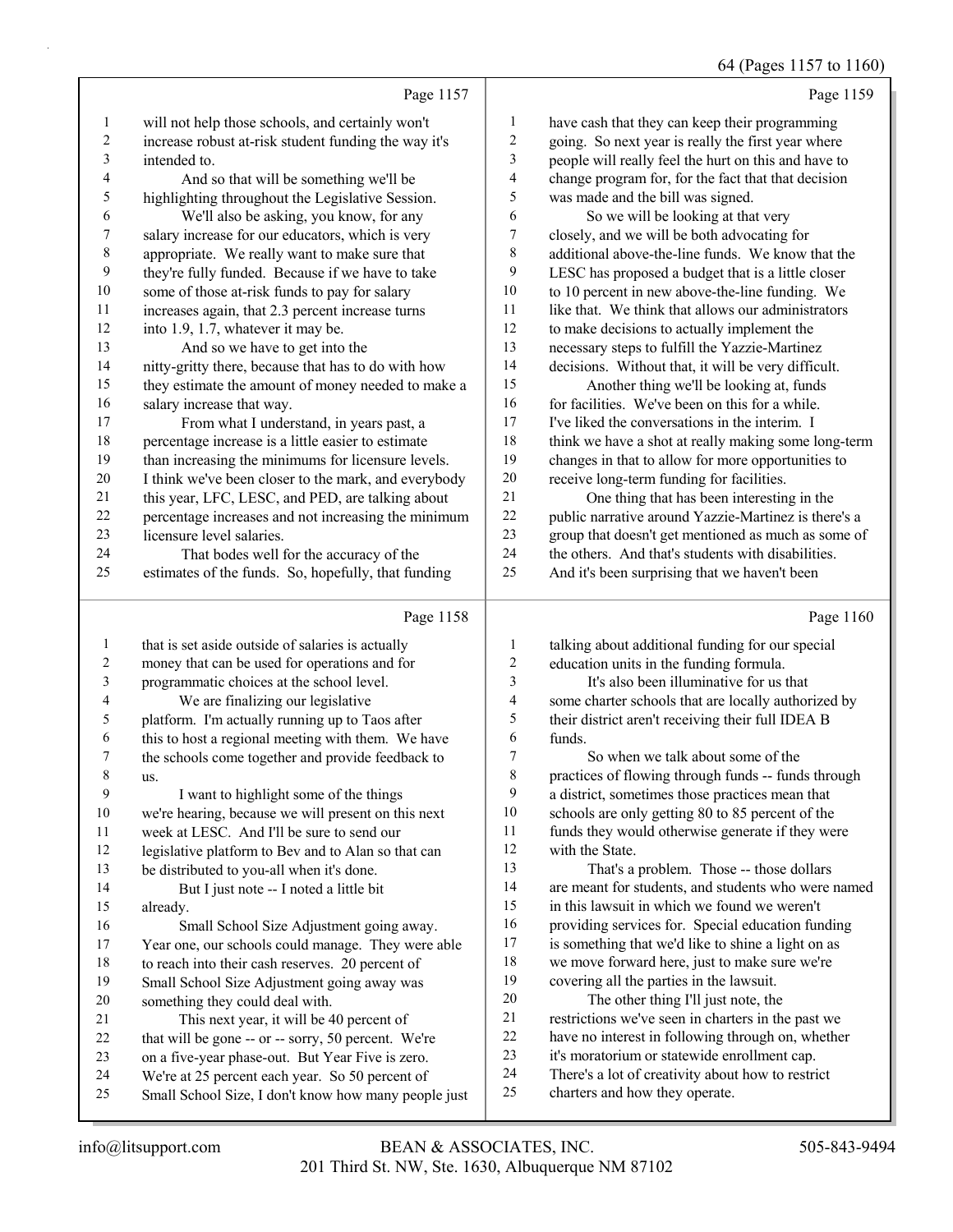Page 1157

will not help those schools, and certainly won't increase robust at-risk student funding the way it's intended to.

And so that will be something we'll be highlighting throughout the Legislative Session.

We'll also be asking, you know, for any salary increase for our educators, which is very appropriate. We really want to make sure that they're fully funded. Because if we have to take some of those at-risk funds to pay for salary increases again, that 2.3 percent increase turns into 1.9, 1.7, whatever it may be.

And so we have to get into the nitty-gritty there, because that has to do with how they estimate the amount of money needed to make a salary increase that way.

From what I understand, in years past, a percentage increase is a little easier to estimate than increasing the minimums for licensure levels. I think we've been closer to the mark, and everybody this year, LFC, LESC, and PED, are talking about percentage increases and not increasing the minimum licensure level salaries.

That bodes well for the accuracy of the estimates of the funds. So, hopefully, that funding

Page 1158

that is set aside outside of salaries is actually money that can be used for operations and for programmatic choices at the school level.

We are finalizing our legislative platform. I'm actually running up to Taos after this to host a regional meeting with them. We have the schools come together and provide feedback to us.

I want to highlight some of the things we're hearing, because we will present on this next week at LESC. And I'll be sure to send our legislative platform to Bev and to Alan so that can be distributed to you-all when it's done.

But I just note -- I noted a little bit already.

Small School Size Adjustment going away. Year one, our schools could manage. They were able to reach into their cash reserves. 20 percent of Small School Size Adjustment going away was something they could deal with.

This next year, it will be 40 percent of that will be gone -- or -- sorry, 50 percent. We're on a five-year phase-out. But Year Five is zero. We're at 25 percent each year. So 50 percent of Small School Size, I don't know how many people just

Page 1159

have cash that they can keep their programming going. So next year is really the first year where people will really feel the hurt on this and have to change program for, for the fact that that decision was made and the bill was signed.

So we will be looking at that very closely, and we will be both advocating for additional above-the-line funds. We know that the LESC has proposed a budget that is a little closer to 10 percent in new above-the-line funding. We like that. We think that allows our administrators to make decisions to actually implement the necessary steps to fulfill the Yazzie-Martinez decisions. Without that, it will be very difficult.

Another thing we'll be looking at, funds for facilities. We've been on this for a while. I've liked the conversations in the interim. I think we have a shot at really making some long-term changes in that to allow for more opportunities to receive long-term funding for facilities.

One thing that has been interesting in the public narrative around Yazzie-Martinez is there's a group that doesn't get mentioned as much as some of the others. And that's students with disabilities. And it's been surprising that we haven't been

Page 1160

talking about additional funding for our special education units in the funding formula.

It's also been illuminative for us that some charter schools that are locally authorized by their district aren't receiving their full IDEA B funds.

So when we talk about some of the practices of flowing through funds -- funds through a district, sometimes those practices mean that schools are only getting 80 to 85 percent of the funds they would otherwise generate if they were with the State.

That's a problem. Those -- those dollars are meant for students, and students who were named in this lawsuit in which we found we weren't providing services for. Special education funding is something that we'd like to shine a light on as we move forward here, just to make sure we're covering all the parties in the lawsuit.

The other thing I'll just note, the restrictions we've seen in charters in the past we have no interest in following through on, whether it's moratorium or statewide enrollment cap. There's a lot of creativity about how to restrict charters and how they operate.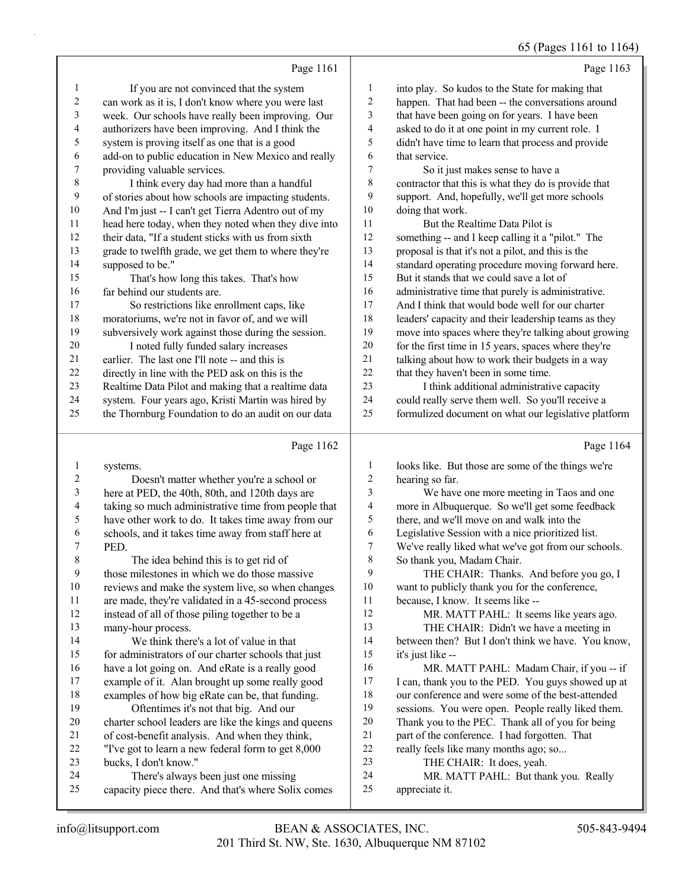Page 1161

If you are not convinced that the system can work as it is, I don't know where you were last week. Our schools have really been improving. Our authorizers have been improving. And I think the system is proving itself as one that is a good add-on to public education in New Mexico and really providing valuable services.

I think every day had more than a handful of stories about how schools are impacting students. And I'm just -- I can't get Tierra Adentro out of my head here today, when they noted when they dive into their data, "If a student sticks with us from sixth grade to twelfth grade, we get them to where they're supposed to be."

That's how long this takes. That's how far behind our students are.

So restrictions like enrollment caps, like moratoriums, we're not in favor of, and we will subversively work against those during the session.

I noted fully funded salary increases earlier. The last one I'll note -- and this is directly in line with the PED ask on this is the Realtime Data Pilot and making that a realtime data system. Four years ago, Kristi Martin was hired by the Thornburg Foundation to do an audit on our data

Page 1162

systems.

Doesn't matter whether you're a school or here at PED, the 40th, 80th, and 120th days are taking so much administrative time from people that have other work to do. It takes time away from our schools, and it takes time away from staff here at PED.

The idea behind this is to get rid of those milestones in which we do those massive reviews and make the system live, so when changes are made, they're validated in a 45-second process instead of all of those piling together to be a many-hour process.

We think there's a lot of value in that for administrators of our charter schools that just have a lot going on. And eRate is a really good example of it. Alan brought up some really good examples of how big eRate can be, that funding.

Oftentimes it's not that big. And our charter school leaders are like the kings and queens of cost-benefit analysis. And when they think, "I've got to learn a new federal form to get 8,000 bucks, I don't know."

There's always been just one missing capacity piece there. And that's where Solix comes

Page 1163

into play. So kudos to the State for making that happen. That had been -- the conversations around that have been going on for years. I have been asked to do it at one point in my current role. I didn't have time to learn that process and provide that service.

So it just makes sense to have a contractor that this is what they do is provide that support. And, hopefully, we'll get more schools doing that work.

But the Realtime Data Pilot is something -- and I keep calling it a "pilot." The proposal is that it's not a pilot, and this is the standard operating procedure moving forward here. But it stands that we could save a lot of administrative time that purely is administrative. And I think that would bode well for our charter leaders' capacity and their leadership teams as they move into spaces where they're talking about growing for the first time in 15 years, spaces where they're talking about how to work their budgets in a way that they haven't been in some time.

I think additional administrative capacity could really serve them well. So you'll receive a formulized document on what our legislative platform

Page 1164

looks like. But those are some of the things we're hearing so far.

We have one more meeting in Taos and one more in Albuquerque. So we'll get some feedback there, and we'll move on and walk into the Legislative Session with a nice prioritized list. We've really liked what we've got from our schools. So thank you, Madam Chair.

THE CHAIR: Thanks. And before you go, I want to publicly thank you for the conference, because, I know. It seems like --

MR. MATT PAHL: It seems like years ago.

THE CHAIR: Didn't we have a meeting in between then? But I don't think we have. You know, it's just like --

MR. MATT PAHL: Madam Chair, if you -- if I can, thank you to the PED. You guys showed up at our conference and were some of the best-attended sessions. You were open. People really liked them. Thank you to the PEC. Thank all of you for being part of the conference. I had forgotten. That really feels like many months ago; so...

THE CHAIR: It does, yeah.

MR. MATT PAHL: But thank you. Really appreciate it.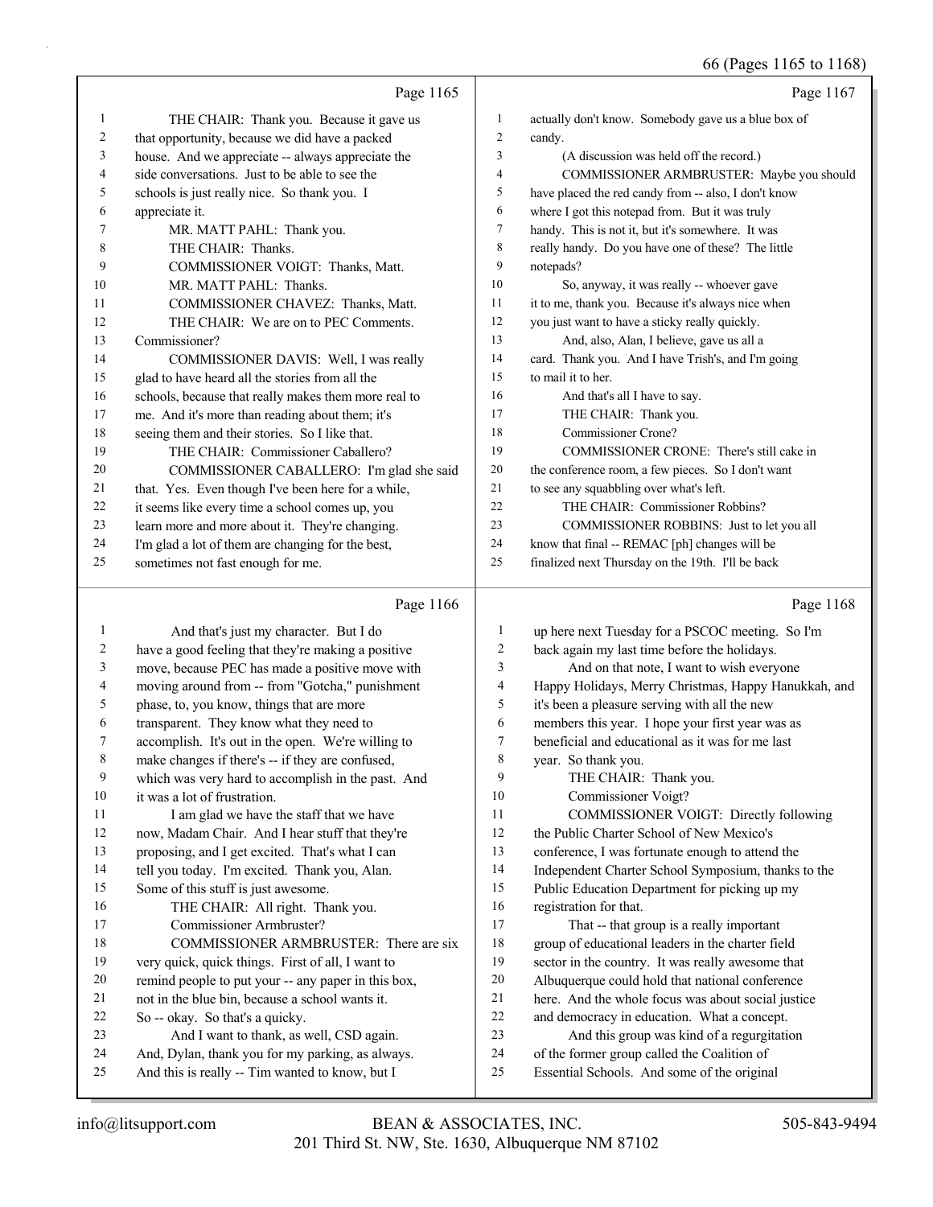Page 1165

1 THE CHAIR: Thank you. Because it gave us
2 that opportunity, because we did have a packed
3 house. And we appreciate -- always appreciate the
4 side conversations. Just to be able to see the
5 schools is just really nice. So thank you. I
6 appreciate it.
7 MR. MATT PAHL: Thank you.
8 THE CHAIR: Thanks.
9 COMMISSIONER VOIGT: Thanks, Matt.
10 MR. MATT PAHL: Thanks.
11 COMMISSIONER CHAVEZ: Thanks, Matt.
12 THE CHAIR: We are on to PEC Comments.
13 Commissioner?
14 COMMISSIONER DAVIS: Well, I was really
15 glad to have heard all the stories from all the
16 schools, because that really makes them more real to
17 me. And it's more than reading about them; it's
18 seeing them and their stories. So I like that.
19 THE CHAIR: Commissioner Caballero?
20 COMMISSIONER CABALLERO: I'm glad she said
21 that. Yes. Even though I've been here for a while,
22 it seems like every time a school comes up, you
23 learn more and more about it. They're changing.
24 I'm glad a lot of them are changing for the best,
25 sometimes not fast enough for me.

Page 1166

1 And that's just my character. But I do
2 have a good feeling that they're making a positive
3 move, because PEC has made a positive move with
4 moving around from -- from "Gotcha," punishment
5 phase, to, you know, things that are more
6 transparent. They know what they need to
7 accomplish. It's out in the open. We're willing to
8 make changes if there's -- if they are confused,
9 which was very hard to accomplish in the past. And
10 it was a lot of frustration.
11 I am glad we have the staff that we have
12 now, Madam Chair. And I hear stuff that they're
13 proposing, and I get excited. That's what I can
14 tell you today. I'm excited. Thank you, Alan.
15 Some of this stuff is just awesome.
16 THE CHAIR: All right. Thank you.
17 Commissioner Armbruster?
18 COMMISSIONER ARMBRUSTER: There are six
19 very quick, quick things. First of all, I want to
20 remind people to put your -- any paper in this box,
21 not in the blue bin, because a school wants it.
22 So -- okay. So that's a quicky.
23 And I want to thank, as well, CSD again.
24 And, Dylan, thank you for my parking, as always.
25 And this is really -- Tim wanted to know, but I

Page 1167

1 actually don't know. Somebody gave us a blue box of
2 candy.
3 (A discussion was held off the record.)
4 COMMISSIONER ARMBRUSTER: Maybe you should
5 have placed the red candy from -- also, I don't know
6 where I got this notepad from. But it was truly
7 handy. This is not it, but it's somewhere. It was
8 really handy. Do you have one of these? The little
9 notepads?
10 So, anyway, it was really -- whoever gave
11 it to me, thank you. Because it's always nice when
12 you just want to have a sticky really quickly.
13 And, also, Alan, I believe, gave us all a
14 card. Thank you. And I have Trish's, and I'm going
15 to mail it to her.
16 And that's all I have to say.
17 THE CHAIR: Thank you.
18 Commissioner Crone?
19 COMMISSIONER CRONE: There's still cake in
20 the conference room, a few pieces. So I don't want
21 to see any squabbling over what's left.
22 THE CHAIR: Commissioner Robbins?
23 COMMISSIONER ROBBINS: Just to let you all
24 know that final -- REMAC [ph] changes will be
25 finalized next Thursday on the 19th. I'll be back

Page 1168

1 up here next Tuesday for a PSCOC meeting. So I'm
2 back again my last time before the holidays.
3 And on that note, I want to wish everyone
4 Happy Holidays, Merry Christmas, Happy Hanukkah, and
5 it's been a pleasure serving with all the new
6 members this year. I hope your first year was as
7 beneficial and educational as it was for me last
8 year. So thank you.
9 THE CHAIR: Thank you.
10 Commissioner Voigt?
11 COMMISSIONER VOIGT: Directly following
12 the Public Charter School of New Mexico's
13 conference, I was fortunate enough to attend the
14 Independent Charter School Symposium, thanks to the
15 Public Education Department for picking up my
16 registration for that.
17 That -- that group is a really important
18 group of educational leaders in the charter field
19 sector in the country. It was really awesome that
20 Albuquerque could hold that national conference
21 here. And the whole focus was about social justice
22 and democracy in education. What a concept.
23 And this group was kind of a regurgitation
24 of the former group called the Coalition of
25 Essential Schools. And some of the original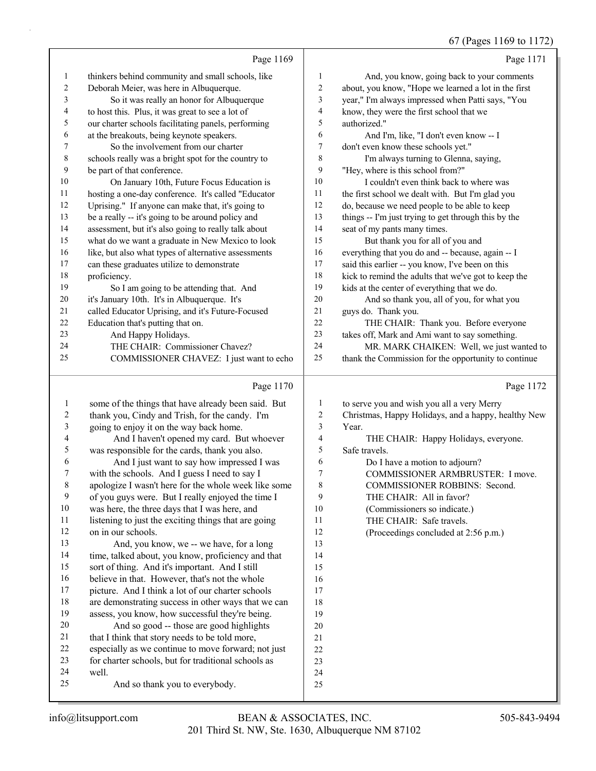**Page 1169**

1 thinkers behind community and small schools, like
2 Deborah Meier, was here in Albuquerque.
3 So it was really an honor for Albuquerque
4 to host this. Plus, it was great to see a lot of
5 our charter schools facilitating panels, performing
6 at the breakouts, being keynote speakers.
7 So the involvement from our charter
8 schools really was a bright spot for the country to
9 be part of that conference.
10 On January 10th, Future Focus Education is
11 hosting a one-day conference. It's called "Educator
12 Uprising." If anyone can make that, it's going to
13 be a really -- it's going to be around policy and
14 assessment, but it's also going to really talk about
15 what do we want a graduate in New Mexico to look
16 like, but also what types of alternative assessments
17 can these graduates utilize to demonstrate
18 proficiency.
19 So I am going to be attending that. And
20 it's January 10th. It's in Albuquerque. It's
21 called Educator Uprising, and it's Future-Focused
22 Education that's putting that on.
23 And Happy Holidays.
24 THE CHAIR: Commissioner Chavez?
25 COMMISSIONER CHAVEZ: I just want to echo

**Page 1170**

1 some of the things that have already been said. But
2 thank you, Cindy and Trish, for the candy. I'm
3 going to enjoy it on the way back home.
4 And I haven't opened my card. But whoever
5 was responsible for the cards, thank you also.
6 And I just want to say how impressed I was
7 with the schools. And I guess I need to say I
8 apologize I wasn't here for the whole week like some
9 of you guys were. But I really enjoyed the time I
10 was here, the three days that I was here, and
11 listening to just the exciting things that are going
12 on in our schools.
13 And, you know, we -- we have, for a long
14 time, talked about, you know, proficiency and that
15 sort of thing. And it's important. And I still
16 believe in that. However, that's not the whole
17 picture. And I think a lot of our charter schools
18 are demonstrating success in other ways that we can
19 assess, you know, how successful they're being.
20 And so good -- those are good highlights
21 that I think that story needs to be told more,
22 especially as we continue to move forward; not just
23 for charter schools, but for traditional schools as
24 well.
25 And so thank you to everybody.

**Page 1171**

1 And, you know, going back to your comments
2 about, you know, "Hope we learned a lot in the first
3 year," I'm always impressed when Patti says, "You
4 know, they were the first school that we
5 authorized."
6 And I'm, like, "I don't even know -- I
7 don't even know these schools yet."
8 I'm always turning to Glenna, saying,
9 "Hey, where is this school from?"
10 I couldn't even think back to where was
11 the first school we dealt with. But I'm glad you
12 do, because we need people to be able to keep
13 things -- I'm just trying to get through this by the
14 seat of my pants many times.
15 But thank you for all of you and
16 everything that you do and -- because, again -- I
17 said this earlier -- you know, I've been on this
18 kick to remind the adults that we've got to keep the
19 kids at the center of everything that we do.
20 And so thank you, all of you, for what you
21 guys do. Thank you.
22 THE CHAIR: Thank you. Before everyone
23 takes off, Mark and Ami want to say something.
24 MR. MARK CHAIKEN: Well, we just wanted to
25 thank the Commission for the opportunity to continue

**Page 1172**

1 to serve you and wish you all a very Merry
2 Christmas, Happy Holidays, and a happy, healthy New
3 Year.
4 THE CHAIR: Happy Holidays, everyone.
5 Safe travels.
6 Do I have a motion to adjourn?
7 COMMISSIONER ARMBRUSTER: I move.
8 COMMISSIONER ROBBINS: Second.
9 THE CHAIR: All in favor?
10 (Commissioners so indicate.)
11 THE CHAIR: Safe travels.
12 (Proceedings concluded at 2:56 p.m.)
13
14
15
16
17
18
19
20
21
22
23
24
25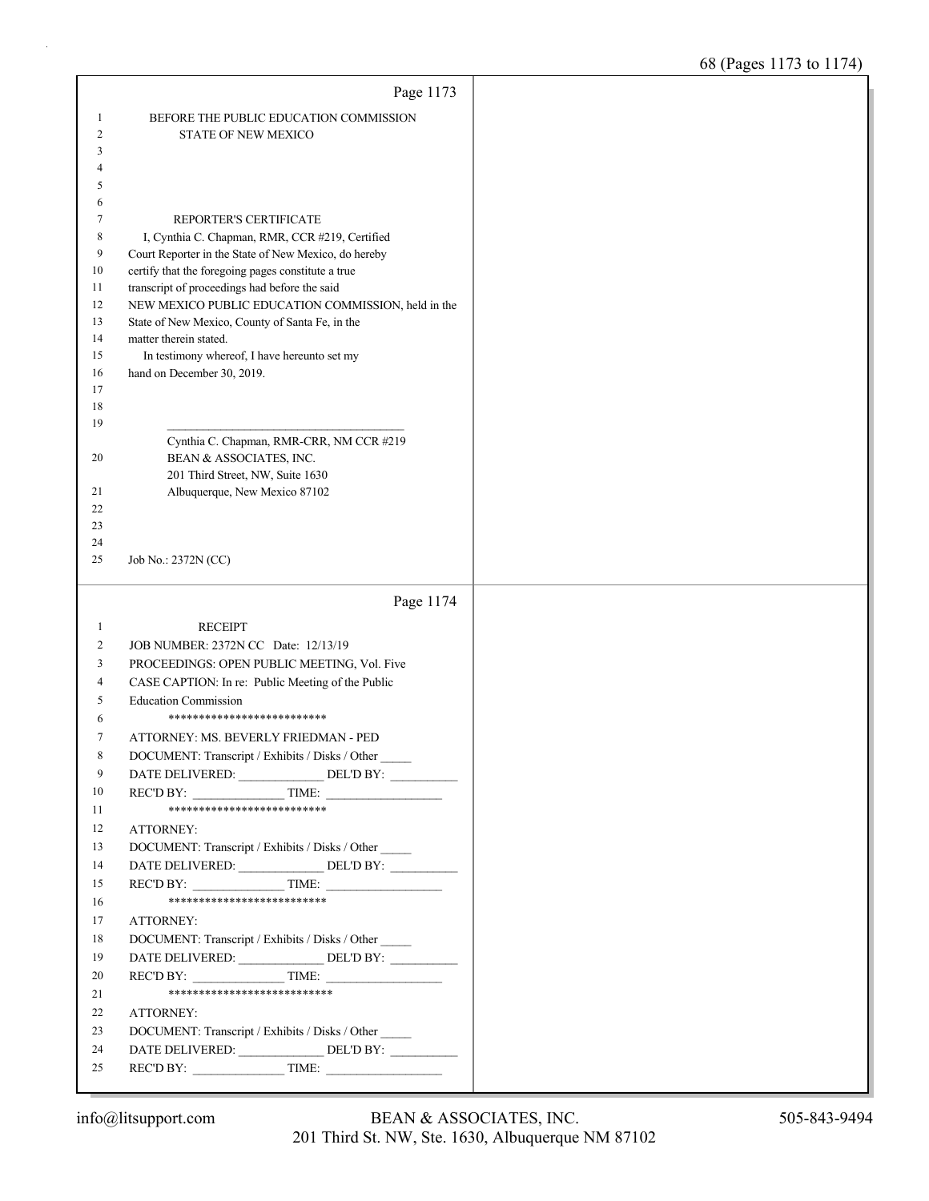Page 1173

BEFORE THE PUBLIC EDUCATION COMMISSION
STATE OF NEW MEXICO

REPORTER'S CERTIFICATE

I, Cynthia C. Chapman, RMR, CCR #219, Certified Court Reporter in the State of New Mexico, do hereby certify that the foregoing pages constitute a true transcript of proceedings had before the said NEW MEXICO PUBLIC EDUCATION COMMISSION, held in the State of New Mexico, County of Santa Fe, in the matter therein stated.

In testimony whereof, I have hereunto set my hand on December 30, 2019.

_______________________________________

Cynthia C. Chapman, RMR-CRR, NM CCR #219
BEAN & ASSOCIATES, INC.
201 Third Street, NW, Suite 1630
Albuquerque, New Mexico 87102

Job No.: 2372N (CC)

Page 1174

RECEIPT

JOB NUMBER: 2372N CC Date: 12/13/19
PROCEEDINGS: OPEN PUBLIC MEETING, Vol. Five
CASE CAPTION: In re: Public Meeting of the Public Education Commission

**************************

ATTORNEY: MS. BEVERLY FRIEDMAN - PED
DOCUMENT: Transcript / Exhibits / Disks / Other _____
DATE DELIVERED: ______________ DEL'D BY: ___________
REC'D BY: _______________ TIME: ___________________

**************************

ATTORNEY:
DOCUMENT: Transcript / Exhibits / Disks / Other _____
DATE DELIVERED: ______________ DEL'D BY: ___________
REC'D BY: _______________ TIME: ___________________

**************************

ATTORNEY:
DOCUMENT: Transcript / Exhibits / Disks / Other _____
DATE DELIVERED: ______________ DEL'D BY: ___________
REC'D BY: _______________ TIME: ___________________

***************************

ATTORNEY:
DOCUMENT: Transcript / Exhibits / Disks / Other _____
DATE DELIVERED: ______________ DEL'D BY: ___________
REC'D BY: _______________ TIME: ___________________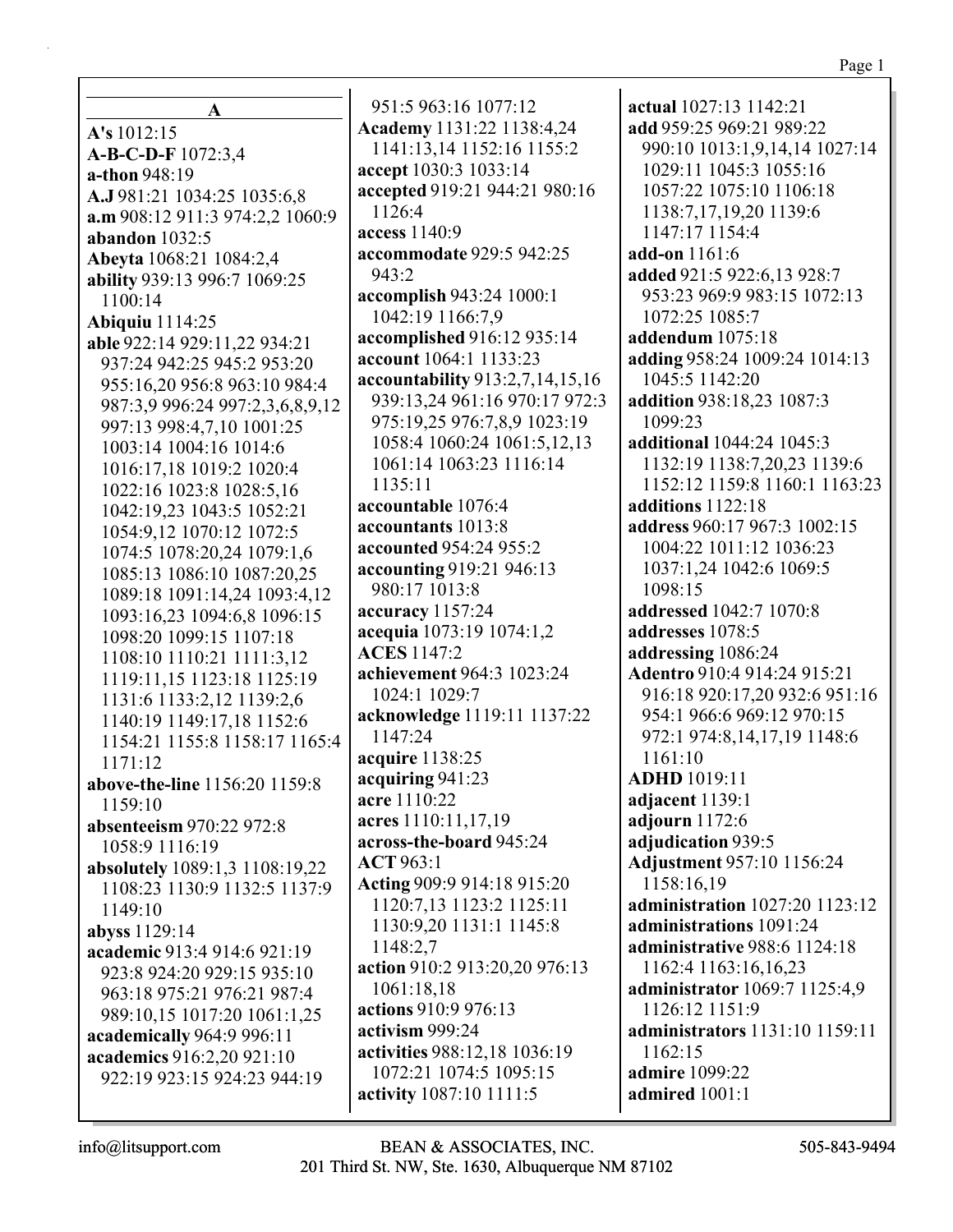## A

**A's** 1012:15
**A-B-C-D-F** 1072:3,4
**a-thon** 948:19
**A.J** 981:21 1034:25 1035:6,8
**a.m** 908:12 911:3 974:2,2 1060:9
**abandon** 1032:5
**Abeyta** 1068:21 1084:2,4
**ability** 939:13 996:7 1069:25 1100:14
**Abiquiu** 1114:25
**able** 922:14 929:11,22 934:21 937:24 942:25 945:2 953:20 955:16,20 956:8 963:10 984:4 987:3,9 996:24 997:2,3,6,8,9,12 997:13 998:4,7,10 1001:25 1003:14 1004:16 1014:6 1016:17,18 1019:2 1020:4 1022:16 1023:8 1028:5,16 1042:19,23 1043:5 1052:21 1054:9,12 1070:12 1072:5 1074:5 1078:20,24 1079:1,6 1085:13 1086:10 1087:20,25 1089:18 1091:14,24 1093:4,12 1093:16,23 1094:6,8 1096:15 1098:20 1099:15 1107:18 1108:10 1110:21 1111:3,12 1119:11,15 1123:18 1125:19 1131:6 1133:2,12 1139:2,6 1140:19 1149:17,18 1152:6 1154:21 1155:8 1158:17 1165:4 1171:12
**above-the-line** 1156:20 1159:8 1159:10
**absenteeism** 970:22 972:8 1058:9 1116:19
**absolutely** 1089:1,3 1108:19,22 1108:23 1130:9 1132:5 1137:9 1149:10
**abyss** 1129:14
**academic** 913:4 914:6 921:19 923:8 924:20 929:15 935:10 963:18 975:21 976:21 987:4 989:10,15 1017:20 1061:1,25
**academically** 964:9 996:11
**academics** 916:2,20 921:10 922:19 923:15 924:23 944:19 951:5 963:16 1077:12
**Academy** 1131:22 1138:4,24 1141:13,14 1152:16 1155:2
**accept** 1030:3 1033:14
**accepted** 919:21 944:21 980:16 1126:4
**access** 1140:9
**accommodate** 929:5 942:25 943:2
**accomplish** 943:24 1000:1 1042:19 1166:7,9
**accomplished** 916:12 935:14
**account** 1064:1 1133:23
**accountability** 913:2,7,14,15,16 939:13,24 961:16 970:17 972:3 975:19,25 976:7,8,9 1023:19 1058:4 1060:24 1061:5,12,13 1061:14 1063:23 1116:14 1135:11
**accountable** 1076:4
**accountants** 1013:8
**accounted** 954:24 955:2
**accounting** 919:21 946:13 980:17 1013:8
**accuracy** 1157:24
**acequia** 1073:19 1074:1,2
**ACES** 1147:2
**achievement** 964:3 1023:24 1024:1 1029:7
**acknowledge** 1119:11 1137:22 1147:24
**acquire** 1138:25
**acquiring** 941:23
**acre** 1110:22
**acres** 1110:11,17,19
**across-the-board** 945:24
**ACT** 963:1
**Acting** 909:9 914:18 915:20 1120:7,13 1123:2 1125:11 1130:9,20 1131:1 1145:8 1148:2,7
**action** 910:2 913:20,20 976:13 1061:18,18
**actions** 910:9 976:13
**activism** 999:24
**activities** 988:12,18 1036:19 1072:21 1074:5 1095:15
**activity** 1087:10 1111:5
**actual** 1027:13 1142:21
**add** 959:25 969:21 989:22 990:10 1013:1,9,14,14 1027:14 1029:11 1045:3 1055:16 1057:22 1075:10 1106:18 1138:7,17,19,20 1139:6 1147:17 1154:4
**add-on** 1161:6
**added** 921:5 922:6,13 928:7 953:23 969:9 983:15 1072:13 1072:25 1085:7
**addendum** 1075:18
**adding** 958:24 1009:24 1014:13 1045:5 1142:20
**addition** 938:18,23 1087:3 1099:23
**additional** 1044:24 1045:3 1132:19 1138:7,20,23 1139:6 1152:12 1159:8 1160:1 1163:23
**additions** 1122:18
**address** 960:17 967:3 1002:15 1004:22 1011:12 1036:23 1037:1,24 1042:6 1069:5 1098:15
**addressed** 1042:7 1070:8
**addresses** 1078:5
**addressing** 1086:24
**Adentro** 910:4 914:24 915:21 916:18 920:17,20 932:6 951:16 954:1 966:6 969:12 970:15 972:1 974:8,14,17,19 1148:6 1161:10
**ADHD** 1019:11
**adjacent** 1139:1
**adjourn** 1172:6
**adjudication** 939:5
**Adjustment** 957:10 1156:24 1158:16,19
**administration** 1027:20 1123:12
**administrations** 1091:24
**administrative** 988:6 1124:18 1162:4 1163:16,16,23
**administrator** 1069:7 1125:4,9 1126:12 1151:9
**administrators** 1131:10 1159:11 1162:15
**admire** 1099:22
**admired** 1001:1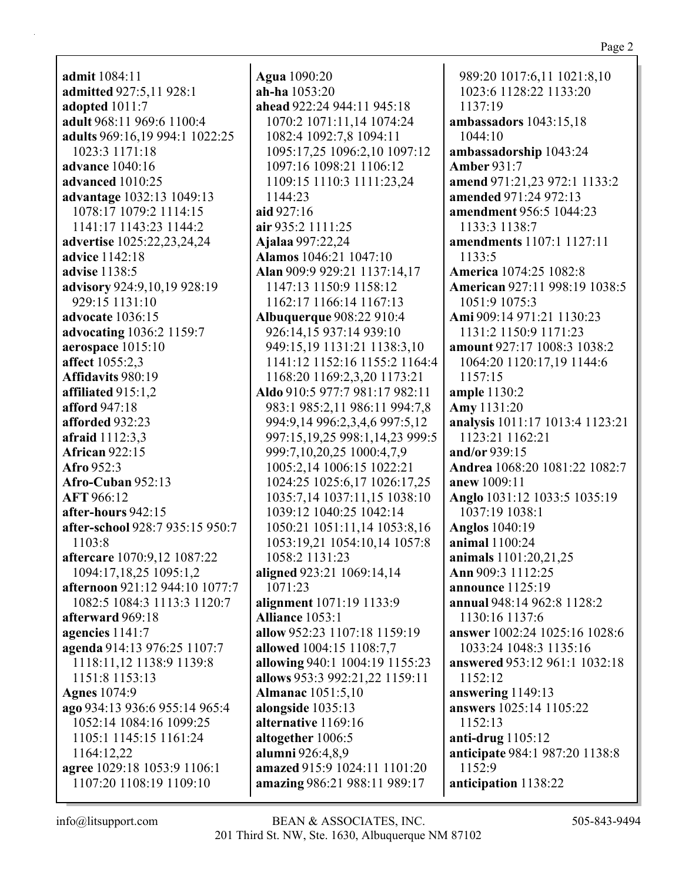**admit** 1084:11
**admitted** 927:5,11 928:1
**adopted** 1011:7
**adult** 968:11 969:6 1100:4
**adults** 969:16,19 994:1 1022:25 1023:3 1171:18
**advance** 1040:16
**advanced** 1010:25
**advantage** 1032:13 1049:13 1078:17 1079:2 1114:15 1141:17 1143:23 1144:2
**advertise** 1025:22,23,24,24
**advice** 1142:18
**advise** 1138:5
**advisory** 924:9,10,19 928:19 929:15 1131:10
**advocate** 1036:15
**advocating** 1036:2 1159:7
**aerospace** 1015:10
**affect** 1055:2,3
**Affidavits** 980:19
**affiliated** 915:1,2
**afford** 947:18
**afforded** 932:23
**afraid** 1112:3,3
**African** 922:15
**Afro** 952:3
**Afro-Cuban** 952:13
**AFT** 966:12
**after-hours** 942:15
**after-school** 928:7 935:15 950:7 1103:8
**aftercare** 1070:9,12 1087:22 1094:17,18,25 1095:1,2
**afternoon** 921:12 944:10 1077:7 1082:5 1084:3 1113:3 1120:7
**afterward** 969:18
**agencies** 1141:7
**agenda** 914:13 976:25 1107:7 1118:11,12 1138:9 1139:8 1151:8 1153:13
**Agnes** 1074:9
**ago** 934:13 936:6 955:14 965:4 1052:14 1084:16 1099:25 1105:1 1145:15 1161:24 1164:12,22
**agree** 1029:18 1053:9 1106:1 1107:20 1108:19 1109:10
**Agua** 1090:20
**ah-ha** 1053:20
**ahead** 922:24 944:11 945:18 1070:2 1071:11,14 1074:24 1082:4 1092:7,8 1094:11 1095:17,25 1096:2,10 1097:12 1097:16 1098:21 1106:12 1109:15 1110:3 1111:23,24 1144:23
**aid** 927:16
**air** 935:2 1111:25
**Ajalaa** 997:22,24
**Alamos** 1046:21 1047:10
**Alan** 909:9 929:21 1137:14,17 1147:13 1150:9 1158:12 1162:17 1166:14 1167:13
**Albuquerque** 908:22 910:4 926:14,15 937:14 939:10 949:15,19 1131:21 1138:3,10 1141:12 1152:16 1155:2 1164:4 1168:20 1169:2,3,20 1173:21
**Aldo** 910:5 977:7 981:17 982:11 983:1 985:2,11 986:11 994:7,8 994:9,14 996:2,3,4,6 997:5,12 997:15,19,25 998:1,14,23 999:5 999:7,10,20,25 1000:4,7,9 1005:2,14 1006:15 1022:21 1024:25 1025:6,17 1026:17,25 1035:7,14 1037:11,15 1038:10 1039:12 1040:25 1042:14 1050:21 1051:11,14 1053:8,16 1053:19,21 1054:10,14 1057:8 1058:2 1131:23
**aligned** 923:21 1069:14,14 1071:23
**alignment** 1071:19 1133:9
**Alliance** 1053:1
**allow** 952:23 1107:18 1159:19
**allowed** 1004:15 1108:7,7
**allowing** 940:1 1004:19 1155:23
**allows** 953:3 992:21,22 1159:11
**Almanac** 1051:5,10
**alongside** 1035:13
**alternative** 1169:16
**altogether** 1006:5
**alumni** 926:4,8,9
**amazed** 915:9 1024:11 1101:20
**amazing** 986:21 988:11 989:17 989:20 1017:6,11 1021:8,10 1023:6 1128:22 1133:20 1137:19
**ambassadors** 1043:15,18 1044:10
**ambassadorship** 1043:24
**Amber** 931:7
**amend** 971:21,23 972:1 1133:2
**amended** 971:24 972:13
**amendment** 956:5 1044:23 1133:3 1138:7
**amendments** 1107:1 1127:11 1133:5
**America** 1074:25 1082:8
**American** 927:11 998:19 1038:5 1051:9 1075:3
**Ami** 909:14 971:21 1130:23 1131:2 1150:9 1171:23
**amount** 927:17 1008:3 1038:2 1064:20 1120:17,19 1144:6 1157:15
**ample** 1130:2
**Amy** 1131:20
**analysis** 1011:17 1013:4 1123:21 1123:21 1162:21
**and/or** 939:15
**Andrea** 1068:20 1081:22 1082:7
**anew** 1009:11
**Anglo** 1031:12 1033:5 1035:19 1037:19 1038:1
**Anglos** 1040:19
**animal** 1100:24
**animals** 1101:20,21,25
**Ann** 909:3 1112:25
**announce** 1125:19
**annual** 948:14 962:8 1128:2 1130:16 1137:6
**answer** 1002:24 1025:16 1028:6 1033:24 1048:3 1135:16
**answered** 953:12 961:1 1032:18 1152:12
**answering** 1149:13
**answers** 1025:14 1105:22 1152:13
**anti-drug** 1105:12
**anticipate** 984:1 987:20 1138:8 1152:9
**anticipation** 1138:22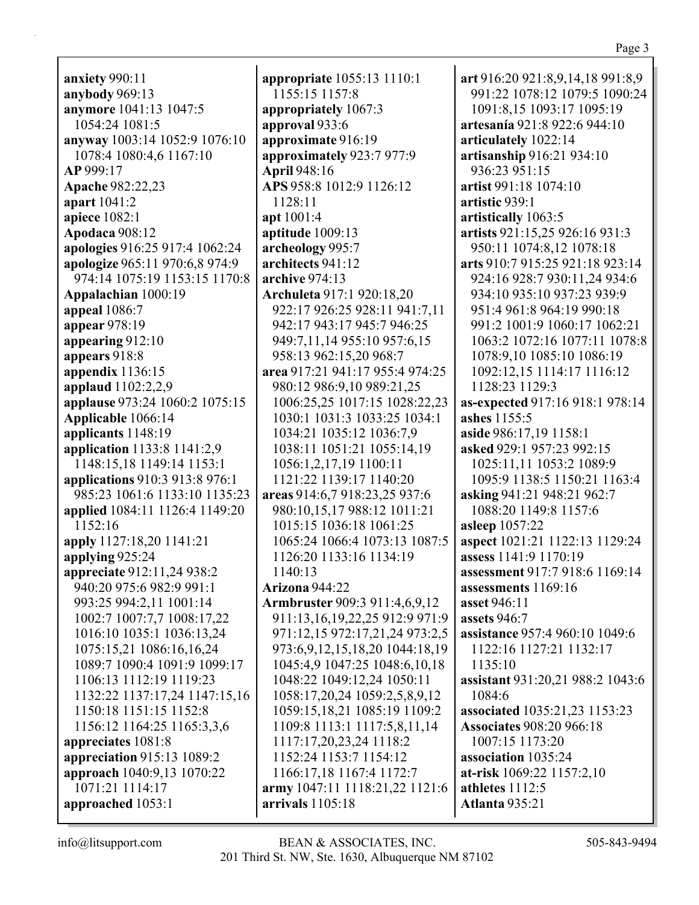**anxiety** 990:11
**anybody** 969:13
**anymore** 1041:13 1047:5 1054:24 1081:5
**anyway** 1003:14 1052:9 1076:10 1078:4 1080:4,6 1167:10
**AP** 999:17
**Apache** 982:22,23
**apart** 1041:2
**apiece** 1082:1
**Apodaca** 908:12
**apologies** 916:25 917:4 1062:24
**apologize** 965:11 970:6,8 974:9 974:14 1075:19 1153:15 1170:8
**Appalachian** 1000:19
**appeal** 1086:7
**appear** 978:19
**appearing** 912:10
**appears** 918:8
**appendix** 1136:15
**applaud** 1102:2,2,9
**applause** 973:24 1060:2 1075:15
**Applicable** 1066:14
**applicants** 1148:19
**application** 1133:8 1141:2,9 1148:15,18 1149:14 1153:1
**applications** 910:3 913:8 976:1 985:23 1061:6 1133:10 1135:23
**applied** 1084:11 1126:4 1149:20 1152:16
**apply** 1127:18,20 1141:21
**applying** 925:24
**appreciate** 912:11,24 938:2 940:20 975:6 982:9 991:1 993:25 994:2,11 1001:14 1002:7 1007:7,7 1008:17,22 1016:10 1035:1 1036:13,24 1075:15,21 1086:16,16,24 1089:7 1090:4 1091:9 1099:17 1106:13 1112:19 1119:23 1132:22 1137:17,24 1147:15,16 1150:18 1151:15 1152:8 1156:12 1164:25 1165:3,3,6
**appreciates** 1081:8
**appreciation** 915:13 1089:2
**approach** 1040:9,13 1070:22 1071:21 1114:17
**approached** 1053:1
**appropriate** 1055:13 1110:1 1155:15 1157:8
**appropriately** 1067:3
**approval** 933:6
**approximate** 916:19
**approximately** 923:7 977:9
**April** 948:16
**APS** 958:8 1012:9 1126:12 1128:11
**apt** 1001:4
**aptitude** 1009:13
**archeology** 995:7
**architects** 941:12
**archive** 974:13
**Archuleta** 917:1 920:18,20 922:17 926:25 928:11 941:7,11 942:17 943:17 945:7 946:25 949:7,11,14 955:10 957:6,15 958:13 962:15,20 968:7
**area** 917:21 941:17 955:4 974:25 980:12 986:9,10 989:21,25 1006:25,25 1017:15 1028:22,23 1030:1 1031:3 1033:25 1034:1 1034:21 1035:12 1036:7,9 1038:11 1051:21 1055:14,19 1056:1,2,17,19 1100:11 1121:22 1139:17 1140:20
**areas** 914:6,7 918:23,25 937:6 980:10,15,17 988:12 1011:21 1015:15 1036:18 1061:25 1065:24 1066:4 1073:13 1087:5 1126:20 1133:16 1134:19 1140:13
**Arizona** 944:22
**Armbruster** 909:3 911:4,6,9,12 911:13,16,19,22,25 912:9 971:9 971:12,15 972:17,21,24 973:2,5 973:6,9,12,15,18,20 1044:18,19 1045:4,9 1047:25 1048:6,10,18 1048:22 1049:12,24 1050:11 1058:17,20,24 1059:2,5,8,9,12 1059:15,18,21 1085:19 1109:2 1109:8 1113:1 1117:5,8,11,14 1117:17,20,23,24 1118:2 1152:24 1153:7 1154:12 1166:17,18 1167:4 1172:7
**army** 1047:11 1118:21,22 1121:6
**arrivals** 1105:18
**art** 916:20 921:8,9,14,18 991:8,9 991:22 1078:12 1079:5 1090:24 1091:8,15 1093:17 1095:19
**artesanía** 921:8 922:6 944:10
**articulately** 1022:14
**artisanship** 916:21 934:10 936:23 951:15
**artist** 991:18 1074:10
**artistic** 939:1
**artistically** 1063:5
**artists** 921:15,25 926:16 931:3 950:11 1074:8,12 1078:18
**arts** 910:7 915:25 921:18 923:14 924:16 928:7 930:11,24 934:6 934:10 935:10 937:23 939:9 951:4 961:8 964:19 990:18 991:2 1001:9 1060:17 1062:21 1063:2 1072:16 1077:11 1078:8 1078:9,10 1085:10 1086:19 1092:12,15 1114:17 1116:12 1128:23 1129:3
**as-expected** 917:16 918:1 978:14
**ashes** 1155:5
**aside** 986:17,19 1158:1
**asked** 929:1 957:23 992:15 1025:11,11 1053:2 1089:9 1095:9 1138:5 1150:21 1163:4
**asking** 941:21 948:21 962:7 1088:20 1149:8 1157:6
**asleep** 1057:22
**aspect** 1021:21 1122:13 1129:24
**assess** 1141:9 1170:19
**assessment** 917:7 918:6 1169:14
**assessments** 1169:16
**asset** 946:11
**assets** 946:7
**assistance** 957:4 960:10 1049:6 1122:16 1127:21 1132:17 1135:10
**assistant** 931:20,21 988:2 1043:6 1084:6
**associated** 1035:21,23 1153:23
**Associates** 908:20 966:18 1007:15 1173:20
**association** 1035:24
**at-risk** 1069:22 1157:2,10
**athletes** 1112:5
**Atlanta** 935:21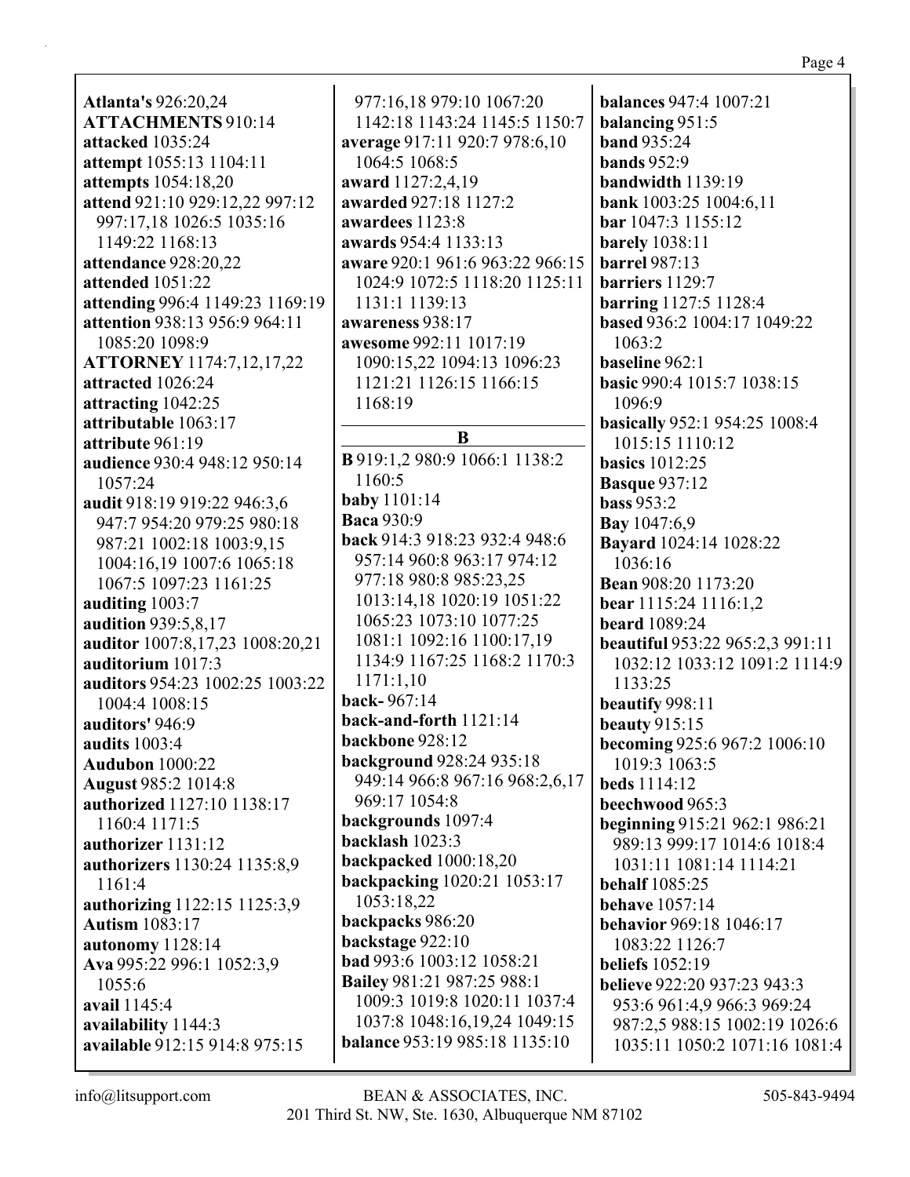**Atlanta's** 926:20,24
**ATTACHMENTS** 910:14
**attacked** 1035:24
**attempt** 1055:13 1104:11
**attempts** 1054:18,20
**attend** 921:10 929:12,22 997:12 997:17,18 1026:5 1035:16 1149:22 1168:13
**attendance** 928:20,22
**attended** 1051:22
**attending** 996:4 1149:23 1169:19
**attention** 938:13 956:9 964:11 1085:20 1098:9
**ATTORNEY** 1174:7,12,17,22
**attracted** 1026:24
**attracting** 1042:25
**attributable** 1063:17
**attribute** 961:19
**audience** 930:4 948:12 950:14 1057:24
**audit** 918:19 919:22 946:3,6 947:7 954:20 979:25 980:18 987:21 1002:18 1003:9,15 1004:16,19 1007:6 1065:18 1067:5 1097:23 1161:25
**auditing** 1003:7
**audition** 939:5,8,17
**auditor** 1007:8,17,23 1008:20,21
**auditorium** 1017:3
**auditors** 954:23 1002:25 1003:22 1004:4 1008:15
**auditors'** 946:9
**audits** 1003:4
**Audubon** 1000:22
**August** 985:2 1014:8
**authorized** 1127:10 1138:17 1160:4 1171:5
**authorizer** 1131:12
**authorizers** 1130:24 1135:8,9 1161:4
**authorizing** 1122:15 1125:3,9
**Autism** 1083:17
**autonomy** 1128:14
**Ava** 995:22 996:1 1052:3,9 1055:6
**avail** 1145:4
**availability** 1144:3
**available** 912:15 914:8 975:15 977:16,18 979:10 1067:20 1142:18 1143:24 1145:5 1150:7
**average** 917:11 920:7 978:6,10 1064:5 1068:5
**award** 1127:2,4,19
**awarded** 927:18 1127:2
**awardees** 1123:8
**awards** 954:4 1133:13
**aware** 920:1 961:6 963:22 966:15 1024:9 1072:5 1118:20 1125:11 1131:1 1139:13
**awareness** 938:17
**awesome** 992:11 1017:19 1090:15,22 1094:13 1096:23 1121:21 1126:15 1166:15 1168:19

## B

**B** 919:1,2 980:9 1066:1 1138:2 1160:5
**baby** 1101:14
**Baca** 930:9
**back** 914:3 918:23 932:4 948:6 957:14 960:8 963:17 974:12 977:18 980:8 985:23,25 1013:14,18 1020:19 1051:22 1065:23 1073:10 1077:25 1081:1 1092:16 1100:17,19 1134:9 1167:25 1168:2 1170:3 1171:1,10
**back-** 967:14
**back-and-forth** 1121:14
**backbone** 928:12
**background** 928:24 935:18 949:14 966:8 967:16 968:2,6,17 969:17 1054:8
**backgrounds** 1097:4
**backlash** 1023:3
**backpacked** 1000:18,20
**backpacking** 1020:21 1053:17 1053:18,22
**backpacks** 986:20
**backstage** 922:10
**bad** 993:6 1003:12 1058:21
**Bailey** 981:21 987:25 988:1 1009:3 1019:8 1020:11 1037:4 1037:8 1048:16,19,24 1049:15
**balance** 953:19 985:18 1135:10
**balances** 947:4 1007:21
**balancing** 951:5
**band** 935:24
**bands** 952:9
**bandwidth** 1139:19
**bank** 1003:25 1004:6,11
**bar** 1047:3 1155:12
**barely** 1038:11
**barrel** 987:13
**barriers** 1129:7
**barring** 1127:5 1128:4
**based** 936:2 1004:17 1049:22 1063:2
**baseline** 962:1
**basic** 990:4 1015:7 1038:15 1096:9
**basically** 952:1 954:25 1008:4 1015:15 1110:12
**basics** 1012:25
**Basque** 937:12
**bass** 953:2
**Bay** 1047:6,9
**Bayard** 1024:14 1028:22 1036:16
**Bean** 908:20 1173:20
**bear** 1115:24 1116:1,2
**beard** 1089:24
**beautiful** 953:22 965:2,3 991:11 1032:12 1033:12 1091:2 1114:9 1133:25
**beautify** 998:11
**beauty** 915:15
**becoming** 925:6 967:2 1006:10 1019:3 1063:5
**beds** 1114:12
**beechwood** 965:3
**beginning** 915:21 962:1 986:21 989:13 999:17 1014:6 1018:4 1031:11 1081:14 1114:21
**behalf** 1085:25
**behave** 1057:14
**behavior** 969:18 1046:17 1083:22 1126:7
**beliefs** 1052:19
**believe** 922:20 937:23 943:3 953:6 961:4,9 966:3 969:24 987:2,5 988:15 1002:19 1026:6 1035:11 1050:2 1071:16 1081:4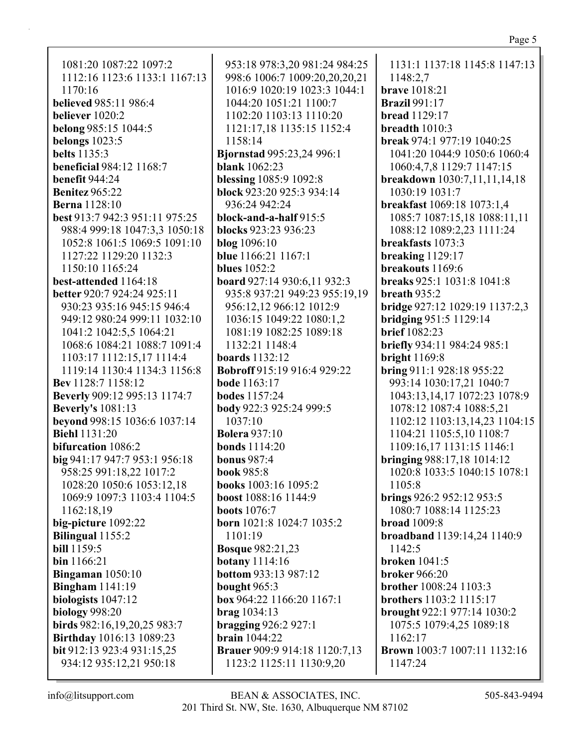1081:20 1087:22 1097:2 1112:16 1123:6 1133:1 1167:13 1170:16
**believed** 985:11 986:4
**believer** 1020:2
**belong** 985:15 1044:5
**belongs** 1023:5
**belts** 1135:3
**beneficial** 984:12 1168:7
**benefit** 944:24
**Benitez** 965:22
**Berna** 1128:10
**best** 913:7 942:3 951:11 975:25 988:4 999:18 1047:3,3 1050:18 1052:8 1061:5 1069:5 1091:10 1127:22 1129:20 1132:3 1150:10 1165:24
**best-attended** 1164:18
**better** 920:7 924:24 925:11 930:23 935:16 945:15 946:4 949:12 980:24 999:11 1032:10 1041:2 1042:5,5 1064:21 1068:6 1084:21 1088:7 1091:4 1103:17 1112:15,17 1114:4 1119:14 1130:4 1134:3 1156:8
**Bev** 1128:7 1158:12
**Beverly** 909:12 995:13 1174:7
**Beverly's** 1081:13
**beyond** 998:15 1036:6 1037:14
**Biehl** 1131:20
**bifurcation** 1086:2
**big** 941:17 947:7 953:1 956:18 958:25 991:18,22 1017:2 1028:20 1050:6 1053:12,18 1069:9 1097:3 1103:4 1104:5 1162:18,19
**big-picture** 1092:22
**Bilingual** 1155:2
**bill** 1159:5
**bin** 1166:21
**Bingaman** 1050:10
**Bingham** 1141:19
**biologists** 1047:12
**biology** 998:20
**birds** 982:16,19,20,25 983:7
**Birthday** 1016:13 1089:23
**bit** 912:13 923:4 931:15,25 934:12 935:12,21 950:18 953:18 978:3,20 981:24 984:25 998:6 1006:7 1009:20,20,20,21 1016:9 1020:19 1023:3 1044:1 1044:20 1051:21 1100:7 1102:20 1103:13 1110:20 1121:17,18 1135:15 1152:4 1158:14
**Bjornstad** 995:23,24 996:1
**blank** 1062:23
**blessing** 1085:9 1092:8
**block** 923:20 925:3 934:14 936:24 942:24
**block-and-a-half** 915:5
**blocks** 923:23 936:23
**blog** 1096:10
**blue** 1166:21 1167:1
**blues** 1052:2
**board** 927:14 930:6,11 932:3 935:8 937:21 949:23 955:19,19 956:12,12 966:12 1012:9 1036:15 1049:22 1080:1,2 1081:19 1082:25 1089:18 1132:21 1148:4
**boards** 1132:12
**Bobroff** 915:19 916:4 929:22
**bode** 1163:17
**bodes** 1157:24
**body** 922:3 925:24 999:5 1037:10
**Bolera** 937:10
**bonds** 1114:20
**bonus** 987:4
**book** 985:8
**books** 1003:16 1095:2
**boost** 1088:16 1144:9
**boots** 1076:7
**born** 1021:8 1024:7 1035:2 1101:19
**Bosque** 982:21,23
**botany** 1114:16
**bottom** 933:13 987:12
**bought** 965:3
**box** 964:22 1166:20 1167:1
**brag** 1034:13
**bragging** 926:2 927:1
**brain** 1044:22
**Brauer** 909:9 914:18 1120:7,13 1123:2 1125:11 1130:9,20 1131:1 1137:18 1145:8 1147:13 1148:2,7
**brave** 1018:21
**Brazil** 991:17
**bread** 1129:17
**breadth** 1010:3
**break** 974:1 977:19 1040:25 1041:20 1044:9 1050:6 1060:4 1060:4,7,8 1129:7 1147:15
**breakdown** 1030:7,11,11,14,18 1030:19 1031:7
**breakfast** 1069:18 1073:1,4 1085:7 1087:15,18 1088:11,11 1088:12 1089:2,23 1111:24
**breakfasts** 1073:3
**breaking** 1129:17
**breakouts** 1169:6
**breaks** 925:1 1031:8 1041:8
**breath** 935:2
**bridge** 927:12 1029:19 1137:2,3
**bridging** 951:5 1129:14
**brief** 1082:23
**briefly** 934:11 984:24 985:1
**bright** 1169:8
**bring** 911:1 928:18 955:22 993:14 1030:17,21 1040:7 1043:13,14,17 1072:23 1078:9 1078:12 1087:4 1088:5,21 1102:12 1103:13,14,23 1104:15 1104:21 1105:5,10 1108:7 1109:16,17 1131:15 1146:1
**bringing** 988:17,18 1014:12 1020:8 1033:5 1040:15 1078:1 1105:8
**brings** 926:2 952:12 953:5 1080:7 1088:14 1125:23
**broad** 1009:8
**broadband** 1139:14,24 1140:9 1142:5
**broken** 1041:5
**broker** 966:20
**brother** 1008:24 1103:3
**brothers** 1103:2 1115:17
**brought** 922:1 977:14 1030:2 1075:5 1079:4,25 1089:18 1162:17
**Brown** 1003:7 1007:11 1132:16 1147:24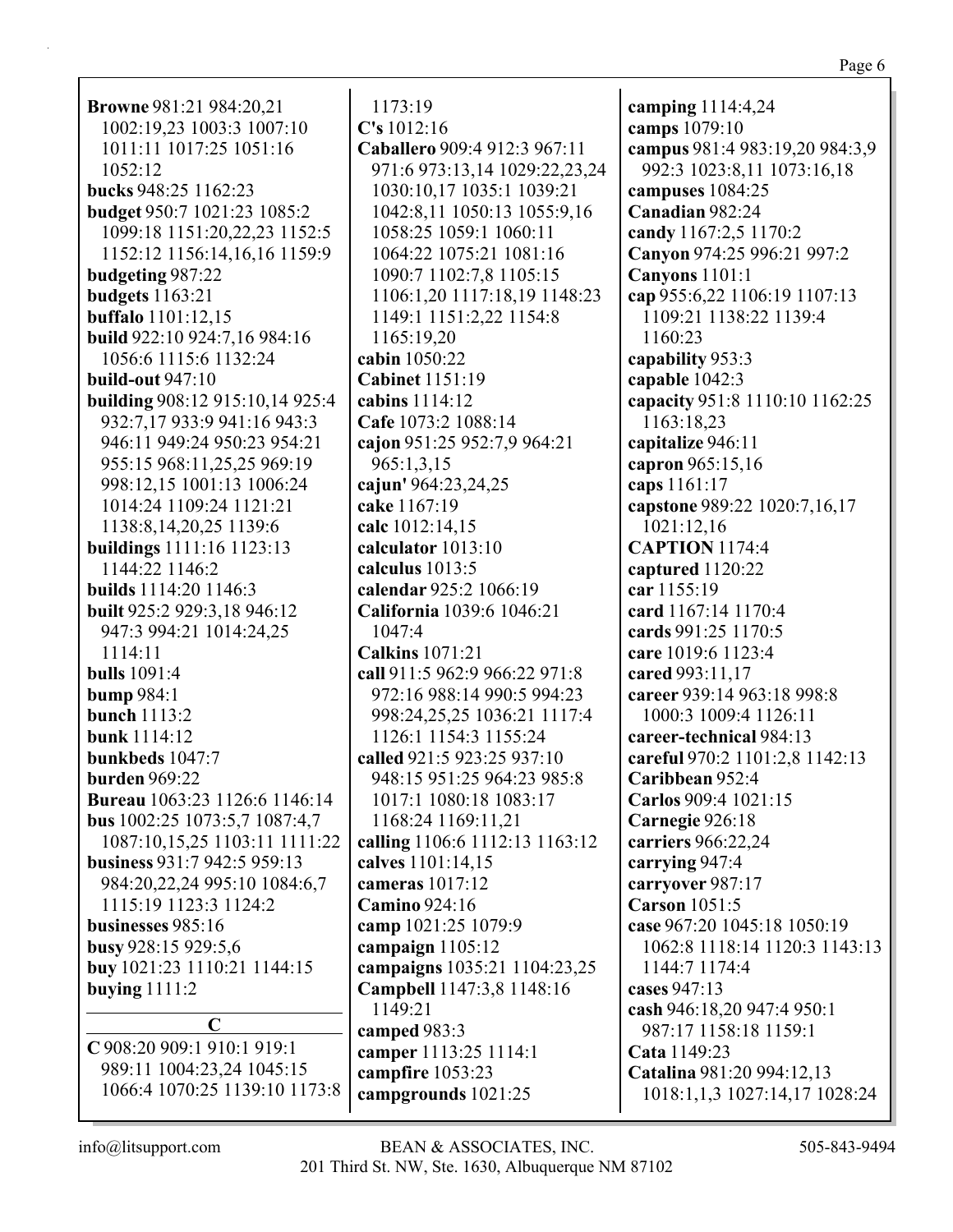**Browne** 981:21 984:20,21 1002:19,23 1003:3 1007:10 1011:11 1017:25 1051:16 1052:12
**bucks** 948:25 1162:23
**budget** 950:7 1021:23 1085:2 1099:18 1151:20,22,23 1152:5 1152:12 1156:14,16,16 1159:9
**budgeting** 987:22
**budgets** 1163:21
**buffalo** 1101:12,15
**build** 922:10 924:7,16 984:16 1056:6 1115:6 1132:24
**build-out** 947:10
**building** 908:12 915:10,14 925:4 932:7,17 933:9 941:16 943:3 946:11 949:24 950:23 954:21 955:15 968:11,25,25 969:19 998:12,15 1001:13 1006:24 1014:24 1109:24 1121:21 1138:8,14,20,25 1139:6
**buildings** 1111:16 1123:13 1144:22 1146:2
**builds** 1114:20 1146:3
**built** 925:2 929:3,18 946:12 947:3 994:21 1014:24,25 1114:11
**bulls** 1091:4
**bump** 984:1
**bunch** 1113:2
**bunk** 1114:12
**bunkbeds** 1047:7
**burden** 969:22
**Bureau** 1063:23 1126:6 1146:14
**bus** 1002:25 1073:5,7 1087:4,7 1087:10,15,25 1103:11 1111:22
**business** 931:7 942:5 959:13 984:20,22,24 995:10 1084:6,7 1115:19 1123:3 1124:2
**businesses** 985:16
**busy** 928:15 929:5,6
**buy** 1021:23 1110:21 1144:15
**buying** 1111:2

## C

**C** 908:20 909:1 910:1 919:1 989:11 1004:23,24 1045:15 1066:4 1070:25 1139:10 1173:8 1173:19
**C's** 1012:16
**Caballero** 909:4 912:3 967:11 971:6 973:13,14 1029:22,23,24 1030:10,17 1035:1 1039:21 1042:8,11 1050:13 1055:9,16 1058:25 1059:1 1060:11 1064:22 1075:21 1081:16 1090:7 1102:7,8 1105:15 1106:1,20 1117:18,19 1148:23 1149:1 1151:2,22 1154:8 1165:19,20
**cabin** 1050:22
**Cabinet** 1151:19
**cabins** 1114:12
**Cafe** 1073:2 1088:14
**cajon** 951:25 952:7,9 964:21 965:1,3,15
**cajun'** 964:23,24,25
**cake** 1167:19
**calc** 1012:14,15
**calculator** 1013:10
**calculus** 1013:5
**calendar** 925:2 1066:19
**California** 1039:6 1046:21 1047:4
**Calkins** 1071:21
**call** 911:5 962:9 966:22 971:8 972:16 988:14 990:5 994:23 998:24,25,25 1036:21 1117:4 1126:1 1154:3 1155:24
**called** 921:5 923:25 937:10 948:15 951:25 964:23 985:8 1017:1 1080:18 1083:17 1168:24 1169:11,21
**calling** 1106:6 1112:13 1163:12
**calves** 1101:14,15
**cameras** 1017:12
**Camino** 924:16
**camp** 1021:25 1079:9
**campaign** 1105:12
**campaigns** 1035:21 1104:23,25
**Campbell** 1147:3,8 1148:16 1149:21
**camped** 983:3
**camper** 1113:25 1114:1
**campfire** 1053:23
**campgrounds** 1021:25
**camping** 1114:4,24
**camps** 1079:10
**campus** 981:4 983:19,20 984:3,9 992:3 1023:8,11 1073:16,18
**campuses** 1084:25
**Canadian** 982:24
**candy** 1167:2,5 1170:2
**Canyon** 974:25 996:21 997:2
**Canyons** 1101:1
**cap** 955:6,22 1106:19 1107:13 1109:21 1138:22 1139:4 1160:23
**capability** 953:3
**capable** 1042:3
**capacity** 951:8 1110:10 1162:25 1163:18,23
**capitalize** 946:11
**capron** 965:15,16
**caps** 1161:17
**capstone** 989:22 1020:7,16,17 1021:12,16
**CAPTION** 1174:4
**captured** 1120:22
**car** 1155:19
**card** 1167:14 1170:4
**cards** 991:25 1170:5
**care** 1019:6 1123:4
**cared** 993:11,17
**career** 939:14 963:18 998:8 1000:3 1009:4 1126:11
**career-technical** 984:13
**careful** 970:2 1101:2,8 1142:13
**Caribbean** 952:4
**Carlos** 909:4 1021:15
**Carnegie** 926:18
**carriers** 966:22,24
**carrying** 947:4
**carryover** 987:17
**Carson** 1051:5
**case** 967:20 1045:18 1050:19 1062:8 1118:14 1120:3 1143:13 1144:7 1174:4
**cases** 947:13
**cash** 946:18,20 947:4 950:1 987:17 1158:18 1159:1
**Cata** 1149:23
**Catalina** 981:20 994:12,13 1018:1,1,3 1027:14,17 1028:24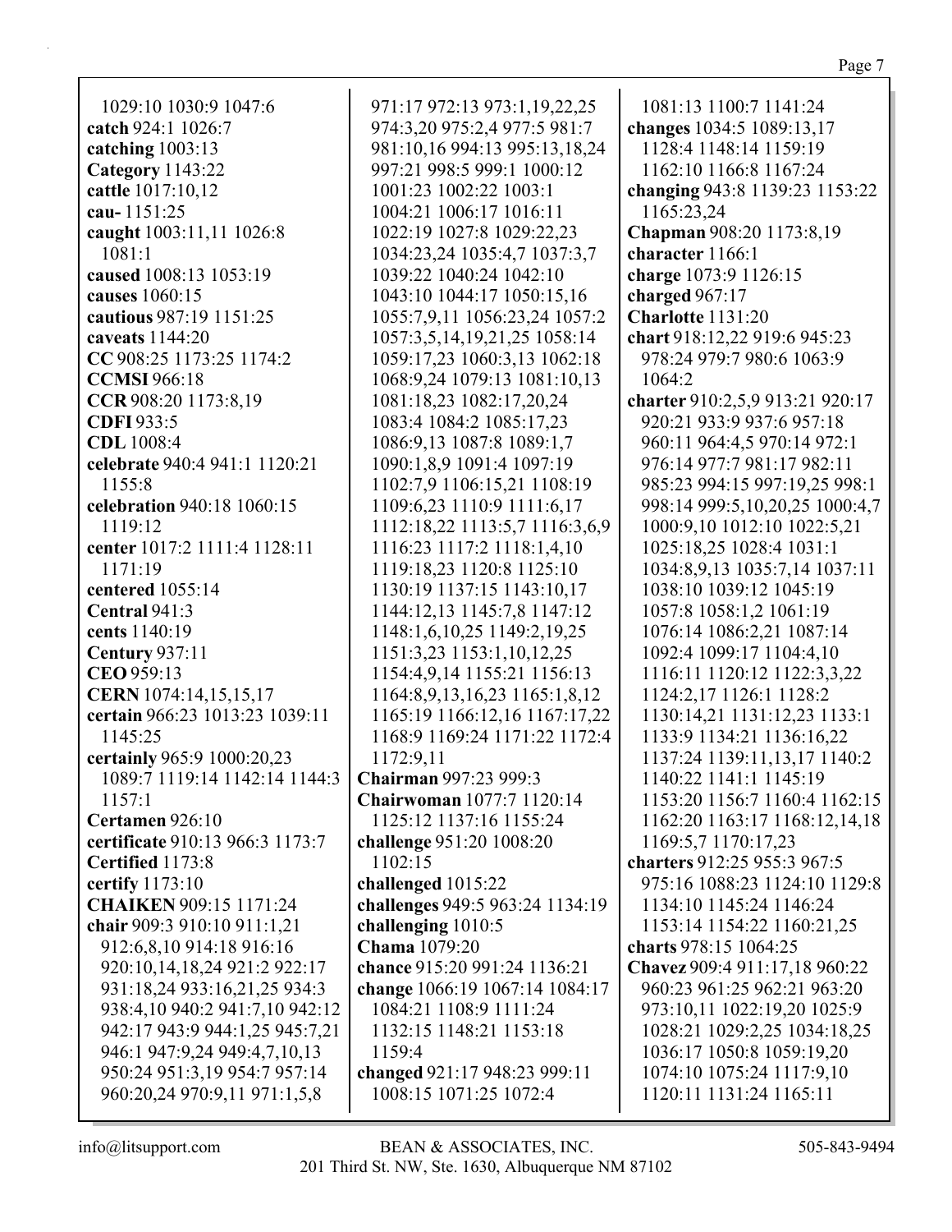1029:10 1030:9 1047:6
**catch** 924:1 1026:7
**catching** 1003:13
**Category** 1143:22
**cattle** 1017:10,12
**cau-** 1151:25
**caught** 1003:11,11 1026:8 1081:1
**caused** 1008:13 1053:19
**causes** 1060:15
**cautious** 987:19 1151:25
**caveats** 1144:20
**CC** 908:25 1173:25 1174:2
**CCMSI** 966:18
**CCR** 908:20 1173:8,19
**CDFI** 933:5
**CDL** 1008:4
**celebrate** 940:4 941:1 1120:21 1155:8
**celebration** 940:18 1060:15 1119:12
**center** 1017:2 1111:4 1128:11 1171:19
**centered** 1055:14
**Central** 941:3
**cents** 1140:19
**Century** 937:11
**CEO** 959:13
**CERN** 1074:14,15,15,17
**certain** 966:23 1013:23 1039:11 1145:25
**certainly** 965:9 1000:20,23 1089:7 1119:14 1142:14 1144:3 1157:1
**Certamen** 926:10
**certificate** 910:13 966:3 1173:7
**Certified** 1173:8
**certify** 1173:10
**CHAIKEN** 909:15 1171:24
**chair** 909:3 910:10 911:1,21 912:6,8,10 914:18 916:16 920:10,14,18,24 921:2 922:17 931:18,24 933:16,21,25 934:3 938:4,10 940:2 941:7,10 942:12 942:17 943:9 944:1,25 945:7,21 946:1 947:9,24 949:4,7,10,13 950:24 951:3,19 954:7 957:14 960:20,24 970:9,11 971:1,5,8 971:17 972:13 973:1,19,22,25 974:3,20 975:2,4 977:5 981:7 981:10,16 994:13 995:13,18,24 997:21 998:5 999:1 1000:12 1001:23 1002:22 1003:1 1004:21 1006:17 1016:11 1022:19 1027:8 1029:22,23 1034:23,24 1035:4,7 1037:3,7 1039:22 1040:24 1042:10 1043:10 1044:17 1050:15,16 1055:7,9,11 1056:23,24 1057:2 1057:3,5,14,19,21,25 1058:14 1059:17,23 1060:3,13 1062:18 1068:9,24 1079:13 1081:10,13 1081:18,23 1082:17,20,24 1083:4 1084:2 1085:17,23 1086:9,13 1087:8 1089:1,7 1090:1,8,9 1091:4 1097:19 1102:7,9 1106:15,21 1108:19 1109:6,23 1110:9 1111:6,17 1112:18,22 1113:5,7 1116:3,6,9 1116:23 1117:2 1118:1,4,10 1119:18,23 1120:8 1125:10 1130:19 1137:15 1143:10,17 1144:12,13 1145:7,8 1147:12 1148:1,6,10,25 1149:2,19,25 1151:3,23 1153:1,10,12,25 1154:4,9,14 1155:21 1156:13 1164:8,9,13,16,23 1165:1,8,12 1165:19 1166:12,16 1167:17,22 1168:9 1169:24 1171:22 1172:4 1172:9,11
**Chairman** 997:23 999:3
**Chairwoman** 1077:7 1120:14 1125:12 1137:16 1155:24
**challenge** 951:20 1008:20 1102:15
**challenged** 1015:22
**challenges** 949:5 963:24 1134:19
**challenging** 1010:5
**Chama** 1079:20
**chance** 915:20 991:24 1136:21
**change** 1066:19 1067:14 1084:17 1084:21 1108:9 1111:24 1132:15 1148:21 1153:18 1159:4
**changed** 921:17 948:23 999:11 1008:15 1071:25 1072:4 1081:13 1100:7 1141:24
**changes** 1034:5 1089:13,17 1128:4 1148:14 1159:19 1162:10 1166:8 1167:24
**changing** 943:8 1139:23 1153:22 1165:23,24
**Chapman** 908:20 1173:8,19
**character** 1166:1
**charge** 1073:9 1126:15
**charged** 967:17
**Charlotte** 1131:20
**chart** 918:12,22 919:6 945:23 978:24 979:7 980:6 1063:9 1064:2
**charter** 910:2,5,9 913:21 920:17 920:21 933:9 937:6 957:18 960:11 964:4,5 970:14 972:1 976:14 977:7 981:17 982:11 985:23 994:15 997:19,25 998:1 998:14 999:5,10,20,25 1000:4,7 1000:9,10 1012:10 1022:5,21 1025:18,25 1028:4 1031:1 1034:8,9,13 1035:7,14 1037:11 1038:10 1039:12 1045:19 1057:8 1058:1,2 1061:19 1076:14 1086:2,21 1087:14 1092:4 1099:17 1104:4,10 1116:11 1120:12 1122:3,3,22 1124:2,17 1126:1 1128:2 1130:14,21 1131:12,23 1133:1 1133:9 1134:21 1136:16,22 1137:24 1139:11,13,17 1140:2 1140:22 1141:1 1145:19 1153:20 1156:7 1160:4 1162:15 1162:20 1163:17 1168:12,14,18 1169:5,7 1170:17,23
**charters** 912:25 955:3 967:5 975:16 1088:23 1124:10 1129:8 1134:10 1145:24 1146:24 1153:14 1154:22 1160:21,25
**charts** 978:15 1064:25
**Chavez** 909:4 911:17,18 960:22 960:23 961:25 962:21 963:20 973:10,11 1022:19,20 1025:9 1028:21 1029:2,25 1034:18,25 1036:17 1050:8 1059:19,20 1074:10 1075:24 1117:9,10 1120:11 1131:24 1165:11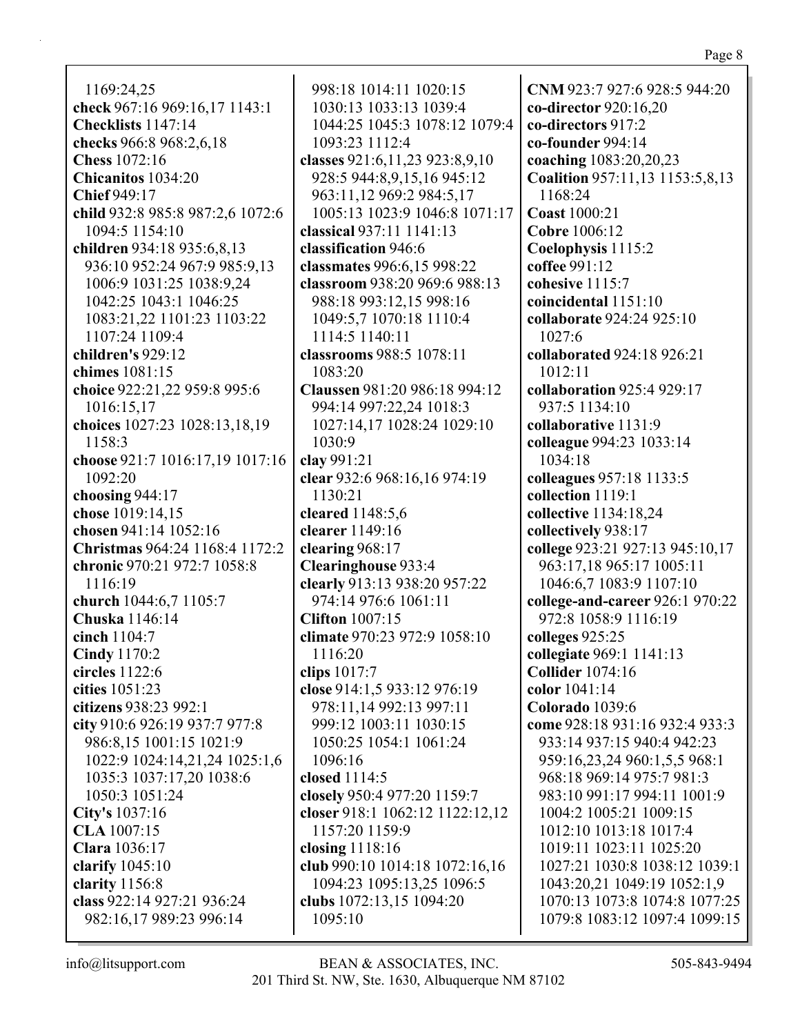1169:24,25
**check** 967:16 969:16,17 1143:1
**Checklists** 1147:14
**checks** 966:8 968:2,6,18
**Chess** 1072:16
**Chicanitos** 1034:20
**Chief** 949:17
**child** 932:8 985:8 987:2,6 1072:6 1094:5 1154:10
**children** 934:18 935:6,8,13 936:10 952:24 967:9 985:9,13 1006:9 1031:25 1038:9,24 1042:25 1043:1 1046:25 1083:21,22 1101:23 1103:22 1107:24 1109:4
**children's** 929:12
**chimes** 1081:15
**choice** 922:21,22 959:8 995:6 1016:15,17
**choices** 1027:23 1028:13,18,19 1158:3
**choose** 921:7 1016:17,19 1017:16 1092:20
**choosing** 944:17
**chose** 1019:14,15
**chosen** 941:14 1052:16
**Christmas** 964:24 1168:4 1172:2
**chronic** 970:21 972:7 1058:8 1116:19
**church** 1044:6,7 1105:7
**Chuska** 1146:14
**cinch** 1104:7
**Cindy** 1170:2
**circles** 1122:6
**cities** 1051:23
**citizens** 938:23 992:1
**city** 910:6 926:19 937:7 977:8 986:8,15 1001:15 1021:9 1022:9 1024:14,21,24 1025:1,6 1035:3 1037:17,20 1038:6 1050:3 1051:24
**City's** 1037:16
**CLA** 1007:15
**Clara** 1036:17
**clarify** 1045:10
**clarity** 1156:8
**class** 922:14 927:21 936:24 982:16,17 989:23 996:14 998:18 1014:11 1020:15 1030:13 1033:13 1039:4 1044:25 1045:3 1078:12 1079:4 1093:23 1112:4
**classes** 921:6,11,23 923:8,9,10 928:5 944:8,9,15,16 945:12 963:11,12 969:2 984:5,17 1005:13 1023:9 1046:8 1071:17
**classical** 937:11 1141:13
**classification** 946:6
**classmates** 996:6,15 998:22
**classroom** 938:20 969:6 988:13 988:18 993:12,15 998:16 1049:5,7 1070:18 1110:4 1114:5 1140:11
**classrooms** 988:5 1078:11 1083:20
**Claussen** 981:20 986:18 994:12 994:14 997:22,24 1018:3 1027:14,17 1028:24 1029:10 1030:9
**clay** 991:21
**clear** 932:6 968:16,16 974:19 1130:21
**cleared** 1148:5,6
**clearer** 1149:16
**clearing** 968:17
**Clearinghouse** 933:4
**clearly** 913:13 938:20 957:22 974:14 976:6 1061:11
**Clifton** 1007:15
**climate** 970:23 972:9 1058:10 1116:20
**clips** 1017:7
**close** 914:1,5 933:12 976:19 978:11,14 992:13 997:11 999:12 1003:11 1030:15 1050:25 1054:1 1061:24 1096:16
**closed** 1114:5
**closely** 950:4 977:20 1159:7
**closer** 918:1 1062:12 1122:12,12 1157:20 1159:9
**closing** 1118:16
**club** 990:10 1014:18 1072:16,16 1094:23 1095:13,25 1096:5
**clubs** 1072:13,15 1094:20 1095:10
**CNM** 923:7 927:6 928:5 944:20
**co-director** 920:16,20
**co-directors** 917:2
**co-founder** 994:14
**coaching** 1083:20,20,23
**Coalition** 957:11,13 1153:5,8,13 1168:24
**Coast** 1000:21
**Cobre** 1006:12
**Coelophysis** 1115:2
**coffee** 991:12
**cohesive** 1115:7
**coincidental** 1151:10
**collaborate** 924:24 925:10 1027:6
**collaborated** 924:18 926:21 1012:11
**collaboration** 925:4 929:17 937:5 1134:10
**collaborative** 1131:9
**colleague** 994:23 1033:14 1034:18
**colleagues** 957:18 1133:5
**collection** 1119:1
**collective** 1134:18,24
**collectively** 938:17
**college** 923:21 927:13 945:10,17 963:17,18 965:17 1005:11 1046:6,7 1083:9 1107:10
**college-and-career** 926:1 970:22 972:8 1058:9 1116:19
**colleges** 925:25
**collegiate** 969:1 1141:13
**Collider** 1074:16
**color** 1041:14
**Colorado** 1039:6
**come** 928:18 931:16 932:4 933:3 933:14 937:15 940:4 942:23 959:16,23,24 960:1,5,5 968:1 968:18 969:14 975:7 981:3 983:10 991:17 994:11 1001:9 1004:2 1005:21 1009:15 1012:10 1013:18 1017:4 1019:11 1023:11 1025:20 1027:21 1030:8 1038:12 1039:1 1043:20,21 1049:19 1052:1,9 1070:13 1073:8 1074:8 1077:25 1079:8 1083:12 1097:4 1099:15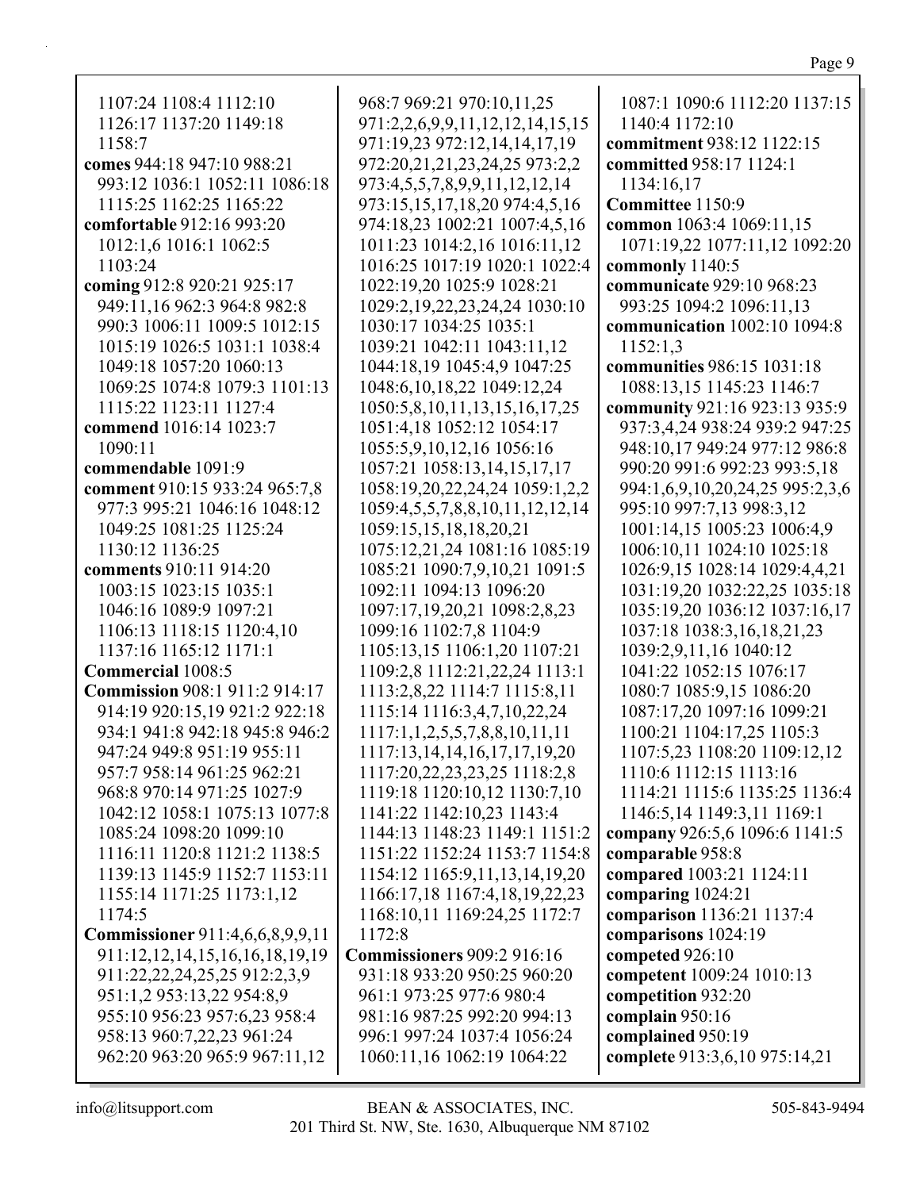1107:24 1108:4 1112:10 1126:17 1137:20 1149:18 1158:7
**comes** 944:18 947:10 988:21 993:12 1036:1 1052:11 1086:18 1115:25 1162:25 1165:22
**comfortable** 912:16 993:20 1012:1,6 1016:1 1062:5 1103:24
**coming** 912:8 920:21 925:17 949:11,16 962:3 964:8 982:8 990:3 1006:11 1009:5 1012:15 1015:19 1026:5 1031:1 1038:4 1049:18 1057:20 1060:13 1069:25 1074:8 1079:3 1101:13 1115:22 1123:11 1127:4
**commend** 1016:14 1023:7 1090:11
**commendable** 1091:9
**comment** 910:15 933:24 965:7,8 977:3 995:21 1046:16 1048:12 1049:25 1081:25 1125:24 1130:12 1136:25
**comments** 910:11 914:20 1003:15 1023:15 1035:1 1046:16 1089:9 1097:21 1106:13 1118:15 1120:4,10 1137:16 1165:12 1171:1
**Commercial** 1008:5
**Commission** 908:1 911:2 914:17 914:19 920:15,19 921:2 922:18 934:1 941:8 942:18 945:8 946:2 947:24 949:8 951:19 955:11 957:7 958:14 961:25 962:21 968:8 970:14 971:25 1027:9 1042:12 1058:1 1075:13 1077:8 1085:24 1098:20 1099:10 1116:11 1120:8 1121:2 1138:5 1139:13 1145:9 1152:7 1153:11 1155:14 1171:25 1173:1,12 1174:5
**Commissioner** 911:4,6,6,8,9,9,11 911:12,12,14,15,16,16,18,19,19 911:22,22,24,25,25 912:2,3,9 951:1,2 953:13,22 954:8,9 955:10 956:23 957:6,23 958:4 958:13 960:7,22,23 961:24 962:20 963:20 965:9 967:11,12 968:7 969:21 970:10,11,25 971:2,2,6,9,9,11,12,12,14,15,15 971:19,23 972:12,14,14,17,19 972:20,21,21,23,24,25 973:2,2 973:4,5,5,7,8,9,9,11,12,12,14 973:15,15,17,18,20 974:4,5,16 974:18,23 1002:21 1007:4,5,16 1011:23 1014:2,16 1016:11,12 1016:25 1017:19 1020:1 1022:4 1022:19,20 1025:9 1028:21 1029:2,19,22,23,24,24 1030:10 1030:17 1034:25 1035:1 1039:21 1042:11 1043:11,12 1044:18,19 1045:4,9 1047:25 1048:6,10,18,22 1049:12,24 1050:5,8,10,11,13,15,16,17,25 1051:4,18 1052:12 1054:17 1055:5,9,10,12,16 1056:16 1057:21 1058:13,14,15,17,17 1058:19,20,22,24,24 1059:1,2,2 1059:4,5,5,7,8,8,10,11,12,12,14 1059:15,15,18,18,20,21 1075:12,21,24 1081:16 1085:19 1085:21 1090:7,9,10,21 1091:5 1092:11 1094:13 1096:20 1097:17,19,20,21 1098:2,8,23 1099:16 1102:7,8 1104:9 1105:13,15 1106:1,20 1107:21 1109:2,8 1112:21,22,24 1113:1 1113:2,8,22 1114:7 1115:8,11 1115:14 1116:3,4,7,10,22,24 1117:1,1,2,5,5,7,8,8,10,11,11 1117:13,14,14,16,17,17,19,20 1117:20,22,23,23,25 1118:2,8 1119:18 1120:10,12 1130:7,10 1141:22 1142:10,23 1143:4 1144:13 1148:23 1149:1 1151:2 1151:22 1152:24 1153:7 1154:8 1154:12 1165:9,11,13,14,19,20 1166:17,18 1167:4,18,19,22,23 1168:10,11 1169:24,25 1172:7 1172:8
**Commissioners** 909:2 916:16 931:18 933:20 950:25 960:20 961:1 973:25 977:6 980:4 981:16 987:25 992:20 994:13 996:1 997:24 1037:4 1056:24 1060:11,16 1062:19 1064:22 1087:1 1090:6 1112:20 1137:15 1140:4 1172:10
**commitment** 938:12 1122:15
**committed** 958:17 1124:1 1134:16,17
**Committee** 1150:9
**common** 1063:4 1069:11,15 1071:19,22 1077:11,12 1092:20
**commonly** 1140:5
**communicate** 929:10 968:23 993:25 1094:2 1096:11,13
**communication** 1002:10 1094:8 1152:1,3
**communities** 986:15 1031:18 1088:13,15 1145:23 1146:7
**community** 921:16 923:13 935:9 937:3,4,24 938:24 939:2 947:25 948:10,17 949:24 977:12 986:8 990:20 991:6 992:23 993:5,18 994:1,6,9,10,20,24,25 995:2,3,6 995:10 997:7,13 998:3,12 1001:14,15 1005:23 1006:4,9 1006:10,11 1024:10 1025:18 1026:9,15 1028:14 1029:4,4,21 1031:19,20 1032:22,25 1035:18 1035:19,20 1036:12 1037:16,17 1037:18 1038:3,16,18,21,23 1039:2,9,11,16 1040:12 1041:22 1052:15 1076:17 1080:7 1085:9,15 1086:20 1087:17,20 1097:16 1099:21 1100:21 1104:17,25 1105:3 1107:5,23 1108:20 1109:12,12 1110:6 1112:15 1113:16 1114:21 1115:6 1135:25 1136:4 1146:5,14 1149:3,11 1169:1
**company** 926:5,6 1096:6 1141:5
**comparable** 958:8
**compared** 1003:21 1124:11
**comparing** 1024:21
**comparison** 1136:21 1137:4
**comparisons** 1024:19
**competed** 926:10
**competent** 1009:24 1010:13
**competition** 932:20
**complain** 950:16
**complained** 950:19
**complete** 913:3,6,10 975:14,21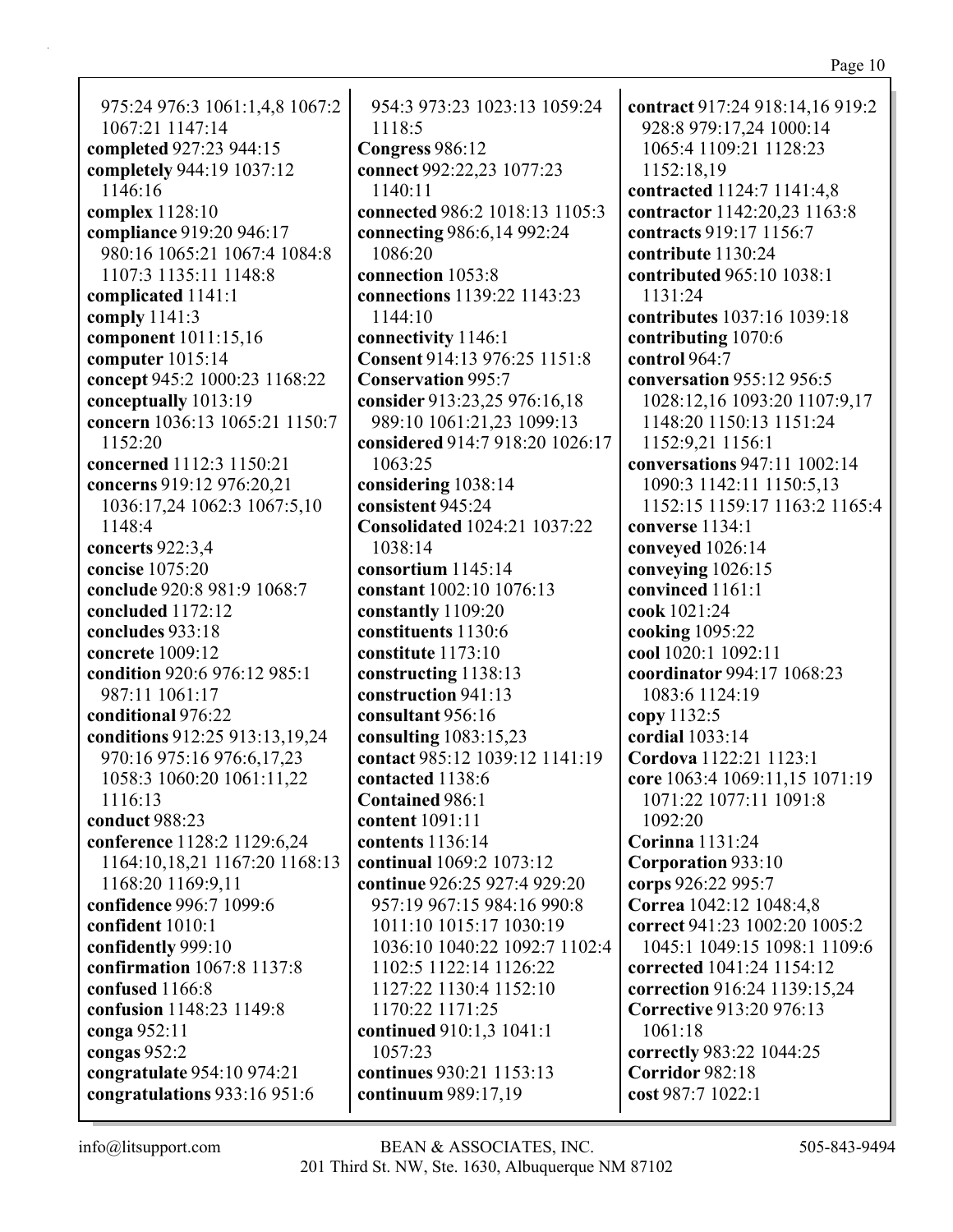975:24 976:3 1061:1,4,8 1067:2 1067:21 1147:14
**completed** 927:23 944:15
**completely** 944:19 1037:12 1146:16
**complex** 1128:10
**compliance** 919:20 946:17 980:16 1065:21 1067:4 1084:8 1107:3 1135:11 1148:8
**complicated** 1141:1
**comply** 1141:3
**component** 1011:15,16
**computer** 1015:14
**concept** 945:2 1000:23 1168:22
**conceptually** 1013:19
**concern** 1036:13 1065:21 1150:7 1152:20
**concerned** 1112:3 1150:21
**concerns** 919:12 976:20,21 1036:17,24 1062:3 1067:5,10 1148:4
**concerts** 922:3,4
**concise** 1075:20
**conclude** 920:8 981:9 1068:7
**concluded** 1172:12
**concludes** 933:18
**concrete** 1009:12
**condition** 920:6 976:12 985:1 987:11 1061:17
**conditional** 976:22
**conditions** 912:25 913:13,19,24 970:16 975:16 976:6,17,23 1058:3 1060:20 1061:11,22 1116:13
**conduct** 988:23
**conference** 1128:2 1129:6,24 1164:10,18,21 1167:20 1168:13 1168:20 1169:9,11
**confidence** 996:7 1099:6
**confident** 1010:1
**confidently** 999:10
**confirmation** 1067:8 1137:8
**confused** 1166:8
**confusion** 1148:23 1149:8
**conga** 952:11
**congas** 952:2
**congratulate** 954:10 974:21
**congratulations** 933:16 951:6

954:3 973:23 1023:13 1059:24 1118:5
**Congress** 986:12
**connect** 992:22,23 1077:23 1140:11
**connected** 986:2 1018:13 1105:3
**connecting** 986:6,14 992:24 1086:20
**connection** 1053:8
**connections** 1139:22 1143:23 1144:10
**connectivity** 1146:1
**Consent** 914:13 976:25 1151:8
**Conservation** 995:7
**consider** 913:23,25 976:16,18 989:10 1061:21,23 1099:13
**considered** 914:7 918:20 1026:17 1063:25
**considering** 1038:14
**consistent** 945:24
**Consolidated** 1024:21 1037:22 1038:14
**consortium** 1145:14
**constant** 1002:10 1076:13
**constantly** 1109:20
**constituents** 1130:6
**constitute** 1173:10
**constructing** 1138:13
**construction** 941:13
**consultant** 956:16
**consulting** 1083:15,23
**contact** 985:12 1039:12 1141:19
**contacted** 1138:6
**Contained** 986:1
**content** 1091:11
**contents** 1136:14
**continual** 1069:2 1073:12
**continue** 926:25 927:4 929:20 957:19 967:15 984:16 990:8 1011:10 1015:17 1030:19 1036:10 1040:22 1092:7 1102:4 1102:5 1122:14 1126:22 1127:22 1130:4 1152:10 1170:22 1171:25
**continued** 910:1,3 1041:1 1057:23
**continues** 930:21 1153:13
**continuum** 989:17,19

**contract** 917:24 918:14,16 919:2 928:8 979:17,24 1000:14 1065:4 1109:21 1128:23 1152:18,19
**contracted** 1124:7 1141:4,8
**contractor** 1142:20,23 1163:8
**contracts** 919:17 1156:7
**contribute** 1130:24
**contributed** 965:10 1038:1 1131:24
**contributes** 1037:16 1039:18
**contributing** 1070:6
**control** 964:7
**conversation** 955:12 956:5 1028:12,16 1093:20 1107:9,17 1148:20 1150:13 1151:24 1152:9,21 1156:1
**conversations** 947:11 1002:14 1090:3 1142:11 1150:5,13 1152:15 1159:17 1163:2 1165:4
**converse** 1134:1
**conveyed** 1026:14
**conveying** 1026:15
**convinced** 1161:1
**cook** 1021:24
**cooking** 1095:22
**cool** 1020:1 1092:11
**coordinator** 994:17 1068:23 1083:6 1124:19
**copy** 1132:5
**cordial** 1033:14
**Cordova** 1122:21 1123:1
**core** 1063:4 1069:11,15 1071:19 1071:22 1077:11 1091:8 1092:20
**Corinna** 1131:24
**Corporation** 933:10
**corps** 926:22 995:7
**Correa** 1042:12 1048:4,8
**correct** 941:23 1002:20 1005:2 1045:1 1049:15 1098:1 1109:6
**corrected** 1041:24 1154:12
**correction** 916:24 1139:15,24
**Corrective** 913:20 976:13 1061:18
**correctly** 983:22 1044:25
**Corridor** 982:18
**cost** 987:7 1022:1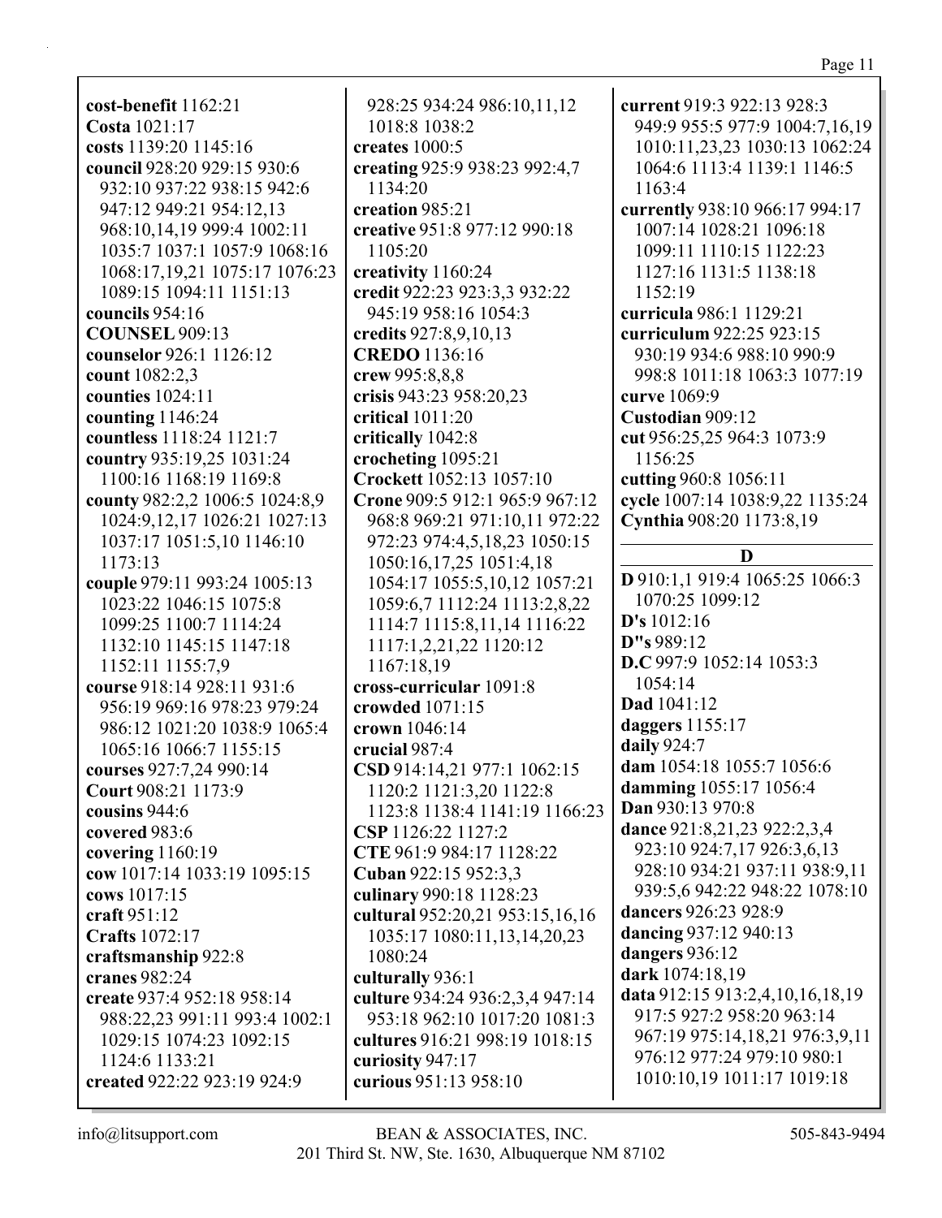**cost-benefit** 1162:21
**Costa** 1021:17
**costs** 1139:20 1145:16
**council** 928:20 929:15 930:6 932:10 937:22 938:15 942:6 947:12 949:21 954:12,13 968:10,14,19 999:4 1002:11 1035:7 1037:1 1057:9 1068:16 1068:17,19,21 1075:17 1076:23 1089:15 1094:11 1151:13
**councils** 954:16
**COUNSEL** 909:13
**counselor** 926:1 1126:12
**count** 1082:2,3
**counties** 1024:11
**counting** 1146:24
**countless** 1118:24 1121:7
**country** 935:19,25 1031:24 1100:16 1168:19 1169:8
**county** 982:2,2 1006:5 1024:8,9 1024:9,12,17 1026:21 1027:13 1037:17 1051:5,10 1146:10 1173:13
**couple** 979:11 993:24 1005:13 1023:22 1046:15 1075:8 1099:25 1100:7 1114:24 1132:10 1145:15 1147:18 1152:11 1155:7,9
**course** 918:14 928:11 931:6 956:19 969:16 978:23 979:24 986:12 1021:20 1038:9 1065:4 1065:16 1066:7 1155:15
**courses** 927:7,24 990:14
**Court** 908:21 1173:9
**cousins** 944:6
**covered** 983:6
**covering** 1160:19
**cow** 1017:14 1033:19 1095:15
**cows** 1017:15
**craft** 951:12
**Crafts** 1072:17
**craftsmanship** 922:8
**cranes** 982:24
**create** 937:4 952:18 958:14 988:22,23 991:11 993:4 1002:1 1029:15 1074:23 1092:15 1124:6 1133:21
**created** 922:22 923:19 924:9 928:25 934:24 986:10,11,12 1018:8 1038:2
**creates** 1000:5
**creating** 925:9 938:23 992:4,7 1134:20
**creation** 985:21
**creative** 951:8 977:12 990:18 1105:20
**creativity** 1160:24
**credit** 922:23 923:3,3 932:22 945:19 958:16 1054:3
**credits** 927:8,9,10,13
**CREDO** 1136:16
**crew** 995:8,8,8
**crisis** 943:23 958:20,23
**critical** 1011:20
**critically** 1042:8
**crocheting** 1095:21
**Crockett** 1052:13 1057:10
**Crone** 909:5 912:1 965:9 967:12 968:8 969:21 971:10,11 972:22 972:23 974:4,5,18,23 1050:15 1050:16,17,25 1051:4,18 1054:17 1055:5,10,12 1057:21 1059:6,7 1112:24 1113:2,8,22 1114:7 1115:8,11,14 1116:22 1117:1,2,21,22 1120:12 1167:18,19
**cross-curricular** 1091:8
**crowded** 1071:15
**crown** 1046:14
**crucial** 987:4
**CSD** 914:14,21 977:1 1062:15 1120:2 1121:3,20 1122:8 1123:8 1138:4 1141:19 1166:23
**CSP** 1126:22 1127:2
**CTE** 961:9 984:17 1128:22
**Cuban** 922:15 952:3,3
**culinary** 990:18 1128:23
**cultural** 952:20,21 953:15,16,16 1035:17 1080:11,13,14,20,23 1080:24
**culturally** 936:1
**culture** 934:24 936:2,3,4 947:14 953:18 962:10 1017:20 1081:3
**cultures** 916:21 998:19 1018:15
**curiosity** 947:17
**curious** 951:13 958:10
**current** 919:3 922:13 928:3 949:9 955:5 977:9 1004:7,16,19 1010:11,23,23 1030:13 1062:24 1064:6 1113:4 1139:1 1146:5 1163:4
**currently** 938:10 966:17 994:17 1007:14 1028:21 1096:18 1099:11 1110:15 1122:23 1127:16 1131:5 1138:18 1152:19
**curricula** 986:1 1129:21
**curriculum** 922:25 923:15 930:19 934:6 988:10 990:9 998:8 1011:18 1063:3 1077:19
**curve** 1069:9
**Custodian** 909:12
**cut** 956:25,25 964:3 1073:9 1156:25
**cutting** 960:8 1056:11
**cycle** 1007:14 1038:9,22 1135:24
**Cynthia** 908:20 1173:8,19

## D

**D** 910:1,1 919:4 1065:25 1066:3 1070:25 1099:12
**D's** 1012:16
**D"s** 989:12
**D.C** 997:9 1052:14 1053:3 1054:14
**Dad** 1041:12
**daggers** 1155:17
**daily** 924:7
**dam** 1054:18 1055:7 1056:6
**damming** 1055:17 1056:4
**Dan** 930:13 970:8
**dance** 921:8,21,23 922:2,3,4 923:10 924:7,17 926:3,6,13 928:10 934:21 937:11 938:9,11 939:5,6 942:22 948:22 1078:10
**dancers** 926:23 928:9
**dancing** 937:12 940:13
**dangers** 936:12
**dark** 1074:18,19
**data** 912:15 913:2,4,10,16,18,19 917:5 927:2 958:20 963:14 967:19 975:14,18,21 976:3,9,11 976:12 977:24 979:10 980:1 1010:10,19 1011:17 1019:18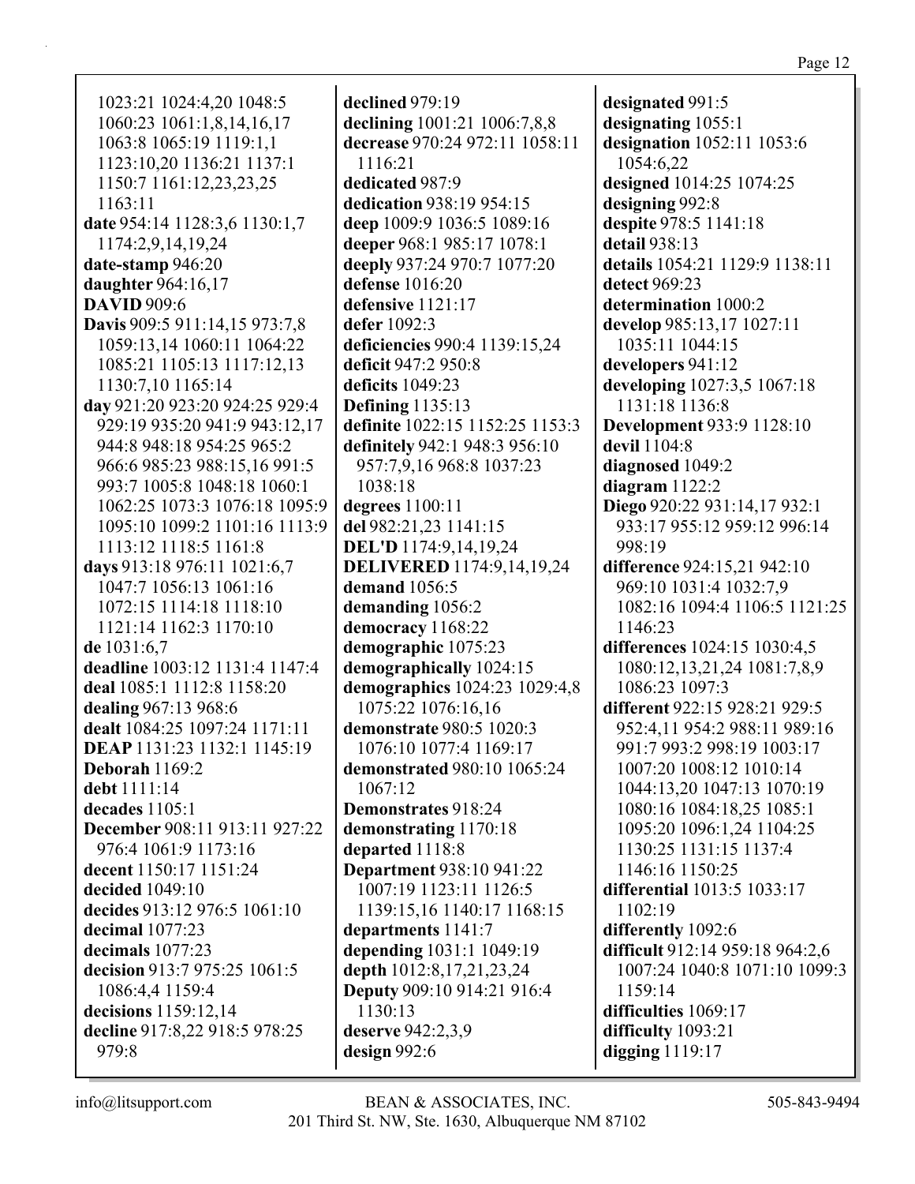1023:21 1024:4,20 1048:5 1060:23 1061:1,8,14,16,17 1063:8 1065:19 1119:1,1 1123:10,20 1136:21 1137:1 1150:7 1161:12,23,23,25 1163:11

**date** 954:14 1128:3,6 1130:1,7 1174:2,9,14,19,24

**date-stamp** 946:20

**daughter** 964:16,17

**DAVID** 909:6

**Davis** 909:5 911:14,15 973:7,8 1059:13,14 1060:11 1064:22 1085:21 1105:13 1117:12,13 1130:7,10 1165:14

**day** 921:20 923:20 924:25 929:4 929:19 935:20 941:9 943:12,17 944:8 948:18 954:25 965:2 966:6 985:23 988:15,16 991:5 993:7 1005:8 1048:18 1060:1 1062:25 1073:3 1076:18 1095:9 1095:10 1099:2 1101:16 1113:9 1113:12 1118:5 1161:8

**days** 913:18 976:11 1021:6,7 1047:7 1056:13 1061:16 1072:15 1114:18 1118:10 1121:14 1162:3 1170:10

**de** 1031:6,7

**deadline** 1003:12 1131:4 1147:4

**deal** 1085:1 1112:8 1158:20

**dealing** 967:13 968:6

**dealt** 1084:25 1097:24 1171:11

**DEAP** 1131:23 1132:1 1145:19

**Deborah** 1169:2

**debt** 1111:14

**decades** 1105:1

**December** 908:11 913:11 927:22 976:4 1061:9 1173:16

**decent** 1150:17 1151:24

**decided** 1049:10

**decides** 913:12 976:5 1061:10

**decimal** 1077:23

**decimals** 1077:23

**decision** 913:7 975:25 1061:5 1086:4,4 1159:4

**decisions** 1159:12,14

**decline** 917:8,22 918:5 978:25 979:8

**declined** 979:19

**declining** 1001:21 1006:7,8,8

**decrease** 970:24 972:11 1058:11 1116:21

**dedicated** 987:9

**dedication** 938:19 954:15

**deep** 1009:9 1036:5 1089:16

**deeper** 968:1 985:17 1078:1

**deeply** 937:24 970:7 1077:20

**defense** 1016:20

**defensive** 1121:17

**defer** 1092:3

**deficiencies** 990:4 1139:15,24

**deficit** 947:2 950:8

**deficits** 1049:23

**Defining** 1135:13

**definite** 1022:15 1152:25 1153:3

**definitely** 942:1 948:3 956:10 957:7,9,16 968:8 1037:23 1038:18

**degrees** 1100:11

**del** 982:21,23 1141:15

**DEL'D** 1174:9,14,19,24

**DELIVERED** 1174:9,14,19,24

**demand** 1056:5

**demanding** 1056:2

**democracy** 1168:22

**demographic** 1075:23

**demographically** 1024:15

**demographics** 1024:23 1029:4,8 1075:22 1076:16,16

**demonstrate** 980:5 1020:3 1076:10 1077:4 1169:17

**demonstrated** 980:10 1065:24 1067:12

**Demonstrates** 918:24

**demonstrating** 1170:18

**departed** 1118:8

**Department** 938:10 941:22 1007:19 1123:11 1126:5 1139:15,16 1140:17 1168:15

**departments** 1141:7

**depending** 1031:1 1049:19

**depth** 1012:8,17,21,23,24

**Deputy** 909:10 914:21 916:4 1130:13

**deserve** 942:2,3,9

**design** 992:6

**designated** 991:5

**designating** 1055:1

**designation** 1052:11 1053:6 1054:6,22

**designed** 1014:25 1074:25

**designing** 992:8

**despite** 978:5 1141:18

**detail** 938:13

**details** 1054:21 1129:9 1138:11

**detect** 969:23

**determination** 1000:2

**develop** 985:13,17 1027:11 1035:11 1044:15

**developers** 941:12

**developing** 1027:3,5 1067:18 1131:18 1136:8

**Development** 933:9 1128:10

**devil** 1104:8

**diagnosed** 1049:2

**diagram** 1122:2

**Diego** 920:22 931:14,17 932:1 933:17 955:12 959:12 996:14 998:19

**difference** 924:15,21 942:10 969:10 1031:4 1032:7,9 1082:16 1094:4 1106:5 1121:25 1146:23

**differences** 1024:15 1030:4,5 1080:12,13,21,24 1081:7,8,9 1086:23 1097:3

**different** 922:15 928:21 929:5 952:4,11 954:2 988:11 989:16 991:7 993:2 998:19 1003:17 1007:20 1008:12 1010:14 1044:13,20 1047:13 1070:19 1080:16 1084:18,25 1085:1 1095:20 1096:1,24 1104:25 1130:25 1131:15 1137:4 1146:16 1150:25

**differential** 1013:5 1033:17 1102:19

**differently** 1092:6

**difficult** 912:14 959:18 964:2,6 1007:24 1040:8 1071:10 1099:3 1159:14

**difficulties** 1069:17

**difficulty** 1093:21

**digging** 1119:17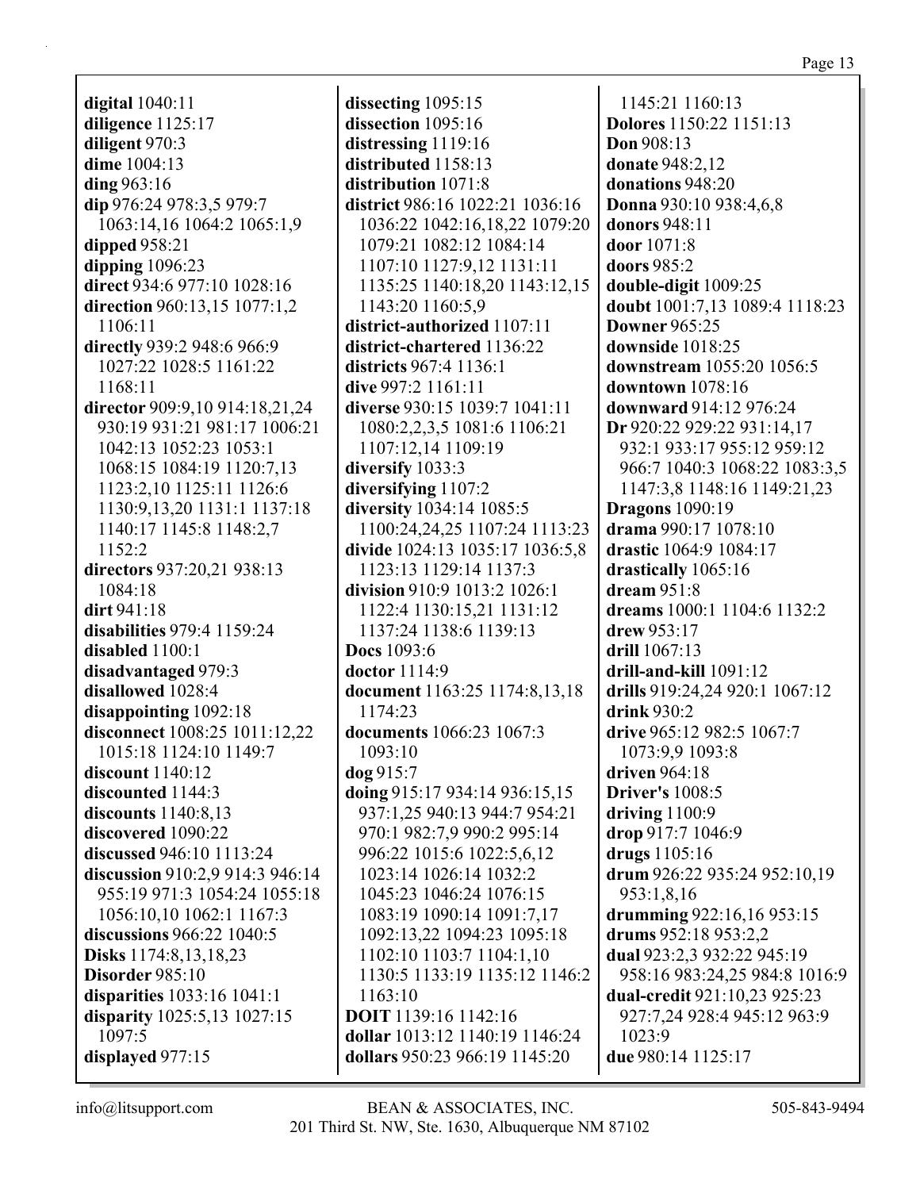**digital** 1040:11
**diligence** 1125:17
**diligent** 970:3
**dime** 1004:13
**ding** 963:16
**dip** 976:24 978:3,5 979:7 1063:14,16 1064:2 1065:1,9
**dipped** 958:21
**dipping** 1096:23
**direct** 934:6 977:10 1028:16
**direction** 960:13,15 1077:1,2 1106:11
**directly** 939:2 948:6 966:9 1027:22 1028:5 1161:22 1168:11
**director** 909:9,10 914:18,21,24 930:19 931:21 981:17 1006:21 1042:13 1052:23 1053:1 1068:15 1084:19 1120:7,13 1123:2,10 1125:11 1126:6 1130:9,13,20 1131:1 1137:18 1140:17 1145:8 1148:2,7 1152:2
**directors** 937:20,21 938:13 1084:18
**dirt** 941:18
**disabilities** 979:4 1159:24
**disabled** 1100:1
**disadvantaged** 979:3
**disallowed** 1028:4
**disappointing** 1092:18
**disconnect** 1008:25 1011:12,22 1015:18 1124:10 1149:7
**discount** 1140:12
**discounted** 1144:3
**discounts** 1140:8,13
**discovered** 1090:22
**discussed** 946:10 1113:24
**discussion** 910:2,9 914:3 946:14 955:19 971:3 1054:24 1055:18 1056:10,10 1062:1 1167:3
**discussions** 966:22 1040:5
**Disks** 1174:8,13,18,23
**Disorder** 985:10
**disparities** 1033:16 1041:1
**disparity** 1025:5,13 1027:15 1097:5
**displayed** 977:15
**dissecting** 1095:15
**dissection** 1095:16
**distressing** 1119:16
**distributed** 1158:13
**distribution** 1071:8
**district** 986:16 1022:21 1036:16 1036:22 1042:16,18,22 1079:20 1079:21 1082:12 1084:14 1107:10 1127:9,12 1131:11 1135:25 1140:18,20 1143:12,15 1143:20 1160:5,9
**district-authorized** 1107:11
**district-chartered** 1136:22
**districts** 967:4 1136:1
**dive** 997:2 1161:11
**diverse** 930:15 1039:7 1041:11 1080:2,2,3,5 1081:6 1106:21 1107:12,14 1109:19
**diversify** 1033:3
**diversifying** 1107:2
**diversity** 1034:14 1085:5 1100:24,24,25 1107:24 1113:23
**divide** 1024:13 1035:17 1036:5,8 1123:13 1129:14 1137:3
**division** 910:9 1013:2 1026:1 1122:4 1130:15,21 1131:12 1137:24 1138:6 1139:13
**Docs** 1093:6
**doctor** 1114:9
**document** 1163:25 1174:8,13,18 1174:23
**documents** 1066:23 1067:3 1093:10
**dog** 915:7
**doing** 915:17 934:14 936:15,15 937:1,25 940:13 944:7 954:21 970:1 982:7,9 990:2 995:14 996:22 1015:6 1022:5,6,12 1023:14 1026:14 1032:2 1045:23 1046:24 1076:15 1083:19 1090:14 1091:7,17 1092:13,22 1094:23 1095:18 1102:10 1103:7 1104:1,10 1130:5 1133:19 1135:12 1146:2 1163:10
**DOIT** 1139:16 1142:16
**dollar** 1013:12 1140:19 1146:24
**dollars** 950:23 966:19 1145:20 1145:21 1160:13
**Dolores** 1150:22 1151:13
**Don** 908:13
**donate** 948:2,12
**donations** 948:20
**Donna** 930:10 938:4,6,8
**donors** 948:11
**door** 1071:8
**doors** 985:2
**double-digit** 1009:25
**doubt** 1001:7,13 1089:4 1118:23
**Downer** 965:25
**downside** 1018:25
**downstream** 1055:20 1056:5
**downtown** 1078:16
**downward** 914:12 976:24
**Dr** 920:22 929:22 931:14,17 932:1 933:17 955:12 959:12 966:7 1040:3 1068:22 1083:3,5 1147:3,8 1148:16 1149:21,23
**Dragons** 1090:19
**drama** 990:17 1078:10
**drastic** 1064:9 1084:17
**drastically** 1065:16
**dream** 951:8
**dreams** 1000:1 1104:6 1132:2
**drew** 953:17
**drill** 1067:13
**drill-and-kill** 1091:12
**drills** 919:24,24 920:1 1067:12
**drink** 930:2
**drive** 965:12 982:5 1067:7 1073:9,9 1093:8
**driven** 964:18
**Driver's** 1008:5
**driving** 1100:9
**drop** 917:7 1046:9
**drugs** 1105:16
**drum** 926:22 935:24 952:10,19 953:1,8,16
**drumming** 922:16,16 953:15
**drums** 952:18 953:2,2
**dual** 923:2,3 932:22 945:19 958:16 983:24,25 984:8 1016:9
**dual-credit** 921:10,23 925:23 927:7,24 928:4 945:12 963:9 1023:9
**due** 980:14 1125:17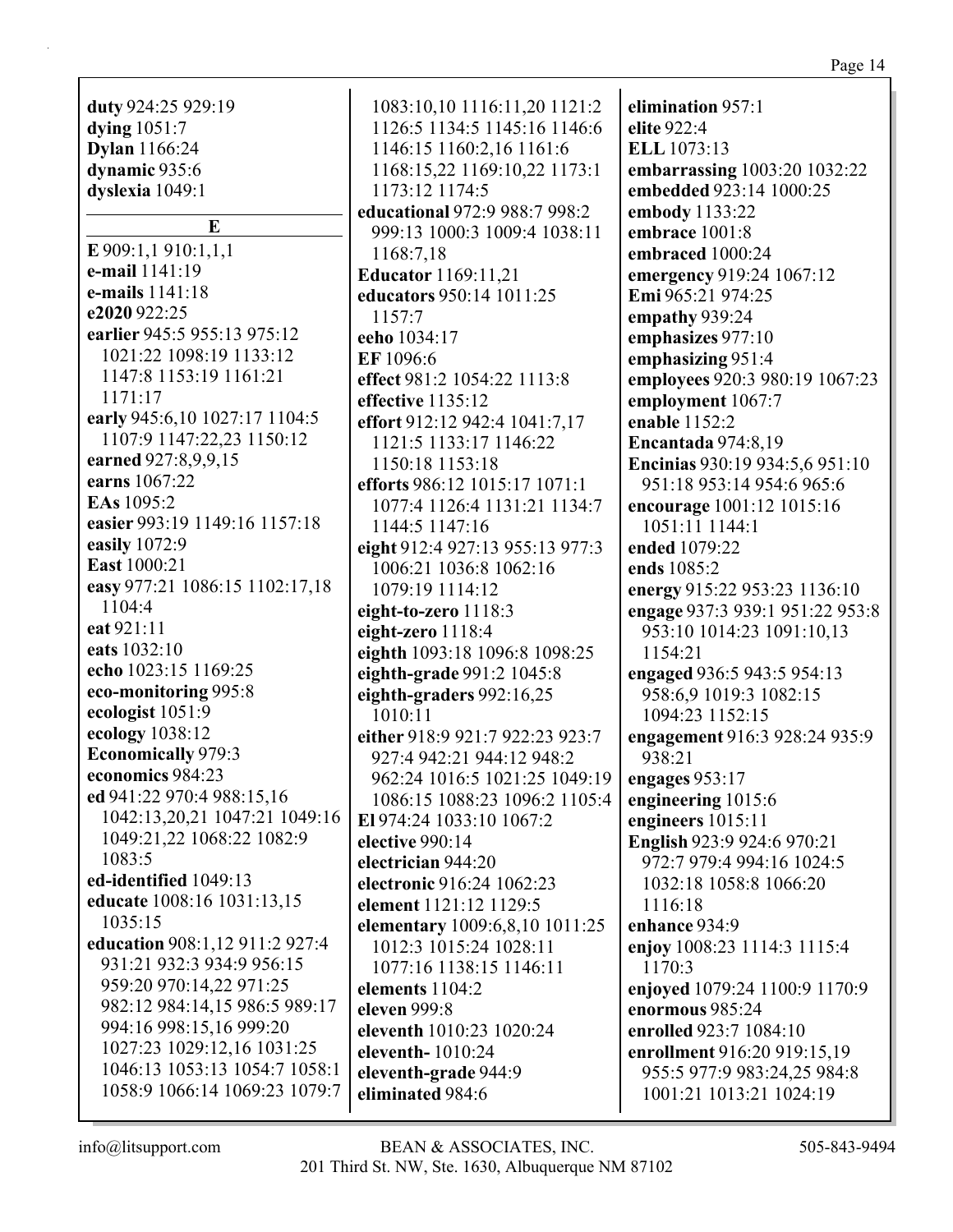**duty** 924:25 929:19
**dying** 1051:7
**Dylan** 1166:24
**dynamic** 935:6
**dyslexia** 1049:1

## E

**E** 909:1,1 910:1,1,1
**e-mail** 1141:19
**e-mails** 1141:18
**e2020** 922:25
**earlier** 945:5 955:13 975:12 1021:22 1098:19 1133:12 1147:8 1153:19 1161:21 1171:17
**early** 945:6,10 1027:17 1104:5 1107:9 1147:22,23 1150:12
**earned** 927:8,9,9,15
**earns** 1067:22
**EAs** 1095:2
**easier** 993:19 1149:16 1157:18
**easily** 1072:9
**East** 1000:21
**easy** 977:21 1086:15 1102:17,18 1104:4
**eat** 921:11
**eats** 1032:10
**echo** 1023:15 1169:25
**eco-monitoring** 995:8
**ecologist** 1051:9
**ecology** 1038:12
**Economically** 979:3
**economics** 984:23
**ed** 941:22 970:4 988:15,16 1042:13,20,21 1047:21 1049:16 1049:21,22 1068:22 1082:9 1083:5
**ed-identified** 1049:13
**educate** 1008:16 1031:13,15 1035:15
**education** 908:1,12 911:2 927:4 931:21 932:3 934:9 956:15 959:20 970:14,22 971:25 982:12 984:14,15 986:5 989:17 994:16 998:15,16 999:20 1027:23 1029:12,16 1031:25 1046:13 1053:13 1054:7 1058:1 1058:9 1066:14 1069:23 1079:7 1083:10,10 1116:11,20 1121:2 1126:5 1134:5 1145:16 1146:6 1146:15 1160:2,16 1161:6 1168:15,22 1169:10,22 1173:1 1173:12 1174:5
**educational** 972:9 988:7 998:2 999:13 1000:3 1009:4 1038:11 1168:7,18
**Educator** 1169:11,21
**educators** 950:14 1011:25 1157:7
**eeho** 1034:17
**EF** 1096:6
**effect** 981:2 1054:22 1113:8
**effective** 1135:12
**effort** 912:12 942:4 1041:7,17 1121:5 1133:17 1146:22 1150:18 1153:18
**efforts** 986:12 1015:17 1071:1 1077:4 1126:4 1131:21 1134:7 1144:5 1147:16
**eight** 912:4 927:13 955:13 977:3 1006:21 1036:8 1062:16 1079:19 1114:12
**eight-to-zero** 1118:3
**eight-zero** 1118:4
**eighth** 1093:18 1096:8 1098:25
**eighth-grade** 991:2 1045:8
**eighth-graders** 992:16,25 1010:11
**either** 918:9 921:7 922:23 923:7 927:4 942:21 944:12 948:2 962:24 1016:5 1021:25 1049:19 1086:15 1088:23 1096:2 1105:4
**El** 974:24 1033:10 1067:2
**elective** 990:14
**electrician** 944:20
**electronic** 916:24 1062:23
**element** 1121:12 1129:5
**elementary** 1009:6,8,10 1011:25 1012:3 1015:24 1028:11 1077:16 1138:15 1146:11
**elements** 1104:2
**eleven** 999:8
**eleventh** 1010:23 1020:24
**eleventh-** 1010:24
**eleventh-grade** 944:9
**eliminated** 984:6
**elimination** 957:1
**elite** 922:4
**ELL** 1073:13
**embarrassing** 1003:20 1032:22
**embedded** 923:14 1000:25
**embody** 1133:22
**embrace** 1001:8
**embraced** 1000:24
**emergency** 919:24 1067:12
**Emi** 965:21 974:25
**empathy** 939:24
**emphasizes** 977:10
**emphasizing** 951:4
**employees** 920:3 980:19 1067:23
**employment** 1067:7
**enable** 1152:2
**Encantada** 974:8,19
**Encinias** 930:19 934:5,6 951:10 951:18 953:14 954:6 965:6
**encourage** 1001:12 1015:16 1051:11 1144:1
**ended** 1079:22
**ends** 1085:2
**energy** 915:22 953:23 1136:10
**engage** 937:3 939:1 951:22 953:8 953:10 1014:23 1091:10,13 1154:21
**engaged** 936:5 943:5 954:13 958:6,9 1019:3 1082:15 1094:23 1152:15
**engagement** 916:3 928:24 935:9 938:21
**engages** 953:17
**engineering** 1015:6
**engineers** 1015:11
**English** 923:9 924:6 970:21 972:7 979:4 994:16 1024:5 1032:18 1058:8 1066:20 1116:18
**enhance** 934:9
**enjoy** 1008:23 1114:3 1115:4 1170:3
**enjoyed** 1079:24 1100:9 1170:9
**enormous** 985:24
**enrolled** 923:7 1084:10
**enrollment** 916:20 919:15,19 955:5 977:9 983:24,25 984:8 1001:21 1013:21 1024:19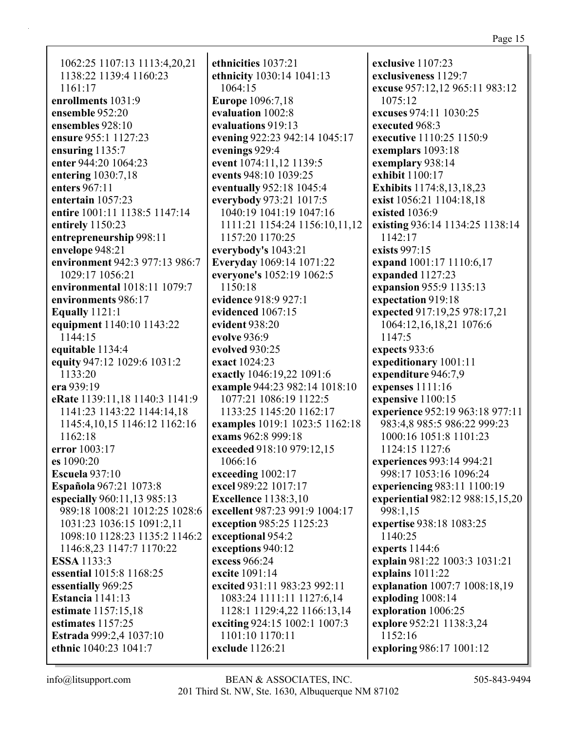1062:25 1107:13 1113:4,20,21 1138:22 1139:4 1160:23 1161:17
**enrollments** 1031:9
**ensemble** 952:20
**ensembles** 928:10
**ensure** 955:1 1127:23
**ensuring** 1135:7
**enter** 944:20 1064:23
**entering** 1030:7,18
**enters** 967:11
**entertain** 1057:23
**entire** 1001:11 1138:5 1147:14
**entirely** 1150:23
**entrepreneurship** 998:11
**envelope** 948:21
**environment** 942:3 977:13 986:7 1029:17 1056:21
**environmental** 1018:11 1079:7
**environments** 986:17
**Equally** 1121:1
**equipment** 1140:10 1143:22 1144:15
**equitable** 1134:4
**equity** 947:12 1029:6 1031:2 1133:20
**era** 939:19
**eRate** 1139:11,18 1140:3 1141:9 1141:23 1143:22 1144:14,18 1145:4,10,15 1146:12 1162:16 1162:18
**error** 1003:17
**es** 1090:20
**Escuela** 937:10
**Española** 967:21 1073:8
**especially** 960:11,13 985:13 989:18 1008:21 1012:25 1028:6 1031:23 1036:15 1091:2,11 1098:10 1128:23 1135:2 1146:2 1146:8,23 1147:7 1170:22
**ESSA** 1133:3
**essential** 1015:8 1168:25
**essentially** 969:25
**Estancia** 1141:13
**estimate** 1157:15,18
**estimates** 1157:25
**Estrada** 999:2,4 1037:10
**ethnic** 1040:23 1041:7
**ethnicities** 1037:21
**ethnicity** 1030:14 1041:13 1064:15
**Europe** 1096:7,18
**evaluation** 1002:8
**evaluations** 919:13
**evening** 922:23 942:14 1045:17
**evenings** 929:4
**event** 1074:11,12 1139:5
**events** 948:10 1039:25
**eventually** 952:18 1045:4
**everybody** 973:21 1017:5 1040:19 1041:19 1047:16 1111:21 1154:24 1156:10,11,12 1157:20 1170:25
**everybody's** 1043:21
**Everyday** 1069:14 1071:22
**everyone's** 1052:19 1062:5 1150:18
**evidence** 918:9 927:1
**evidenced** 1067:15
**evident** 938:20
**evolve** 936:9
**evolved** 930:25
**exact** 1024:23
**exactly** 1046:19,22 1091:6
**example** 944:23 982:14 1018:10 1077:21 1086:19 1122:5 1133:25 1145:20 1162:17
**examples** 1019:1 1023:5 1162:18
**exams** 962:8 999:18
**exceeded** 918:10 979:12,15 1066:16
**exceeding** 1002:17
**excel** 989:22 1017:17
**Excellence** 1138:3,10
**excellent** 987:23 991:9 1004:17
**exception** 985:25 1125:23
**exceptional** 954:2
**exceptions** 940:12
**excess** 966:24
**excite** 1091:14
**excited** 931:11 983:23 992:11 1083:24 1111:11 1127:6,14 1128:1 1129:4,22 1166:13,14
**exciting** 924:15 1002:1 1007:3 1101:10 1170:11
**exclude** 1126:21
**exclusive** 1107:23
**exclusiveness** 1129:7
**excuse** 957:12,12 965:11 983:12 1075:12
**excuses** 974:11 1030:25
**executed** 968:3
**executive** 1110:25 1150:9
**exemplars** 1093:18
**exemplary** 938:14
**exhibit** 1100:17
**Exhibits** 1174:8,13,18,23
**exist** 1056:21 1104:18,18
**existed** 1036:9
**existing** 936:14 1134:25 1138:14 1142:17
**exists** 997:15
**expand** 1001:17 1110:6,17
**expanded** 1127:23
**expansion** 955:9 1135:13
**expectation** 919:18
**expected** 917:19,25 978:17,21 1064:12,16,18,21 1076:6 1147:5
**expects** 933:6
**expeditionary** 1001:11
**expenditure** 946:7,9
**expenses** 1111:16
**expensive** 1100:15
**experience** 952:19 963:18 977:11 983:4,8 985:5 986:22 999:23 1000:16 1051:8 1101:23 1124:15 1127:6
**experiences** 993:14 994:21 998:17 1053:16 1096:24
**experiencing** 983:11 1100:19
**experiential** 982:12 988:15,15,20 998:1,15
**expertise** 938:18 1083:25 1140:25
**experts** 1144:6
**explain** 981:22 1003:3 1031:21
**explains** 1011:22
**explanation** 1007:7 1008:18,19
**exploding** 1008:14
**exploration** 1006:25
**explore** 952:21 1138:3,24 1152:16
**exploring** 986:17 1001:12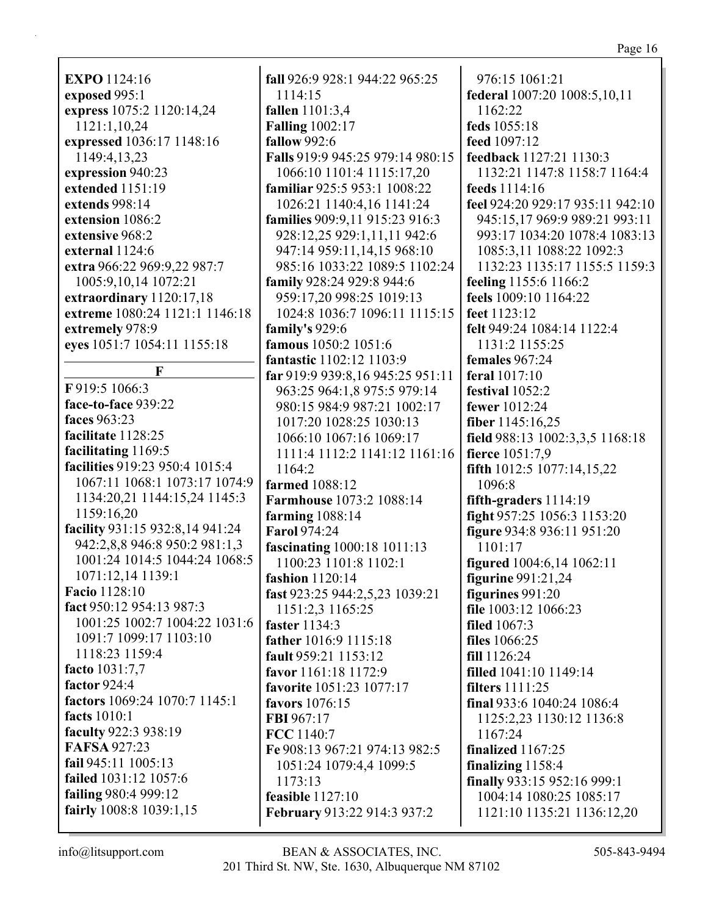**EXPO** 1124:16
**exposed** 995:1
**express** 1075:2 1120:14,24 1121:1,10,24
**expressed** 1036:17 1148:16 1149:4,13,23
**expression** 940:23
**extended** 1151:19
**extends** 998:14
**extension** 1086:2
**extensive** 968:2
**external** 1124:6
**extra** 966:22 969:9,22 987:7 1005:9,10,14 1072:21
**extraordinary** 1120:17,18
**extreme** 1080:24 1121:1 1146:18
**extremely** 978:9
**eyes** 1051:7 1054:11 1155:18

## F

**F** 919:5 1066:3
**face-to-face** 939:22
**faces** 963:23
**facilitate** 1128:25
**facilitating** 1169:5
**facilities** 919:23 950:4 1015:4 1067:11 1068:1 1073:17 1074:9 1134:20,21 1144:15,24 1145:3 1159:16,20
**facility** 931:15 932:8,14 941:24 942:2,8,8 946:8 950:2 981:1,3 1001:24 1014:5 1044:24 1068:5 1071:12,14 1139:1
**Facio** 1128:10
**fact** 950:12 954:13 987:3 1001:25 1002:7 1004:22 1031:6 1091:7 1099:17 1103:10 1118:23 1159:4
**facto** 1031:7,7
**factor** 924:4
**factors** 1069:24 1070:7 1145:1
**facts** 1010:1
**faculty** 922:3 938:19
**FAFSA** 927:23
**fail** 945:11 1005:13
**failed** 1031:12 1057:6
**failing** 980:4 999:12
**fairly** 1008:8 1039:1,15
**fall** 926:9 928:1 944:22 965:25 1114:15
**fallen** 1101:3,4
**Falling** 1002:17
**fallow** 992:6
**Falls** 919:9 945:25 979:14 980:15 1066:10 1101:4 1115:17,20
**familiar** 925:5 953:1 1008:22 1026:21 1140:4,16 1141:24
**families** 909:9,11 915:23 916:3 928:12,25 929:1,11,11 942:6 947:14 959:11,14,15 968:10 985:16 1033:22 1089:5 1102:24
**family** 928:24 929:8 944:6 959:17,20 998:25 1019:13 1024:8 1036:7 1096:11 1115:15
**family's** 929:6
**famous** 1050:2 1051:6
**fantastic** 1102:12 1103:9
**far** 919:9 939:8,16 945:25 951:11 963:25 964:1,8 975:5 979:14 980:15 984:9 987:21 1002:17 1017:20 1028:25 1030:13 1066:10 1067:16 1069:17 1111:4 1112:2 1141:12 1161:16 1164:2
**farmed** 1088:12
**Farmhouse** 1073:2 1088:14
**farming** 1088:14
**Farol** 974:24
**fascinating** 1000:18 1011:13 1100:23 1101:8 1102:1
**fashion** 1120:14
**fast** 923:25 944:2,5,23 1039:21 1151:2,3 1165:25
**faster** 1134:3
**father** 1016:9 1115:18
**fault** 959:21 1153:12
**favor** 1161:18 1172:9
**favorite** 1051:23 1077:17
**favors** 1076:15
**FBI** 967:17
**FCC** 1140:7
**Fe** 908:13 967:21 974:13 982:5 1051:24 1079:4,4 1099:5 1173:13
**feasible** 1127:10
**February** 913:22 914:3 937:2 976:15 1061:21
**federal** 1007:20 1008:5,10,11 1162:22
**feds** 1055:18
**feed** 1097:12
**feedback** 1127:21 1130:3 1132:21 1147:8 1158:7 1164:4
**feeds** 1114:16
**feel** 924:20 929:17 935:11 942:10 945:15,17 969:9 989:21 993:11 993:17 1034:20 1078:4 1083:13 1085:3,11 1088:22 1092:3 1132:23 1135:17 1155:5 1159:3
**feeling** 1155:6 1166:2
**feels** 1009:10 1164:22
**feet** 1123:12
**felt** 949:24 1084:14 1122:4 1131:2 1155:25
**females** 967:24
**feral** 1017:10
**festival** 1052:2
**fewer** 1012:24
**fiber** 1145:16,25
**field** 988:13 1002:3,3,5 1168:18
**fierce** 1051:7,9
**fifth** 1012:5 1077:14,15,22 1096:8
**fifth-graders** 1114:19
**fight** 957:25 1056:3 1153:20
**figure** 934:8 936:11 951:20 1101:17
**figured** 1004:6,14 1062:11
**figurine** 991:21,24
**figurines** 991:20
**file** 1003:12 1066:23
**filed** 1067:3
**files** 1066:25
**fill** 1126:24
**filled** 1041:10 1149:14
**filters** 1111:25
**final** 933:6 1040:24 1086:4 1125:2,23 1130:12 1136:8 1167:24
**finalized** 1167:25
**finalizing** 1158:4
**finally** 933:15 952:16 999:1 1004:14 1080:25 1085:17 1121:10 1135:21 1136:12,20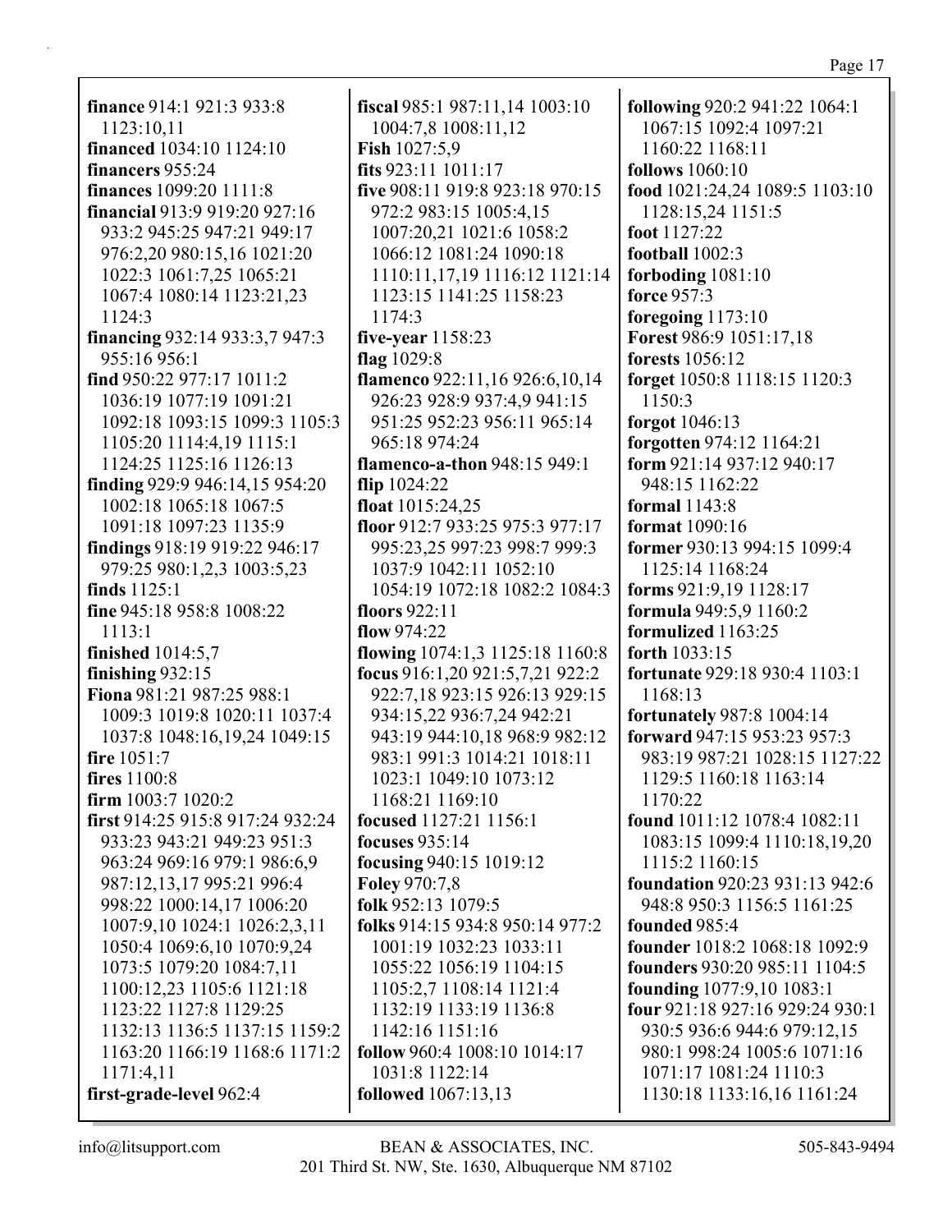**finance** 914:1 921:3 933:8 1123:10,11
**financed** 1034:10 1124:10
**financers** 955:24
**finances** 1099:20 1111:8
**financial** 913:9 919:20 927:16 933:2 945:25 947:21 949:17 976:2,20 980:15,16 1021:20 1022:3 1061:7,25 1065:21 1067:4 1080:14 1123:21,23 1124:3
**financing** 932:14 933:3,7 947:3 955:16 956:1
**find** 950:22 977:17 1011:2 1036:19 1077:19 1091:21 1092:18 1093:15 1099:3 1105:3 1105:20 1114:4,19 1115:1 1124:25 1125:16 1126:13
**finding** 929:9 946:14,15 954:20 1002:18 1065:18 1067:5 1091:18 1097:23 1135:9
**findings** 918:19 919:22 946:17 979:25 980:1,2,3 1003:5,23
**finds** 1125:1
**fine** 945:18 958:8 1008:22 1113:1
**finished** 1014:5,7
**finishing** 932:15
**Fiona** 981:21 987:25 988:1 1009:3 1019:8 1020:11 1037:4 1037:8 1048:16,19,24 1049:15
**fire** 1051:7
**fires** 1100:8
**firm** 1003:7 1020:2
**first** 914:25 915:8 917:24 932:24 933:23 943:21 949:23 951:3 963:24 969:16 979:1 986:6,9 987:12,13,17 995:21 996:4 998:22 1000:14,17 1006:20 1007:9,10 1024:1 1026:2,3,11 1050:4 1069:6,10 1070:9,24 1073:5 1079:20 1084:7,11 1100:12,23 1105:6 1121:18 1123:22 1127:8 1129:25 1132:13 1136:5 1137:15 1159:2 1163:20 1166:19 1168:6 1171:2 1171:4,11
**first-grade-level** 962:4
**fiscal** 985:1 987:11,14 1003:10 1004:7,8 1008:11,12
**Fish** 1027:5,9
**fits** 923:11 1011:17
**five** 908:11 919:8 923:18 970:15 972:2 983:15 1005:4,15 1007:20,21 1021:6 1058:2 1066:12 1081:24 1090:18 1110:11,17,19 1116:12 1121:14 1123:15 1141:25 1158:23 1174:3
**five-year** 1158:23
**flag** 1029:8
**flamenco** 922:11,16 926:6,10,14 926:23 928:9 937:4,9 941:15 951:25 952:23 956:11 965:14 965:18 974:24
**flamenco-a-thon** 948:15 949:1
**flip** 1024:22
**float** 1015:24,25
**floor** 912:7 933:25 975:3 977:17 995:23,25 997:23 998:7 999:3 1037:9 1042:11 1052:10 1054:19 1072:18 1082:2 1084:3
**floors** 922:11
**flow** 974:22
**flowing** 1074:1,3 1125:18 1160:8
**focus** 916:1,20 921:5,7,21 922:2 922:7,18 923:15 926:13 929:15 934:15,22 936:7,24 942:21 943:19 944:10,18 968:9 982:12 983:1 991:3 1014:21 1018:11 1023:1 1049:10 1073:12 1168:21 1169:10
**focused** 1127:21 1156:1
**focuses** 935:14
**focusing** 940:15 1019:12
**Foley** 970:7,8
**folk** 952:13 1079:5
**folks** 914:15 934:8 950:14 977:2 1001:19 1032:23 1033:11 1055:22 1056:19 1104:15 1105:2,7 1108:14 1121:4 1132:19 1133:19 1136:8 1142:16 1151:16
**follow** 960:4 1008:10 1014:17 1031:8 1122:14
**followed** 1067:13,13
**following** 920:2 941:22 1064:1 1067:15 1092:4 1097:21 1160:22 1168:11
**follows** 1060:10
**food** 1021:24,24 1089:5 1103:10 1128:15,24 1151:5
**foot** 1127:22
**football** 1002:3
**forboding** 1081:10
**force** 957:3
**foregoing** 1173:10
**Forest** 986:9 1051:17,18
**forests** 1056:12
**forget** 1050:8 1118:15 1120:3 1150:3
**forgot** 1046:13
**forgotten** 974:12 1164:21
**form** 921:14 937:12 940:17 948:15 1162:22
**formal** 1143:8
**format** 1090:16
**former** 930:13 994:15 1099:4 1125:14 1168:24
**forms** 921:9,19 1128:17
**formula** 949:5,9 1160:2
**formulized** 1163:25
**forth** 1033:15
**fortunate** 929:18 930:4 1103:1 1168:13
**fortunately** 987:8 1004:14
**forward** 947:15 953:23 957:3 983:19 987:21 1028:15 1127:22 1129:5 1160:18 1163:14 1170:22
**found** 1011:12 1078:4 1082:11 1083:15 1099:4 1110:18,19,20 1115:2 1160:15
**foundation** 920:23 931:13 942:6 948:8 950:3 1156:5 1161:25
**founded** 985:4
**founder** 1018:2 1068:18 1092:9
**founders** 930:20 985:11 1104:5
**founding** 1077:9,10 1083:1
**four** 921:18 927:16 929:24 930:1 930:5 936:6 944:6 979:12,15 980:1 998:24 1005:6 1071:16 1071:17 1081:24 1110:3 1130:18 1133:16,16 1161:24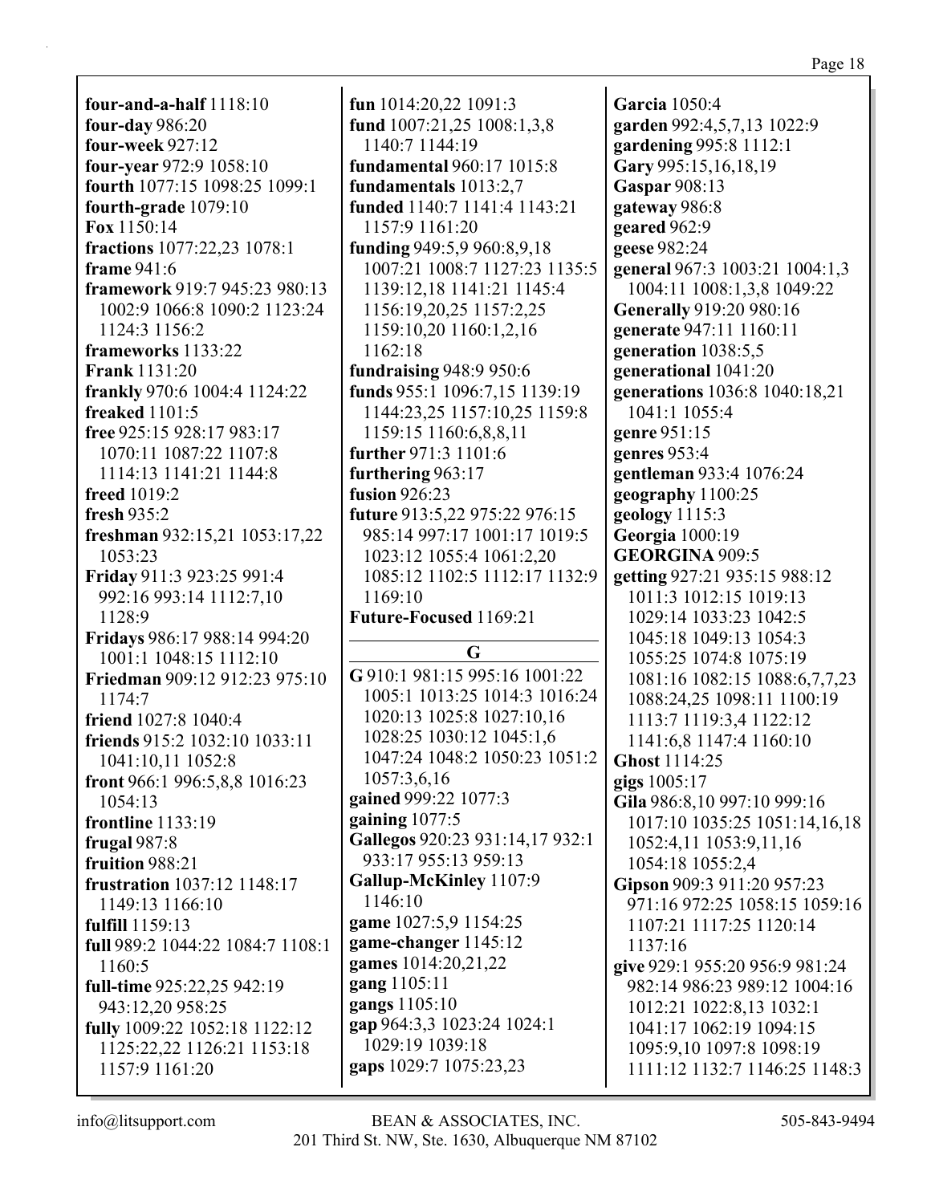**four-and-a-half** 1118:10
**four-day** 986:20
**four-week** 927:12
**four-year** 972:9 1058:10
**fourth** 1077:15 1098:25 1099:1
**fourth-grade** 1079:10
**Fox** 1150:14
**fractions** 1077:22,23 1078:1
**frame** 941:6
**framework** 919:7 945:23 980:13 1002:9 1066:8 1090:2 1123:24 1124:3 1156:2
**frameworks** 1133:22
**Frank** 1131:20
**frankly** 970:6 1004:4 1124:22
**freaked** 1101:5
**free** 925:15 928:17 983:17 1070:11 1087:22 1107:8 1114:13 1141:21 1144:8
**freed** 1019:2
**fresh** 935:2
**freshman** 932:15,21 1053:17,22 1053:23
**Friday** 911:3 923:25 991:4 992:16 993:14 1112:7,10 1128:9
**Fridays** 986:17 988:14 994:20 1001:1 1048:15 1112:10
**Friedman** 909:12 912:23 975:10 1174:7
**friend** 1027:8 1040:4
**friends** 915:2 1032:10 1033:11 1041:10,11 1052:8
**front** 966:1 996:5,8,8 1016:23 1054:13
**frontline** 1133:19
**frugal** 987:8
**fruition** 988:21
**frustration** 1037:12 1148:17 1149:13 1166:10
**fulfill** 1159:13
**full** 989:2 1044:22 1084:7 1108:1 1160:5
**full-time** 925:22,25 942:19 943:12,20 958:25
**fully** 1009:22 1052:18 1122:12 1125:22,22 1126:21 1153:18 1157:9 1161:20
**fun** 1014:20,22 1091:3
**fund** 1007:21,25 1008:1,3,8 1140:7 1144:19
**fundamental** 960:17 1015:8
**fundamentals** 1013:2,7
**funded** 1140:7 1141:4 1143:21 1157:9 1161:20
**funding** 949:5,9 960:8,9,18 1007:21 1008:7 1127:23 1135:5 1139:12,18 1141:21 1145:4 1156:19,20,25 1157:2,25 1159:10,20 1160:1,2,16 1162:18
**fundraising** 948:9 950:6
**funds** 955:1 1096:7,15 1139:19 1144:23,25 1157:10,25 1159:8 1159:15 1160:6,8,8,11
**further** 971:3 1101:6
**furthering** 963:17
**fusion** 926:23
**future** 913:5,22 975:22 976:15 985:14 997:17 1001:17 1019:5 1023:12 1055:4 1061:2,20 1085:12 1102:5 1112:17 1132:9 1169:10
**Future-Focused** 1169:21

## G

**G** 910:1 981:15 995:16 1001:22 1005:1 1013:25 1014:3 1016:24 1020:13 1025:8 1027:10,16 1028:25 1030:12 1045:1,6 1047:24 1048:2 1050:23 1051:2 1057:3,6,16
**gained** 999:22 1077:3
**gaining** 1077:5
**Gallegos** 920:23 931:14,17 932:1 933:17 955:13 959:13
**Gallup-McKinley** 1107:9 1146:10
**game** 1027:5,9 1154:25
**game-changer** 1145:12
**games** 1014:20,21,22
**gang** 1105:11
**gangs** 1105:10
**gap** 964:3,3 1023:24 1024:1 1029:19 1039:18
**gaps** 1029:7 1075:23,23
**Garcia** 1050:4
**garden** 992:4,5,7,13 1022:9
**gardening** 995:8 1112:1
**Gary** 995:15,16,18,19
**Gaspar** 908:13
**gateway** 986:8
**geared** 962:9
**geese** 982:24
**general** 967:3 1003:21 1004:1,3 1004:11 1008:1,3,8 1049:22
**Generally** 919:20 980:16
**generate** 947:11 1160:11
**generation** 1038:5,5
**generational** 1041:20
**generations** 1036:8 1040:18,21 1041:1 1055:4
**genre** 951:15
**genres** 953:4
**gentleman** 933:4 1076:24
**geography** 1100:25
**geology** 1115:3
**Georgia** 1000:19
**GEORGINA** 909:5
**getting** 927:21 935:15 988:12 1011:3 1012:15 1019:13 1029:14 1033:23 1042:5 1045:18 1049:13 1054:3 1055:25 1074:8 1075:19 1081:16 1082:15 1088:6,7,7,23 1088:24,25 1098:11 1100:19 1113:7 1119:3,4 1122:12 1141:6,8 1147:4 1160:10
**Ghost** 1114:25
**gigs** 1005:17
**Gila** 986:8,10 997:10 999:16 1017:10 1035:25 1051:14,16,18 1052:4,11 1053:9,11,16 1054:18 1055:2,4
**Gipson** 909:3 911:20 957:23 971:16 972:25 1058:15 1059:16 1107:21 1117:25 1120:14 1137:16
**give** 929:1 955:20 956:9 981:24 982:14 986:23 989:12 1004:16 1012:21 1022:8,13 1032:1 1041:17 1062:19 1094:15 1095:9,10 1097:8 1098:19 1111:12 1132:7 1146:25 1148:3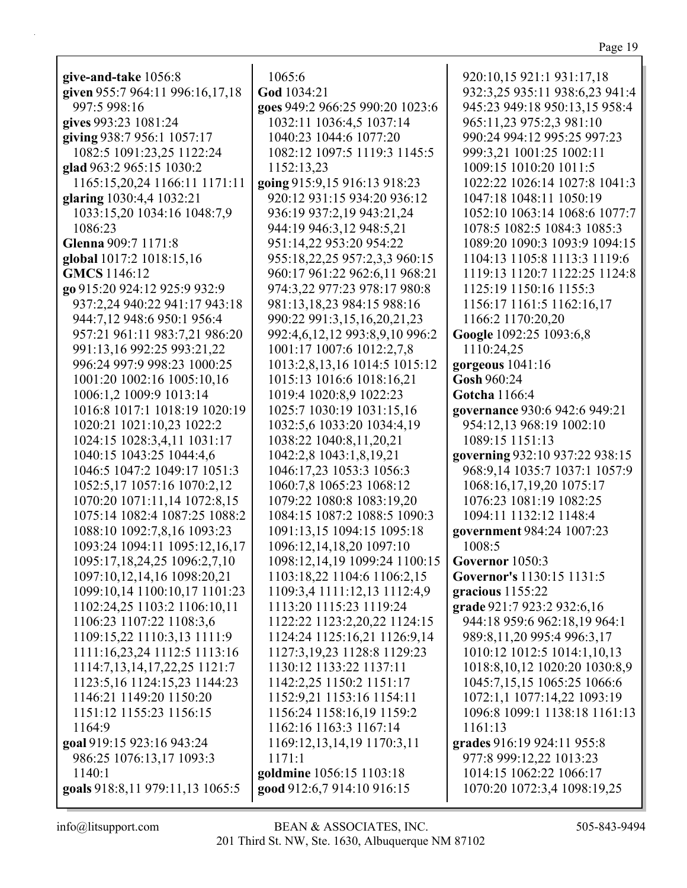**give-and-take** 1056:8
**given** 955:7 964:11 996:16,17,18 997:5 998:16
**gives** 993:23 1081:24
**giving** 938:7 956:1 1057:17 1082:5 1091:23,25 1122:24
**glad** 963:2 965:15 1030:2 1165:15,20,24 1166:11 1171:11
**glaring** 1030:4,4 1032:21 1033:15,20 1034:16 1048:7,9 1086:23
**Glenna** 909:7 1171:8
**global** 1017:2 1018:15,16
**GMCS** 1146:12
**go** 915:20 924:12 925:9 932:9 937:2,24 940:22 941:17 943:18 944:7,12 948:6 950:1 956:4 957:21 961:11 983:7,21 986:20 991:13,16 992:25 993:21,22 996:24 997:9 998:23 1000:25 1001:20 1002:16 1005:10,16 1006:1,2 1009:9 1013:14 1016:8 1017:1 1018:19 1020:19 1020:21 1021:10,23 1022:2 1024:15 1028:3,4,11 1031:17 1040:15 1043:25 1044:4,6 1046:5 1047:2 1049:17 1051:3 1052:5,17 1057:16 1070:2,12 1070:20 1071:11,14 1072:8,15 1075:14 1082:4 1087:25 1088:2 1088:10 1092:7,8,16 1093:23 1093:24 1094:11 1095:12,16,17 1095:17,18,24,25 1096:2,7,10 1097:10,12,14,16 1098:20,21 1099:10,14 1100:10,17 1101:23 1102:24,25 1103:2 1106:10,11 1106:23 1107:22 1108:3,6 1109:15,22 1110:3,13 1111:9 1111:16,23,24 1112:5 1113:16 1114:7,13,14,17,22,25 1121:7 1123:5,16 1124:15,23 1144:23 1146:21 1149:20 1150:20 1151:12 1155:23 1156:15 1164:9
**goal** 919:15 923:16 943:24 986:25 1076:13,17 1093:3 1140:1
**goals** 918:8,11 979:11,13 1065:5 1065:6
**God** 1034:21
**goes** 949:2 966:25 990:20 1023:6 1032:11 1036:4,5 1037:14 1040:23 1044:6 1077:20 1082:12 1097:5 1119:3 1145:5 1152:13,23
**going** 915:9,15 916:13 918:23 920:12 931:15 934:20 936:12 936:19 937:2,19 943:21,24 944:19 946:3,12 948:5,21 951:14,22 953:20 954:22 955:18,22,25 957:2,3,3 960:15 960:17 961:22 962:6,11 968:21 974:3,22 977:23 978:17 980:8 981:13,18,23 984:15 988:16 990:22 991:3,15,16,20,21,23 992:4,6,12,12 993:8,9,10 996:2 1001:17 1007:6 1012:2,7,8 1013:2,8,13,16 1014:5 1015:12 1015:13 1016:6 1018:16,21 1019:4 1020:8,9 1022:23 1025:7 1030:19 1031:15,16 1032:5,6 1033:20 1034:4,19 1038:22 1040:8,11,20,21 1042:2,8 1043:1,8,19,21 1046:17,23 1053:3 1056:3 1060:7,8 1065:23 1068:12 1079:22 1080:8 1083:19,20 1084:15 1087:2 1088:5 1090:3 1091:13,15 1094:15 1095:18 1096:12,14,18,20 1097:10 1098:12,14,19 1099:24 1100:15 1103:18,22 1104:6 1106:2,15 1109:3,4 1111:12,13 1112:4,9 1113:20 1115:23 1119:24 1122:22 1123:2,20,22 1124:15 1124:24 1125:16,21 1126:9,14 1127:3,19,23 1128:8 1129:23 1130:12 1133:22 1137:11 1142:2,25 1150:2 1151:17 1152:9,21 1153:16 1154:11 1156:24 1158:16,19 1159:2 1162:16 1163:3 1167:14 1169:12,13,14,19 1170:3,11 1171:1
**goldmine** 1056:15 1103:18
**good** 912:6,7 914:10 916:15 920:10,15 921:1 931:17,18 932:3,25 935:11 938:6,23 941:4 945:23 949:18 950:13,15 958:4 965:11,23 975:2,3 981:10 990:24 994:12 995:25 997:23 999:3,21 1001:25 1002:11 1009:15 1010:20 1011:5 1022:22 1026:14 1027:8 1041:3 1047:18 1048:11 1050:19 1052:10 1063:14 1068:6 1077:7 1078:5 1082:5 1084:3 1085:3 1089:20 1090:3 1093:9 1094:15 1104:13 1105:8 1113:3 1119:6 1119:13 1120:7 1122:25 1124:8 1125:19 1150:16 1155:3 1156:17 1161:5 1162:16,17 1166:2 1170:20,20
**Google** 1092:25 1093:6,8 1110:24,25
**gorgeous** 1041:16
**Gosh** 960:24
**Gotcha** 1166:4
**governance** 930:6 942:6 949:21 954:12,13 968:19 1002:10 1089:15 1151:13
**governing** 932:10 937:22 938:15 968:9,14 1035:7 1037:1 1057:9 1068:16,17,19,20 1075:17 1076:23 1081:19 1082:25 1094:11 1132:12 1148:4
**government** 984:24 1007:23 1008:5
**Governor** 1050:3
**Governor's** 1130:15 1131:5
**gracious** 1155:22
**grade** 921:7 923:2 932:6,16 944:18 959:6 962:18,19 964:1 989:8,11,20 995:4 996:3,17 1010:12 1012:5 1014:1,10,13 1018:8,10,12 1020:8,9 1030:8,9 1045:7,15,15 1065:25 1066:6 1072:1,1 1077:14,22 1093:19 1096:8 1099:1 1138:18 1161:13 1161:13
**grades** 916:19 924:11 955:8 977:8 999:12,22 1013:23 1014:15 1062:22 1066:17 1070:20 1072:3,4 1098:19,25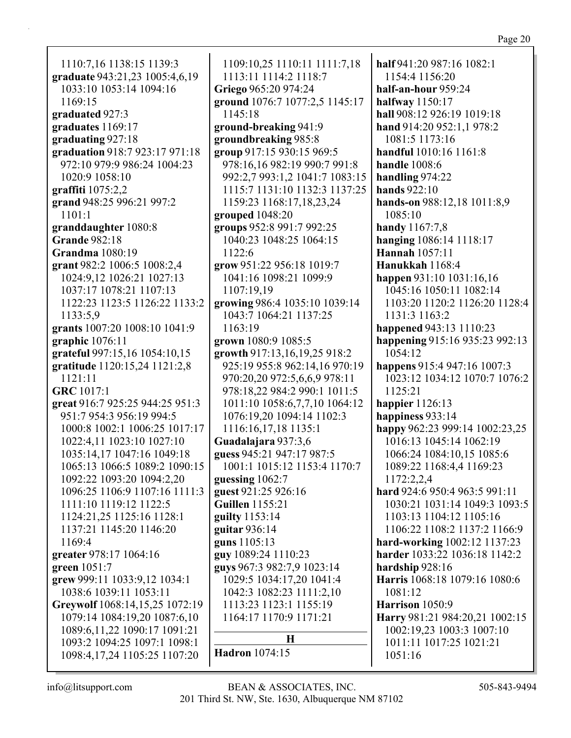1110:7,16 1138:15 1139:3
**graduate** 943:21,23 1005:4,6,19 1033:10 1053:14 1094:16 1169:15
**graduated** 927:3
**graduates** 1169:17
**graduating** 927:18
**graduation** 918:7 923:17 971:18 972:10 979:9 986:24 1004:23 1020:9 1058:10
**graffiti** 1075:2,2
**grand** 948:25 996:21 997:2 1101:1
**granddaughter** 1080:8
**Grande** 982:18
**Grandma** 1080:19
**grant** 982:2 1006:5 1008:2,4 1024:9,12 1026:21 1027:13 1037:17 1078:21 1107:13 1122:23 1123:5 1126:22 1133:2 1133:5,9
**grants** 1007:20 1008:10 1041:9
**graphic** 1076:11
**grateful** 997:15,16 1054:10,15
**gratitude** 1120:15,24 1121:2,8 1121:11
**GRC** 1017:1
**great** 916:7 925:25 944:25 951:3 951:7 954:3 956:19 994:5 1000:8 1002:1 1006:25 1017:17 1022:4,11 1023:10 1027:10 1035:14,17 1047:16 1049:18 1065:13 1066:5 1089:2 1090:15 1092:22 1093:20 1094:2,20 1096:25 1106:9 1107:16 1111:3 1111:10 1119:12 1122:5 1124:21,25 1125:16 1128:1 1137:21 1145:20 1146:20 1169:4
**greater** 978:17 1064:16
**green** 1051:7
**grew** 999:11 1033:9,12 1034:1 1038:6 1039:11 1053:11
**Greywolf** 1068:14,15,25 1072:19 1079:14 1084:19,20 1087:6,10 1089:6,11,22 1090:17 1091:21 1093:2 1094:25 1097:1 1098:1 1098:4,17,24 1105:25 1107:20 1109:10,25 1110:11 1111:7,18 1113:11 1114:2 1118:7
**Griego** 965:20 974:24
**ground** 1076:7 1077:2,5 1145:17 1145:18
**ground-breaking** 941:9
**groundbreaking** 985:8
**group** 917:15 930:15 969:5 978:16,16 982:19 990:7 991:8 992:2,7 993:1,2 1041:7 1083:15 1115:7 1131:10 1132:3 1137:25 1159:23 1168:17,18,23,24
**grouped** 1048:20
**groups** 952:8 991:7 992:25 1040:23 1048:25 1064:15 1122:6
**grow** 951:22 956:18 1019:7 1041:16 1098:21 1099:9 1107:19,19
**growing** 986:4 1035:10 1039:14 1043:7 1064:21 1137:25 1163:19
**grown** 1080:9 1085:5
**growth** 917:13,16,19,25 918:2 925:19 955:8 962:14,16 970:19 970:20,20 972:5,6,6,9 978:11 978:18,22 984:2 990:1 1011:5 1011:10 1058:6,7,7,10 1064:12 1076:19,20 1094:14 1102:3 1116:16,17,18 1135:1
**Guadalajara** 937:3,6
**guess** 945:21 947:17 987:5 1001:1 1015:12 1153:4 1170:7
**guessing** 1062:7
**guest** 921:25 926:16
**Guillen** 1155:21
**guilty** 1153:14
**guitar** 936:14
**guns** 1105:13
**guy** 1089:24 1110:23
**guys** 967:3 982:7,9 1023:14 1029:5 1034:17,20 1041:4 1042:3 1082:23 1111:2,10 1113:23 1123:1 1155:19 1164:17 1170:9 1171:21

## H

**Hadron** 1074:15
**half** 941:20 987:16 1082:1 1154:4 1156:20
**half-an-hour** 959:24
**halfway** 1150:17
**hall** 908:12 926:19 1019:18
**hand** 914:20 952:1,1 978:2 1081:5 1173:16
**handful** 1010:16 1161:8
**handle** 1008:6
**handling** 974:22
**hands** 922:10
**hands-on** 988:12,18 1011:8,9 1085:10
**handy** 1167:7,8
**hanging** 1086:14 1118:17
**Hannah** 1057:11
**Hanukkah** 1168:4
**happen** 931:10 1031:16,16 1045:16 1050:11 1082:14 1103:20 1120:2 1126:20 1128:4 1131:3 1163:2
**happened** 943:13 1110:23
**happening** 915:16 935:23 992:13 1054:12
**happens** 915:4 947:16 1007:3 1023:12 1034:12 1070:7 1076:2 1125:21
**happier** 1126:13
**happiness** 933:14
**happy** 962:23 999:14 1002:23,25 1016:13 1045:14 1062:19 1066:24 1084:10,15 1085:6 1089:22 1168:4,4 1169:23 1172:2,2,4
**hard** 924:6 950:4 963:5 991:11 1030:21 1031:14 1049:3 1093:5 1103:13 1104:12 1105:16 1106:22 1108:2 1137:2 1166:9
**hard-working** 1002:12 1137:23
**harder** 1033:22 1036:18 1142:2
**hardship** 928:16
**Harris** 1068:18 1079:16 1080:6 1081:12
**Harrison** 1050:9
**Harry** 981:21 984:20,21 1002:15 1002:19,23 1003:3 1007:10 1011:11 1017:25 1021:21 1051:16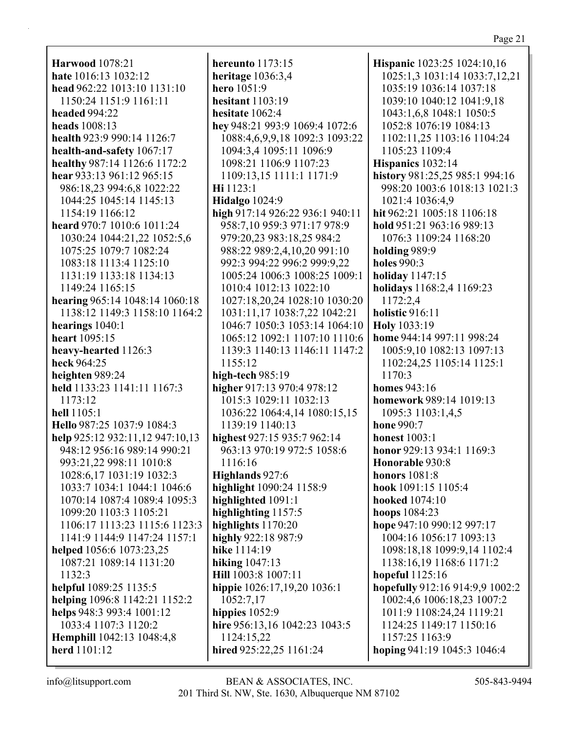**Harwood** 1078:21
**hate** 1016:13 1032:12
**head** 962:22 1013:10 1131:10 1150:24 1151:9 1161:11
**headed** 994:22
**heads** 1008:13
**health** 923:9 990:14 1126:7
**health-and-safety** 1067:17
**healthy** 987:14 1126:6 1172:2
**hear** 933:13 961:12 965:15 986:18,23 994:6,8 1022:22 1044:25 1045:14 1145:13 1154:19 1166:12
**heard** 970:7 1010:6 1011:24 1030:24 1044:21,22 1052:5,6 1075:25 1079:7 1082:24 1083:18 1113:4 1125:10 1131:19 1133:18 1134:13 1149:24 1165:15
**hearing** 965:14 1048:14 1060:18 1138:12 1149:3 1158:10 1164:2
**hearings** 1040:1
**heart** 1095:15
**heavy-hearted** 1126:3
**heck** 964:25
**heighten** 989:24
**held** 1133:23 1141:11 1167:3 1173:12
**hell** 1105:1
**Hello** 987:25 1037:9 1084:3
**help** 925:12 932:11,12 947:10,13 948:12 956:16 989:14 990:21 993:21,22 998:11 1010:8 1028:6,17 1031:19 1032:3 1033:7 1034:1 1044:1 1046:6 1070:14 1087:4 1089:4 1095:3 1099:20 1103:3 1105:21 1106:17 1113:23 1115:6 1123:3 1141:9 1144:9 1147:24 1157:1
**helped** 1056:6 1073:23,25 1087:21 1089:14 1131:20 1132:3
**helpful** 1089:25 1135:5
**helping** 1096:8 1142:21 1152:2
**helps** 948:3 993:4 1001:12 1033:4 1107:3 1120:2
**Hemphill** 1042:13 1048:4,8
**herd** 1101:12
**hereunto** 1173:15
**heritage** 1036:3,4
**hero** 1051:9
**hesitant** 1103:19
**hesitate** 1062:4
**hey** 948:21 993:9 1069:4 1072:6 1088:4,6,9,9,18 1092:3 1093:22 1094:3,4 1095:11 1096:9 1098:21 1106:9 1107:23 1109:13,15 1111:1 1171:9
**Hi** 1123:1
**Hidalgo** 1024:9
**high** 917:14 926:22 936:1 940:11 958:7,10 959:3 971:17 978:9 979:20,23 983:18,25 984:2 988:22 989:2,4,10,20 991:10 992:3 994:22 996:2 999:9,22 1005:24 1006:3 1008:25 1009:1 1010:4 1012:13 1022:10 1027:18,20,24 1028:10 1030:20 1031:11,17 1038:7,22 1042:21 1046:7 1050:3 1053:14 1064:10 1065:12 1092:1 1107:10 1110:6 1139:3 1140:13 1146:11 1147:2 1155:12
**high-tech** 985:19
**higher** 917:13 970:4 978:12 1015:3 1029:11 1032:13 1036:22 1064:4,14 1080:15,15 1139:19 1140:13
**highest** 927:15 935:7 962:14 963:13 970:19 972:5 1058:6 1116:16
**Highlands** 927:6
**highlight** 1090:24 1158:9
**highlighted** 1091:1
**highlighting** 1157:5
**highlights** 1170:20
**highly** 922:18 987:9
**hike** 1114:19
**hiking** 1047:13
**Hill** 1003:8 1007:11
**hippie** 1026:17,19,20 1036:1 1052:7,17
**hippies** 1052:9
**hire** 956:13,16 1042:23 1043:5 1124:15,22
**hired** 925:22,25 1161:24
**Hispanic** 1023:25 1024:10,16 1025:1,3 1031:14 1033:7,12,21 1035:19 1036:14 1037:18 1039:10 1040:12 1041:9,18 1043:1,6,8 1048:1 1050:5 1052:8 1076:19 1084:13 1102:11,25 1103:16 1104:24 1105:23 1109:4
**Hispanics** 1032:14
**history** 981:25,25 985:1 994:16 998:20 1003:6 1018:13 1021:3 1021:4 1036:4,9
**hit** 962:21 1005:18 1106:18
**hold** 951:21 963:16 989:13 1076:3 1109:24 1168:20
**holding** 989:9
**holes** 990:3
**holiday** 1147:15
**holidays** 1168:2,4 1169:23 1172:2,4
**holistic** 916:11
**Holy** 1033:19
**home** 944:14 997:11 998:24 1005:9,10 1082:13 1097:13 1102:24,25 1105:14 1125:1 1170:3
**homes** 943:16
**homework** 989:14 1019:13 1095:3 1103:1,4,5
**hone** 990:7
**honest** 1003:1
**honor** 929:13 934:1 1169:3
**Honorable** 930:8
**honors** 1081:8
**hook** 1091:15 1105:4
**hooked** 1074:10
**hoops** 1084:23
**hope** 947:10 990:12 997:17 1004:16 1056:17 1093:13 1098:18,18 1099:9,14 1102:4 1138:16,19 1168:6 1171:2
**hopeful** 1125:16
**hopefully** 912:16 914:9,9 1002:2 1002:4,6 1006:18,23 1007:2 1011:9 1108:24,24 1119:21 1124:25 1149:17 1150:16 1157:25 1163:9
**hoping** 941:19 1045:3 1046:4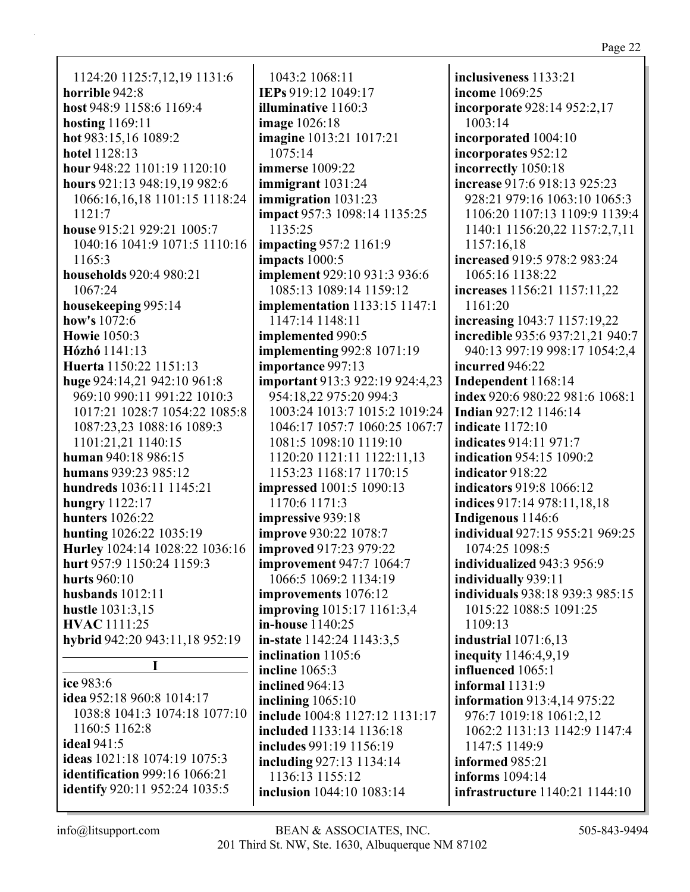1124:20 1125:7,12,19 1131:6
**horrible** 942:8
**host** 948:9 1158:6 1169:4
**hosting** 1169:11
**hot** 983:15,16 1089:2
**hotel** 1128:13
**hour** 948:22 1101:19 1120:10
**hours** 921:13 948:19,19 982:6 1066:16,16,18 1101:15 1118:24 1121:7
**house** 915:21 929:21 1005:7 1040:16 1041:9 1071:5 1110:16 1165:3
**households** 920:4 980:21 1067:24
**housekeeping** 995:14
**how's** 1072:6
**Howie** 1050:3
**Hózhó** 1141:13
**Huerta** 1150:22 1151:13
**huge** 924:14,21 942:10 961:8 969:10 990:11 991:22 1010:3 1017:21 1028:7 1054:22 1085:8 1087:23,23 1088:16 1089:3 1101:21,21 1140:15
**human** 940:18 986:15
**humans** 939:23 985:12
**hundreds** 1036:11 1145:21
**hungry** 1122:17
**hunters** 1026:22
**hunting** 1026:22 1035:19
**Hurley** 1024:14 1028:22 1036:16
**hurt** 957:9 1150:24 1159:3
**hurts** 960:10
**husbands** 1012:11
**hustle** 1031:3,15
**HVAC** 1111:25
**hybrid** 942:20 943:11,18 952:19

## I

**ice** 983:6
**idea** 952:18 960:8 1014:17 1038:8 1041:3 1074:18 1077:10 1160:5 1162:8
**ideal** 941:5
**ideas** 1021:18 1074:19 1075:3
**identification** 999:16 1066:21
**identify** 920:11 952:24 1035:5 1043:2 1068:11
**IEPs** 919:12 1049:17
**illuminative** 1160:3
**image** 1026:18
**imagine** 1013:21 1017:21 1075:14
**immerse** 1009:22
**immigrant** 1031:24
**immigration** 1031:23
**impact** 957:3 1098:14 1135:25 1135:25
**impacting** 957:2 1161:9
**impacts** 1000:5
**implement** 929:10 931:3 936:6 1085:13 1089:14 1159:12
**implementation** 1133:15 1147:1 1147:14 1148:11
**implemented** 990:5
**implementing** 992:8 1071:19
**importance** 997:13
**important** 913:3 922:19 924:4,23 954:18,22 975:20 994:3 1003:24 1013:7 1015:2 1019:24 1046:17 1057:7 1060:25 1067:7 1081:5 1098:10 1119:10 1120:20 1121:11 1122:11,13 1153:23 1168:17 1170:15
**impressed** 1001:5 1090:13 1170:6 1171:3
**impressive** 939:18
**improve** 930:22 1078:7
**improved** 917:23 979:22
**improvement** 947:7 1064:7 1066:5 1069:2 1134:19
**improvements** 1076:12
**improving** 1015:17 1161:3,4
**in-house** 1140:25
**in-state** 1142:24 1143:3,5
**inclination** 1105:6
**incline** 1065:3
**inclined** 964:13
**inclining** 1065:10
**include** 1004:8 1127:12 1131:17
**included** 1133:14 1136:18
**includes** 991:19 1156:19
**including** 927:13 1134:14 1136:13 1155:12
**inclusion** 1044:10 1083:14
**inclusiveness** 1133:21
**income** 1069:25
**incorporate** 928:14 952:2,17 1003:14
**incorporated** 1004:10
**incorporates** 952:12
**incorrectly** 1050:18
**increase** 917:6 918:13 925:23 928:21 979:16 1063:10 1065:3 1106:20 1107:13 1109:9 1139:4 1140:1 1156:20,22 1157:2,7,11 1157:16,18
**increased** 919:5 978:2 983:24 1065:16 1138:22
**increases** 1156:21 1157:11,22 1161:20
**increasing** 1043:7 1157:19,22
**incredible** 935:6 937:21,21 940:7 940:13 997:19 998:17 1054:2,4
**incurred** 946:22
**Independent** 1168:14
**index** 920:6 980:22 981:6 1068:1
**Indian** 927:12 1146:14
**indicate** 1172:10
**indicates** 914:11 971:7
**indication** 954:15 1090:2
**indicator** 918:22
**indicators** 919:8 1066:12
**indices** 917:14 978:11,18,18
**Indigenous** 1146:6
**individual** 927:15 955:21 969:25 1074:25 1098:5
**individualized** 943:3 956:9
**individually** 939:11
**individuals** 938:18 939:3 985:15 1015:22 1088:5 1091:25 1109:13
**industrial** 1071:6,13
**inequity** 1146:4,9,19
**influenced** 1065:1
**informal** 1131:9
**information** 913:4,14 975:22 976:7 1019:18 1061:2,12 1062:2 1131:13 1142:9 1147:4 1147:5 1149:9
**informed** 985:21
**informs** 1094:14
**infrastructure** 1140:21 1144:10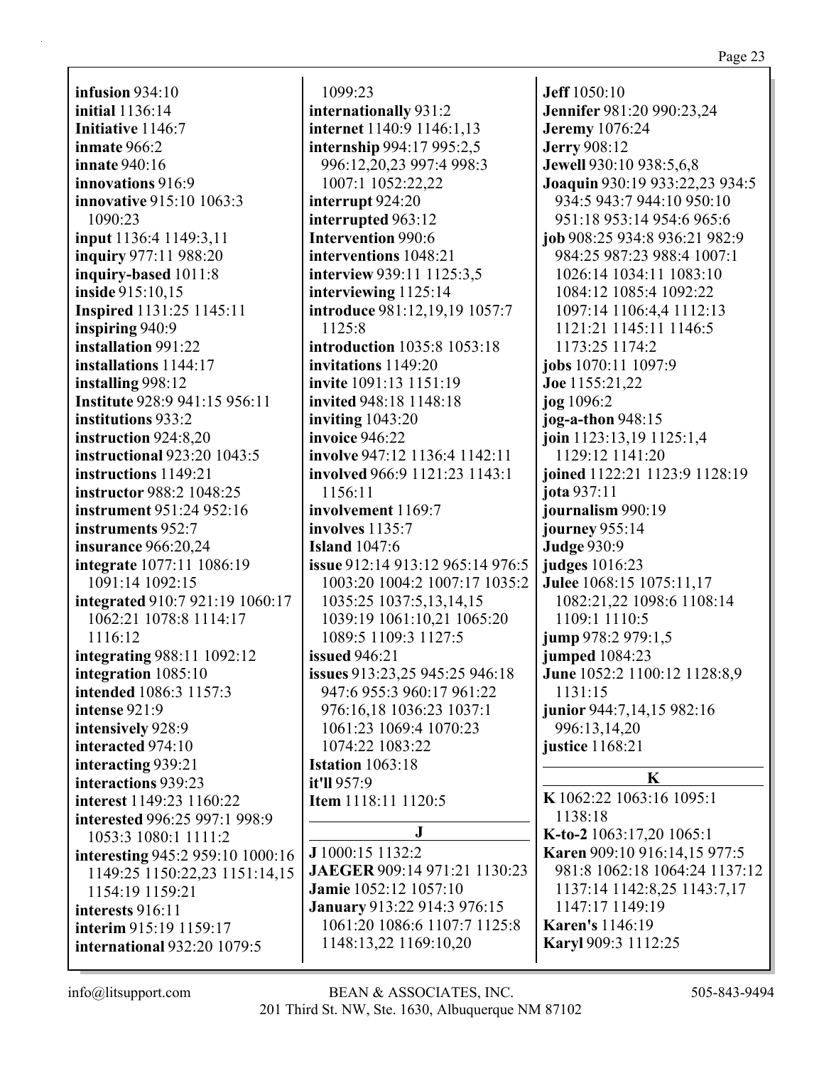**infusion** 934:10
**initial** 1136:14
**Initiative** 1146:7
**inmate** 966:2
**innate** 940:16
**innovations** 916:9
**innovative** 915:10 1063:3 1090:23
**input** 1136:4 1149:3,11
**inquiry** 977:11 988:20
**inquiry-based** 1011:8
**inside** 915:10,15
**Inspired** 1131:25 1145:11
**inspiring** 940:9
**installation** 991:22
**installations** 1144:17
**installing** 998:12
**Institute** 928:9 941:15 956:11
**institutions** 933:2
**instruction** 924:8,20
**instructional** 923:20 1043:5
**instructions** 1149:21
**instructor** 988:2 1048:25
**instrument** 951:24 952:16
**instruments** 952:7
**insurance** 966:20,24
**integrate** 1077:11 1086:19 1091:14 1092:15
**integrated** 910:7 921:19 1060:17 1062:21 1078:8 1114:17 1116:12
**integrating** 988:11 1092:12
**integration** 1085:10
**intended** 1086:3 1157:3
**intense** 921:9
**intensively** 928:9
**interacted** 974:10
**interacting** 939:21
**interactions** 939:23
**interest** 1149:23 1160:22
**interested** 996:25 997:1 998:9 1053:3 1080:1 1111:2
**interesting** 945:2 959:10 1000:16 1149:25 1150:22,23 1151:14,15 1154:19 1159:21
**interests** 916:11
**interim** 915:19 1159:17
**international** 932:20 1079:5 1099:23
**internationally** 931:2
**internet** 1140:9 1146:1,13
**internship** 994:17 995:2,5 996:12,20,23 997:4 998:3 1007:1 1052:22,22
**interrupt** 924:20
**interrupted** 963:12
**Intervention** 990:6
**interventions** 1048:21
**interview** 939:11 1125:3,5
**interviewing** 1125:14
**introduce** 981:12,19,19 1057:7 1125:8
**introduction** 1035:8 1053:18
**invitations** 1149:20
**invite** 1091:13 1151:19
**invited** 948:18 1148:18
**inviting** 1043:20
**invoice** 946:22
**involve** 947:12 1136:4 1142:11
**involved** 966:9 1121:23 1143:1 1156:11
**involvement** 1169:7
**involves** 1135:7
**Island** 1047:6
**issue** 912:14 913:12 965:14 976:5 1003:20 1004:2 1007:17 1035:2 1035:25 1037:5,13,14,15 1039:19 1061:10,21 1065:20 1089:5 1109:3 1127:5
**issued** 946:21
**issues** 913:23,25 945:25 946:18 947:6 955:3 960:17 961:22 976:16,18 1036:23 1037:1 1061:23 1069:4 1070:23 1074:22 1083:22
**Istation** 1063:18
**it'll** 957:9
**Item** 1118:11 1120:5

## J

**J** 1000:15 1132:2
**JAEGER** 909:14 971:21 1130:23
**Jamie** 1052:12 1057:10
**January** 913:22 914:3 976:15 1061:20 1086:6 1107:7 1125:8 1148:13,22 1169:10,20
**Jeff** 1050:10
**Jennifer** 981:20 990:23,24
**Jeremy** 1076:24
**Jerry** 908:12
**Jewell** 930:10 938:5,6,8
**Joaquin** 930:19 933:22,23 934:5 934:5 943:7 944:10 950:10 951:18 953:14 954:6 965:6
**job** 908:25 934:8 936:21 982:9 984:25 987:23 988:4 1007:1 1026:14 1034:11 1083:10 1084:12 1085:4 1092:22 1097:14 1106:4,4 1112:13 1121:21 1145:11 1146:5 1173:25 1174:2
**jobs** 1070:11 1097:9
**Joe** 1155:21,22
**jog** 1096:2
**jog-a-thon** 948:15
**join** 1123:13,19 1125:1,4 1129:12 1141:20
**joined** 1122:21 1123:9 1128:19
**jota** 937:11
**journalism** 990:19
**journey** 955:14
**Judge** 930:9
**judges** 1016:23
**Julee** 1068:15 1075:11,17 1082:21,22 1098:6 1108:14 1109:1 1110:5
**jump** 978:2 979:1,5
**jumped** 1084:23
**June** 1052:2 1100:12 1128:8,9 1131:15
**junior** 944:7,14,15 982:16 996:13,14,20
**justice** 1168:21

## K

**K** 1062:22 1063:16 1095:1 1138:18
**K-to-2** 1063:17,20 1065:1
**Karen** 909:10 916:14,15 977:5 981:8 1062:18 1064:24 1137:12 1137:14 1142:8,25 1143:7,17 1147:17 1149:19
**Karen's** 1146:19
**Karyl** 909:3 1112:25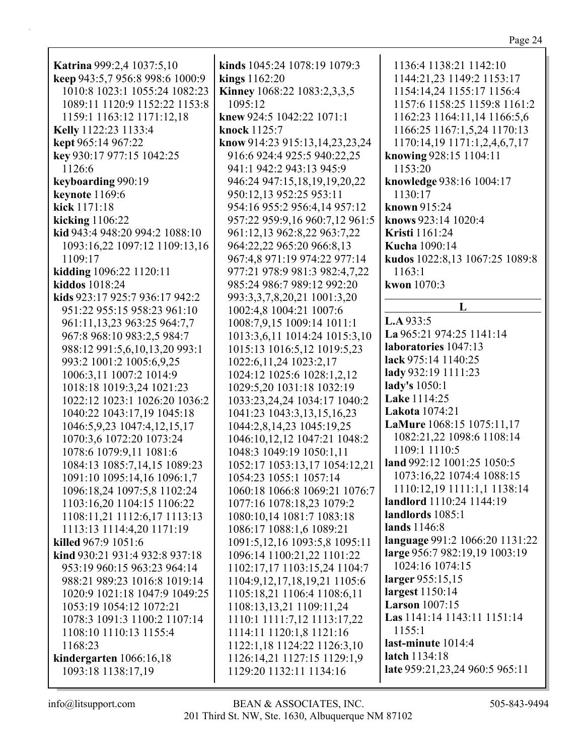**Katrina** 999:2,4 1037:5,10
**keep** 943:5,7 956:8 998:6 1000:9 1010:8 1023:1 1055:24 1082:23 1089:11 1120:9 1152:22 1153:8 1159:1 1163:12 1171:12,18
**Kelly** 1122:23 1133:4
**kept** 965:14 967:22
**key** 930:17 977:15 1042:25 1126:6
**keyboarding** 990:19
**keynote** 1169:6
**kick** 1171:18
**kicking** 1106:22
**kid** 943:4 948:20 994:2 1088:10 1093:16,22 1097:12 1109:13,16 1109:17
**kidding** 1096:22 1120:11
**kiddos** 1018:24
**kids** 923:17 925:7 936:17 942:2 951:22 955:15 958:23 961:10 961:11,13,23 963:25 964:7,7 967:8 968:10 983:2,5 984:7 988:12 991:5,6,10,13,20 993:1 993:2 1001:2 1005:6,9,25 1006:3,11 1007:2 1014:9 1018:18 1019:3,24 1021:23 1022:12 1023:1 1026:20 1036:2 1040:22 1043:17,19 1045:18 1046:5,9,23 1047:4,12,15,17 1070:3,6 1072:20 1073:24 1078:6 1079:9,11 1081:6 1084:13 1085:7,14,15 1089:23 1091:10 1095:14,16 1096:1,7 1096:18,24 1097:5,8 1102:24 1103:16,20 1104:15 1106:22 1108:11,21 1112:6,17 1113:13 1113:13 1114:4,20 1171:19
**killed** 967:9 1051:6
**kind** 930:21 931:4 932:8 937:18 953:19 960:15 963:23 964:14 988:21 989:23 1016:8 1019:14 1020:9 1021:18 1047:9 1049:25 1053:19 1054:12 1072:21 1078:3 1091:3 1100:2 1107:14 1108:10 1110:13 1155:4 1168:23
**kindergarten** 1066:16,18 1093:18 1138:17,19
**kinds** 1045:24 1078:19 1079:3
**kings** 1162:20
**Kinney** 1068:22 1083:2,3,3,5 1095:12
**knew** 924:5 1042:22 1071:1
**knock** 1125:7
**know** 914:23 915:13,14,23,23,24 916:6 924:4 925:5 940:22,25 941:1 942:2 943:13 945:9 946:24 947:15,18,19,19,20,22 950:12,13 952:25 953:11 954:16 955:2 956:4,14 957:12 957:22 959:9,16 960:7,12 961:5 961:12,13 962:8,22 963:7,22 964:22,22 965:20 966:8,13 967:4,8 971:19 974:22 977:14 977:21 978:9 981:3 982:4,7,22 985:24 986:7 989:12 992:20 993:3,3,7,8,20,21 1001:3,20 1002:4,8 1004:21 1007:6 1008:7,9,15 1009:14 1011:1 1013:3,6,11 1014:24 1015:3,10 1015:13 1016:5,12 1019:5,23 1022:6,11,24 1023:2,17 1024:12 1025:6 1028:1,2,12 1029:5,20 1031:18 1032:19 1033:23,24,24 1034:17 1040:2 1041:23 1043:3,13,15,16,23 1044:2,8,14,23 1045:19,25 1046:10,12,12 1047:21 1048:2 1048:3 1049:19 1050:1,11 1052:17 1053:13,17 1054:12,21 1054:23 1055:1 1057:14 1060:18 1066:8 1069:21 1076:7 1077:16 1078:18,23 1079:2 1080:10,14 1081:7 1083:18 1086:17 1088:1,6 1089:21 1091:5,12,16 1093:5,8 1095:11 1096:14 1100:21,22 1101:22 1102:17,17 1103:15,24 1104:7 1104:9,12,17,18,19,21 1105:6 1105:18,21 1106:4 1108:6,11 1108:13,13,21 1109:11,24 1110:1 1111:7,12 1113:17,22 1114:11 1120:1,8 1121:16 1122:1,18 1124:22 1126:3,10 1126:14,21 1127:15 1129:1,9 1129:20 1132:11 1134:16 1136:4 1138:21 1142:10 1144:21,23 1149:2 1153:17 1154:14,24 1155:17 1156:4 1157:6 1158:25 1159:8 1161:2 1162:23 1164:11,14 1166:5,6 1166:25 1167:1,5,24 1170:13 1170:14,19 1171:1,2,4,6,7,17
**knowing** 928:15 1104:11 1153:20
**knowledge** 938:16 1004:17 1130:17
**known** 915:24
**knows** 923:14 1020:4
**Kristi** 1161:24
**Kucha** 1090:14
**kudos** 1022:8,13 1067:25 1089:8 1163:1
**kwon** 1070:3

## L

**L.A** 933:5
**La** 965:21 974:25 1141:14
**laboratories** 1047:13
**lack** 975:14 1140:25
**lady** 932:19 1111:23
**lady's** 1050:1
**Lake** 1114:25
**Lakota** 1074:21
**LaMure** 1068:15 1075:11,17 1082:21,22 1098:6 1108:14 1109:1 1110:5
**land** 992:12 1001:25 1050:5 1073:16,22 1074:4 1088:15 1110:12,19 1111:1,1 1138:14
**landlord** 1110:24 1144:19
**landlords** 1085:1
**lands** 1146:8
**language** 991:2 1066:20 1131:22
**large** 956:7 982:19,19 1003:19 1024:16 1074:15
**larger** 955:15,15
**largest** 1150:14
**Larson** 1007:15
**Las** 1141:14 1143:11 1151:14 1155:1
**last-minute** 1014:4
**latch** 1134:18
**late** 959:21,23,24 960:5 965:11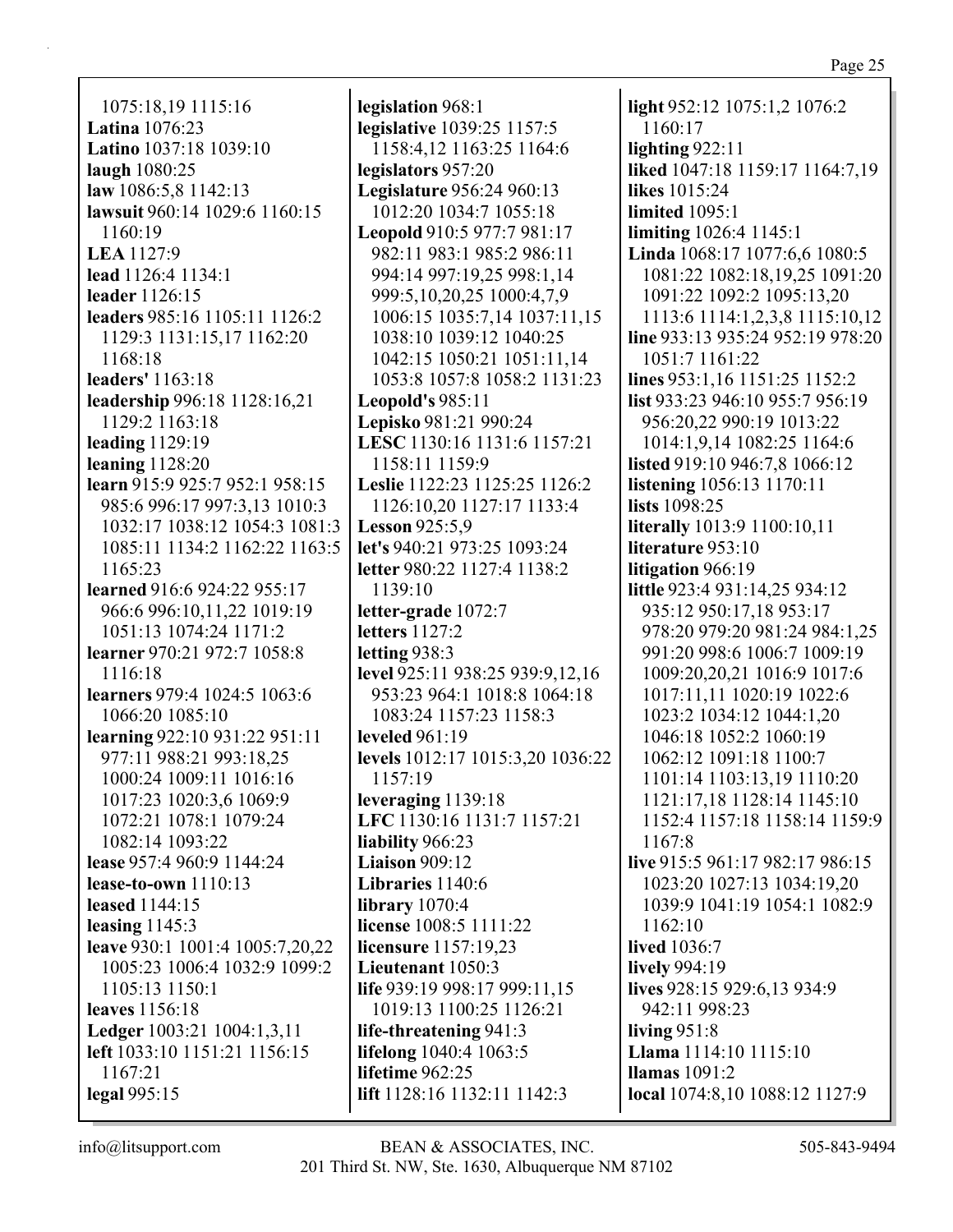1075:18,19 1115:16
**Latina** 1076:23
**Latino** 1037:18 1039:10
**laugh** 1080:25
**law** 1086:5,8 1142:13
**lawsuit** 960:14 1029:6 1160:15 1160:19
**LEA** 1127:9
**lead** 1126:4 1134:1
**leader** 1126:15
**leaders** 985:16 1105:11 1126:2 1129:3 1131:15,17 1162:20 1168:18
**leaders'** 1163:18
**leadership** 996:18 1128:16,21 1129:2 1163:18
**leading** 1129:19
**leaning** 1128:20
**learn** 915:9 925:7 952:1 958:15 985:6 996:17 997:3,13 1010:3 1032:17 1038:12 1054:3 1081:3 1085:11 1134:2 1162:22 1163:5 1165:23
**learned** 916:6 924:22 955:17 966:6 996:10,11,22 1019:19 1051:13 1074:24 1171:2
**learner** 970:21 972:7 1058:8 1116:18
**learners** 979:4 1024:5 1063:6 1066:20 1085:10
**learning** 922:10 931:22 951:11 977:11 988:21 993:18,25 1000:24 1009:11 1016:16 1017:23 1020:3,6 1069:9 1072:21 1078:1 1079:24 1082:14 1093:22
**lease** 957:4 960:9 1144:24
**lease-to-own** 1110:13
**leased** 1144:15
**leasing** 1145:3
**leave** 930:1 1001:4 1005:7,20,22 1005:23 1006:4 1032:9 1099:2 1105:13 1150:1
**leaves** 1156:18
**Ledger** 1003:21 1004:1,3,11
**left** 1033:10 1151:21 1156:15 1167:21
**legal** 995:15
**legislation** 968:1
**legislative** 1039:25 1157:5 1158:4,12 1163:25 1164:6
**legislators** 957:20
**Legislature** 956:24 960:13 1012:20 1034:7 1055:18
**Leopold** 910:5 977:7 981:17 982:11 983:1 985:2 986:11 994:14 997:19,25 998:1,14 999:5,10,20,25 1000:4,7,9 1006:15 1035:7,14 1037:11,15 1038:10 1039:12 1040:25 1042:15 1050:21 1051:11,14 1053:8 1057:8 1058:2 1131:23
**Leopold's** 985:11
**Lepisko** 981:21 990:24
**LESC** 1130:16 1131:6 1157:21 1158:11 1159:9
**Leslie** 1122:23 1125:25 1126:2 1126:10,20 1127:17 1133:4
**Lesson** 925:5,9
**let's** 940:21 973:25 1093:24
**letter** 980:22 1127:4 1138:2 1139:10
**letter-grade** 1072:7
**letters** 1127:2
**letting** 938:3
**level** 925:11 938:25 939:9,12,16 953:23 964:1 1018:8 1064:18 1083:24 1157:23 1158:3
**leveled** 961:19
**levels** 1012:17 1015:3,20 1036:22 1157:19
**leveraging** 1139:18
**LFC** 1130:16 1131:7 1157:21
**liability** 966:23
**Liaison** 909:12
**Libraries** 1140:6
**library** 1070:4
**license** 1008:5 1111:22
**licensure** 1157:19,23
**Lieutenant** 1050:3
**life** 939:19 998:17 999:11,15 1019:13 1100:25 1126:21
**life-threatening** 941:3
**lifelong** 1040:4 1063:5
**lifetime** 962:25
**lift** 1128:16 1132:11 1142:3
**light** 952:12 1075:1,2 1076:2 1160:17
**lighting** 922:11
**liked** 1047:18 1159:17 1164:7,19
**likes** 1015:24
**limited** 1095:1
**limiting** 1026:4 1145:1
**Linda** 1068:17 1077:6,6 1080:5 1081:22 1082:18,19,25 1091:20 1091:22 1092:2 1095:13,20 1113:6 1114:1,2,3,8 1115:10,12
**line** 933:13 935:24 952:19 978:20 1051:7 1161:22
**lines** 953:1,16 1151:25 1152:2
**list** 933:23 946:10 955:7 956:19 956:20,22 990:19 1013:22 1014:1,9,14 1082:25 1164:6
**listed** 919:10 946:7,8 1066:12
**listening** 1056:13 1170:11
**lists** 1098:25
**literally** 1013:9 1100:10,11
**literature** 953:10
**litigation** 966:19
**little** 923:4 931:14,25 934:12 935:12 950:17,18 953:17 978:20 979:20 981:24 984:1,25 991:20 998:6 1006:7 1009:19 1009:20,20,21 1016:9 1017:6 1017:11,11 1020:19 1022:6 1023:2 1034:12 1044:1,20 1046:18 1052:2 1060:19 1062:12 1091:18 1100:7 1101:14 1103:13,19 1110:20 1121:17,18 1128:14 1145:10 1152:4 1157:18 1158:14 1159:9 1167:8
**live** 915:5 961:17 982:17 986:15 1023:20 1027:13 1034:19,20 1039:9 1041:19 1054:1 1082:9 1162:10
**lived** 1036:7
**lively** 994:19
**lives** 928:15 929:6,13 934:9 942:11 998:23
**living** 951:8
**Llama** 1114:10 1115:10
**llamas** 1091:2
**local** 1074:8,10 1088:12 1127:9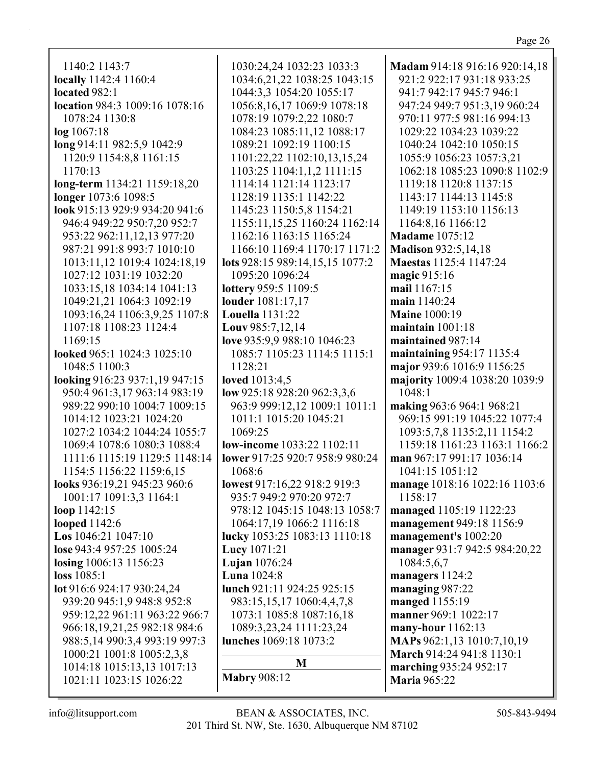1140:2 1143:7
**locally** 1142:4 1160:4
**located** 982:1
**location** 984:3 1009:16 1078:16 1078:24 1130:8
**log** 1067:18
**long** 914:11 982:5,9 1042:9 1120:9 1154:8,8 1161:15 1170:13
**long-term** 1134:21 1159:18,20
**longer** 1073:6 1098:5
**look** 915:13 929:9 934:20 941:6 946:4 949:22 950:7,20 952:7 953:22 962:11,12,13 977:20 987:21 991:8 993:7 1010:10 1013:11,12 1019:4 1024:18,19 1027:12 1031:19 1032:20 1033:15,18 1034:14 1041:13 1049:21,21 1064:3 1092:19 1093:16,24 1106:3,9,25 1107:8 1107:18 1108:23 1124:4 1169:15
**looked** 965:1 1024:3 1025:10 1048:5 1100:3
**looking** 916:23 937:1,19 947:15 950:4 961:3,17 963:14 983:19 989:22 990:10 1004:7 1009:15 1014:12 1023:21 1024:20 1027:2 1034:2 1044:24 1055:7 1069:4 1078:6 1080:3 1088:4 1111:6 1115:19 1129:5 1148:14 1154:5 1156:22 1159:6,15
**looks** 936:19,21 945:23 960:6 1001:17 1091:3,3 1164:1
**loop** 1142:15
**looped** 1142:6
**Los** 1046:21 1047:10
**lose** 943:4 957:25 1005:24
**losing** 1006:13 1156:23
**loss** 1085:1
**lot** 916:6 924:17 930:24,24 939:20 945:1,9 948:8 952:8 959:12,22 961:11 963:22 966:7 966:18,19,21,25 982:18 984:6 988:5,14 990:3,4 993:19 997:3 1000:21 1001:8 1005:2,3,8 1014:18 1015:13,13 1017:13 1021:11 1023:15 1026:22 1030:24,24 1032:23 1033:3 1034:6,21,22 1038:25 1043:15 1044:3,3 1054:20 1055:17 1056:8,16,17 1069:9 1078:18 1078:19 1079:2,22 1080:7 1084:23 1085:11,12 1088:17 1089:21 1092:19 1100:15 1101:22,22 1102:10,13,15,24 1103:25 1104:1,1,2 1111:15 1114:14 1121:14 1123:17 1128:19 1135:1 1142:22 1145:23 1150:5,8 1154:21 1155:11,15,25 1160:24 1162:14 1162:16 1163:15 1165:24 1166:10 1169:4 1170:17 1171:2
**lots** 928:15 989:14,15,15 1077:2 1095:20 1096:24
**lottery** 959:5 1109:5
**louder** 1081:17,17
**Louella** 1131:22
**Louv** 985:7,12,14
**love** 935:9,9 988:10 1046:23 1085:7 1105:23 1114:5 1115:1 1128:21
**loved** 1013:4,5
**low** 925:18 928:20 962:3,3,6 963:9 999:12,12 1009:1 1011:1 1011:1 1015:20 1045:21 1069:25
**low-income** 1033:22 1102:11
**lower** 917:25 920:7 958:9 980:24 1068:6
**lowest** 917:16,22 918:2 919:3 935:7 949:2 970:20 972:7 978:12 1045:15 1048:13 1058:7 1064:17,19 1066:2 1116:18
**lucky** 1053:25 1083:13 1110:18
**Lucy** 1071:21
**Lujan** 1076:24
**Luna** 1024:8
**lunch** 921:11 924:25 925:15 983:15,15,17 1060:4,4,7,8 1073:1 1085:8 1087:16,18 1089:3,23,24 1111:23,24
**lunches** 1069:18 1073:2

## M

**Mabry** 908:12
**Madam** 914:18 916:16 920:14,18 921:2 922:17 931:18 933:25 941:7 942:17 945:7 946:1 947:24 949:7 951:3,19 960:24 970:11 977:5 981:16 994:13 1029:22 1034:23 1039:22 1040:24 1042:10 1050:15 1055:9 1056:23 1057:3,21 1062:18 1085:23 1090:8 1102:9 1119:18 1120:8 1137:15 1143:17 1144:13 1145:8 1149:19 1153:10 1156:13 1164:8,16 1166:12
**Madame** 1075:12
**Madison** 932:5,14,18
**Maestas** 1125:4 1147:24
**magic** 915:16
**mail** 1167:15
**main** 1140:24
**Maine** 1000:19
**maintain** 1001:18
**maintained** 987:14
**maintaining** 954:17 1135:4
**major** 939:6 1016:9 1156:25
**majority** 1009:4 1038:20 1039:9 1048:1
**making** 963:6 964:1 968:21 969:15 991:19 1045:22 1077:4 1093:5,7,8 1135:2,11 1154:2 1159:18 1161:23 1163:1 1166:2
**man** 967:17 991:17 1036:14 1041:15 1051:12
**manage** 1018:16 1022:16 1103:6 1158:17
**managed** 1105:19 1122:23
**management** 949:18 1156:9
**management's** 1002:20
**manager** 931:7 942:5 984:20,22 1084:5,6,7
**managers** 1124:2
**managing** 987:22
**manged** 1155:19
**manner** 969:1 1022:17
**many-hour** 1162:13
**MAPs** 962:1,13 1010:7,10,19
**March** 914:24 941:8 1130:1
**marching** 935:24 952:17
**Maria** 965:22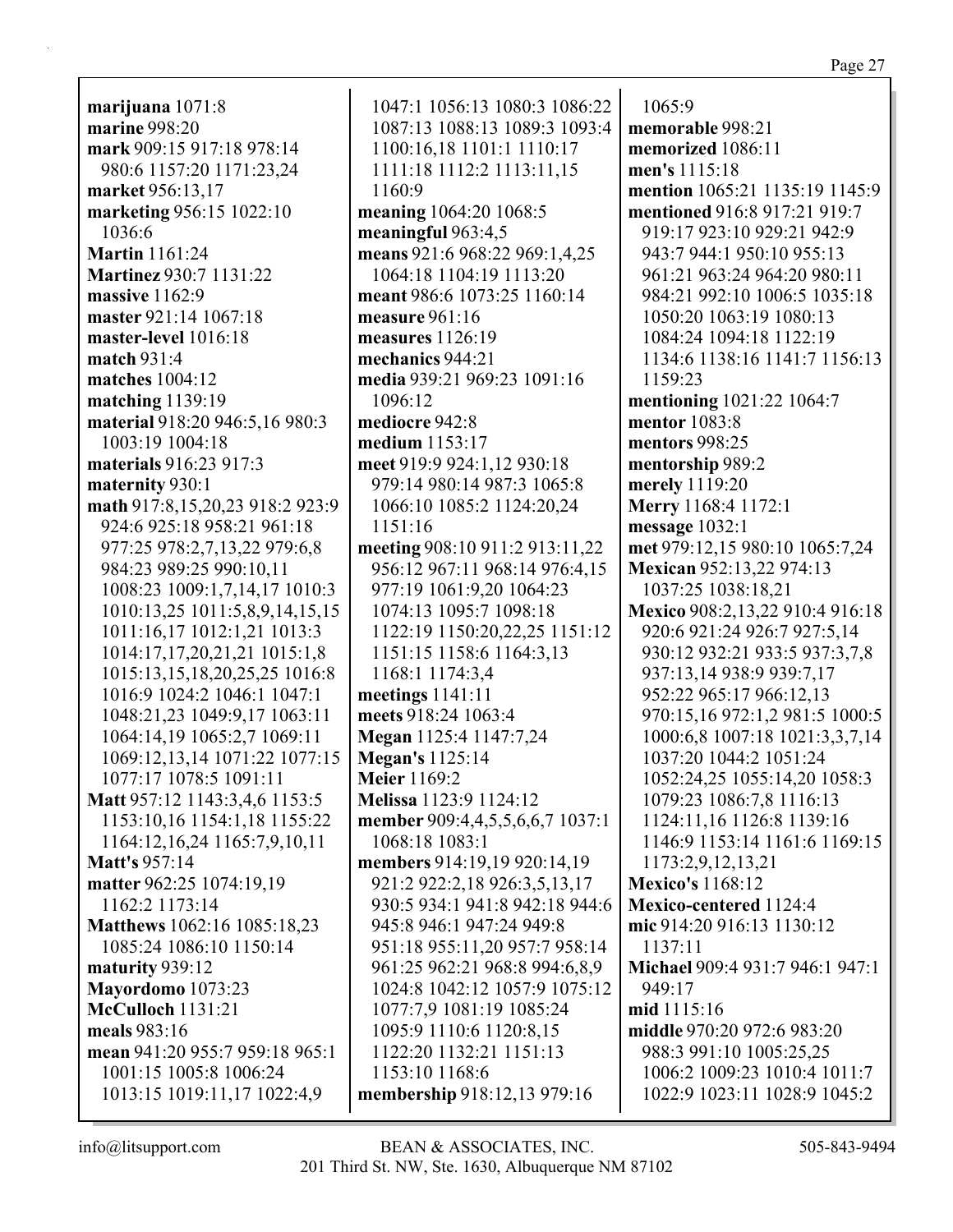**marijuana** 1071:8
**marine** 998:20
**mark** 909:15 917:18 978:14 980:6 1157:20 1171:23,24
**market** 956:13,17
**marketing** 956:15 1022:10 1036:6
**Martin** 1161:24
**Martinez** 930:7 1131:22
**massive** 1162:9
**master** 921:14 1067:18
**master-level** 1016:18
**match** 931:4
**matches** 1004:12
**matching** 1139:19
**material** 918:20 946:5,16 980:3 1003:19 1004:18
**materials** 916:23 917:3
**maternity** 930:1
**math** 917:8,15,20,23 918:2 923:9 924:6 925:18 958:21 961:18 977:25 978:2,7,13,22 979:6,8 984:23 989:25 990:10,11 1008:23 1009:1,7,14,17 1010:3 1010:13,25 1011:5,8,9,14,15,15 1011:16,17 1012:1,21 1013:3 1014:17,17,20,21,21 1015:1,8 1015:13,15,18,20,25,25 1016:8 1016:9 1024:2 1046:1 1047:1 1048:21,23 1049:9,17 1063:11 1064:14,19 1065:2,7 1069:11 1069:12,13,14 1071:22 1077:15 1077:17 1078:5 1091:11
**Matt** 957:12 1143:3,4,6 1153:5 1153:10,16 1154:1,18 1155:22 1164:12,16,24 1165:7,9,10,11
**Matt's** 957:14
**matter** 962:25 1074:19,19 1162:2 1173:14
**Matthews** 1062:16 1085:18,23 1085:24 1086:10 1150:14
**maturity** 939:12
**Mayordomo** 1073:23
**McCulloch** 1131:21
**meals** 983:16
**mean** 941:20 955:7 959:18 965:1 1001:15 1005:8 1006:24 1013:15 1019:11,17 1022:4,9 1047:1 1056:13 1080:3 1086:22 1087:13 1088:13 1089:3 1093:4 1100:16,18 1101:1 1110:17 1111:18 1112:2 1113:11,15 1160:9
**meaning** 1064:20 1068:5
**meaningful** 963:4,5
**means** 921:6 968:22 969:1,4,25 1064:18 1104:19 1113:20
**meant** 986:6 1073:25 1160:14
**measure** 961:16
**measures** 1126:19
**mechanics** 944:21
**media** 939:21 969:23 1091:16 1096:12
**mediocre** 942:8
**medium** 1153:17
**meet** 919:9 924:1,12 930:18 979:14 980:14 987:3 1065:8 1066:10 1085:2 1124:20,24 1151:16
**meeting** 908:10 911:2 913:11,22 956:12 967:11 968:14 976:4,15 977:19 1061:9,20 1064:23 1074:13 1095:7 1098:18 1122:19 1150:20,22,25 1151:12 1151:15 1158:6 1164:3,13 1168:1 1174:3,4
**meetings** 1141:11
**meets** 918:24 1063:4
**Megan** 1125:4 1147:7,24
**Megan's** 1125:14
**Meier** 1169:2
**Melissa** 1123:9 1124:12
**member** 909:4,4,5,5,6,6,7 1037:1 1068:18 1083:1
**members** 914:19,19 920:14,19 921:2 922:2,18 926:3,5,13,17 930:5 934:1 941:8 942:18 944:6 945:8 946:1 947:24 949:8 951:18 955:11,20 957:7 958:14 961:25 962:21 968:8 994:6,8,9 1024:8 1042:12 1057:9 1075:12 1077:7,9 1081:19 1085:24 1095:9 1110:6 1120:8,15 1122:20 1132:21 1151:13 1153:10 1168:6
**membership** 918:12,13 979:16 1065:9
**memorable** 998:21
**memorized** 1086:11
**men's** 1115:18
**mention** 1065:21 1135:19 1145:9
**mentioned** 916:8 917:21 919:7 919:17 923:10 929:21 942:9 943:7 944:1 950:10 955:13 961:21 963:24 964:20 980:11 984:21 992:10 1006:5 1035:18 1050:20 1063:19 1080:13 1084:24 1094:18 1122:19 1134:6 1138:16 1141:7 1156:13 1159:23
**mentioning** 1021:22 1064:7
**mentor** 1083:8
**mentors** 998:25
**mentorship** 989:2
**merely** 1119:20
**Merry** 1168:4 1172:1
**message** 1032:1
**met** 979:12,15 980:10 1065:7,24
**Mexican** 952:13,22 974:13 1037:25 1038:18,21
**Mexico** 908:2,13,22 910:4 916:18 920:6 921:24 926:7 927:5,14 930:12 932:21 933:5 937:3,7,8 937:13,14 938:9 939:7,17 952:22 965:17 966:12,13 970:15,16 972:1,2 981:5 1000:5 1000:6,8 1007:18 1021:3,3,7,14 1037:20 1044:2 1051:24 1052:24,25 1055:14,20 1058:3 1079:23 1086:7,8 1116:13 1124:11,16 1126:8 1139:16 1146:9 1153:14 1161:6 1169:15 1173:2,9,12,13,21
**Mexico's** 1168:12
**Mexico-centered** 1124:4
**mic** 914:20 916:13 1130:12 1137:11
**Michael** 909:4 931:7 946:1 947:1 949:17
**mid** 1115:16
**middle** 970:20 972:6 983:20 988:3 991:10 1005:25,25 1006:2 1009:23 1010:4 1011:7 1022:9 1023:11 1028:9 1045:2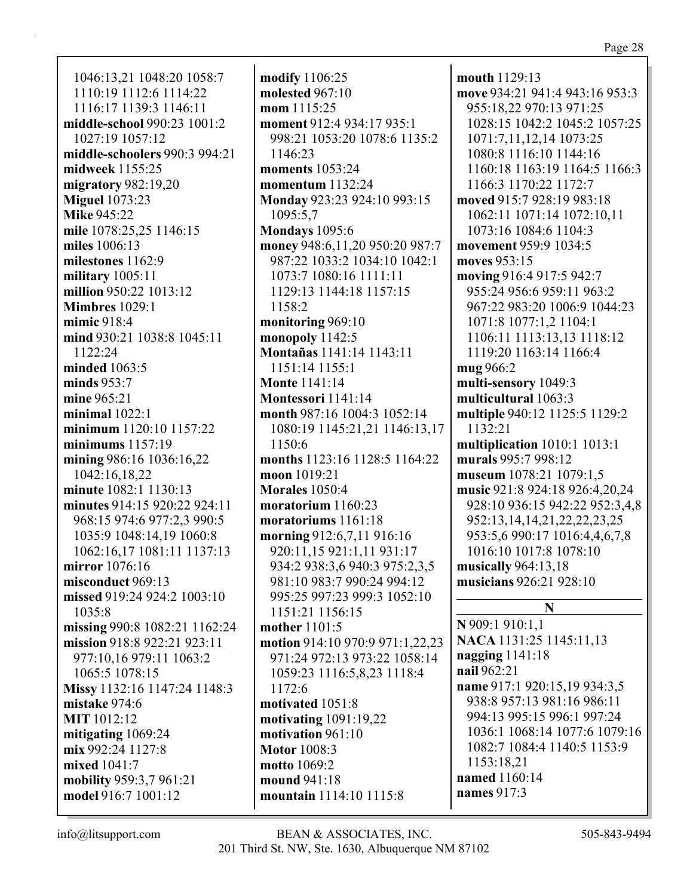1046:13,21 1048:20 1058:7 1110:19 1112:6 1114:22 1116:17 1139:3 1146:11
**middle-school** 990:23 1001:2 1027:19 1057:12
**middle-schoolers** 990:3 994:21
**midweek** 1155:25
**migratory** 982:19,20
**Miguel** 1073:23
**Mike** 945:22
**mile** 1078:25,25 1146:15
**miles** 1006:13
**milestones** 1162:9
**military** 1005:11
**million** 950:22 1013:12
**Mimbres** 1029:1
**mimic** 918:4
**mind** 930:21 1038:8 1045:11 1122:24
**minded** 1063:5
**minds** 953:7
**mine** 965:21
**minimal** 1022:1
**minimum** 1120:10 1157:22
**minimums** 1157:19
**mining** 986:16 1036:16,22 1042:16,18,22
**minute** 1082:1 1130:13
**minutes** 914:15 920:22 924:11 968:15 974:6 977:2,3 990:5 1035:9 1048:14,19 1060:8 1062:16,17 1081:11 1137:13
**mirror** 1076:16
**misconduct** 969:13
**missed** 919:24 924:2 1003:10 1035:8
**missing** 990:8 1082:21 1162:24
**mission** 918:8 922:21 923:11 977:10,16 979:11 1063:2 1065:5 1078:15
**Missy** 1132:16 1147:24 1148:3
**mistake** 974:6
**MIT** 1012:12
**mitigating** 1069:24
**mix** 992:24 1127:8
**mixed** 1041:7
**mobility** 959:3,7 961:21
**model** 916:7 1001:12
**modify** 1106:25
**molested** 967:10
**mom** 1115:25
**moment** 912:4 934:17 935:1 998:21 1053:20 1078:6 1135:2 1146:23
**moments** 1053:24
**momentum** 1132:24
**Monday** 923:23 924:10 993:15 1095:5,7
**Mondays** 1095:6
**money** 948:6,11,20 950:20 987:7 987:22 1033:2 1034:10 1042:1 1073:7 1080:16 1111:11 1129:13 1144:18 1157:15 1158:2
**monitoring** 969:10
**monopoly** 1142:5
**Montañas** 1141:14 1143:11 1151:14 1155:1
**Monte** 1141:14
**Montessori** 1141:14
**month** 987:16 1004:3 1052:14 1080:19 1145:21,21 1146:13,17 1150:6
**months** 1123:16 1128:5 1164:22
**moon** 1019:21
**Morales** 1050:4
**moratorium** 1160:23
**moratoriums** 1161:18
**morning** 912:6,7,11 916:16 920:11,15 921:1,11 931:17 934:2 938:3,6 940:3 975:2,3,5 981:10 983:7 990:24 994:12 995:25 997:23 999:3 1052:10 1151:21 1156:15
**mother** 1101:5
**motion** 914:10 970:9 971:1,22,23 971:24 972:13 973:22 1058:14 1059:23 1116:5,8,23 1118:4 1172:6
**motivated** 1051:8
**motivating** 1091:19,22
**motivation** 961:10
**Motor** 1008:3
**motto** 1069:2
**mound** 941:18
**mountain** 1114:10 1115:8
**mouth** 1129:13
**move** 934:21 941:4 943:16 953:3 955:18,22 970:13 971:25 1028:15 1042:2 1045:2 1057:25 1071:7,11,12,14 1073:25 1080:8 1116:10 1144:16 1160:18 1163:19 1164:5 1166:3 1166:3 1170:22 1172:7
**moved** 915:7 928:19 983:18 1062:11 1071:14 1072:10,11 1073:16 1084:6 1104:3
**movement** 959:9 1034:5
**moves** 953:15
**moving** 916:4 917:5 942:7 955:24 956:6 959:11 963:2 967:22 983:20 1006:9 1044:23 1071:8 1077:1,2 1104:1 1106:11 1113:13,13 1118:12 1119:20 1163:14 1166:4
**mug** 966:2
**multi-sensory** 1049:3
**multicultural** 1063:3
**multiple** 940:12 1125:5 1129:2 1132:21
**multiplication** 1010:1 1013:1
**murals** 995:7 998:12
**museum** 1078:21 1079:1,5
**music** 921:8 924:18 926:4,20,24 928:10 936:15 942:22 952:3,4,8 952:13,14,14,21,22,22,23,25 953:5,6 990:17 1016:4,4,6,7,8 1016:10 1017:8 1078:10
**musically** 964:13,18
**musicians** 926:21 928:10

## N

**N** 909:1 910:1,1
**NACA** 1131:25 1145:11,13
**nagging** 1141:18
**nail** 962:21
**name** 917:1 920:15,19 934:3,5 938:8 957:13 981:16 986:11 994:13 995:15 996:1 997:24 1036:1 1068:14 1077:6 1079:16 1082:7 1084:4 1140:5 1153:9 1153:18,21
**named** 1160:14
**names** 917:3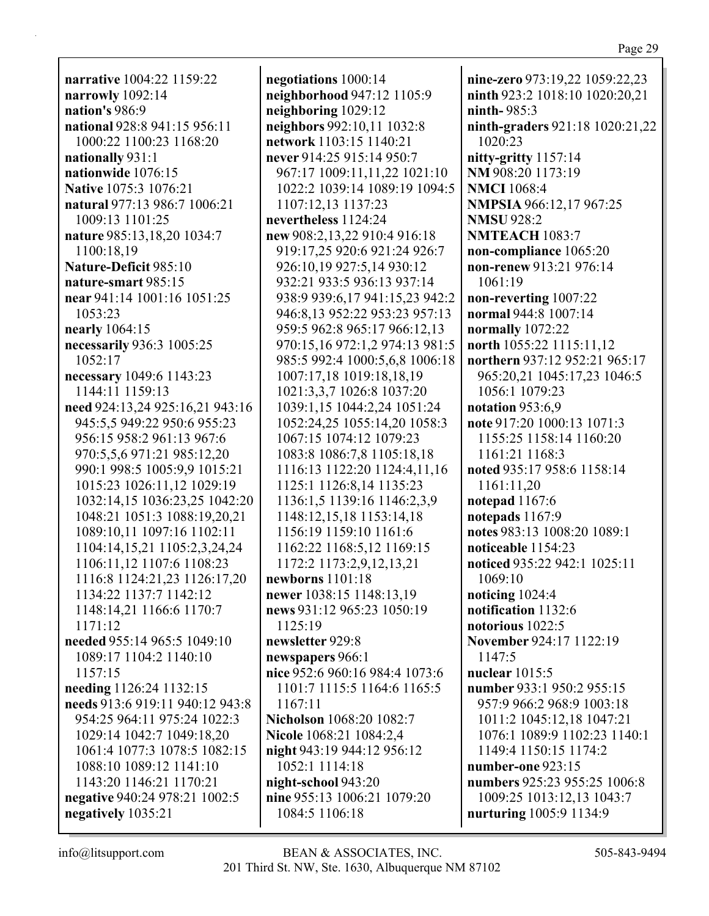**narrative** 1004:22 1159:22
**narrowly** 1092:14
**nation's** 986:9
**national** 928:8 941:15 956:11 1000:22 1100:23 1168:20
**nationally** 931:1
**nationwide** 1076:15
**Native** 1075:3 1076:21
**natural** 977:13 986:7 1006:21 1009:13 1101:25
**nature** 985:13,18,20 1034:7 1100:18,19
**Nature-Deficit** 985:10
**nature-smart** 985:15
**near** 941:14 1001:16 1051:25 1053:23
**nearly** 1064:15
**necessarily** 936:3 1005:25 1052:17
**necessary** 1049:6 1143:23 1144:11 1159:13
**need** 924:13,24 925:16,21 943:16 945:5,5 949:22 950:6 955:23 956:15 958:2 961:13 967:6 970:5,5,6 971:21 985:12,20 990:1 998:5 1005:9,9 1015:21 1015:23 1026:11,12 1029:19 1032:14,15 1036:23,25 1042:20 1048:21 1051:3 1088:19,20,21 1089:10,11 1097:16 1102:11 1104:14,15,21 1105:2,3,24,24 1106:11,12 1107:6 1108:23 1116:8 1124:21,23 1126:17,20 1134:22 1137:7 1142:12 1148:14,21 1166:6 1170:7 1171:12
**needed** 955:14 965:5 1049:10 1089:17 1104:2 1140:10 1157:15
**needing** 1126:24 1132:15
**needs** 913:6 919:11 940:12 943:8 954:25 964:11 975:24 1022:3 1029:14 1042:7 1049:18,20 1061:4 1077:3 1078:5 1082:15 1088:10 1089:12 1141:10 1143:20 1146:21 1170:21
**negative** 940:24 978:21 1002:5
**negatively** 1035:21
**negotiations** 1000:14
**neighborhood** 947:12 1105:9
**neighboring** 1029:12
**neighbors** 992:10,11 1032:8
**network** 1103:15 1140:21
**never** 914:25 915:14 950:7 967:17 1009:11,11,22 1021:10 1022:2 1039:14 1089:19 1094:5 1107:12,13 1137:23
**nevertheless** 1124:24
**new** 908:2,13,22 910:4 916:18 919:17,25 920:6 921:24 926:7 926:10,19 927:5,14 930:12 932:21 933:5 936:13 937:14 938:9 939:6,17 941:15,23 942:2 946:8,13 952:22 953:23 957:13 959:5 962:8 965:17 966:12,13 970:15,16 972:1,2 974:13 981:5 985:5 992:4 1000:5,6,8 1006:18 1007:17,18 1019:18,18,19 1021:3,3,7 1026:8 1037:20 1039:1,15 1044:2,24 1051:24 1052:24,25 1055:14,20 1058:3 1067:15 1074:12 1079:23 1083:8 1086:7,8 1105:18,18 1116:13 1122:20 1124:4,11,16 1125:1 1126:8,14 1135:23 1136:1,5 1139:16 1146:2,3,9 1148:12,15,18 1153:14,18 1156:19 1159:10 1161:6 1162:22 1168:5,12 1169:15 1172:2 1173:2,9,12,13,21
**newborns** 1101:18
**newer** 1038:15 1148:13,19
**news** 931:12 965:23 1050:19 1125:19
**newsletter** 929:8
**newspapers** 966:1
**nice** 952:6 960:16 984:4 1073:6 1101:7 1115:5 1164:6 1165:5 1167:11
**Nicholson** 1068:20 1082:7
**Nicole** 1068:21 1084:2,4
**night** 943:19 944:12 956:12 1052:1 1114:18
**night-school** 943:20
**nine** 955:13 1006:21 1079:20 1084:5 1106:18
**nine-zero** 973:19,22 1059:22,23
**ninth** 923:2 1018:10 1020:20,21
**ninth-** 985:3
**ninth-graders** 921:18 1020:21,22 1020:23
**nitty-gritty** 1157:14
**NM** 908:20 1173:19
**NMCI** 1068:4
**NMPSIA** 966:12,17 967:25
**NMSU** 928:2
**NMTEACH** 1083:7
**non-compliance** 1065:20
**non-renew** 913:21 976:14 1061:19
**non-reverting** 1007:22
**normal** 944:8 1007:14
**normally** 1072:22
**north** 1055:22 1115:11,12
**northern** 937:12 952:21 965:17 965:20,21 1045:17,23 1046:5 1056:1 1079:23
**notation** 953:6,9
**note** 917:20 1000:13 1071:3 1155:25 1158:14 1160:20 1161:21 1168:3
**noted** 935:17 958:6 1158:14 1161:11,20
**notepad** 1167:6
**notepads** 1167:9
**notes** 983:13 1008:20 1089:1
**noticeable** 1154:23
**noticed** 935:22 942:1 1025:11 1069:10
**noticing** 1024:4
**notification** 1132:6
**notorious** 1022:5
**November** 924:17 1122:19 1147:5
**nuclear** 1015:5
**number** 933:1 950:2 955:15 957:9 966:2 968:9 1003:18 1011:2 1045:12,18 1047:21 1076:1 1089:9 1102:23 1140:1 1149:4 1150:15 1174:2
**number-one** 923:15
**numbers** 925:23 955:25 1006:8 1009:25 1013:12,13 1043:7
**nurturing** 1005:9 1134:9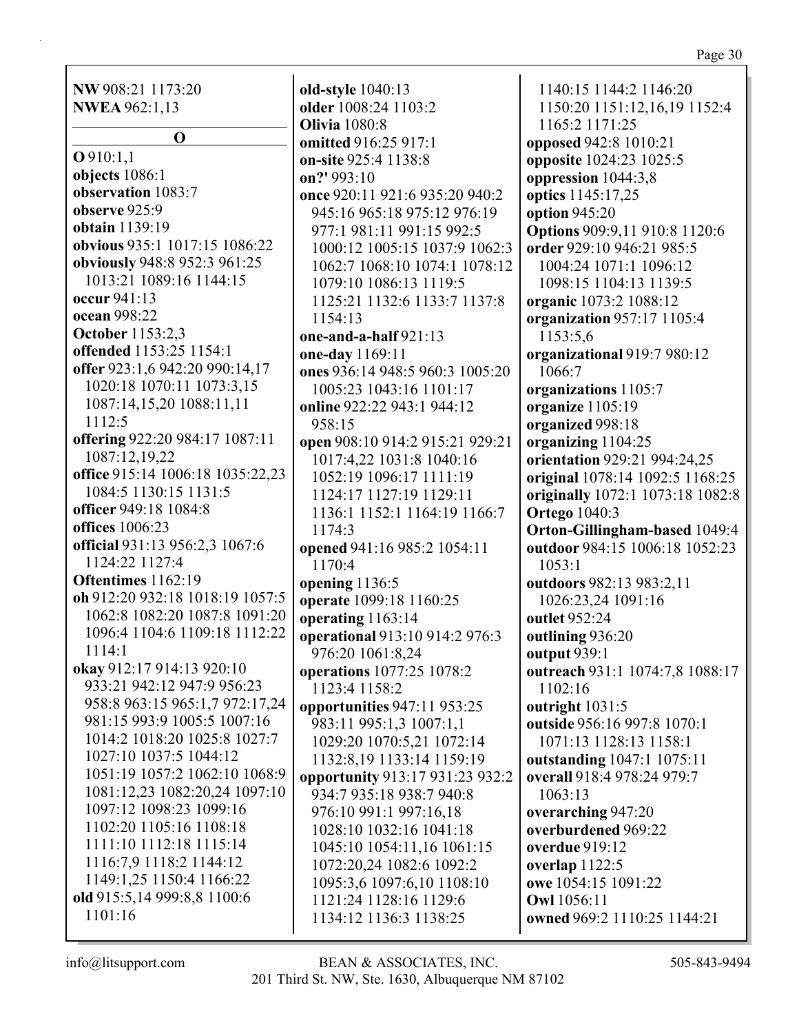**NW** 908:21 1173:20
**NWEA** 962:1,13

## O

**O** 910:1,1
**objects** 1086:1
**observation** 1083:7
**observe** 925:9
**obtain** 1139:19
**obvious** 935:1 1017:15 1086:22
**obviously** 948:8 952:3 961:25 1013:21 1089:16 1144:15
**occur** 941:13
**ocean** 998:22
**October** 1153:2,3
**offended** 1153:25 1154:1
**offer** 923:1,6 942:20 990:14,17 1020:18 1070:11 1073:3,15 1087:14,15,20 1088:11,11 1112:5
**offering** 922:20 984:17 1087:11 1087:12,19,22
**office** 915:14 1006:18 1035:22,23 1084:5 1130:15 1131:5
**officer** 949:18 1084:8
**offices** 1006:23
**official** 931:13 956:2,3 1067:6 1124:22 1127:4
**Oftentimes** 1162:19
**oh** 912:20 932:18 1018:19 1057:5 1062:8 1082:20 1087:8 1091:20 1096:4 1104:6 1109:18 1112:22 1114:1
**okay** 912:17 914:13 920:10 933:21 942:12 947:9 956:23 958:8 963:15 965:1,7 972:17,24 981:15 993:9 1005:5 1007:16 1014:2 1018:20 1025:8 1027:7 1027:10 1037:5 1044:12 1051:19 1057:2 1062:10 1068:9 1081:12,23 1082:20,24 1097:10 1097:12 1098:23 1099:16 1102:20 1105:16 1108:18 1111:10 1112:18 1115:14 1116:7,9 1118:2 1144:12 1149:1,25 1150:4 1166:22
**old** 915:5,14 999:8,8 1100:6 1101:16
**old-style** 1040:13
**older** 1008:24 1103:2
**Olivia** 1080:8
**omitted** 916:25 917:1
**on-site** 925:4 1138:8
**on?'** 993:10
**once** 920:11 921:6 935:20 940:2 945:16 965:18 975:12 976:19 977:1 981:11 991:15 992:5 1000:12 1005:15 1037:9 1062:3 1062:7 1068:10 1074:1 1078:12 1079:10 1086:13 1119:5 1125:21 1132:6 1133:7 1137:8 1154:13
**one-and-a-half** 921:13
**one-day** 1169:11
**ones** 936:14 948:5 960:3 1005:20 1005:23 1043:16 1101:17
**online** 922:22 943:1 944:12 958:15
**open** 908:10 914:2 915:21 929:21 1017:4,22 1031:8 1040:16 1052:19 1096:17 1111:19 1124:17 1127:19 1129:11 1136:1 1152:1 1164:19 1166:7 1174:3
**opened** 941:16 985:2 1054:11 1170:4
**opening** 1136:5
**operate** 1099:18 1160:25
**operating** 1163:14
**operational** 913:10 914:2 976:3 976:20 1061:8,24
**operations** 1077:25 1078:2 1123:4 1158:2
**opportunities** 947:11 953:25 983:11 995:1,3 1007:1,1 1029:20 1070:5,21 1072:14 1132:8,19 1133:14 1159:19
**opportunity** 913:17 931:23 932:2 934:7 935:18 938:7 940:8 976:10 991:1 997:16,18 1028:10 1032:16 1041:18 1045:10 1054:11,16 1061:15 1072:20,24 1082:6 1092:2 1095:3,6 1097:6,10 1108:10 1121:24 1128:16 1129:6 1134:12 1136:3 1138:25 1140:15 1144:2 1146:20 1150:20 1151:12,16,19 1152:4 1165:2 1171:25
**opposed** 942:8 1010:21
**opposite** 1024:23 1025:5
**oppression** 1044:3,8
**optics** 1145:17,25
**option** 945:20
**Options** 909:9,11 910:8 1120:6
**order** 929:10 946:21 985:5 1004:24 1071:1 1096:12 1098:15 1104:13 1139:5
**organic** 1073:2 1088:12
**organization** 957:17 1105:4 1153:5,6
**organizational** 919:7 980:12 1066:7
**organizations** 1105:7
**organize** 1105:19
**organized** 998:18
**organizing** 1104:25
**orientation** 929:21 994:24,25
**original** 1078:14 1092:5 1168:25
**originally** 1072:1 1073:18 1082:8
**Ortego** 1040:3
**Orton-Gillingham-based** 1049:4
**outdoor** 984:15 1006:18 1052:23 1053:1
**outdoors** 982:13 983:2,11 1026:23,24 1091:16
**outlet** 952:24
**outlining** 936:20
**output** 939:1
**outreach** 931:1 1074:7,8 1088:17 1102:16
**outright** 1031:5
**outside** 956:16 997:8 1070:1 1071:13 1128:13 1158:1
**outstanding** 1047:1 1075:11
**overall** 918:4 978:24 979:7 1063:13
**overarching** 947:20
**overburdened** 969:22
**overdue** 919:12
**overlap** 1122:5
**owe** 1054:15 1091:22
**Owl** 1056:11
**owned** 969:2 1110:25 1144:21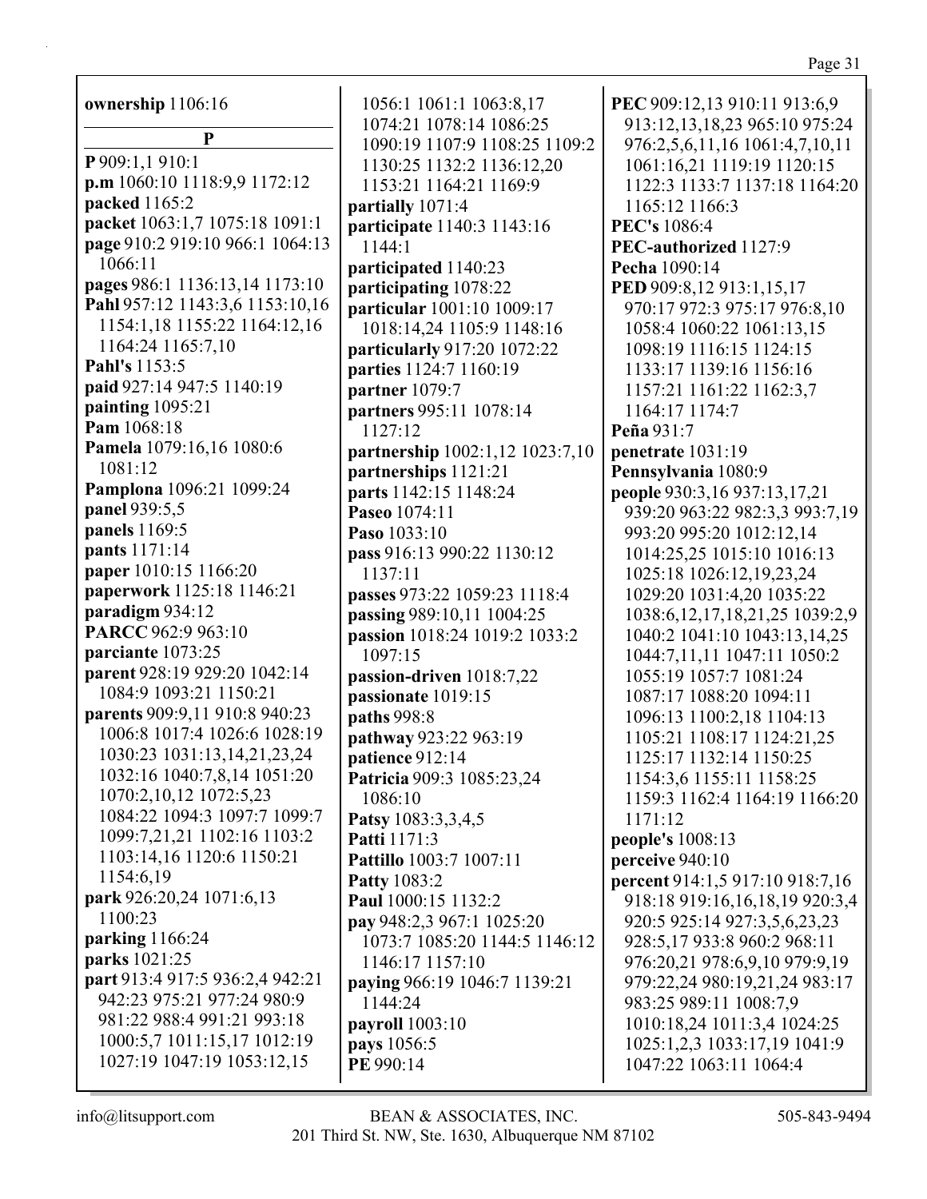**ownership** 1106:16

**P**

**P** 909:1,1 910:1
**p.m** 1060:10 1118:9,9 1172:12
**packed** 1165:2
**packet** 1063:1,7 1075:18 1091:1
**page** 910:2 919:10 966:1 1064:13 1066:11
**pages** 986:1 1136:13,14 1173:10
**Pahl** 957:12 1143:3,6 1153:10,16 1154:1,18 1155:22 1164:12,16 1164:24 1165:7,10
**Pahl's** 1153:5
**paid** 927:14 947:5 1140:19
**painting** 1095:21
**Pam** 1068:18
**Pamela** 1079:16,16 1080:6 1081:12
**Pamplona** 1096:21 1099:24
**panel** 939:5,5
**panels** 1169:5
**pants** 1171:14
**paper** 1010:15 1166:20
**paperwork** 1125:18 1146:21
**paradigm** 934:12
**PARCC** 962:9 963:10
**parciante** 1073:25
**parent** 928:19 929:20 1042:14 1084:9 1093:21 1150:21
**parents** 909:9,11 910:8 940:23 1006:8 1017:4 1026:6 1028:19 1030:23 1031:13,14,21,23,24 1032:16 1040:7,8,14 1051:20 1070:2,10,12 1072:5,23 1084:22 1094:3 1097:7 1099:7 1099:7,21,21 1102:16 1103:2 1103:14,16 1120:6 1150:21 1154:6,19
**park** 926:20,24 1071:6,13 1100:23
**parking** 1166:24
**parks** 1021:25
**part** 913:4 917:5 936:2,4 942:21 942:23 975:21 977:24 980:9 981:22 988:4 991:21 993:18 1000:5,7 1011:15,17 1012:19 1027:19 1047:19 1053:12,15 1056:1 1061:1 1063:8,17 1074:21 1078:14 1086:25 1090:19 1107:9 1108:25 1109:2 1130:25 1132:2 1136:12,20 1153:21 1164:21 1169:9
**partially** 1071:4
**participate** 1140:3 1143:16 1144:1
**participated** 1140:23
**participating** 1078:22
**particular** 1001:10 1009:17 1018:14,24 1105:9 1148:16
**particularly** 917:20 1072:22
**parties** 1124:7 1160:19
**partner** 1079:7
**partners** 995:11 1078:14 1127:12
**partnership** 1002:1,12 1023:7,10
**partnerships** 1121:21
**parts** 1142:15 1148:24
**Paseo** 1074:11
**Paso** 1033:10
**pass** 916:13 990:22 1130:12 1137:11
**passes** 973:22 1059:23 1118:4
**passing** 989:10,11 1004:25
**passion** 1018:24 1019:2 1033:2 1097:15
**passion-driven** 1018:7,22
**passionate** 1019:15
**paths** 998:8
**pathway** 923:22 963:19
**patience** 912:14
**Patricia** 909:3 1085:23,24 1086:10
**Patsy** 1083:3,3,4,5
**Patti** 1171:3
**Pattillo** 1003:7 1007:11
**Patty** 1083:2
**Paul** 1000:15 1132:2
**pay** 948:2,3 967:1 1025:20 1073:7 1085:20 1144:5 1146:12 1146:17 1157:10
**paying** 966:19 1046:7 1139:21 1144:24
**payroll** 1003:10
**pays** 1056:5
**PE** 990:14
**PEC** 909:12,13 910:11 913:6,9 913:12,13,18,23 965:10 975:24 976:2,5,6,11,16 1061:4,7,10,11 1061:16,21 1119:19 1120:15 1122:3 1133:7 1137:18 1164:20 1165:12 1166:3
**PEC's** 1086:4
**PEC-authorized** 1127:9
**Pecha** 1090:14
**PED** 909:8,12 913:1,15,17 970:17 972:3 975:17 976:8,10 1058:4 1060:22 1061:13,15 1098:19 1116:15 1124:15 1133:17 1139:16 1156:16 1157:21 1161:22 1162:3,7 1164:17 1174:7
**Peña** 931:7
**penetrate** 1031:19
**Pennsylvania** 1080:9
**people** 930:3,16 937:13,17,21 939:20 963:22 982:3,3 993:7,19 993:20 995:20 1012:12,14 1014:25,25 1015:10 1016:13 1025:18 1026:12,19,23,24 1029:20 1031:4,20 1035:22 1038:6,12,17,18,21,25 1039:2,9 1040:2 1041:10 1043:13,14,25 1044:7,11,11 1047:11 1050:2 1055:19 1057:7 1081:24 1087:17 1088:20 1094:11 1096:13 1100:2,18 1104:13 1105:21 1108:17 1124:21,25 1125:17 1132:14 1150:25 1154:3,6 1155:11 1158:25 1159:3 1162:4 1164:19 1166:20 1171:12
**people's** 1008:13
**perceive** 940:10
**percent** 914:1,5 917:10 918:7,16 918:18 919:16,16,18,19 920:3,4 920:5 925:14 927:3,5,6,23,23 928:5,17 933:8 960:2 968:11 976:20,21 978:6,9,10 979:9,19 979:22,24 980:19,21,24 983:17 983:25 989:11 1008:7,9 1010:18,24 1011:3,4 1024:25 1025:1,2,3 1033:17,19 1041:9 1047:22 1063:11 1064:4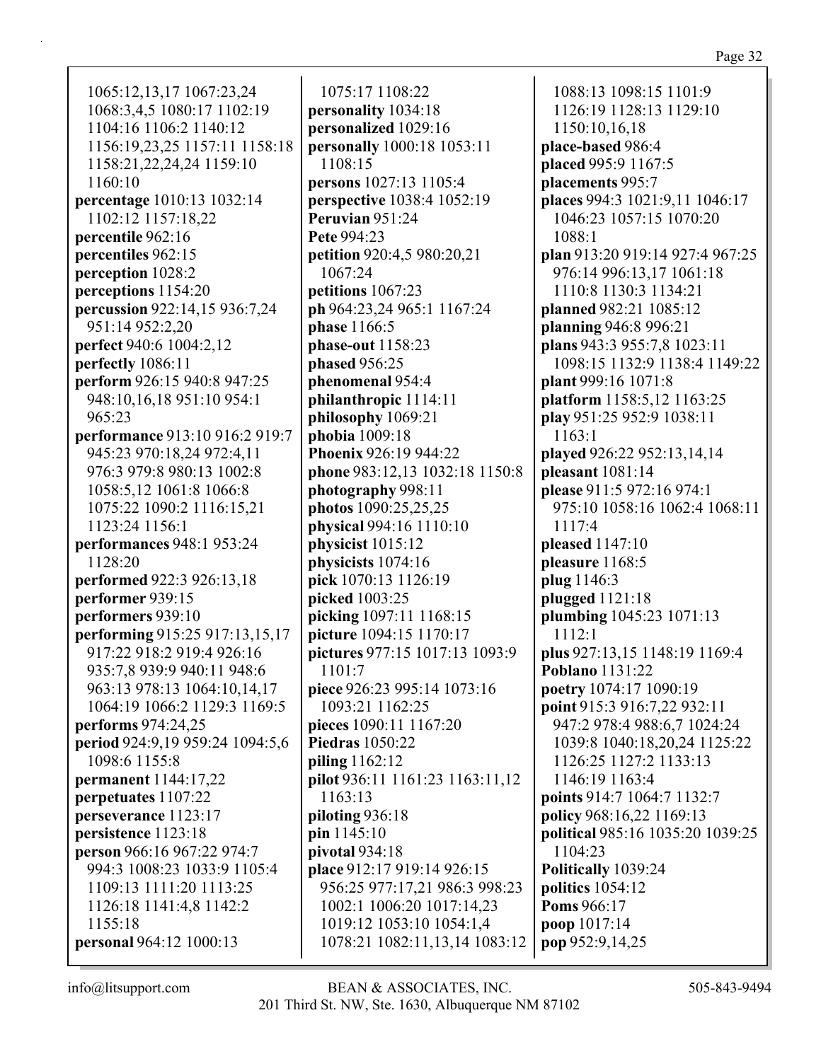1065:12,13,17 1067:23,24 1068:3,4,5 1080:17 1102:19 1104:16 1106:2 1140:12 1156:19,23,25 1157:11 1158:18 1158:21,22,24,24 1159:10 1160:10
**percentage** 1010:13 1032:14 1102:12 1157:18,22
**percentile** 962:16
**percentiles** 962:15
**perception** 1028:2
**perceptions** 1154:20
**percussion** 922:14,15 936:7,24 951:14 952:2,20
**perfect** 940:6 1004:2,12
**perfectly** 1086:11
**perform** 926:15 940:8 947:25 948:10,16,18 951:10 954:1 965:23
**performance** 913:10 916:2 919:7 945:23 970:18,24 972:4,11 976:3 979:8 980:13 1002:8 1058:5,12 1061:8 1066:8 1075:22 1090:2 1116:15,21 1123:24 1156:1
**performances** 948:1 953:24 1128:20
**performed** 922:3 926:13,18
**performer** 939:15
**performers** 939:10
**performing** 915:25 917:13,15,17 917:22 918:2 919:4 926:16 935:7,8 939:9 940:11 948:6 963:13 978:13 1064:10,14,17 1064:19 1066:2 1129:3 1169:5
**performs** 974:24,25
**period** 924:9,19 959:24 1094:5,6 1098:6 1155:8
**permanent** 1144:17,22
**perpetuates** 1107:22
**perseverance** 1123:17
**persistence** 1123:18
**person** 966:16 967:22 974:7 994:3 1008:23 1033:9 1105:4 1109:13 1111:20 1113:25 1126:18 1141:4,8 1142:2 1155:18
**personal** 964:12 1000:13 1075:17 1108:22
**personality** 1034:18
**personalized** 1029:16
**personally** 1000:18 1053:11 1108:15
**persons** 1027:13 1105:4
**perspective** 1038:4 1052:19
**Peruvian** 951:24
**Pete** 994:23
**petition** 920:4,5 980:20,21 1067:24
**petitions** 1067:23
**ph** 964:23,24 965:1 1167:24
**phase** 1166:5
**phase-out** 1158:23
**phased** 956:25
**phenomenal** 954:4
**philanthropic** 1114:11
**philosophy** 1069:21
**phobia** 1009:18
**Phoenix** 926:19 944:22
**phone** 983:12,13 1032:18 1150:8
**photography** 998:11
**photos** 1090:25,25,25
**physical** 994:16 1110:10
**physicist** 1015:12
**physicists** 1074:16
**pick** 1070:13 1126:19
**picked** 1003:25
**picking** 1097:11 1168:15
**picture** 1094:15 1170:17
**pictures** 977:15 1017:13 1093:9 1101:7
**piece** 926:23 995:14 1073:16 1093:21 1162:25
**pieces** 1090:11 1167:20
**Piedras** 1050:22
**piling** 1162:12
**pilot** 936:11 1161:23 1163:11,12 1163:13
**piloting** 936:18
**pin** 1145:10
**pivotal** 934:18
**place** 912:17 919:14 926:15 956:25 977:17,21 986:3 998:23 1002:1 1006:20 1017:14,23 1019:12 1053:10 1054:1,4 1078:21 1082:11,13,14 1083:12 1088:13 1098:15 1101:9 1126:19 1128:13 1129:10 1150:10,16,18
**place-based** 986:4
**placed** 995:9 1167:5
**placements** 995:7
**places** 994:3 1021:9,11 1046:17 1046:23 1057:15 1070:20 1088:1
**plan** 913:20 919:14 927:4 967:25 976:14 996:13,17 1061:18 1110:8 1130:3 1134:21
**planned** 982:21 1085:12
**planning** 946:8 996:21
**plans** 943:3 955:7,8 1023:11 1098:15 1132:9 1138:4 1149:22
**plant** 999:16 1071:8
**platform** 1158:5,12 1163:25
**play** 951:25 952:9 1038:11 1163:1
**played** 926:22 952:13,14,14
**pleasant** 1081:14
**please** 911:5 972:16 974:1 975:10 1058:16 1062:4 1068:11 1117:4
**pleased** 1147:10
**pleasure** 1168:5
**plug** 1146:3
**plugged** 1121:18
**plumbing** 1045:23 1071:13 1112:1
**plus** 927:13,15 1148:19 1169:4
**Poblano** 1131:22
**poetry** 1074:17 1090:19
**point** 915:3 916:7,22 932:11 947:2 978:4 988:6,7 1024:24 1039:8 1040:18,20,24 1125:22 1126:25 1127:2 1133:13 1146:19 1163:4
**points** 914:7 1064:7 1132:7
**policy** 968:16,22 1169:13
**political** 985:16 1035:20 1039:25 1104:23
**Politically** 1039:24
**politics** 1054:12
**Poms** 966:17
**poop** 1017:14
**pop** 952:9,14,25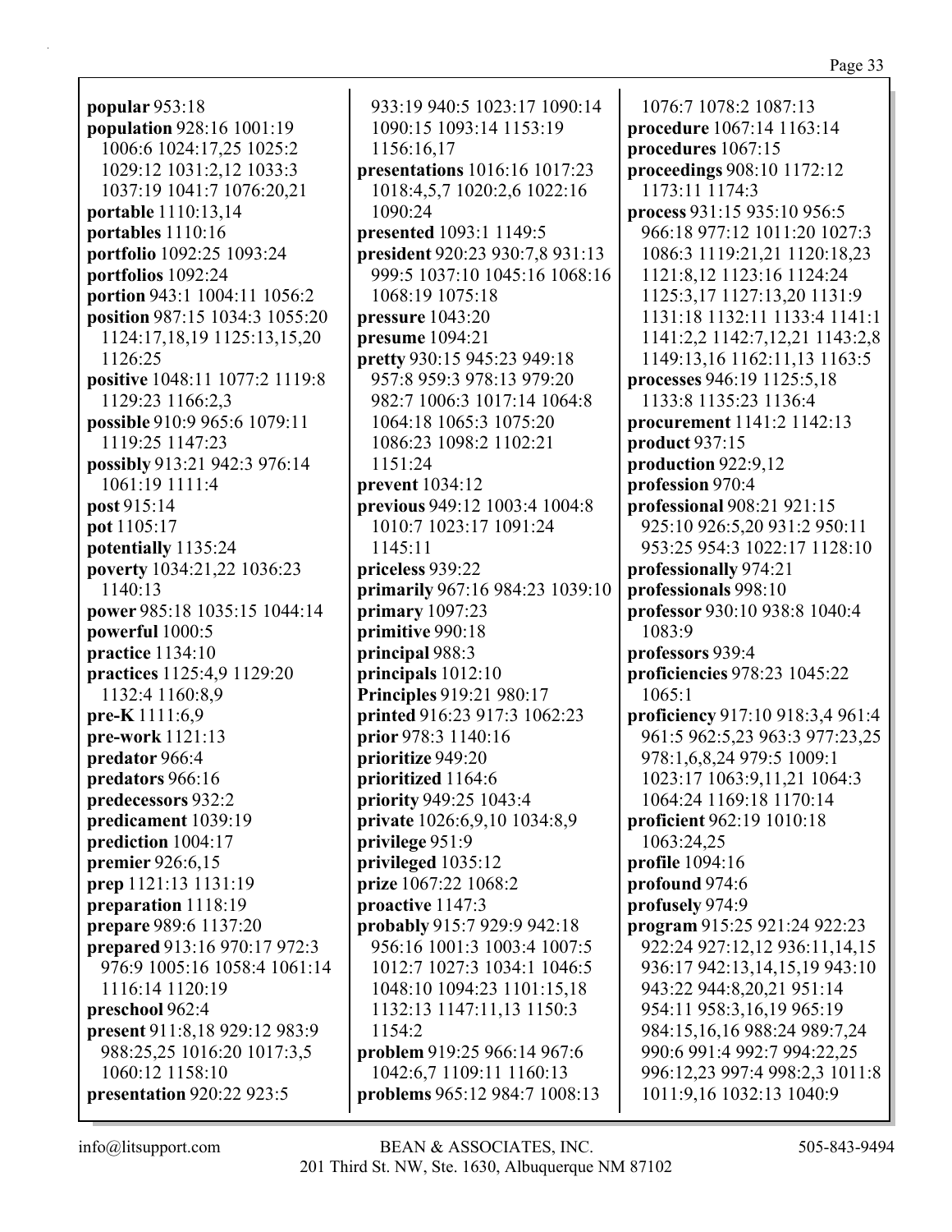**popular** 953:18
**population** 928:16 1001:19 1006:6 1024:17,25 1025:2 1029:12 1031:2,12 1033:3 1037:19 1041:7 1076:20,21
**portable** 1110:13,14
**portables** 1110:16
**portfolio** 1092:25 1093:24
**portfolios** 1092:24
**portion** 943:1 1004:11 1056:2
**position** 987:15 1034:3 1055:20 1124:17,18,19 1125:13,15,20 1126:25
**positive** 1048:11 1077:2 1119:8 1129:23 1166:2,3
**possible** 910:9 965:6 1079:11 1119:25 1147:23
**possibly** 913:21 942:3 976:14 1061:19 1111:4
**post** 915:14
**pot** 1105:17
**potentially** 1135:24
**poverty** 1034:21,22 1036:23 1140:13
**power** 985:18 1035:15 1044:14
**powerful** 1000:5
**practice** 1134:10
**practices** 1125:4,9 1129:20 1132:4 1160:8,9
**pre-K** 1111:6,9
**pre-work** 1121:13
**predator** 966:4
**predators** 966:16
**predecessors** 932:2
**predicament** 1039:19
**prediction** 1004:17
**premier** 926:6,15
**prep** 1121:13 1131:19
**preparation** 1118:19
**prepare** 989:6 1137:20
**prepared** 913:16 970:17 972:3 976:9 1005:16 1058:4 1061:14 1116:14 1120:19
**preschool** 962:4
**present** 911:8,18 929:12 983:9 988:25,25 1016:20 1017:3,5 1060:12 1158:10
**presentation** 920:22 923:5 933:19 940:5 1023:17 1090:14 1090:15 1093:14 1153:19 1156:16,17
**presentations** 1016:16 1017:23 1018:4,5,7 1020:2,6 1022:16 1090:24
**presented** 1093:1 1149:5
**president** 920:23 930:7,8 931:13 999:5 1037:10 1045:16 1068:16 1068:19 1075:18
**pressure** 1043:20
**presume** 1094:21
**pretty** 930:15 945:23 949:18 957:8 959:3 978:13 979:20 982:7 1006:3 1017:14 1064:8 1064:18 1065:3 1075:20 1086:23 1098:2 1102:21 1151:24
**prevent** 1034:12
**previous** 949:12 1003:4 1004:8 1010:7 1023:17 1091:24 1145:11
**priceless** 939:22
**primarily** 967:16 984:23 1039:10
**primary** 1097:23
**primitive** 990:18
**principal** 988:3
**principals** 1012:10
**Principles** 919:21 980:17
**printed** 916:23 917:3 1062:23
**prior** 978:3 1140:16
**prioritize** 949:20
**prioritized** 1164:6
**priority** 949:25 1043:4
**private** 1026:6,9,10 1034:8,9
**privilege** 951:9
**privileged** 1035:12
**prize** 1067:22 1068:2
**proactive** 1147:3
**probably** 915:7 929:9 942:18 956:16 1001:3 1003:4 1007:5 1012:7 1027:3 1034:1 1046:5 1048:10 1094:23 1101:15,18 1132:13 1147:11,13 1150:3 1154:2
**problem** 919:25 966:14 967:6 1042:6,7 1109:11 1160:13
**problems** 965:12 984:7 1008:13 1076:7 1078:2 1087:13
**procedure** 1067:14 1163:14
**procedures** 1067:15
**proceedings** 908:10 1172:12 1173:11 1174:3
**process** 931:15 935:10 956:5 966:18 977:12 1011:20 1027:3 1086:3 1119:21,21 1120:18,23 1121:8,12 1123:16 1124:24 1125:3,17 1127:13,20 1131:9 1131:18 1132:11 1133:4 1141:1 1141:2,2 1142:7,12,21 1143:2,8 1149:13,16 1162:11,13 1163:5
**processes** 946:19 1125:5,18 1133:8 1135:23 1136:4
**procurement** 1141:2 1142:13
**product** 937:15
**production** 922:9,12
**profession** 970:4
**professional** 908:21 921:15 925:10 926:5,20 931:2 950:11 953:25 954:3 1022:17 1128:10
**professionally** 974:21
**professionals** 998:10
**professor** 930:10 938:8 1040:4 1083:9
**professors** 939:4
**proficiencies** 978:23 1045:22 1065:1
**proficiency** 917:10 918:3,4 961:4 961:5 962:5,23 963:3 977:23,25 978:1,6,8,24 979:5 1009:1 1023:17 1063:9,11,21 1064:3 1064:24 1169:18 1170:14
**proficient** 962:19 1010:18 1063:24,25
**profile** 1094:16
**profound** 974:6
**profusely** 974:9
**program** 915:25 921:24 922:23 922:24 927:12,12 936:11,14,15 936:17 942:13,14,15,19 943:10 943:22 944:8,20,21 951:14 954:11 958:3,16,19 965:19 984:15,16,16 988:24 989:7,24 990:6 991:4 992:7 994:22,25 996:12,23 997:4 998:2,3 1011:8 1011:9,16 1032:13 1040:9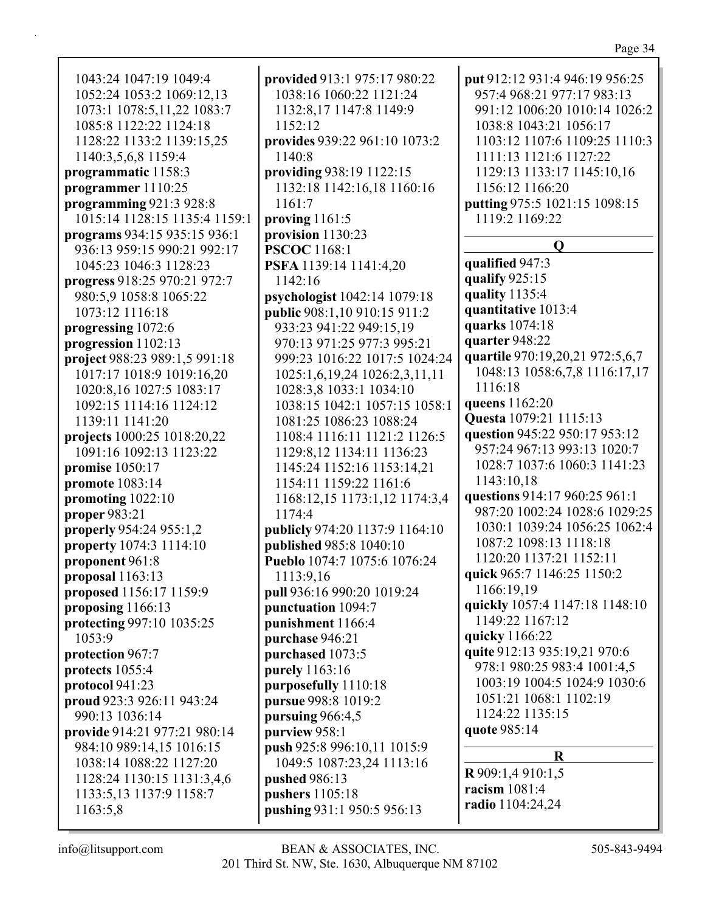1043:24 1047:19 1049:4 1052:24 1053:2 1069:12,13 1073:1 1078:5,11,22 1083:7 1085:8 1122:22 1124:18 1128:22 1133:2 1139:15,25 1140:3,5,6,8 1159:4

**programmatic** 1158:3
**programmer** 1110:25
**programming** 921:3 928:8 1015:14 1128:15 1135:4 1159:1
**programs** 934:15 935:15 936:1 936:13 959:15 990:21 992:17 1045:23 1046:3 1128:23
**progress** 918:25 970:21 972:7 980:5,9 1058:8 1065:22 1073:12 1116:18
**progressing** 1072:6
**progression** 1102:13
**project** 988:23 989:1,5 991:18 1017:17 1018:9 1019:16,20 1020:8,16 1027:5 1083:17 1092:15 1114:16 1124:12 1139:11 1141:20
**projects** 1000:25 1018:20,22 1091:16 1092:13 1123:22
**promise** 1050:17
**promote** 1083:14
**promoting** 1022:10
**proper** 983:21
**properly** 954:24 955:1,2
**property** 1074:3 1114:10
**proponent** 961:8
**proposal** 1163:13
**proposed** 1156:17 1159:9
**proposing** 1166:13
**protecting** 997:10 1035:25 1053:9
**protection** 967:7
**protects** 1055:4
**protocol** 941:23
**proud** 923:3 926:11 943:24 990:13 1036:14
**provide** 914:21 977:21 980:14 984:10 989:14,15 1016:15 1038:14 1088:22 1127:20 1128:24 1130:15 1131:3,4,6 1133:5,13 1137:9 1158:7 1163:5,8
**provided** 913:1 975:17 980:22 1038:16 1060:22 1121:24 1132:8,17 1147:8 1149:9 1152:12
**provides** 939:22 961:10 1073:2 1140:8
**providing** 938:19 1122:15 1132:18 1142:16,18 1160:16 1161:7
**proving** 1161:5
**provision** 1130:23
**PSCOC** 1168:1
**PSFA** 1139:14 1141:4,20 1142:16
**psychologist** 1042:14 1079:18
**public** 908:1,10 910:15 911:2 933:23 941:22 949:15,19 970:13 971:25 977:3 995:21 999:23 1016:22 1017:5 1024:24 1025:1,6,19,24 1026:2,3,11,11 1028:3,8 1033:1 1034:10 1038:15 1042:1 1057:15 1058:1 1081:25 1086:23 1088:24 1108:4 1116:11 1121:2 1126:5 1129:8,12 1134:11 1136:23 1145:24 1152:16 1153:14,21 1154:11 1159:22 1161:6 1168:12,15 1173:1,12 1174:3,4 1174:4
**publicly** 974:20 1137:9 1164:10
**published** 985:8 1040:10
**Pueblo** 1074:7 1075:6 1076:24 1113:9,16
**pull** 936:16 990:20 1019:24
**punctuation** 1094:7
**punishment** 1166:4
**purchase** 946:21
**purchased** 1073:5
**purely** 1163:16
**purposefully** 1110:18
**pursue** 998:8 1019:2
**pursuing** 966:4,5
**purview** 958:1
**push** 925:8 996:10,11 1015:9 1049:5 1087:23,24 1113:16
**pushed** 986:13
**pushers** 1105:18
**pushing** 931:1 950:5 956:13
**put** 912:12 931:4 946:19 956:25 957:4 968:21 977:17 983:13 991:12 1006:20 1010:14 1026:2 1038:8 1043:21 1056:17 1103:12 1107:6 1109:25 1110:3 1111:13 1121:6 1127:22 1129:13 1133:17 1145:10,16 1156:12 1166:20
**putting** 975:5 1021:15 1098:15 1119:2 1169:22

## Q

**qualified** 947:3
**qualify** 925:15
**quality** 1135:4
**quantitative** 1013:4
**quarks** 1074:18
**quarter** 948:22
**quartile** 970:19,20,21 972:5,6,7 1048:13 1058:6,7,8 1116:17,17 1116:18
**queens** 1162:20
**Questa** 1079:21 1115:13
**question** 945:22 950:17 953:12 957:24 967:13 993:13 1020:7 1028:7 1037:6 1060:3 1141:23 1143:10,18
**questions** 914:17 960:25 961:1 987:20 1002:24 1028:6 1029:25 1030:1 1039:24 1056:25 1062:4 1087:2 1098:13 1118:18 1120:20 1137:21 1152:11
**quick** 965:7 1146:25 1150:2 1166:19,19
**quickly** 1057:4 1147:18 1148:10 1149:22 1167:12
**quicky** 1166:22
**quite** 912:13 935:19,21 970:6 978:1 980:25 983:4 1001:4,5 1003:19 1004:5 1024:9 1030:6 1051:21 1068:1 1102:19 1124:22 1135:15
**quote** 985:14

## R

**R** 909:1,4 910:1,5
**racism** 1081:4
**radio** 1104:24,24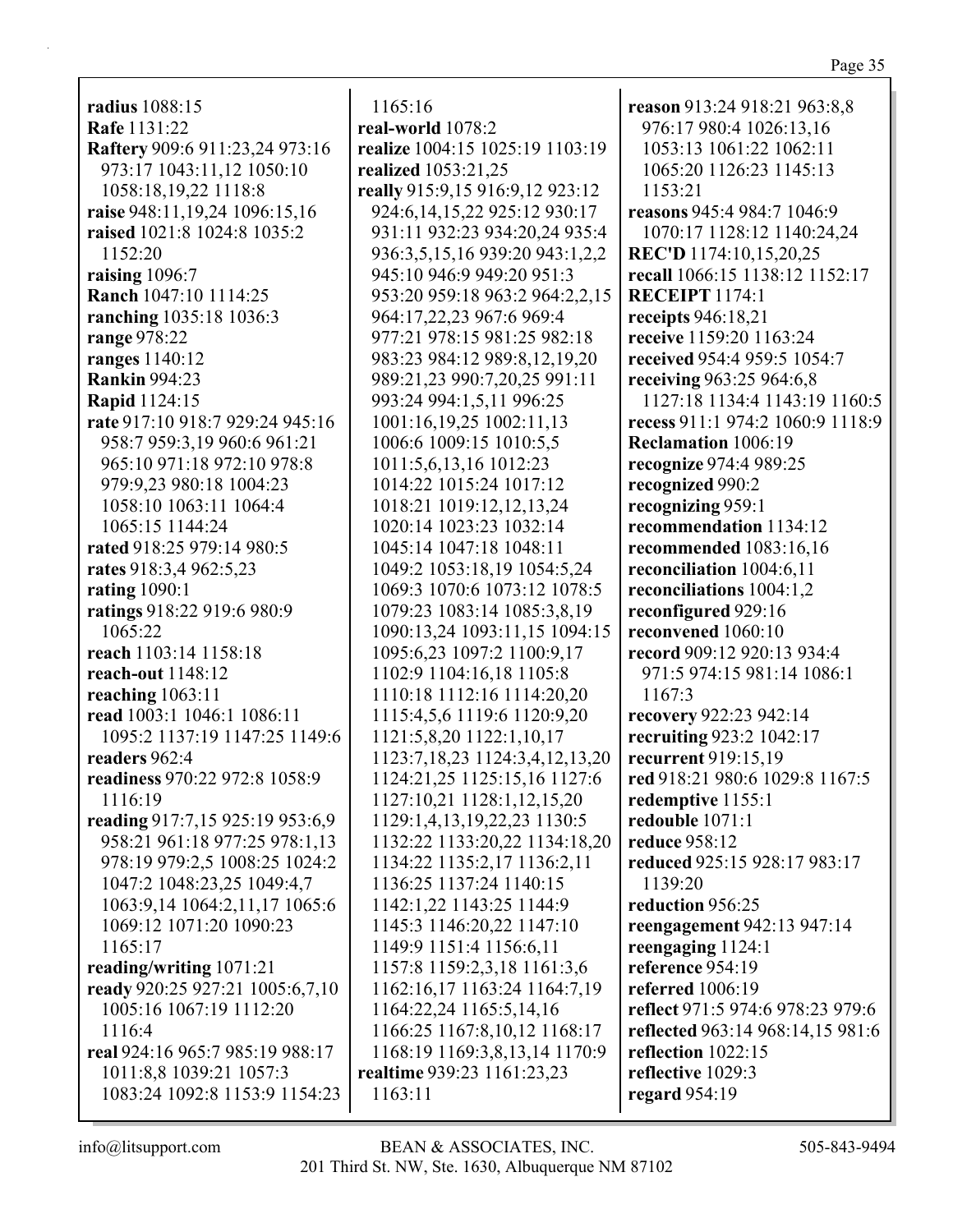**radius** 1088:15
**Rafe** 1131:22
**Raftery** 909:6 911:23,24 973:16 973:17 1043:11,12 1050:10 1058:18,19,22 1118:8
**raise** 948:11,19,24 1096:15,16
**raised** 1021:8 1024:8 1035:2 1152:20
**raising** 1096:7
**Ranch** 1047:10 1114:25
**ranching** 1035:18 1036:3
**range** 978:22
**ranges** 1140:12
**Rankin** 994:23
**Rapid** 1124:15
**rate** 917:10 918:7 929:24 945:16 958:7 959:3,19 960:6 961:21 965:10 971:18 972:10 978:8 979:9,23 980:18 1004:23 1058:10 1063:11 1064:4 1065:15 1144:24
**rated** 918:25 979:14 980:5
**rates** 918:3,4 962:5,23
**rating** 1090:1
**ratings** 918:22 919:6 980:9 1065:22
**reach** 1103:14 1158:18
**reach-out** 1148:12
**reaching** 1063:11
**read** 1003:1 1046:1 1086:11 1095:2 1137:19 1147:25 1149:6
**readers** 962:4
**readiness** 970:22 972:8 1058:9 1116:19
**reading** 917:7,15 925:19 953:6,9 958:21 961:18 977:25 978:1,13 978:19 979:2,5 1008:25 1024:2 1047:2 1048:23,25 1049:4,7 1063:9,14 1064:2,11,17 1065:6 1069:12 1071:20 1090:23 1165:17
**reading/writing** 1071:21
**ready** 920:25 927:21 1005:6,7,10 1005:16 1067:19 1112:20 1116:4
**real** 924:16 965:7 985:19 988:17 1011:8,8 1039:21 1057:3 1083:24 1092:8 1153:9 1154:23 1165:16
**real-world** 1078:2
**realize** 1004:15 1025:19 1103:19
**realized** 1053:21,25
**really** 915:9,15 916:9,12 923:12 924:6,14,15,22 925:12 930:17 931:11 932:23 934:20,24 935:4 936:3,5,15,16 939:20 943:1,2,2 945:10 946:9 949:20 951:3 953:20 959:18 963:2 964:2,2,15 964:17,22,23 967:6 969:4 977:21 978:15 981:25 982:18 983:23 984:12 989:8,12,19,20 989:21,23 990:7,20,25 991:11 993:24 994:1,5,11 996:25 1001:16,19,25 1002:11,13 1006:6 1009:15 1010:5,5 1011:5,6,13,16 1012:23 1014:22 1015:24 1017:12 1018:21 1019:12,12,13,24 1020:14 1023:23 1032:14 1045:14 1047:18 1048:11 1049:2 1053:18,19 1054:5,24 1069:3 1070:6 1073:12 1078:5 1079:23 1083:14 1085:3,8,19 1090:13,24 1093:11,15 1094:15 1095:6,23 1097:2 1100:9,17 1102:9 1104:16,18 1105:8 1110:18 1112:16 1114:20,20 1115:4,5,6 1119:6 1120:9,20 1121:5,8,20 1122:1,10,17 1123:7,18,23 1124:3,4,12,13,20 1124:21,25 1125:15,16 1127:6 1127:10,21 1128:1,12,15,20 1129:1,4,13,19,22,23 1130:5 1132:22 1133:20,22 1134:18,20 1134:22 1135:2,17 1136:2,11 1136:25 1137:24 1140:15 1142:1,22 1143:25 1144:9 1145:3 1146:20,22 1147:10 1149:9 1151:4 1156:6,11 1157:8 1159:2,3,18 1161:3,6 1162:16,17 1163:24 1164:7,19 1164:22,24 1165:5,14,16 1166:25 1167:8,10,12 1168:17 1168:19 1169:3,8,13,14 1170:9
**realtime** 939:23 1161:23,23 1163:11
**reason** 913:24 918:21 963:8,8 976:17 980:4 1026:13,16 1053:13 1061:22 1062:11 1065:20 1126:23 1145:13 1153:21
**reasons** 945:4 984:7 1046:9 1070:17 1128:12 1140:24,24
**REC'D** 1174:10,15,20,25
**recall** 1066:15 1138:12 1152:17
**RECEIPT** 1174:1
**receipts** 946:18,21
**receive** 1159:20 1163:24
**received** 954:4 959:5 1054:7
**receiving** 963:25 964:6,8 1127:18 1134:4 1143:19 1160:5
**recess** 911:1 974:2 1060:9 1118:9
**Reclamation** 1006:19
**recognize** 974:4 989:25
**recognized** 990:2
**recognizing** 959:1
**recommendation** 1134:12
**recommended** 1083:16,16
**reconciliation** 1004:6,11
**reconciliations** 1004:1,2
**reconfigured** 929:16
**reconvened** 1060:10
**record** 909:12 920:13 934:4 971:5 974:15 981:14 1086:1 1167:3
**recovery** 922:23 942:14
**recruiting** 923:2 1042:17
**recurrent** 919:15,19
**red** 918:21 980:6 1029:8 1167:5
**redemptive** 1155:1
**redouble** 1071:1
**reduce** 958:12
**reduced** 925:15 928:17 983:17 1139:20
**reduction** 956:25
**reengagement** 942:13 947:14
**reengaging** 1124:1
**reference** 954:19
**referred** 1006:19
**reflect** 971:5 974:6 978:23 979:6
**reflected** 963:14 968:14,15 981:6
**reflection** 1022:15
**reflective** 1029:3
**regard** 954:19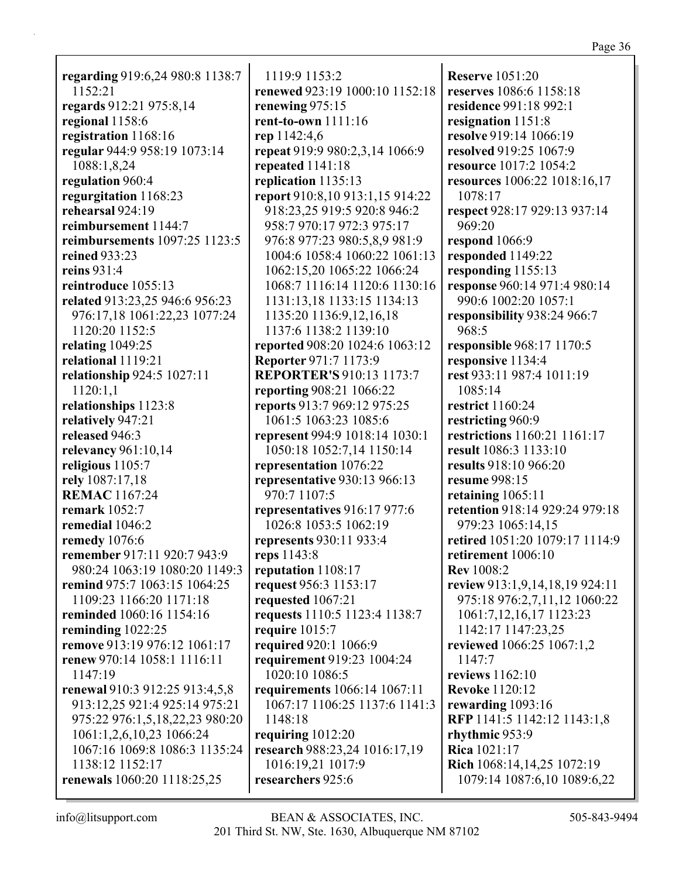**regarding** 919:6,24 980:8 1138:7 1152:21
**regards** 912:21 975:8,14
**regional** 1158:6
**registration** 1168:16
**regular** 944:9 958:19 1073:14 1088:1,8,24
**regulation** 960:4
**regurgitation** 1168:23
**rehearsal** 924:19
**reimbursement** 1144:7
**reimbursements** 1097:25 1123:5
**reined** 933:23
**reins** 931:4
**reintroduce** 1055:13
**related** 913:23,25 946:6 956:23 976:17,18 1061:22,23 1077:24 1120:20 1152:5
**relating** 1049:25
**relational** 1119:21
**relationship** 924:5 1027:11 1120:1,1
**relationships** 1123:8
**relatively** 947:21
**released** 946:3
**relevancy** 961:10,14
**religious** 1105:7
**rely** 1087:17,18
**REMAC** 1167:24
**remark** 1052:7
**remedial** 1046:2
**remedy** 1076:6
**remember** 917:11 920:7 943:9 980:24 1063:19 1080:20 1149:3
**remind** 975:7 1063:15 1064:25 1109:23 1166:20 1171:18
**reminded** 1060:16 1154:16
**reminding** 1022:25
**remove** 913:19 976:12 1061:17
**renew** 970:14 1058:1 1116:11 1147:19
**renewal** 910:3 912:25 913:4,5,8 913:12,25 921:4 925:14 975:21 975:22 976:1,5,18,22,23 980:20 1061:1,2,6,10,23 1066:24 1067:16 1069:8 1086:3 1135:24 1138:12 1152:17
**renewals** 1060:20 1118:25,25 1119:9 1153:2
**renewed** 923:19 1000:10 1152:18
**renewing** 975:15
**rent-to-own** 1111:16
**rep** 1142:4,6
**repeat** 919:9 980:2,3,14 1066:9
**repeated** 1141:18
**replication** 1135:13
**report** 910:8,10 913:1,15 914:22 918:23,25 919:5 920:8 946:2 958:7 970:17 972:3 975:17 976:8 977:23 980:5,8,9 981:9 1004:6 1058:4 1060:22 1061:13 1062:15,20 1065:22 1066:24 1068:7 1116:14 1120:6 1130:16 1131:13,18 1133:15 1134:13 1135:20 1136:9,12,16,18 1137:6 1138:2 1139:10
**reported** 908:20 1024:6 1063:12
**Reporter** 971:7 1173:9
**REPORTER'S** 910:13 1173:7
**reporting** 908:21 1066:22
**reports** 913:7 969:12 975:25 1061:5 1063:23 1085:6
**represent** 994:9 1018:14 1030:1 1050:18 1052:7,14 1150:14
**representation** 1076:22
**representative** 930:13 966:13 970:7 1107:5
**representatives** 916:17 977:6 1026:8 1053:5 1062:19
**represents** 930:11 933:4
**reps** 1143:8
**reputation** 1108:17
**request** 956:3 1153:17
**requested** 1067:21
**requests** 1110:5 1123:4 1138:7
**require** 1015:7
**required** 920:1 1066:9
**requirement** 919:23 1004:24 1020:10 1086:5
**requirements** 1066:14 1067:11 1067:17 1106:25 1137:6 1141:3 1148:18
**requiring** 1012:20
**research** 988:23,24 1016:17,19 1016:19,21 1017:9
**researchers** 925:6
**Reserve** 1051:20
**reserves** 1086:6 1158:18
**residence** 991:18 992:1
**resignation** 1151:8
**resolve** 919:14 1066:19
**resolved** 919:25 1067:9
**resource** 1017:2 1054:2
**resources** 1006:22 1018:16,17 1078:17
**respect** 928:17 929:13 937:14 969:20
**respond** 1066:9
**responded** 1149:22
**responding** 1155:13
**response** 960:14 971:4 980:14 990:6 1002:20 1057:1
**responsibility** 938:24 966:7 968:5
**responsible** 968:17 1170:5
**responsive** 1134:4
**rest** 933:11 987:4 1011:19 1085:14
**restrict** 1160:24
**restricting** 960:9
**restrictions** 1160:21 1161:17
**result** 1086:3 1133:10
**results** 918:10 966:20
**resume** 998:15
**retaining** 1065:11
**retention** 918:14 929:24 979:18 979:23 1065:14,15
**retired** 1051:20 1079:17 1114:9
**retirement** 1006:10
**Rev** 1008:2
**review** 913:1,9,14,18,19 924:11 975:18 976:2,7,11,12 1060:22 1061:7,12,16,17 1123:23 1142:17 1147:23,25
**reviewed** 1066:25 1067:1,2 1147:7
**reviews** 1162:10
**Revoke** 1120:12
**rewarding** 1093:16
**RFP** 1141:5 1142:12 1143:1,8
**rhythmic** 953:9
**Rica** 1021:17
**Rich** 1068:14,14,25 1072:19 1079:14 1087:6,10 1089:6,22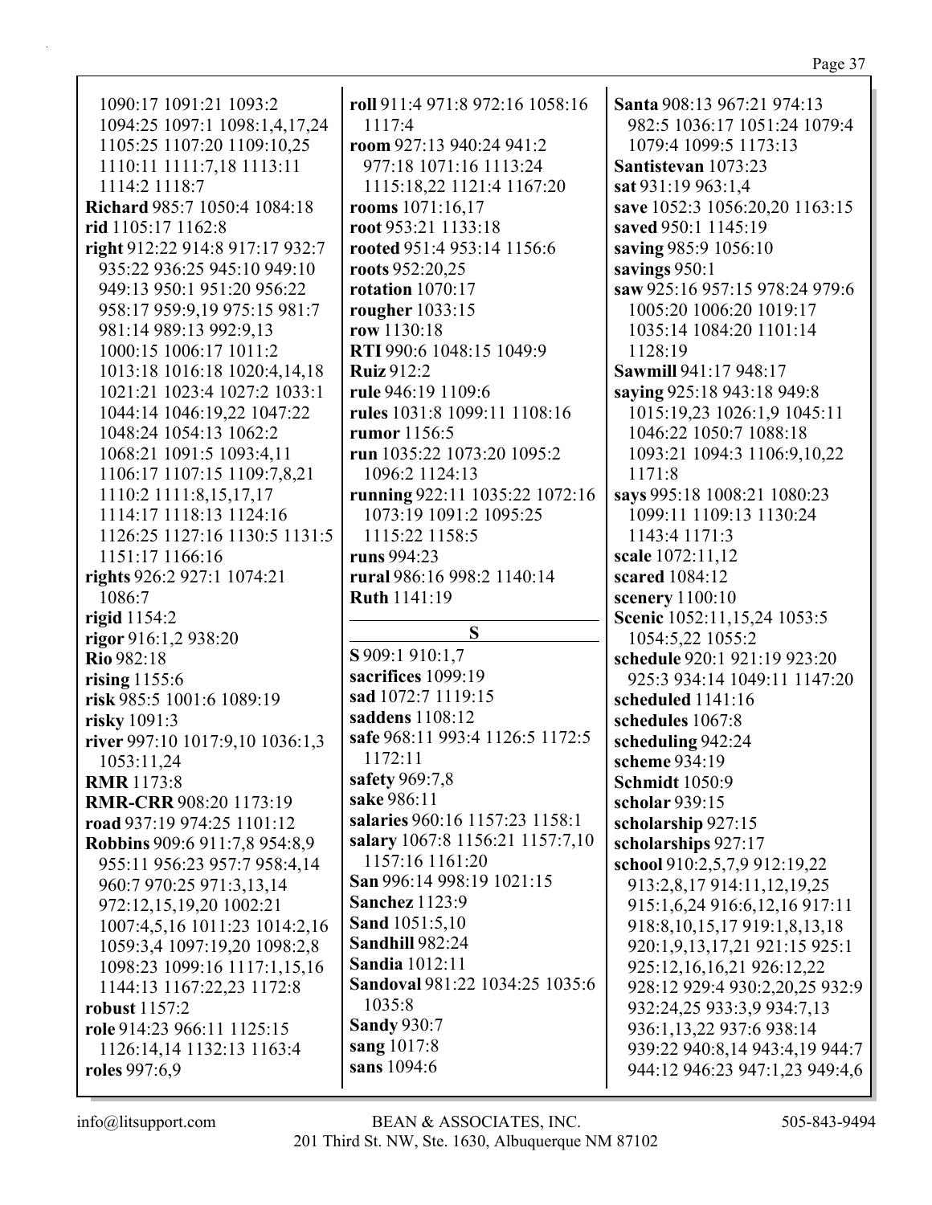1090:17 1091:21 1093:2 1094:25 1097:1 1098:1,4,17,24 1105:25 1107:20 1109:10,25 1110:11 1111:7,18 1113:11 1114:2 1118:7

**Richard** 985:7 1050:4 1084:18

**rid** 1105:17 1162:8

**right** 912:22 914:8 917:17 932:7 935:22 936:25 945:10 949:10 949:13 950:1 951:20 956:22 958:17 959:9,19 975:15 981:7 981:14 989:13 992:9,13 1000:15 1006:17 1011:2 1013:18 1016:18 1020:4,14,18 1021:21 1023:4 1027:2 1033:1 1044:14 1046:19,22 1047:22 1048:24 1054:13 1062:2 1068:21 1091:5 1093:4,11 1106:17 1107:15 1109:7,8,21 1110:2 1111:8,15,17,17 1114:17 1118:13 1124:16 1126:25 1127:16 1130:5 1131:5 1151:17 1166:16

**rights** 926:2 927:1 1074:21 1086:7

**rigid** 1154:2

**rigor** 916:1,2 938:20

**Rio** 982:18

**rising** 1155:6

**risk** 985:5 1001:6 1089:19

**risky** 1091:3

**river** 997:10 1017:9,10 1036:1,3 1053:11,24

**RMR** 1173:8

**RMR-CRR** 908:20 1173:19

**road** 937:19 974:25 1101:12

**Robbins** 909:6 911:7,8 954:8,9 955:11 956:23 957:7 958:4,14 960:7 970:25 971:3,13,14 972:12,15,19,20 1002:21 1007:4,5,16 1011:23 1014:2,16 1059:3,4 1097:19,20 1098:2,8 1098:23 1099:16 1117:1,15,16 1144:13 1167:22,23 1172:8

**robust** 1157:2

**role** 914:23 966:11 1125:15 1126:14,14 1132:13 1163:4

**roles** 997:6,9

**roll** 911:4 971:8 972:16 1058:16 1117:4

**room** 927:13 940:24 941:2 977:18 1071:16 1113:24 1115:18,22 1121:4 1167:20

**rooms** 1071:16,17

**root** 953:21 1133:18

**rooted** 951:4 953:14 1156:6

**roots** 952:20,25

**rotation** 1070:17

**rougher** 1033:15

**row** 1130:18

**RTI** 990:6 1048:15 1049:9

**Ruiz** 912:2

**rule** 946:19 1109:6

**rules** 1031:8 1099:11 1108:16

**rumor** 1156:5

**run** 1035:22 1073:20 1095:2 1096:2 1124:13

**running** 922:11 1035:22 1072:16 1073:19 1091:2 1095:25 1115:22 1158:5

**runs** 994:23

**rural** 986:16 998:2 1140:14

**Ruth** 1141:19

## S

**S** 909:1 910:1,7

**sacrifices** 1099:19

**sad** 1072:7 1119:15

**saddens** 1108:12

**safe** 968:11 993:4 1126:5 1172:5 1172:11

**safety** 969:7,8

**sake** 986:11

**salaries** 960:16 1157:23 1158:1

**salary** 1067:8 1156:21 1157:7,10 1157:16 1161:20

**San** 996:14 998:15 1021:15

**Sanchez** 1123:9

**Sand** 1051:5,10

**Sandhill** 982:24

**Sandia** 1012:11

**Sandoval** 981:22 1034:25 1035:6 1035:8

**Sandy** 930:7

**sang** 1017:8

**sans** 1094:6

**Santa** 908:13 967:21 974:13 982:5 1036:17 1051:24 1079:4 1079:4 1099:5 1173:13

**Santistevan** 1073:23

**sat** 931:19 963:1,4

**save** 1052:3 1056:20,20 1163:15

**saved** 950:1 1145:19

**saving** 985:9 1056:10

**savings** 950:1

**saw** 925:16 957:15 978:24 979:6 1005:20 1006:20 1019:17 1035:14 1084:20 1101:14 1128:19

**Sawmill** 941:17 948:17

**saying** 925:18 943:18 949:8 1015:19,23 1026:1,9 1045:11 1046:22 1050:7 1088:18 1093:21 1094:3 1106:9,10,22 1171:8

**says** 995:18 1008:21 1080:23 1099:11 1109:13 1130:24 1143:4 1171:3

**scale** 1072:11,12

**scared** 1084:12

**scenery** 1100:10

**Scenic** 1052:11,15,24 1053:5 1054:5,22 1055:2

**schedule** 920:1 921:19 923:20 925:3 934:14 1049:11 1147:20

**scheduled** 1141:16

**schedules** 1067:8

**scheduling** 942:24

**scheme** 934:19

**Schmidt** 1050:9

**scholar** 939:15

**scholarship** 927:15

**scholarships** 927:17

**school** 910:2,5,7,9 912:19,22 913:2,8,17 914:11,12,19,25 915:1,6,24 916:6,12,16 917:11 918:8,10,15,17 919:1,8,13,18 920:1,9,13,17,21 921:15 925:1 925:12,16,16,21 926:12,22 928:12 929:4 930:2,20,25 932:9 932:24,25 933:3,9 934:7,13 936:1,13,22 937:6 938:14 939:22 940:8,14 943:4,19 944:7 944:12 946:23 947:1,23 949:4,6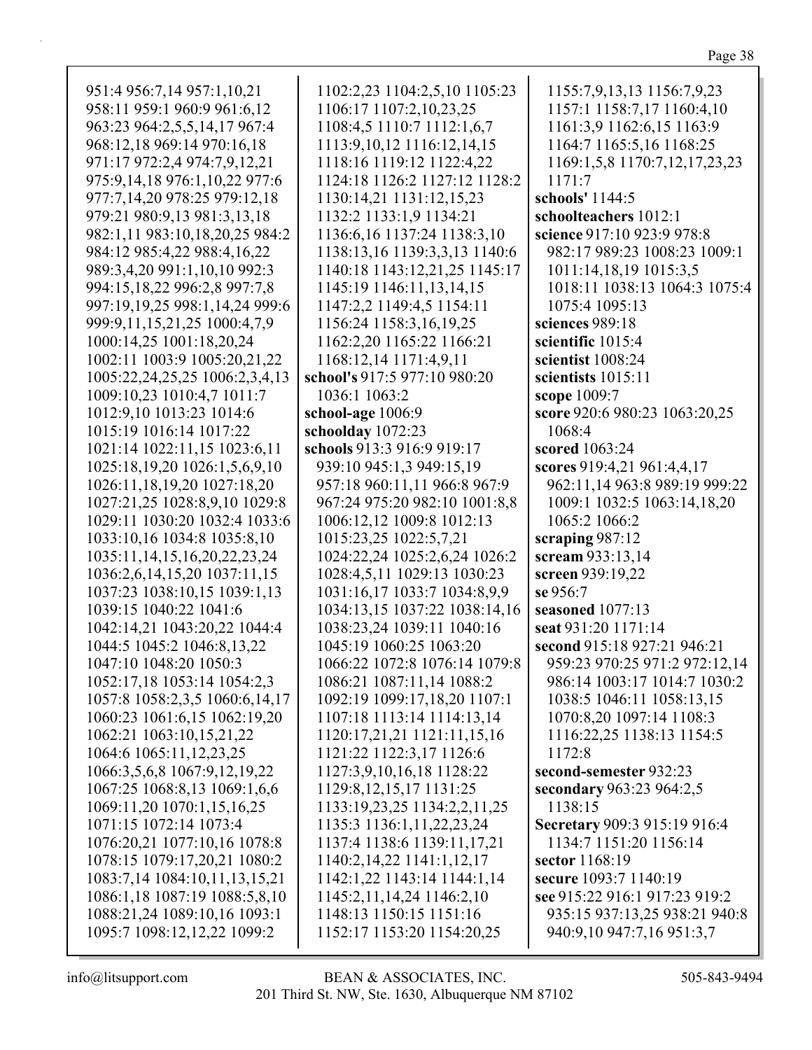951:4 956:7,14 957:1,10,21
958:11 959:1 960:9 961:6,12
963:23 964:2,5,5,14,17 967:4
968:12,18 969:14 970:16,18
971:17 972:2,4 974:7,9,12,21
975:9,14,18 976:1,10,22 977:6
977:7,14,20 978:25 979:12,18
979:21 980:9,13 981:3,13,18
982:1,11 983:10,18,20,25 984:2
984:12 985:4,22 988:4,16,22
989:3,4,20 991:1,10,10 992:3
994:15,18,22 996:2,8 997:7,8
997:19,19,25 998:1,14,24 999:6
999:9,11,15,21,25 1000:4,7,9
1000:14,25 1001:18,20,24
1002:11 1003:9 1005:20,21,22
1005:22,24,25,25 1006:2,3,4,13
1009:10,23 1010:4,7 1011:7
1012:9,10 1013:23 1014:6
1015:19 1016:14 1017:22
1021:14 1022:11,15 1023:6,11
1025:18,19,20 1026:1,5,6,9,10
1026:11,18,19,20 1027:18,20
1027:21,25 1028:8,9,10 1029:8
1029:11 1030:20 1032:4 1033:6
1033:10,16 1034:8 1035:8,10
1035:11,14,15,16,20,22,23,24
1036:2,6,14,15,20 1037:11,15
1037:23 1038:10,15 1039:1,13
1039:15 1040:22 1041:6
1042:14,21 1043:20,22 1044:4
1044:5 1045:2 1046:8,13,22
1047:10 1048:20 1050:3
1052:17,18 1053:14 1054:2,3
1057:8 1058:2,3,5 1060:6,14,17
1060:23 1061:6,15 1062:19,20
1062:21 1063:10,15,21,22
1064:6 1065:11,12,23,25
1066:3,5,6,8 1067:9,12,19,22
1067:25 1068:8,13 1069:1,6,6
1069:11,20 1070:1,15,16,25
1071:15 1072:14 1073:4
1076:20,21 1077:10,16 1078:8
1078:15 1079:17,20,21 1080:2
1083:7,14 1084:10,11,13,15,21
1086:1,18 1087:19 1088:5,8,10
1088:21,24 1089:10,16 1093:1
1095:7 1098:12,12,22 1099:2
1102:2,23 1104:2,5,10 1105:23
1106:17 1107:2,10,23,25
1108:4,5 1110:7 1112:1,6,7
1113:9,10,12 1116:12,14,15
1118:16 1119:12 1122:4,22
1124:18 1126:2 1127:12 1128:2
1130:14,21 1131:12,15,23
1132:2 1133:1,9 1134:21
1136:6,16 1137:24 1138:3,10
1138:13,16 1139:3,3,13 1140:6
1140:18 1143:12,21,25 1145:17
1145:19 1146:11,13,14,15
1147:2,2 1149:4,5 1154:11
1156:24 1158:3,16,19,25
1162:2,20 1165:22 1166:21
1168:12,14 1171:4,9,11

**school's** 917:5 977:10 980:20
1036:1 1063:2

**school-age** 1006:9

**schoolday** 1072:23

**schools** 913:3 916:9 919:17
939:10 945:1,3 949:15,19
957:18 960:11,11 966:8 967:9
967:24 975:20 982:10 1001:8,8
1006:12,12 1009:8 1012:13
1015:23,25 1022:5,7,21
1024:22,24 1025:2,6,24 1026:2
1028:4,5,11 1029:13 1030:23
1031:16,17 1033:7 1034:8,9,9
1034:13,15 1037:22 1038:14,16
1038:23,24 1039:11 1040:16
1045:19 1060:25 1063:20
1066:22 1072:8 1076:14 1079:8
1086:21 1087:11,14 1088:2
1092:19 1099:17,18,20 1107:1
1107:18 1113:14 1114:13,14
1120:17,21,21 1121:11,15,16
1121:22 1122:3,17 1126:6
1127:3,9,10,16,18 1128:22
1129:8,12,15,17 1131:25
1133:19,23,25 1134:2,2,11,25
1135:3 1136:1,11,22,23,24
1137:4 1138:6 1139:11,17,21
1140:2,14,22 1141:1,12,17
1142:1,22 1143:14 1144:1,14
1145:2,11,14,24 1146:2,10
1148:13 1150:15 1151:16
1152:17 1153:20 1154:20,25
1155:7,9,13,13 1156:7,9,23
1157:1 1158:7,17 1160:4,10
1161:3,9 1162:6,15 1163:9
1164:7 1165:5,16 1168:25
1169:1,5,8 1170:7,12,17,23,23
1171:7

**schools'** 1144:5

**schoolteachers** 1012:1

**science** 917:10 923:9 978:8
982:17 989:23 1008:23 1009:1
1011:14,18,19 1015:3,5
1018:11 1038:13 1064:3 1075:4
1075:4 1095:13

**sciences** 989:18

**scientific** 1015:4

**scientist** 1008:24

**scientists** 1015:11

**scope** 1009:7

**score** 920:6 980:23 1063:20,25
1068:4

**scored** 1063:24

**scores** 919:4,21 961:4,4,17
962:11,14 963:8 989:19 999:22
1009:1 1032:5 1063:14,18,20
1065:2 1066:2

**scraping** 987:12

**scream** 933:13,14

**screen** 939:19,22

**se** 956:7

**seasoned** 1077:13

**seat** 931:20 1171:14

**second** 915:18 927:21 946:21
959:23 970:25 971:2 972:12,14
986:14 1003:17 1014:7 1030:2
1038:5 1046:11 1058:13,15
1070:8,20 1097:14 1108:3
1116:22,25 1138:13 1154:5
1172:8

**second-semester** 932:23

**secondary** 963:23 964:2,5
1138:15

**Secretary** 909:3 915:19 916:4
1134:7 1151:20 1156:14

**sector** 1168:19

**secure** 1093:7 1140:19

**see** 915:22 916:1 917:23 919:2
935:15 937:13,25 938:21 940:8
940:9,10 947:7,16 951:3,7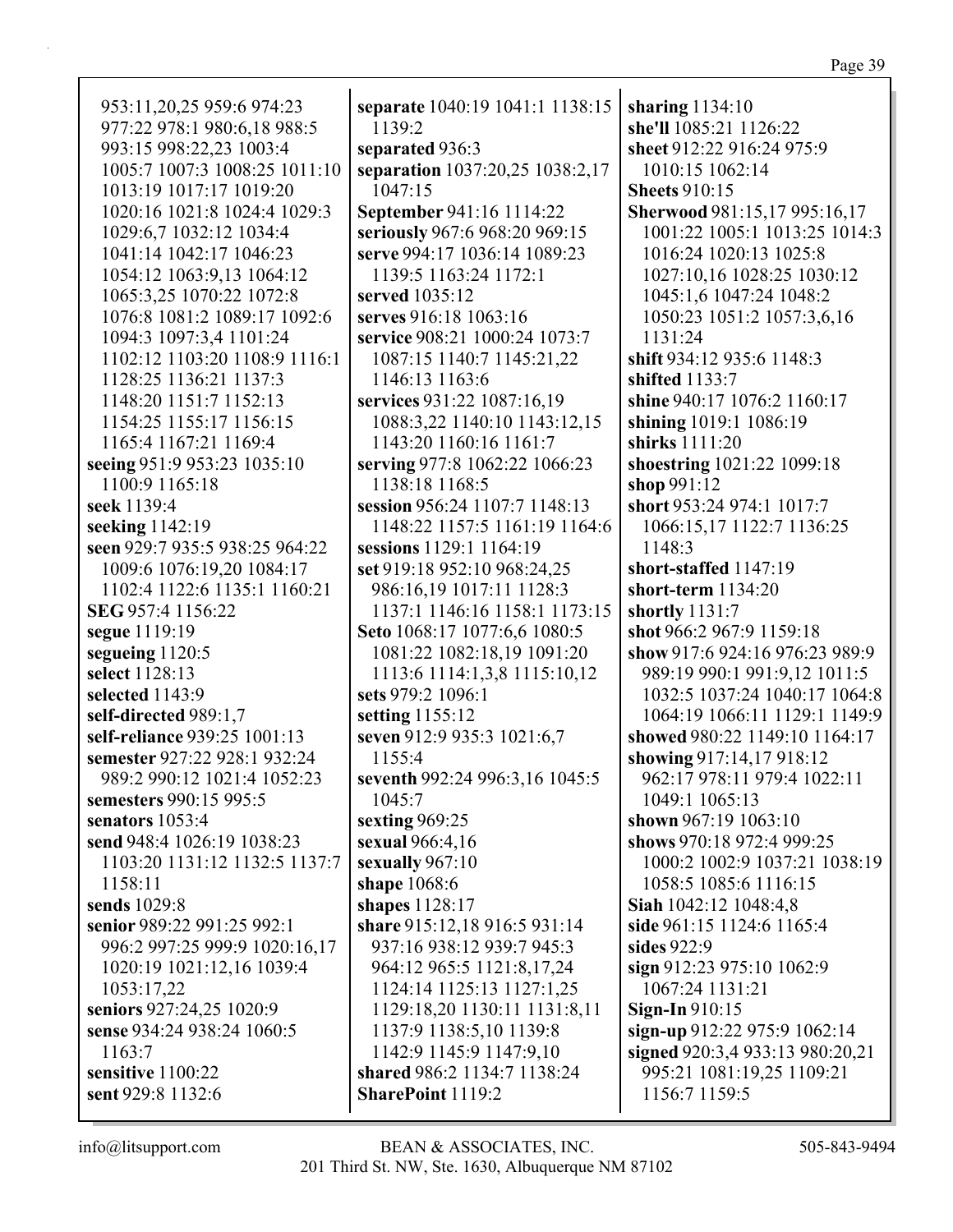953:11,20,25 959:6 974:23 977:22 978:1 980:6,18 988:5 993:15 998:22,23 1003:4 1005:7 1007:3 1008:25 1011:10 1013:19 1017:17 1019:20 1020:16 1021:8 1024:4 1029:3 1029:6,7 1032:12 1034:4 1041:14 1042:17 1046:23 1054:12 1063:9,13 1064:12 1065:3,25 1070:22 1072:8 1076:8 1081:2 1089:17 1092:6 1094:3 1097:3,4 1101:24 1102:12 1103:20 1108:9 1116:1 1128:25 1136:21 1137:3 1148:20 1151:7 1152:13 1154:25 1155:17 1156:15 1165:4 1167:21 1169:4

**seeing** 951:9 953:23 1035:10 1100:9 1165:18

**seek** 1139:4

**seeking** 1142:19

**seen** 929:7 935:5 938:25 964:22 1009:6 1076:19,20 1084:17 1102:4 1122:6 1135:1 1160:21

**SEG** 957:4 1156:22

**segue** 1119:19

**segueing** 1120:5

**select** 1128:13

**selected** 1143:9

**self-directed** 989:1,7

**self-reliance** 939:25 1001:13

**semester** 927:22 928:1 932:24 989:2 990:12 1021:4 1052:23

**semesters** 990:15 995:5

**senators** 1053:4

**send** 948:4 1026:19 1038:23 1103:20 1131:12 1132:5 1137:7 1158:11

**sends** 1029:8

**senior** 989:22 991:25 992:1 996:2 997:25 999:9 1020:16,17 1020:19 1021:12,16 1039:4 1053:17,22

**seniors** 927:24,25 1020:9

**sense** 934:24 938:24 1060:5 1163:7

**sensitive** 1100:22

**sent** 929:8 1132:6

**separate** 1040:19 1041:1 1138:15 1139:2

**separated** 936:3

**separation** 1037:20,25 1038:2,17 1047:15

**September** 941:16 1114:22

**seriously** 967:6 968:20 969:15

**serve** 994:17 1036:14 1089:23 1139:5 1163:24 1172:1

**served** 1035:12

**serves** 916:18 1063:16

**service** 908:21 1000:24 1073:7 1087:15 1140:7 1145:21,22 1146:13 1163:6

**services** 931:22 1087:16,19 1088:3,22 1140:10 1143:12,15 1143:20 1160:16 1161:7

**serving** 977:8 1062:22 1066:23 1138:18 1168:5

**session** 956:24 1107:7 1148:13 1148:22 1157:5 1161:19 1164:6

**sessions** 1129:1 1164:19

**set** 919:18 952:10 968:24,25 986:16,19 1017:11 1128:3 1137:1 1146:16 1158:1 1173:15

**Seto** 1068:17 1077:6,6 1080:5 1081:22 1082:18,19 1091:20 1113:6 1114:1,3,8 1115:10,12

**sets** 979:2 1096:1

**setting** 1155:12

**seven** 912:9 935:3 1021:6,7 1155:4

**seventh** 992:24 996:3,16 1045:5 1045:7

**sexting** 969:25

**sexual** 966:4,16

**sexually** 967:10

**shape** 1068:6

**shapes** 1128:17

**share** 915:12,18 916:5 931:14 937:16 938:12 939:7 945:3 964:12 965:5 1121:8,17,24 1124:14 1125:13 1127:1,25 1129:18,20 1130:11 1131:8,11 1137:9 1138:5,10 1139:8 1142:9 1145:9 1147:9,10

**shared** 986:2 1134:7 1138:24

**SharePoint** 1119:2

**sharing** 1134:10

**she'll** 1085:21 1126:22

**sheet** 912:22 916:24 975:9 1010:15 1062:14

**Sheets** 910:15

**Sherwood** 981:15,17 995:16,17 1001:22 1005:1 1013:25 1014:3 1016:24 1020:13 1025:8 1027:10,16 1028:25 1030:12 1045:1,6 1047:24 1048:2 1050:23 1051:2 1057:3,6,16 1131:24

**shift** 934:12 935:6 1148:3

**shifted** 1133:7

**shine** 940:17 1076:2 1160:17

**shining** 1019:1 1086:19

**shirks** 1111:20

**shoestring** 1021:22 1099:18

**shop** 991:12

**short** 953:24 974:1 1017:7 1066:15,17 1122:7 1136:25 1148:3

**short-staffed** 1147:19

**short-term** 1134:20

**shortly** 1131:7

**shot** 966:2 967:9 1159:18

**show** 917:6 924:16 976:23 989:9 989:19 990:1 991:9,12 1011:5 1032:5 1037:24 1040:17 1064:8 1064:19 1066:11 1129:1 1149:9

**showed** 980:22 1149:10 1164:17

**showing** 917:14,17 918:12 962:17 978:11 979:4 1022:11 1049:1 1065:13

**shown** 967:19 1063:10

**shows** 970:18 972:4 999:25 1000:2 1002:9 1037:21 1038:19 1058:5 1085:6 1116:15

**Siah** 1042:12 1048:4,8

**side** 961:15 1124:6 1165:4

**sides** 922:9

**sign** 912:23 975:10 1062:9 1067:24 1131:21

**Sign-In** 910:15

**sign-up** 912:22 975:9 1062:14

**signed** 920:3,4 933:13 980:20,21 995:21 1081:19,25 1109:21 1156:7 1159:5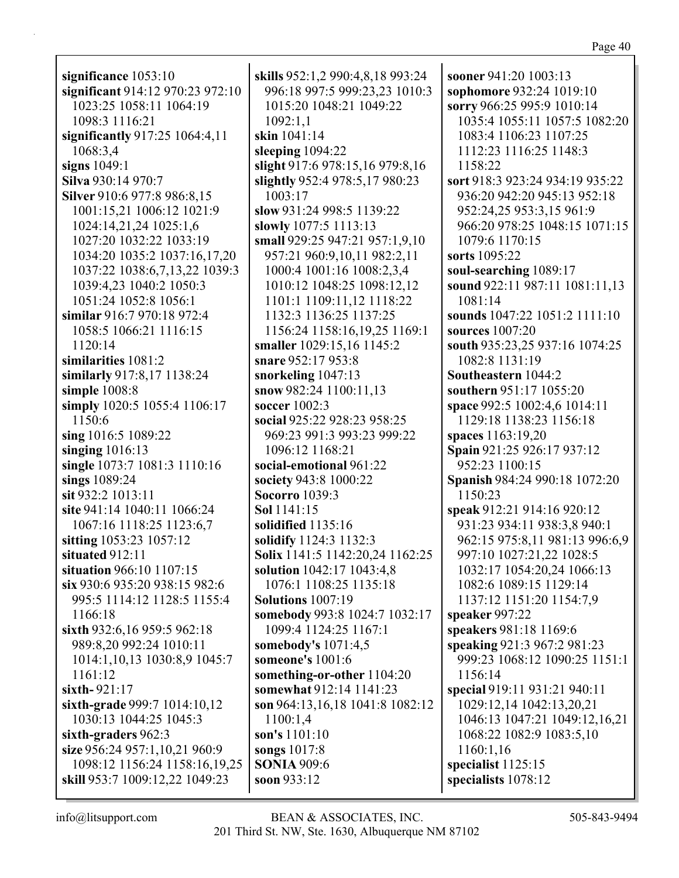**significance** 1053:10
**significant** 914:12 970:23 972:10 1023:25 1058:11 1064:19 1098:3 1116:21
**significantly** 917:25 1064:4,11 1068:3,4
**signs** 1049:1
**Silva** 930:14 970:7
**Silver** 910:6 977:8 986:8,15 1001:15,21 1006:12 1021:9 1024:14,21,24 1025:1,6 1027:20 1032:22 1033:19 1034:20 1035:2 1037:16,17,20 1037:22 1038:6,7,13,22 1039:3 1039:4,23 1040:2 1050:3 1051:24 1052:8 1056:1
**similar** 916:7 970:18 972:4 1058:5 1066:21 1116:15 1120:14
**similarities** 1081:2
**similarly** 917:8,17 1138:24
**simple** 1008:8
**simply** 1020:5 1055:4 1106:17 1150:6
**sing** 1016:5 1089:22
**singing** 1016:13
**single** 1073:7 1081:3 1110:16
**sings** 1089:24
**sit** 932:2 1013:11
**site** 941:14 1040:11 1066:24 1067:16 1118:25 1123:6,7
**sitting** 1053:23 1057:12
**situated** 912:11
**situation** 966:10 1107:15
**six** 930:6 935:20 938:15 982:6 995:5 1114:12 1128:5 1155:4 1166:18
**sixth** 932:6,16 959:5 962:18 989:8,20 992:24 1010:11 1014:1,10,13 1030:8,9 1045:7 1161:12
**sixth-** 921:17
**sixth-grade** 999:7 1014:10,12 1030:13 1044:25 1045:3
**sixth-graders** 962:3
**size** 956:24 957:1,10,21 960:9 1098:12 1156:24 1158:16,19,25
**skill** 953:7 1009:12,22 1049:23
**skills** 952:1,2 990:4,8,18 993:24 996:18 997:5 999:23,23 1010:3 1015:20 1048:21 1049:22 1092:1,1
**skin** 1041:14
**sleeping** 1094:22
**slight** 917:6 978:15,16 979:8,16
**slightly** 952:4 978:5,17 980:23 1003:17
**slow** 931:24 998:5 1139:22
**slowly** 1077:5 1113:13
**small** 929:25 947:21 957:1,9,10 957:21 960:9,10,11 982:2,11 1000:4 1001:16 1008:2,3,4 1010:12 1048:25 1098:12,12 1101:1 1109:11,12 1118:22 1132:3 1136:25 1137:25 1156:24 1158:16,19,25 1169:1
**smaller** 1029:15,16 1145:2
**snare** 952:17 953:8
**snorkeling** 1047:13
**snow** 982:24 1100:11,13
**soccer** 1002:3
**social** 925:22 928:23 958:25 969:23 991:3 993:23 999:22 1096:12 1168:21
**social-emotional** 961:22
**society** 943:8 1000:22
**Socorro** 1039:3
**Sol** 1141:15
**solidified** 1135:16
**solidify** 1124:3 1132:3
**Solix** 1141:5 1142:20,24 1162:25
**solution** 1042:17 1043:4,8 1076:1 1108:25 1135:18
**Solutions** 1007:19
**somebody** 993:8 1024:7 1032:17 1099:4 1124:25 1167:1
**somebody's** 1071:4,5
**someone's** 1001:6
**something-or-other** 1104:20
**somewhat** 912:14 1141:23
**son** 964:13,16,18 1041:8 1082:12 1100:1,4
**son's** 1101:10
**songs** 1017:8
**SONIA** 909:6
**soon** 933:12
**sooner** 941:20 1003:13
**sophomore** 932:24 1019:10
**sorry** 966:25 995:9 1010:14 1035:4 1055:11 1057:5 1082:20 1083:4 1106:23 1107:25 1112:23 1116:25 1148:3 1158:22
**sort** 918:3 923:24 934:19 935:22 936:20 942:20 945:13 952:18 952:24,25 953:3,15 961:9 966:20 978:25 1048:15 1071:15 1079:6 1170:15
**sorts** 1095:22
**soul-searching** 1089:17
**sound** 922:11 987:11 1081:11,13 1081:14
**sounds** 1047:22 1051:2 1111:10
**sources** 1007:20
**south** 935:23,25 937:16 1074:25 1082:8 1131:19
**Southeastern** 1044:2
**southern** 951:17 1055:20
**space** 992:5 1002:4,6 1014:11 1129:18 1138:23 1156:18
**spaces** 1163:19,20
**Spain** 921:25 926:17 937:12 952:23 1100:15
**Spanish** 984:24 990:18 1072:20 1150:23
**speak** 912:21 914:16 920:12 931:23 934:11 938:3,8 940:1 962:15 975:8,11 981:13 996:6,9 997:10 1027:21,22 1028:5 1032:17 1054:20,24 1066:13 1082:6 1089:15 1129:14 1137:12 1151:20 1154:7,9
**speaker** 997:22
**speakers** 981:18 1169:6
**speaking** 921:3 967:2 981:23 999:23 1068:12 1090:25 1151:1 1156:14
**special** 919:11 931:21 940:11 1029:12,14 1042:13,20,21 1046:13 1047:21 1049:12,16,21 1068:22 1082:9 1083:5,10 1160:1,16
**specialist** 1125:15
**specialists** 1078:12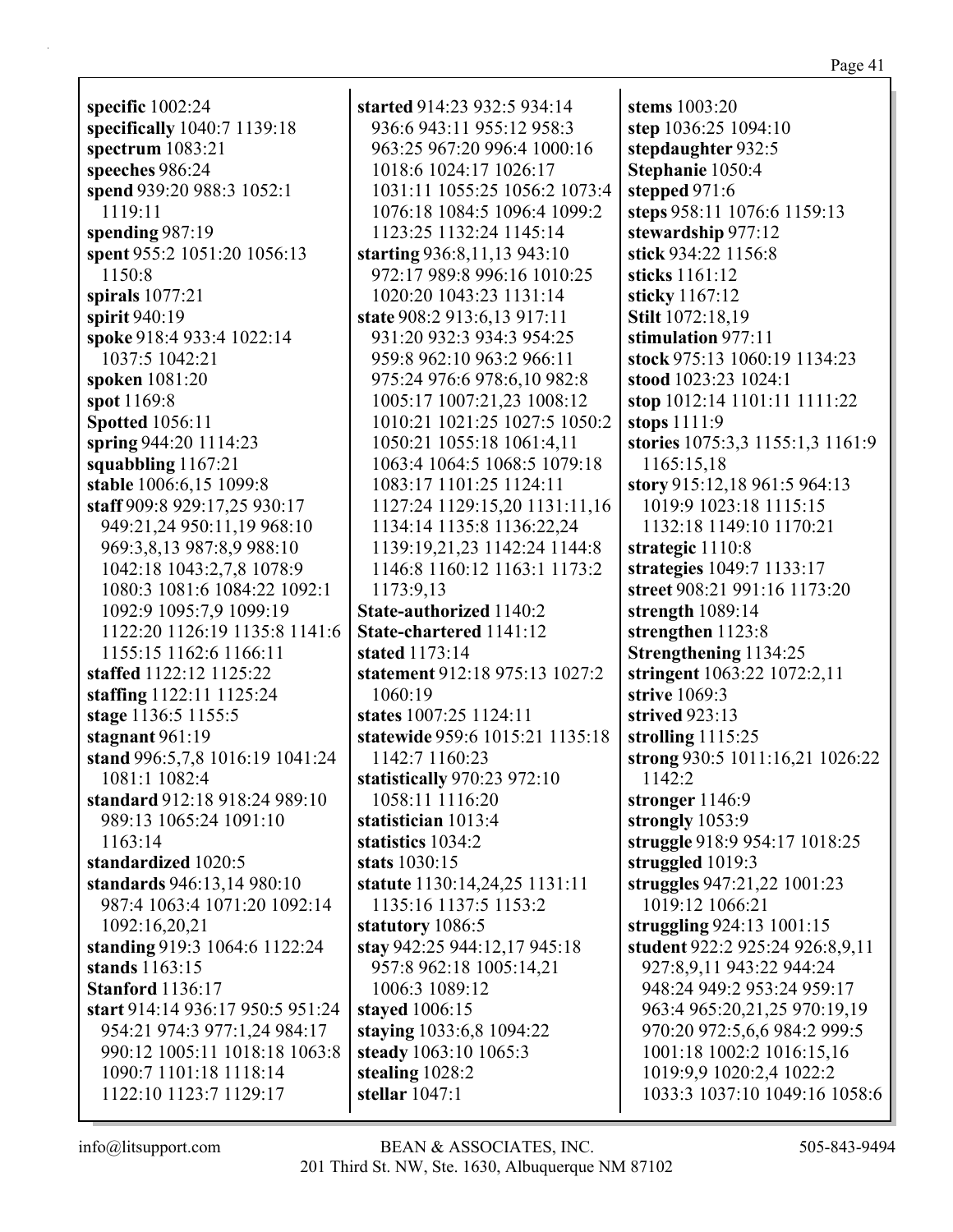**specific** 1002:24
**specifically** 1040:7 1139:18
**spectrum** 1083:21
**speeches** 986:24
**spend** 939:20 988:3 1052:1 1119:11
**spending** 987:19
**spent** 955:2 1051:20 1056:13 1150:8
**spirals** 1077:21
**spirit** 940:19
**spoke** 918:4 933:4 1022:14 1037:5 1042:21
**spoken** 1081:20
**spot** 1169:8
**Spotted** 1056:11
**spring** 944:20 1114:23
**squabbling** 1167:21
**stable** 1006:6,15 1099:8
**staff** 909:8 929:17,25 930:17 949:21,24 950:11,19 968:10 969:3,8,13 987:8,9 988:10 1042:18 1043:2,7,8 1078:9 1080:3 1081:6 1084:22 1092:1 1092:9 1095:7,9 1099:19 1122:20 1126:19 1135:8 1141:6 1155:15 1162:6 1166:11
**staffed** 1122:12 1125:22
**staffing** 1122:11 1125:24
**stage** 1136:5 1155:5
**stagnant** 961:19
**stand** 996:5,7,8 1016:19 1041:24 1081:1 1082:4
**standard** 912:18 918:24 989:10 989:13 1065:24 1091:10 1163:14
**standardized** 1020:5
**standards** 946:13,14 980:10 987:4 1063:4 1071:20 1092:14 1092:16,20,21
**standing** 919:3 1064:6 1122:24
**stands** 1163:15
**Stanford** 1136:17
**start** 914:14 936:17 950:5 951:24 954:21 974:3 977:1,24 984:17 990:12 1005:11 1018:18 1063:8 1090:7 1101:18 1118:14 1122:10 1123:7 1129:17
**started** 914:23 932:5 934:14 936:6 943:11 955:12 958:3 963:25 967:20 996:4 1000:16 1018:6 1024:17 1026:17 1031:11 1055:25 1056:2 1073:4 1076:18 1084:5 1096:4 1099:2 1123:25 1132:24 1145:14
**starting** 936:8,11,13 943:10 972:17 989:8 996:16 1010:25 1020:20 1043:23 1131:14
**state** 908:2 913:6,13 917:11 931:20 932:3 934:3 954:25 959:8 962:10 963:2 966:11 975:24 976:6 978:6,10 982:8 1005:17 1007:21,23 1008:12 1010:21 1021:25 1027:5 1050:2 1050:21 1055:18 1061:4,11 1063:4 1064:5 1068:5 1079:18 1083:17 1101:25 1124:11 1127:24 1129:15,20 1131:11,16 1134:14 1135:8 1136:22,24 1139:19,21,23 1142:24 1144:8 1146:8 1160:12 1163:1 1173:2 1173:9,13
**State-authorized** 1140:2
**State-chartered** 1141:12
**stated** 1173:14
**statement** 912:18 975:13 1027:2 1060:19
**states** 1007:25 1124:11
**statewide** 959:6 1015:21 1135:18 1142:7 1160:23
**statistically** 970:23 972:10 1058:11 1116:20
**statistician** 1013:4
**statistics** 1034:2
**stats** 1030:15
**statute** 1130:14,24,25 1131:11 1135:16 1137:5 1153:2
**statutory** 1086:5
**stay** 942:25 944:12,17 945:18 957:8 962:18 1005:14,21 1006:3 1089:12
**stayed** 1006:15
**staying** 1033:6,8 1094:22
**steady** 1063:10 1065:3
**stealing** 1028:2
**stellar** 1047:1
**stems** 1003:20
**step** 1036:25 1094:10
**stepdaughter** 932:5
**Stephanie** 1050:4
**stepped** 971:6
**steps** 958:11 1076:6 1159:13
**stewardship** 977:12
**stick** 934:22 1156:8
**sticks** 1161:12
**sticky** 1167:12
**Stilt** 1072:18,19
**stimulation** 977:11
**stock** 975:13 1060:19 1134:23
**stood** 1023:23 1024:1
**stop** 1012:14 1101:11 1111:22
**stops** 1111:9
**stories** 1075:3,3 1155:1,3 1161:9 1165:15,18
**story** 915:12,18 961:5 964:13 1019:9 1023:18 1115:15 1132:18 1149:10 1170:21
**strategic** 1110:8
**strategies** 1049:7 1133:17
**street** 908:21 991:16 1173:20
**strength** 1089:14
**strengthen** 1123:8
**Strengthening** 1134:25
**stringent** 1063:22 1072:2,11
**strive** 1069:3
**strived** 923:13
**strolling** 1115:25
**strong** 930:5 1011:16,21 1026:22 1142:2
**stronger** 1146:9
**strongly** 1053:9
**struggle** 918:9 954:17 1018:25
**struggled** 1019:3
**struggles** 947:21,22 1001:23 1019:12 1066:21
**struggling** 924:13 1001:15
**student** 922:2 925:24 926:8,9,11 927:8,9,11 943:22 944:24 948:24 949:2 953:24 959:17 963:4 965:20,21,25 970:19,19 970:20 972:5,6,6 984:2 999:5 1001:18 1002:2 1016:15,16 1019:9,9 1020:2,4 1022:2 1033:3 1037:10 1049:16 1058:6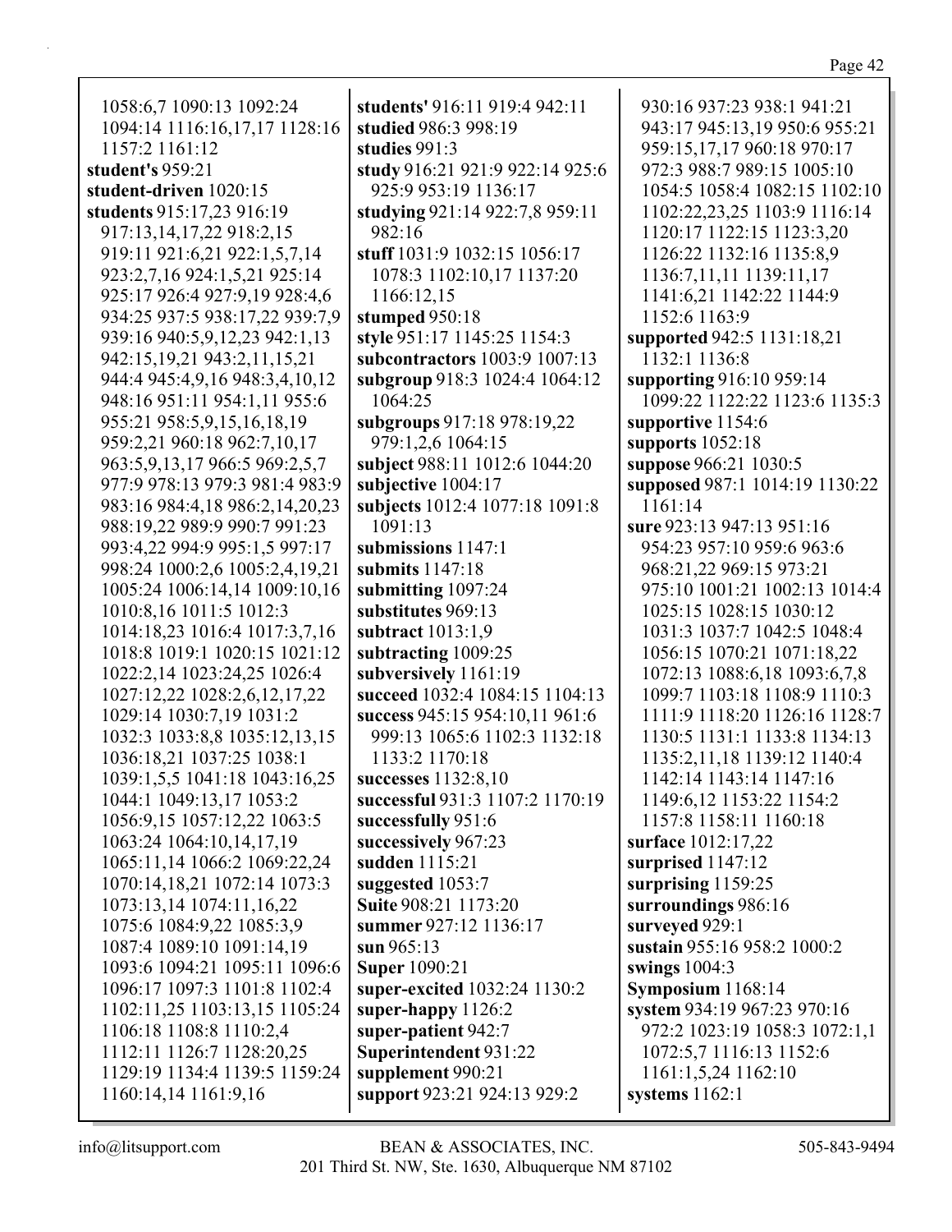1058:6,7 1090:13 1092:24 1094:14 1116:16,17,17 1128:16 1157:2 1161:12

**student's** 959:21

**student-driven** 1020:15

**students** 915:17,23 916:19 917:13,14,17,22 918:2,15 919:11 921:6,21 922:1,5,7,14 923:2,7,16 924:1,5,21 925:14 925:17 926:4 927:9,19 928:4,6 934:25 937:5 938:17,22 939:7,9 939:16 940:5,9,12,23 942:1,13 942:15,19,21 943:2,11,15,21 944:4 945:4,9,16 948:3,4,10,12 948:16 951:11 954:1,11 955:6 955:21 958:5,9,15,16,18,19 959:2,21 960:18 962:7,10,17 963:5,9,13,17 966:5 969:2,5,7 977:9 978:13 979:3 981:4 983:9 983:16 984:4,18 986:2,14,20,23 988:19,22 989:9 990:7 991:23 993:4,22 994:9 995:1,5 997:17 998:24 1000:2,6 1005:2,4,19,21 1005:24 1006:14,14 1009:10,16 1010:8,16 1011:5 1012:3 1014:18,23 1016:4 1017:3,7,16 1018:8 1019:1 1020:15 1021:12 1022:2,14 1023:24,25 1026:4 1027:12,22 1028:2,6,12,17,22 1029:14 1030:7,19 1031:2 1032:3 1033:8,8 1035:12,13,15 1036:18,21 1037:25 1038:1 1039:1,5,5 1041:18 1043:16,25 1044:1 1049:13,17 1053:2 1056:9,15 1057:12,22 1063:5 1063:24 1064:10,14,17,19 1065:11,14 1066:2 1069:22,24 1070:14,18,21 1072:14 1073:3 1073:13,14 1074:11,16,22 1075:6 1084:9,22 1085:3,9 1087:4 1089:10 1091:14,19 1093:6 1094:21 1095:11 1096:6 1096:17 1097:3 1101:8 1102:4 1102:11,25 1103:13,15 1105:24 1106:18 1108:8 1110:2,4 1112:11 1126:7 1128:20,25 1129:19 1134:4 1139:5 1159:24 1160:14,14 1161:9,16

**students'** 916:11 919:4 942:11

**studied** 986:3 998:19

**studies** 991:3

**study** 916:21 921:9 922:14 925:6 925:9 953:19 1136:17

**studying** 921:14 922:7,8 959:11 982:16

**stuff** 1031:9 1032:15 1056:17 1078:3 1102:10,17 1137:20 1166:12,15

**stumped** 950:18

**style** 951:17 1145:25 1154:3

**subcontractors** 1003:9 1007:13

**subgroup** 918:3 1024:4 1064:12 1064:25

**subgroups** 917:18 978:19,22 979:1,2,6 1064:15

**subject** 988:11 1012:6 1044:20

**subjective** 1004:17

**subjects** 1012:4 1077:18 1091:8 1091:13

**submissions** 1147:1

**submits** 1147:18

**submitting** 1097:24

**substitutes** 969:13

**subtract** 1013:1,9

**subtracting** 1009:25

**subversively** 1161:19

**succeed** 1032:4 1084:15 1104:13

**success** 945:15 954:10,11 961:6 999:13 1065:6 1102:3 1132:18 1133:2 1170:18

**successes** 1132:8,10

**successful** 931:3 1107:2 1170:19

**successfully** 951:6

**successively** 967:23

**sudden** 1115:21

**suggested** 1053:7

**Suite** 908:21 1173:20

**summer** 927:12 1136:17

**sun** 965:13

**Super** 1090:21

**super-excited** 1032:24 1130:2

**super-happy** 1126:2

**super-patient** 942:7

**Superintendent** 931:22

**supplement** 990:21

**support** 923:21 924:13 929:2 930:16 937:23 938:1 941:21 943:17 945:13,19 950:6 955:21 959:15,17,17 960:18 970:17 972:3 988:7 989:15 1005:10 1054:5 1058:4 1082:15 1102:10 1102:22,23,25 1103:9 1116:14 1120:17 1122:15 1123:3,20 1126:22 1132:16 1135:8,9 1136:7,11,11 1139:11,17 1141:6,21 1142:22 1144:9 1152:6 1163:9

**supported** 942:5 1131:18,21 1132:1 1136:8

**supporting** 916:10 959:14 1099:22 1122:22 1123:6 1135:3

**supportive** 1154:6

**supports** 1052:18

**suppose** 966:21 1030:5

**supposed** 987:1 1014:19 1130:22 1161:14

**sure** 923:13 947:13 951:16 954:23 957:10 959:6 963:6 968:21,22 969:15 973:21 975:10 1001:21 1002:13 1014:4 1025:15 1028:15 1030:12 1031:3 1037:7 1042:5 1048:4 1056:15 1070:21 1071:18,22 1072:13 1088:6,18 1093:6,7,8 1099:7 1103:18 1108:9 1110:3 1111:9 1118:20 1126:16 1128:7 1130:5 1131:1 1133:8 1134:13 1135:2,11,18 1139:12 1140:4 1142:14 1143:14 1147:16 1149:6,12 1153:22 1154:2 1157:8 1158:11 1160:18

**surface** 1012:17,22

**surprised** 1147:12

**surprising** 1159:25

**surroundings** 986:16

**surveyed** 929:1

**sustain** 955:16 958:2 1000:2

**swings** 1004:3

**Symposium** 1168:14

**system** 934:19 967:23 970:16 972:2 1023:19 1058:3 1072:1,1 1072:5,7 1116:13 1152:6 1161:1,5,24 1162:10

**systems** 1162:1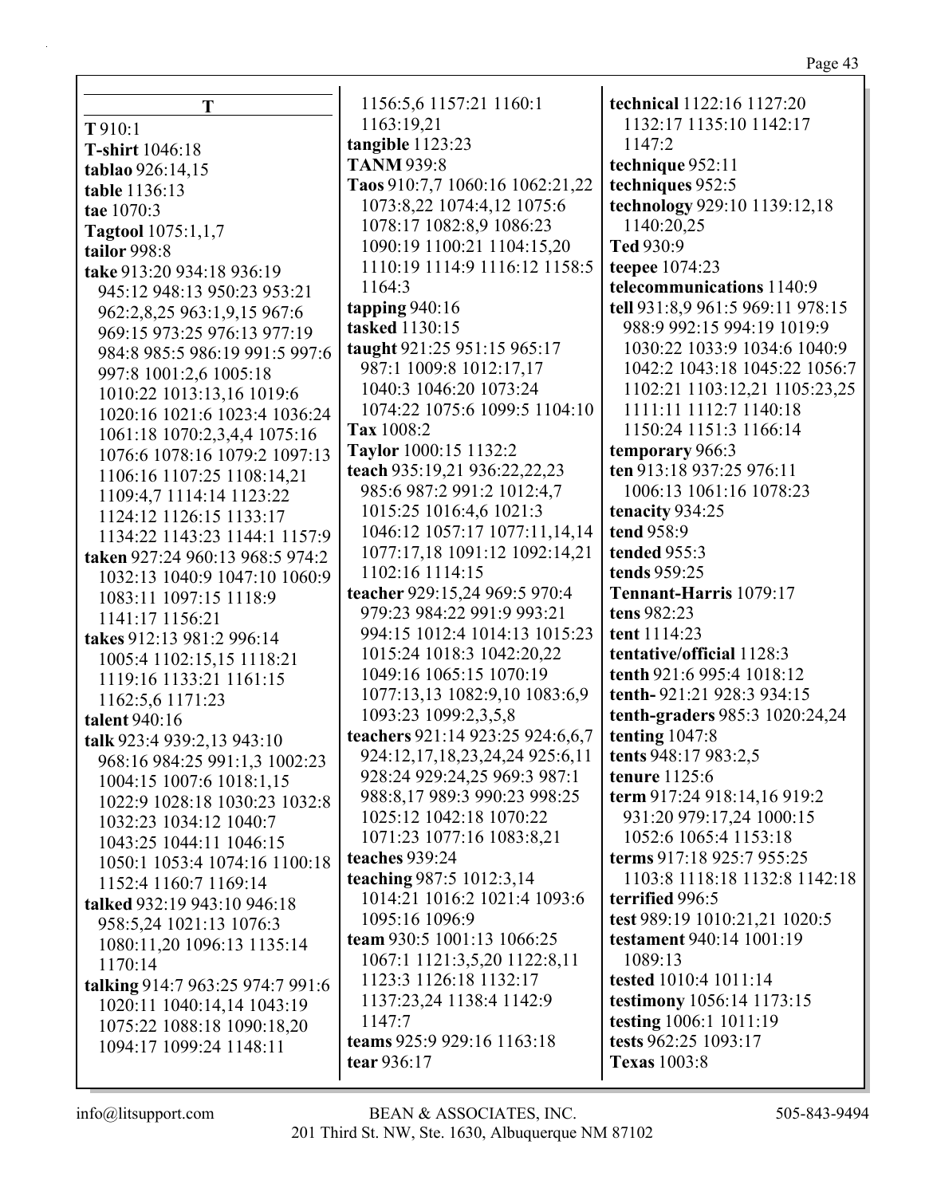**T**

**T** 910:1
**T-shirt** 1046:18
**tablao** 926:14,15
**table** 1136:13
**tae** 1070:3
**Tagtool** 1075:1,1,7
**tailor** 998:8
**take** 913:20 934:18 936:19 945:12 948:13 950:23 953:21 962:2,8,25 963:1,9,15 967:6 969:15 973:25 976:13 977:19 984:8 985:5 986:19 991:5 997:6 997:8 1001:2,6 1005:18 1010:22 1013:13,16 1019:6 1020:16 1021:6 1023:4 1036:24 1061:18 1070:2,3,4,4 1075:16 1076:6 1078:16 1079:2 1097:13 1106:16 1107:25 1108:14,21 1109:4,7 1114:14 1123:22 1124:12 1126:15 1133:17 1134:22 1143:23 1144:1 1157:9
**taken** 927:24 960:13 968:5 974:2 1032:13 1040:9 1047:10 1060:9 1083:11 1097:15 1118:9 1141:17 1156:21
**takes** 912:13 981:2 996:14 1005:4 1102:15,15 1118:21 1119:16 1133:21 1161:15 1162:5,6 1171:23
**talent** 940:16
**talk** 923:4 939:2,13 943:10 968:16 984:25 991:1,3 1002:23 1004:15 1007:6 1018:1,15 1022:9 1028:18 1030:23 1032:8 1032:23 1034:12 1040:7 1043:25 1044:11 1046:15 1050:1 1053:4 1074:16 1100:18 1152:4 1160:7 1169:14
**talked** 932:19 943:10 946:18 958:5,24 1021:13 1076:3 1080:11,20 1096:13 1135:14 1170:14
**talking** 914:7 963:25 974:7 991:6 1020:11 1040:14,14 1043:19 1075:22 1088:18 1090:18,20 1094:17 1099:24 1148:11
1156:5,6 1157:21 1160:1 1163:19,21
**tangible** 1123:23
**TANM** 939:8
**Taos** 910:7,7 1060:16 1062:21,22 1073:8,22 1074:4,12 1075:6 1078:17 1082:8,9 1086:23 1090:19 1100:21 1104:15,20 1110:19 1114:9 1116:12 1158:5 1164:3
**tapping** 940:16
**tasked** 1130:15
**taught** 921:25 951:15 965:17 987:1 1009:8 1012:17,17 1040:3 1046:20 1073:24 1074:22 1075:6 1099:5 1104:10
**Tax** 1008:2
**Taylor** 1000:15 1132:2
**teach** 935:19,21 936:22,22,23 985:6 987:2 991:2 1012:4,7 1015:25 1016:4,6 1021:3 1046:12 1057:17 1077:11,14,14 1077:17,18 1091:12 1092:14,21 1102:16 1114:15
**teacher** 929:15,24 969:5 970:4 979:23 984:22 991:9 993:21 994:15 1012:4 1014:13 1015:23 1015:24 1018:3 1042:20,22 1049:16 1065:15 1070:19 1077:13,13 1082:9,10 1083:6,9 1093:23 1099:2,3,5,8
**teachers** 921:14 923:25 924:6,6,7 924:12,17,18,23,24,24 925:6,11 928:24 929:24,25 969:3 987:1 988:8,17 989:3 990:23 998:25 1025:12 1042:18 1070:22 1071:23 1077:16 1083:8,21
**teaches** 939:24
**teaching** 987:5 1012:3,14 1014:21 1016:2 1021:4 1093:6 1095:16 1096:9
**team** 930:5 1001:13 1066:25 1067:1 1121:3,5,20 1122:8,11 1123:3 1126:18 1132:17 1137:23,24 1138:4 1142:9 1147:7
**teams** 925:9 929:16 1163:18
**tear** 936:17
**technical** 1122:16 1127:20 1132:17 1135:10 1142:17 1147:2
**technique** 952:11
**techniques** 952:5
**technology** 929:10 1139:12,18 1140:20,25
**Ted** 930:9
**teepee** 1074:23
**telecommunications** 1140:9
**tell** 931:8,9 961:5 969:11 978:15 988:9 992:15 994:19 1019:9 1030:22 1033:9 1034:6 1040:9 1042:2 1043:18 1045:22 1056:7 1102:21 1103:12,21 1105:23,25 1111:11 1112:7 1140:18 1150:24 1151:3 1166:14
**temporary** 966:3
**ten** 913:18 937:25 976:11 1006:13 1061:16 1078:23
**tenacity** 934:25
**tend** 958:9
**tended** 955:3
**tends** 959:25
**Tennant-Harris** 1079:17
**tens** 982:23
**tent** 1114:23
**tentative/official** 1128:3
**tenth** 921:6 995:4 1018:12
**tenth-** 921:21 928:3 934:15
**tenth-graders** 985:3 1020:24,24
**tenting** 1047:8
**tents** 948:17 983:2,5
**tenure** 1125:6
**term** 917:24 918:14,16 919:2 931:20 979:17,24 1000:15 1052:6 1065:4 1153:18
**terms** 917:18 925:7 955:25 1103:8 1118:18 1132:8 1142:18
**terrified** 996:5
**test** 989:19 1010:21,21 1020:5
**testament** 940:14 1001:19 1089:13
**tested** 1010:4 1011:14
**testimony** 1056:14 1173:15
**testing** 1006:1 1011:19
**tests** 962:25 1093:17
**Texas** 1003:8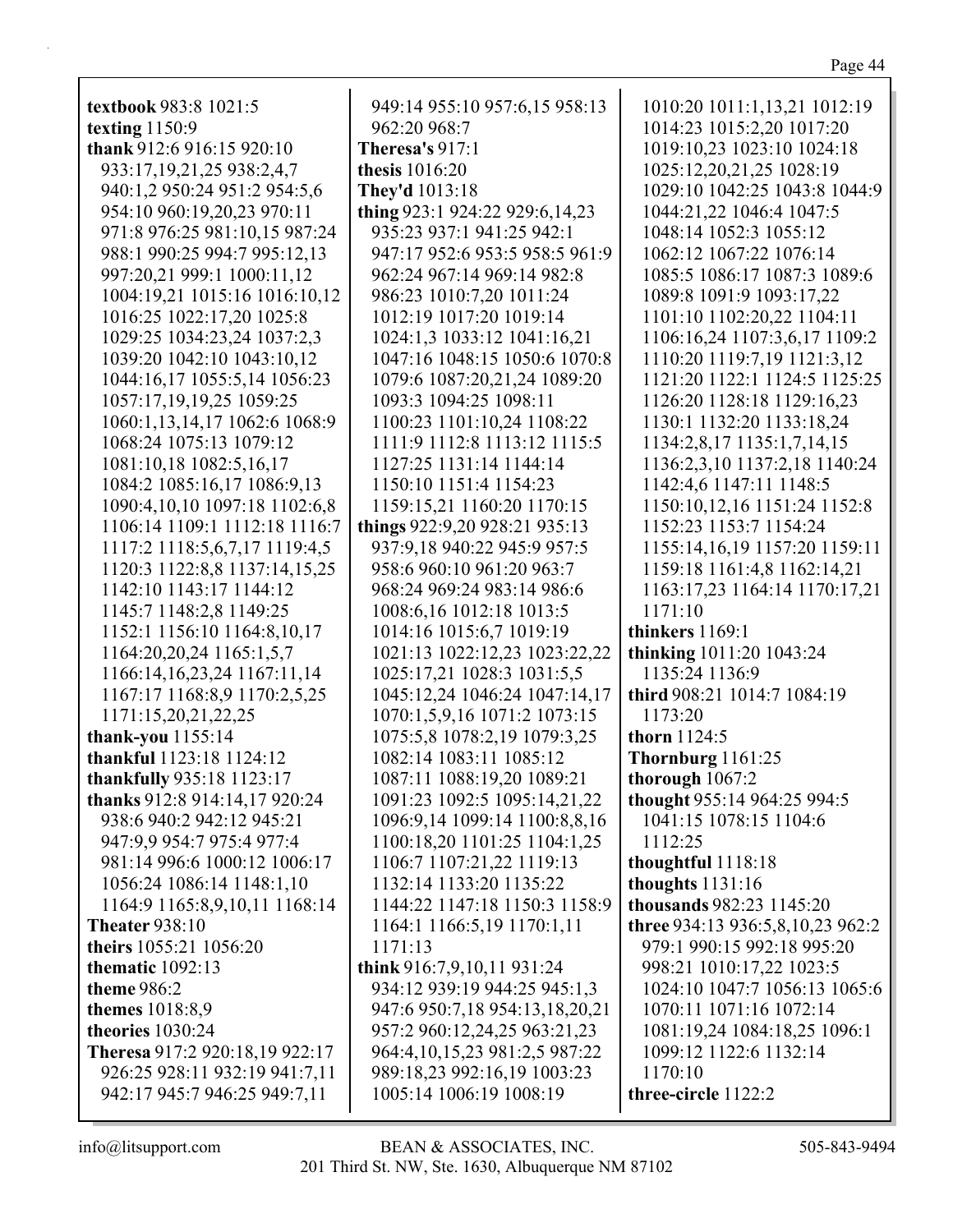**textbook** 983:8 1021:5
**texting** 1150:9
**thank** 912:6 916:15 920:10 933:17,19,21,25 938:2,4,7 940:1,2 950:24 951:2 954:5,6 954:10 960:19,20,23 970:11 971:8 976:25 981:10,15 987:24 988:1 990:25 994:7 995:12,13 997:20,21 999:1 1000:11,12 1004:19,21 1015:16 1016:10,12 1016:25 1022:17,20 1025:8 1029:25 1034:23,24 1037:2,3 1039:20 1042:10 1043:10,12 1044:16,17 1055:5,14 1056:23 1057:17,19,19,25 1059:25 1060:1,13,14,17 1062:6 1068:9 1068:24 1075:13 1079:12 1081:10,18 1082:5,16,17 1084:2 1085:16,17 1086:9,13 1090:4,10,10 1097:18 1102:6,8 1106:14 1109:1 1112:18 1116:7 1117:2 1118:5,6,7,17 1119:4,5 1120:3 1122:8,8 1137:14,15,25 1142:10 1143:17 1144:12 1145:7 1148:2,8 1149:25 1152:1 1156:10 1164:8,10,17 1164:20,20,24 1165:1,5,7 1166:14,16,23,24 1167:11,14 1167:17 1168:8,9 1170:2,5,25 1171:15,20,21,22,25
**thank-you** 1155:14
**thankful** 1123:18 1124:12
**thankfully** 935:18 1123:17
**thanks** 912:8 914:14,17 920:24 938:6 940:2 942:12 945:21 947:9,9 954:7 975:4 977:4 981:14 996:6 1000:12 1006:17 1056:24 1086:14 1148:1,10 1164:9 1165:8,9,10,11 1168:14
**Theater** 938:10
**theirs** 1055:21 1056:20
**thematic** 1092:13
**theme** 986:2
**themes** 1018:8,9
**theories** 1030:24
**Theresa** 917:2 920:18,19 922:17 926:25 928:11 932:19 941:7,11 942:17 945:7 946:25 949:7,11 949:14 955:10 957:6,15 958:13 962:20 968:7
**Theresa's** 917:1
**thesis** 1016:20
**They'd** 1013:18
**thing** 923:1 924:22 929:6,14,23 935:23 937:1 941:25 942:1 947:17 952:6 953:5 958:5 961:9 962:24 967:14 969:14 982:8 986:23 1010:7,20 1011:24 1012:19 1017:20 1019:14 1024:1,3 1033:12 1041:16,21 1047:16 1048:15 1050:6 1070:8 1079:6 1087:20,21,24 1089:20 1093:3 1094:25 1098:11 1100:23 1101:10,24 1108:22 1111:9 1112:8 1113:12 1115:5 1127:25 1131:14 1144:14 1150:10 1151:4 1154:23 1159:15,21 1160:20 1170:15
**things** 922:9,20 928:21 935:13 937:9,18 940:22 945:9 957:5 958:6 960:10 961:20 963:7 968:24 969:24 983:14 986:6 1008:6,16 1012:18 1013:5 1014:16 1015:6,7 1019:19 1021:13 1022:12,23 1023:22,22 1025:17,21 1028:3 1031:5,5 1045:12,24 1046:24 1047:14,17 1070:1,5,9,16 1071:2 1073:15 1075:5,8 1078:2,19 1079:3,25 1082:14 1083:11 1085:12 1087:11 1088:19,20 1089:21 1091:23 1092:5 1095:14,21,22 1096:9,14 1099:14 1100:8,8,16 1100:18,20 1101:25 1104:1,25 1106:7 1107:21,22 1119:13 1132:14 1133:20 1135:22 1144:22 1147:18 1150:3 1158:9 1164:1 1166:5,19 1170:1,11 1171:13
**think** 916:7,9,10,11 931:24 934:12 939:19 944:25 945:1,3 947:6 950:7,18 954:13,18,20,21 957:2 960:12,24,25 963:21,23 964:4,10,15,23 981:2,5 987:22 989:18,23 992:16,19 1003:23 1005:14 1006:19 1008:19 1010:20 1011:1,13,21 1012:19 1014:23 1015:2,20 1017:20 1019:10,23 1023:10 1024:18 1025:12,20,21,25 1028:19 1029:10 1042:25 1043:8 1044:9 1044:21,22 1046:4 1047:5 1048:14 1052:3 1055:12 1062:12 1067:22 1076:14 1085:5 1086:17 1087:3 1089:6 1089:8 1091:9 1093:17,22 1101:10 1102:20,22 1104:11 1106:16,24 1107:3,6,17 1109:2 1110:20 1119:7,19 1121:3,12 1121:20 1122:1 1124:5 1125:25 1126:20 1128:18 1129:16,23 1130:1 1132:20 1133:18,24 1134:2,8,17 1135:1,7,14,15 1136:2,3,10 1137:2,18 1140:24 1142:4,6 1147:11 1148:5 1150:10,12,16 1151:24 1152:8 1152:23 1153:7 1154:24 1155:14,16,19 1157:20 1159:11 1159:18 1161:4,8 1162:14,21 1163:17,23 1164:14 1170:17,21 1171:10
**thinkers** 1169:1
**thinking** 1011:20 1043:24 1135:24 1136:9
**third** 908:21 1014:7 1084:19 1173:20
**thorn** 1124:5
**Thornburg** 1161:25
**thorough** 1067:2
**thought** 955:14 964:25 994:5 1041:15 1078:15 1104:6 1112:25
**thoughtful** 1118:18
**thoughts** 1131:16
**thousands** 982:23 1145:20
**three** 934:13 936:5,8,10,23 962:2 979:1 990:15 992:18 995:20 998:21 1010:17,22 1023:5 1024:10 1047:7 1056:13 1065:6 1070:11 1071:16 1072:14 1081:19,24 1084:18,25 1096:1 1099:12 1122:6 1132:14 1170:10
**three-circle** 1122:2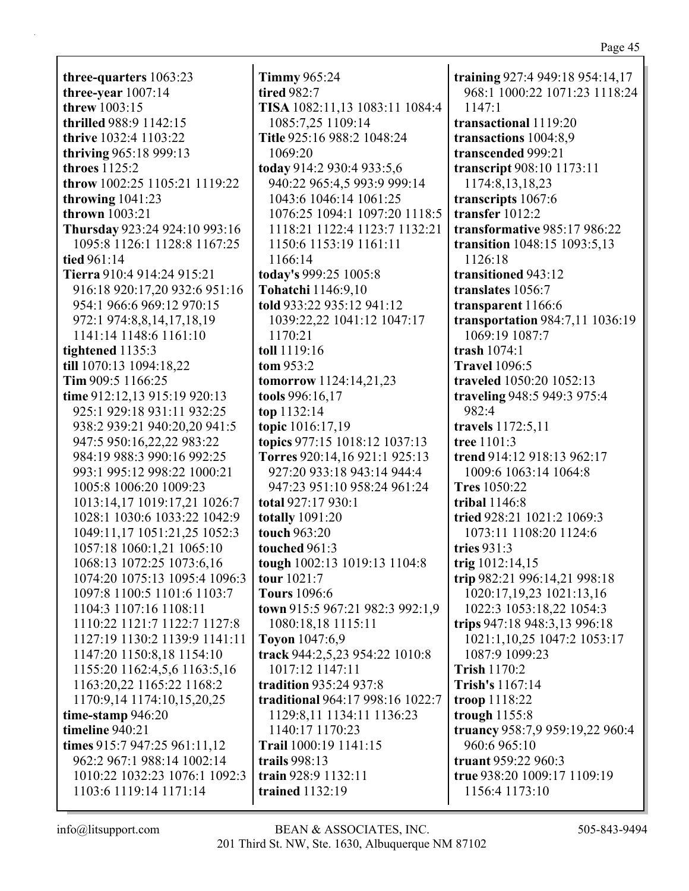**three-quarters** 1063:23
**three-year** 1007:14
**threw** 1003:15
**thrilled** 988:9 1142:15
**thrive** 1032:4 1103:22
**thriving** 965:18 999:13
**throes** 1125:2
**throw** 1002:25 1105:21 1119:22
**throwing** 1041:23
**thrown** 1003:21
**Thursday** 923:24 924:10 993:16 1095:8 1126:1 1128:8 1167:25
**tied** 961:14
**Tierra** 910:4 914:24 915:21 916:18 920:17,20 932:6 951:16 954:1 966:6 969:12 970:15 972:1 974:8,8,14,17,18,19 1141:14 1148:6 1161:10
**tightened** 1135:3
**till** 1070:13 1094:18,22
**Tim** 909:5 1166:25
**time** 912:12,13 915:19 920:13 925:1 929:18 931:11 932:25 938:2 939:21 940:20,20 941:5 947:5 950:16,22,22 983:22 984:19 988:3 990:16 992:25 993:1 995:12 998:22 1000:21 1005:8 1006:20 1009:23 1013:14,17 1019:17,21 1026:7 1028:1 1030:6 1033:22 1042:9 1049:11,17 1051:21,25 1052:3 1057:18 1060:1,21 1065:10 1068:13 1072:25 1073:6,16 1074:20 1075:13 1095:4 1096:3 1097:8 1100:5 1101:6 1103:7 1104:3 1107:16 1108:11 1110:22 1121:7 1122:7 1127:8 1127:19 1130:2 1139:9 1141:11 1147:20 1150:8,18 1154:10 1155:20 1162:4,5,6 1163:5,16 1163:20,22 1165:22 1168:2 1170:9,14 1174:10,15,20,25
**time-stamp** 946:20
**timeline** 940:21
**times** 915:7 947:25 961:11,12 962:2 967:1 988:14 1002:14 1010:22 1032:23 1076:1 1092:3 1103:6 1119:14 1171:14
**Timmy** 965:24
**tired** 982:7
**TISA** 1082:11,13 1083:11 1084:4 1085:7,25 1109:14
**Title** 925:16 988:2 1048:24 1069:20
**today** 914:2 930:4 933:5,6 940:22 965:4,5 993:9 999:14 1043:6 1046:14 1061:25 1076:25 1094:1 1097:20 1118:5 1118:21 1122:4 1123:7 1132:21 1150:6 1153:19 1161:11 1166:14
**today's** 999:25 1005:8
**Tohatchi** 1146:9,10
**told** 933:22 935:12 941:12 1039:22,22 1041:12 1047:17 1170:21
**toll** 1119:16
**tom** 953:2
**tomorrow** 1124:14,21,23
**tools** 996:16,17
**top** 1132:14
**topic** 1016:17,19
**topics** 977:15 1018:12 1037:13
**Torres** 920:14,16 921:1 925:13 927:20 933:18 943:14 944:4 947:23 951:10 958:24 961:24
**total** 927:17 930:1
**totally** 1091:20
**touch** 963:20
**touched** 961:3
**tough** 1002:13 1019:13 1104:8
**tour** 1021:7
**Tours** 1096:6
**town** 915:5 967:21 982:3 992:1,9 1080:18,18 1115:11
**Toyon** 1047:6,9
**track** 944:2,5,23 954:22 1010:8 1017:12 1147:11
**tradition** 935:24 937:8
**traditional** 964:17 998:16 1022:7 1129:8,11 1134:11 1136:23 1140:17 1170:23
**Trail** 1000:19 1141:15
**trails** 998:13
**train** 928:9 1132:11
**trained** 1132:19
**training** 927:4 949:18 954:14,17 968:1 1000:22 1071:23 1118:24 1147:1
**transactional** 1119:20
**transactions** 1004:8,9
**transcended** 999:21
**transcript** 908:10 1173:11 1174:8,13,18,23
**transcripts** 1067:6
**transfer** 1012:2
**transformative** 985:17 986:22
**transition** 1048:15 1093:5,13 1126:18
**transitioned** 943:12
**translates** 1056:7
**transparent** 1166:6
**transportation** 984:7,11 1036:19 1069:19 1087:7
**trash** 1074:1
**Travel** 1096:5
**traveled** 1050:20 1052:13
**traveling** 948:5 949:3 975:4 982:4
**travels** 1172:5,11
**tree** 1101:3
**trend** 914:12 918:13 962:17 1009:6 1063:14 1064:8
**Tres** 1050:22
**tribal** 1146:8
**tried** 928:21 1021:2 1069:3 1073:11 1108:20 1124:6
**tries** 931:3
**trig** 1012:14,15
**trip** 982:21 996:14,21 998:18 1020:17,19,23 1021:13,16 1022:3 1053:18,22 1054:3
**trips** 947:18 948:3,13 996:18 1021:1,10,25 1047:2 1053:17 1087:9 1099:23
**Trish** 1170:2
**Trish's** 1167:14
**troop** 1118:22
**trough** 1155:8
**truancy** 958:7,9 959:19,22 960:4 960:6 965:10
**truant** 959:22 960:3
**true** 938:20 1009:17 1109:19 1156:4 1173:10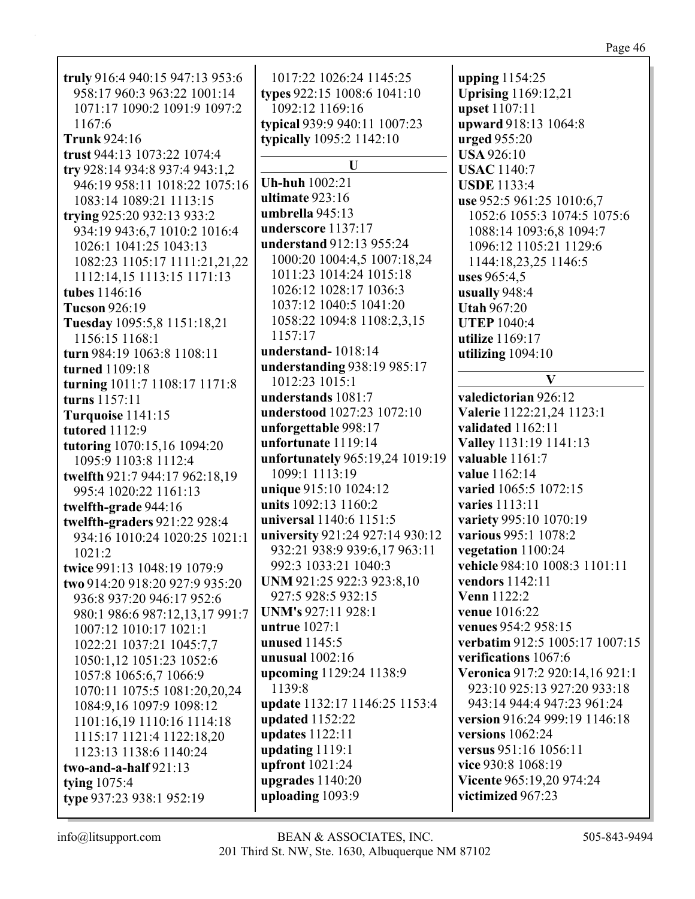**truly** 916:4 940:15 947:13 953:6 958:17 960:3 963:22 1001:14 1071:17 1090:2 1091:9 1097:2 1167:6
**Trunk** 924:16
**trust** 944:13 1073:22 1074:4
**try** 928:14 934:8 937:4 943:1,2 946:19 958:11 1018:22 1075:16 1083:14 1089:21 1113:15
**trying** 925:20 932:13 933:2 934:19 943:6,7 1010:2 1016:4 1026:1 1041:25 1043:13 1082:23 1105:17 1111:21,21,22 1112:14,15 1113:15 1171:13
**tubes** 1146:16
**Tucson** 926:19
**Tuesday** 1095:5,8 1151:18,21 1156:15 1168:1
**turn** 984:19 1063:8 1108:11
**turned** 1109:18
**turning** 1011:7 1108:17 1171:8
**turns** 1157:11
**Turquoise** 1141:15
**tutored** 1112:9
**tutoring** 1070:15,16 1094:20 1095:9 1103:8 1112:4
**twelfth** 921:7 944:17 962:18,19 995:4 1020:22 1161:13
**twelfth-grade** 944:16
**twelfth-graders** 921:22 928:4 934:16 1010:24 1020:25 1021:1 1021:2
**twice** 991:13 1048:19 1079:9
**two** 914:20 918:20 927:9 935:20 936:8 937:20 946:17 952:6 980:1 986:6 987:12,13,17 991:7 1007:12 1010:17 1021:1 1022:21 1037:21 1045:7,7 1050:1,12 1051:23 1052:6 1057:8 1065:6,7 1066:9 1070:11 1075:5 1081:20,20,24 1084:9,16 1097:9 1098:12 1101:16,19 1110:16 1114:18 1115:17 1121:4 1122:18,20 1123:13 1138:6 1140:24
**two-and-a-half** 921:13
**tying** 1075:4
**type** 937:23 938:1 952:19 1017:22 1026:24 1145:25
**types** 922:15 1008:6 1041:10 1092:12 1169:16
**typical** 939:9 940:11 1007:23
**typically** 1095:2 1142:10

## U

**Uh-huh** 1002:21
**ultimate** 923:16
**umbrella** 945:13
**underscore** 1137:17
**understand** 912:13 955:24 1000:20 1004:4,5 1007:18,24 1011:23 1014:24 1015:18 1026:12 1028:17 1036:3 1037:12 1040:5 1041:20 1058:22 1094:8 1108:2,3,15 1157:17
**understand-** 1018:14
**understanding** 938:19 985:17 1012:23 1015:1
**understands** 1081:7
**understood** 1027:23 1072:10
**unforgettable** 998:17
**unfortunate** 1119:14
**unfortunately** 965:19,24 1019:19 1099:1 1113:19
**unique** 915:10 1024:12
**units** 1092:13 1160:2
**universal** 1140:6 1151:5
**university** 921:24 927:14 930:12 932:21 938:9 939:6,17 963:11 992:3 1033:21 1040:3
**UNM** 921:25 922:3 923:8,10 927:5 928:5 932:15
**UNM's** 927:11 928:1
**untrue** 1027:1
**unused** 1145:5
**unusual** 1002:16
**upcoming** 1129:24 1138:9 1139:8
**update** 1132:17 1146:25 1153:4
**updated** 1152:22
**updates** 1122:11
**updating** 1119:1
**upfront** 1021:24
**upgrades** 1140:20
**uploading** 1093:9
**upping** 1154:25
**Uprising** 1169:12,21
**upset** 1107:11
**upward** 918:13 1064:8
**urged** 955:20
**USA** 926:10
**USAC** 1140:7
**USDE** 1133:4
**use** 952:5 961:25 1010:6,7 1052:6 1055:3 1074:5 1075:6 1088:14 1093:6,8 1094:7 1096:12 1105:21 1129:6 1144:18,23,25 1146:5
**uses** 965:4,5
**usually** 948:4
**Utah** 967:20
**UTEP** 1040:4
**utilize** 1169:17
**utilizing** 1094:10

## V

**valedictorian** 926:12
**Valerie** 1122:21,24 1123:1
**validated** 1162:11
**Valley** 1131:19 1141:13
**valuable** 1161:7
**value** 1162:14
**varied** 1065:5 1072:15
**varies** 1113:11
**variety** 995:10 1070:19
**various** 995:1 1078:2
**vegetation** 1100:24
**vehicle** 984:10 1008:3 1101:11
**vendors** 1142:11
**Venn** 1122:2
**venue** 1016:22
**venues** 954:2 958:15
**verbatim** 912:5 1005:17 1007:15
**verifications** 1067:6
**Veronica** 917:2 920:14,16 921:1 923:10 925:13 927:20 933:18 943:14 944:4 947:23 961:24
**version** 916:24 999:19 1146:18
**versions** 1062:24
**versus** 951:16 1056:11
**vice** 930:8 1068:19
**Vicente** 965:19,20 974:24
**victimized** 967:23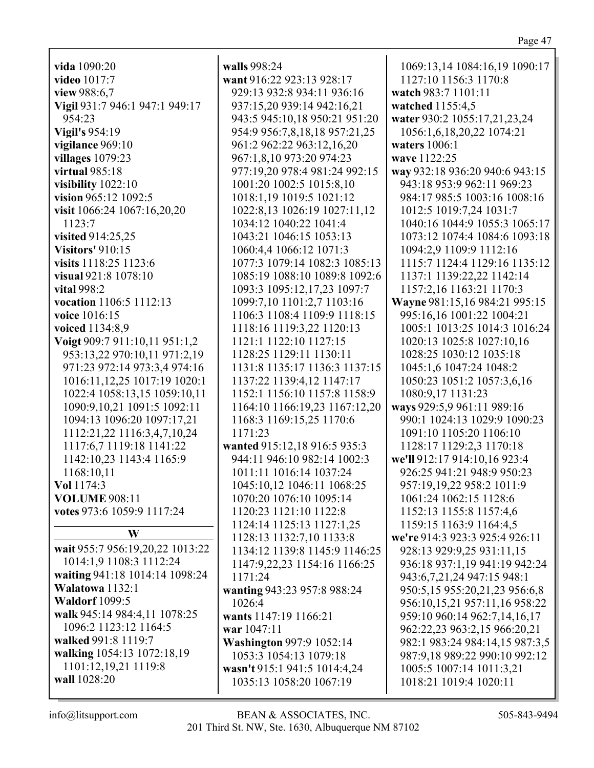**vida** 1090:20
**video** 1017:7
**view** 988:6,7
**Vigil** 931:7 946:1 947:1 949:17 954:23
**Vigil's** 954:19
**vigilance** 969:10
**villages** 1079:23
**virtual** 985:18
**visibility** 1022:10
**vision** 965:12 1092:5
**visit** 1066:24 1067:16,20,20 1123:7
**visited** 914:25,25
**Visitors'** 910:15
**visits** 1118:25 1123:6
**visual** 921:8 1078:10
**vital** 998:2
**vocation** 1106:5 1112:13
**voice** 1016:15
**voiced** 1134:8,9
**Voigt** 909:7 911:10,11 951:1,2 953:13,22 970:10,11 971:2,19 971:23 972:14 973:3,4 974:16 1016:11,12,25 1017:19 1020:1 1022:4 1058:13,15 1059:10,11 1090:9,10,21 1091:5 1092:11 1094:13 1096:20 1097:17,21 1112:21,22 1116:3,4,7,10,24 1117:6,7 1119:18 1141:22 1142:10,23 1143:4 1165:9 1168:10,11
**Vol** 1174:3
**VOLUME** 908:11
**votes** 973:6 1059:9 1117:24

## W

**wait** 955:7 956:19,20,22 1013:22 1014:1,9 1108:3 1112:24
**waiting** 941:18 1014:14 1098:24
**Walatowa** 1132:1
**Waldorf** 1099:5
**walk** 945:14 984:4,11 1078:25 1096:2 1123:12 1164:5
**walked** 991:8 1119:7
**walking** 1054:13 1072:18,19 1101:12,19,21 1119:8
**wall** 1028:20
**walls** 998:24
**want** 916:22 923:13 928:17 929:13 932:8 934:11 936:16 937:15,20 939:14 942:16,21 943:5 945:10,18 950:21 951:20 954:9 956:7,8,18,18 957:21,25 961:2 962:22 963:12,16,20 967:1,8,10 973:20 974:23 977:19,20 978:4 981:24 992:15 1001:20 1002:5 1015:8,10 1018:1,19 1019:5 1021:12 1022:8,13 1026:19 1027:11,12 1034:12 1040:22 1041:4 1043:21 1046:15 1053:13 1060:4,4 1066:12 1071:3 1077:3 1079:14 1082:3 1085:13 1085:19 1088:10 1089:8 1092:6 1093:3 1095:12,17,23 1097:7 1099:7,10 1101:2,7 1103:16 1106:3 1108:4 1109:9 1118:15 1118:16 1119:3,22 1120:13 1121:1 1122:10 1127:15 1128:25 1129:11 1130:11 1131:8 1135:17 1136:3 1137:15 1137:22 1139:4,12 1147:17 1152:1 1156:10 1157:8 1158:9 1164:10 1166:19,23 1167:12,20 1168:3 1169:15,25 1170:6 1171:23
**wanted** 915:12,18 916:5 935:3 944:11 946:10 982:14 1002:3 1011:11 1016:14 1037:24 1045:10,12 1046:11 1068:25 1070:20 1076:10 1095:14 1120:23 1121:10 1122:8 1124:14 1125:13 1127:1,25 1128:13 1132:7,10 1133:8 1134:12 1139:8 1145:9 1146:25 1147:9,22,23 1154:16 1166:25 1171:24
**wanting** 943:23 957:8 988:24 1026:4
**wants** 1147:19 1166:21
**war** 1047:11
**Washington** 997:9 1052:14 1053:3 1054:13 1079:18
**wasn't** 915:1 941:5 1014:4,24 1035:13 1058:20 1067:19 1069:13,14 1084:16,19 1090:17 1127:10 1156:3 1170:8
**watch** 983:7 1101:11
**watched** 1155:4,5
**water** 930:2 1055:17,21,23,24 1056:1,6,18,20,22 1074:21
**waters** 1006:1
**wave** 1122:25
**way** 932:18 936:20 940:6 943:15 943:18 953:9 962:11 969:23 984:17 985:5 1003:16 1008:16 1012:5 1019:7,24 1031:7 1040:16 1044:9 1055:3 1065:17 1073:12 1074:4 1084:6 1093:18 1094:2,9 1109:9 1112:16 1115:7 1124:4 1129:16 1135:12 1137:1 1139:22,22 1142:14 1157:2,16 1163:21 1170:3
**Wayne** 981:15,16 984:21 995:15 995:16,16 1001:22 1004:21 1005:1 1013:25 1014:3 1016:24 1020:13 1025:8 1027:10,16 1028:25 1030:12 1035:18 1045:1,6 1047:24 1048:2 1050:23 1051:2 1057:3,6,16 1080:9,17 1131:23
**ways** 929:5,9 961:11 989:16 990:1 1024:13 1029:9 1090:23 1091:10 1105:20 1106:10 1128:17 1129:2,3 1170:18
**we'll** 912:17 914:10,16 923:4 926:25 941:21 948:9 950:23 957:19,19,22 958:2 1011:9 1061:24 1062:15 1128:6 1152:13 1155:8 1157:4,6 1159:15 1163:9 1164:4,5
**we're** 914:3 923:3 925:4 926:11 928:13 929:9,25 931:11,15 936:18 937:1,19 941:19 942:24 943:6,7,21,24 947:15 948:1 950:5,15 955:20,21,23 956:6,8 956:10,15,21 957:11,16 958:22 959:10 960:14 962:7,14,16,17 962:22,23 963:2,15 966:20,21 982:1 983:24 984:14,15 987:3,5 987:9,18 989:22 990:10 992:12 1005:5 1007:14 1011:3,21 1018:21 1019:4 1020:11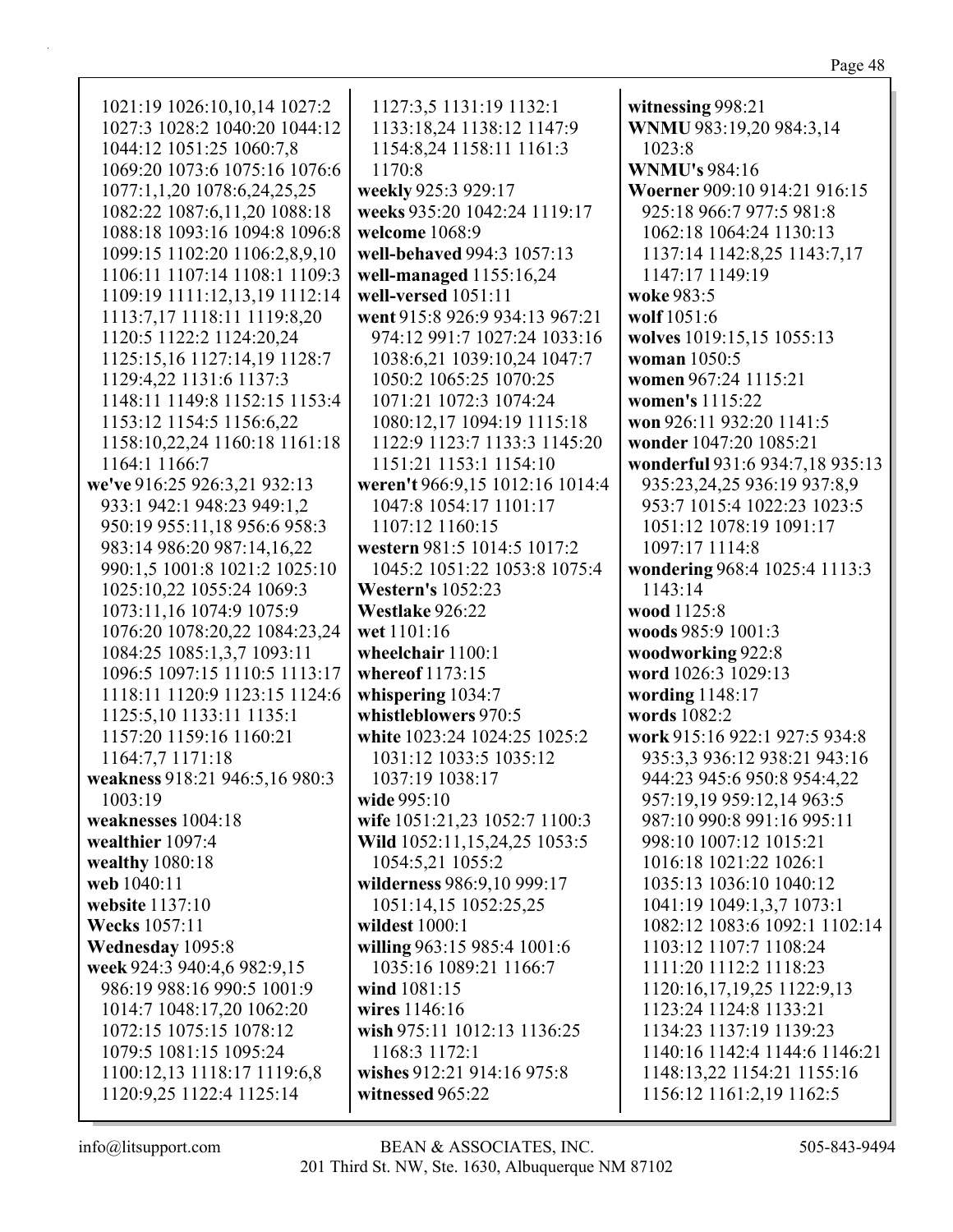1021:19 1026:10,10,14 1027:2 1027:3 1028:2 1040:20 1044:12 1044:12 1051:25 1060:7,8 1069:20 1073:6 1075:16 1076:6 1077:1,1,20 1078:6,24,25,25 1082:22 1087:6,11,20 1088:18 1088:18 1093:16 1094:8 1096:8 1099:15 1102:20 1106:2,8,9,10 1106:11 1107:14 1108:1 1109:3 1109:19 1111:12,13,19 1112:14 1113:7,17 1118:11 1119:8,20 1120:5 1122:2 1124:20,24 1125:15,16 1127:14,19 1128:7 1129:4,22 1131:6 1137:3 1148:11 1149:8 1152:15 1153:4 1153:12 1154:5 1156:6,22 1158:10,22,24 1160:18 1161:18 1164:1 1166:7

**we've** 916:25 926:3,21 932:13 933:1 942:1 948:23 949:1,2 950:19 955:11,18 956:6 958:3 983:14 986:20 987:14,16,22 990:1,5 1001:8 1021:2 1025:10 1025:10,22 1055:24 1069:3 1073:11,16 1074:9 1075:9 1076:20 1078:20,22 1084:23,24 1084:25 1085:1,3,7 1093:11 1096:5 1097:15 1110:5 1113:17 1118:11 1120:9 1123:15 1124:6 1125:5,10 1133:11 1135:1 1157:20 1159:16 1160:21 1164:7,7 1171:18

**weakness** 918:21 946:5,16 980:3 1003:19

**weaknesses** 1004:18

**wealthier** 1097:4

**wealthy** 1080:18

**web** 1040:11

**website** 1137:10

**Wecks** 1057:11

**Wednesday** 1095:8

**week** 924:3 940:4,6 982:9,15 986:19 988:16 990:5 1001:9 1014:7 1048:17,20 1062:20 1072:15 1075:15 1078:12 1079:5 1081:15 1095:24 1100:12,13 1118:17 1119:6,8 1120:9,25 1122:4 1125:14 1127:3,5 1131:19 1132:1 1133:18,24 1138:12 1147:9 1154:8,24 1158:11 1161:3 1170:8

**weekly** 925:3 929:17

**weeks** 935:20 1042:24 1119:17

**welcome** 1068:9

**well-behaved** 994:3 1057:13

**well-managed** 1155:16,24

**well-versed** 1051:11

**went** 915:8 926:9 934:13 967:21 974:12 991:7 1027:24 1033:16 1038:6,21 1039:10,24 1047:7 1050:2 1065:25 1070:25 1071:21 1072:3 1074:24 1080:12,17 1094:19 1115:18 1122:9 1123:7 1133:3 1145:20 1151:21 1153:1 1154:10

**weren't** 966:9,15 1012:16 1014:4 1047:8 1054:17 1101:17 1107:12 1160:15

**western** 981:5 1014:5 1017:2 1045:2 1051:22 1053:8 1075:4

**Western's** 1052:23

**Westlake** 926:22

**wet** 1101:16

**wheelchair** 1100:1

**whereof** 1173:15

**whispering** 1034:7

**whistleblowers** 970:5

**white** 1023:24 1024:25 1025:2 1031:12 1033:5 1035:12 1037:19 1038:17

**wide** 995:10

**wife** 1051:21,23 1052:7 1100:3

**Wild** 1052:11,15,24,25 1053:5 1054:5,21 1055:2

**wilderness** 986:9,10 999:17 1051:14,15 1052:25,25

**wildest** 1000:1

**willing** 963:15 985:4 1001:6 1035:16 1089:21 1166:7

**wind** 1081:15

**wires** 1146:16

**wish** 975:11 1012:13 1136:25 1168:3 1172:1

**wishes** 912:21 914:16 975:8

**witnessed** 965:22

**witnessing** 998:21

**WNMU** 983:19,20 984:3,14 1023:8

**WNMU's** 984:16

**Woerner** 909:10 914:21 916:15 925:18 966:7 977:5 981:8 1062:18 1064:24 1130:13 1137:14 1142:8,25 1143:7,17 1147:17 1149:19

**woke** 983:5

**wolf** 1051:6

**wolves** 1019:15,15 1055:13

**woman** 1050:5

**women** 967:24 1115:21

**women's** 1115:22

**won** 926:11 932:20 1141:5

**wonder** 1047:20 1085:21

**wonderful** 931:6 934:7,18 935:13 935:23,24,25 936:19 937:8,9 953:7 1015:4 1022:23 1023:5 1051:12 1078:19 1091:17 1097:17 1114:8

**wondering** 968:4 1025:4 1113:3 1143:14

**wood** 1125:8

**woods** 985:9 1001:3

**woodworking** 922:8

**word** 1026:3 1029:13

**wording** 1148:17

**words** 1082:2

**work** 915:16 922:1 927:5 934:8 935:3,3 936:12 938:21 943:16 944:23 945:6 950:8 954:4,22 957:19,19 959:12,14 963:5 987:10 990:8 991:16 995:11 998:10 1007:12 1015:21 1016:18 1021:22 1026:1 1035:13 1036:10 1040:12 1041:19 1049:1,3,7 1073:1 1082:12 1083:6 1092:1 1102:14 1103:12 1107:7 1108:24 1111:20 1112:2 1118:23 1120:16,17,19,25 1122:9,13 1123:24 1124:8 1133:21 1134:23 1137:19 1139:23 1140:16 1142:4 1144:6 1146:21 1148:13,22 1154:21 1155:16 1156:12 1161:2,19 1162:5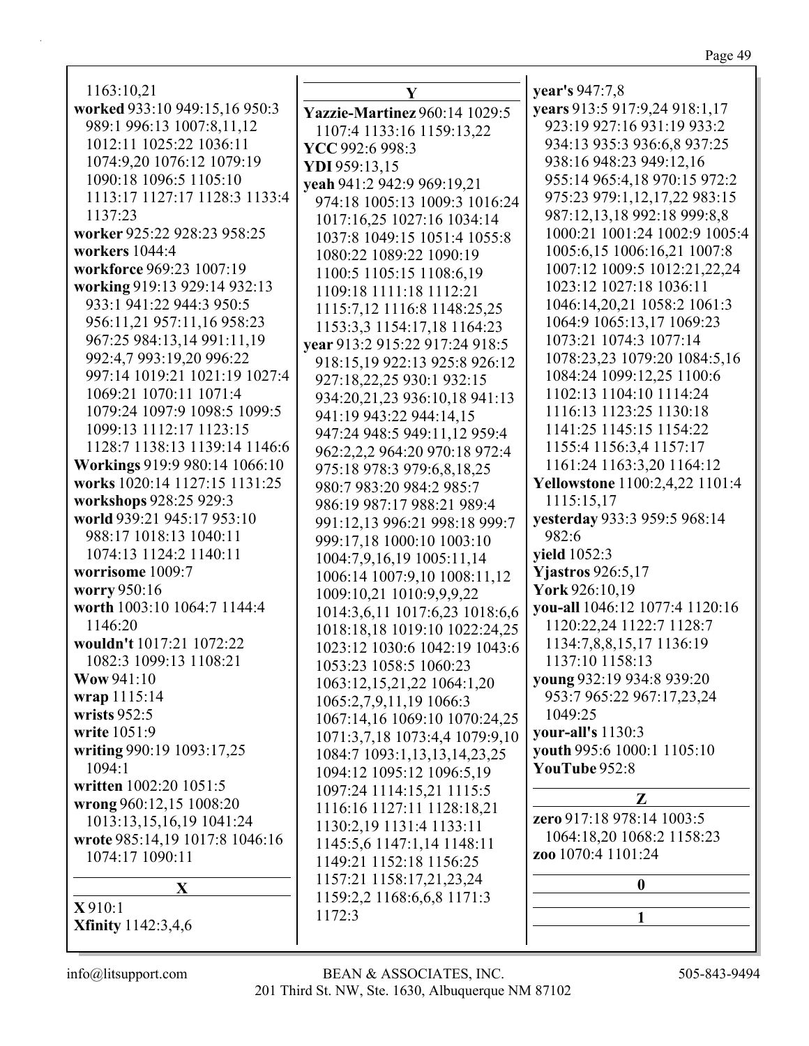1163:10,21
**worked** 933:10 949:15,16 950:3 989:1 996:13 1007:8,11,12 1012:11 1025:22 1036:11 1074:9,20 1076:12 1079:19 1090:18 1096:5 1105:10 1113:17 1127:17 1128:3 1133:4 1137:23
**worker** 925:22 928:23 958:25
**workers** 1044:4
**workforce** 969:23 1007:19
**working** 919:13 929:14 932:13 933:1 941:22 944:3 950:5 956:11,21 957:11,16 958:23 967:25 984:13,14 991:11,19 992:4,7 993:19,20 996:22 997:14 1019:21 1021:19 1027:4 1069:21 1070:11 1071:4 1079:24 1097:9 1098:5 1099:5 1099:13 1112:17 1123:15 1128:7 1138:13 1139:14 1146:6
**Workings** 919:9 980:14 1066:10
**works** 1020:14 1127:15 1131:25
**workshops** 928:25 929:3
**world** 939:21 945:17 953:10 988:17 1018:13 1040:11 1074:13 1124:2 1140:11
**worrisome** 1009:7
**worry** 950:16
**worth** 1003:10 1064:7 1144:4 1146:20
**wouldn't** 1017:21 1072:22 1082:3 1099:13 1108:21
**Wow** 941:10
**wrap** 1115:14
**wrists** 952:5
**write** 1051:9
**writing** 990:19 1093:17,25 1094:1
**written** 1002:20 1051:5
**wrong** 960:12,15 1008:20 1013:13,15,16,19 1041:24
**wrote** 985:14,19 1017:8 1046:16 1074:17 1090:11

## X

**X** 910:1
**Xfinity** 1142:3,4,6

## Y

**Yazzie-Martinez** 960:14 1029:5 1107:4 1133:16 1159:13,22
**YCC** 992:6 998:3
**YDI** 959:13,15
**yeah** 941:2 942:9 969:19,21 974:18 1005:13 1009:3 1016:24 1017:16,25 1027:16 1034:14 1037:8 1049:15 1051:4 1055:8 1080:22 1089:22 1090:19 1100:5 1105:15 1108:6,19 1109:18 1111:18 1112:21 1115:7,12 1116:8 1148:25,25 1153:3,3 1154:17,18 1164:23
**year** 913:2 915:22 917:24 918:5 918:15,19 922:13 925:8 926:12 927:18,22,25 930:1 932:15 934:20,21,23 936:10,18 941:13 941:19 943:22 944:14,15 947:24 948:5 949:11,12 959:4 962:2,2,2 964:20 970:18 972:4 975:18 978:3 979:6,8,18,25 980:7 983:20 984:2 985:7 986:19 987:17 988:21 989:4 991:12,13 996:21 998:18 999:7 999:17,18 1000:10 1003:10 1004:7,9,16,19 1005:11,14 1006:14 1007:9,10 1008:11,12 1009:10,21 1010:9,9,9,22 1014:3,6,11 1017:6,23 1018:6,6 1018:18,18 1019:10 1022:24,25 1023:12 1030:6 1042:19 1043:6 1053:23 1058:5 1060:23 1063:12,15,21,22 1064:1,20 1065:2,7,9,11,19 1066:3 1067:14,16 1069:10 1070:24,25 1071:3,7,18 1073:4,4 1079:9,10 1084:7 1093:1,13,13,14,23,25 1094:12 1095:12 1096:5,19 1097:24 1114:15,21 1115:5 1116:16 1127:11 1128:18,21 1130:2,19 1131:4 1133:11 1145:5,6 1147:1,14 1148:11 1149:21 1152:18 1156:25 1157:21 1158:17,21,23,24 1159:2,2 1168:6,6,8 1171:3 1172:3
**year's** 947:7,8
**years** 913:5 917:9,24 918:1,17 923:19 927:16 931:19 933:2 934:13 935:3 936:6,8 937:25 938:16 948:23 949:12,16 955:14 965:4,18 970:15 972:2 975:23 979:1,12,17,22 983:15 987:12,13,18 992:18 999:8,8 1000:21 1001:24 1002:9 1005:4 1005:6,15 1006:16,21 1007:8 1007:12 1009:5 1012:21,22,24 1023:12 1027:18 1036:11 1046:14,20,21 1058:2 1061:3 1064:9 1065:13,17 1069:23 1073:21 1074:3 1077:14 1078:23,23 1079:20 1084:5,16 1084:24 1099:12,25 1100:6 1102:13 1104:10 1114:24 1116:13 1123:25 1130:18 1141:25 1145:15 1154:22 1155:4 1156:3,4 1157:17 1161:24 1163:3,20 1164:12
**Yellowstone** 1100:2,4,22 1101:4 1115:15,17
**yesterday** 933:3 959:5 968:14 982:6
**yield** 1052:3
**Yjastros** 926:5,17
**York** 926:10,19
**you-all** 1046:12 1077:4 1120:16 1120:22,24 1122:7 1128:7 1134:7,8,8,15,17 1136:19 1137:10 1158:13
**young** 932:19 934:8 939:20 953:7 965:22 967:17,23,24 1049:25
**your-all's** 1130:3
**youth** 995:6 1000:1 1105:10
**YouTube** 952:8

## Z

**zero** 917:18 978:14 1003:5 1064:18,20 1068:2 1158:23
**zoo** 1070:4 1101:24

## 0

## 1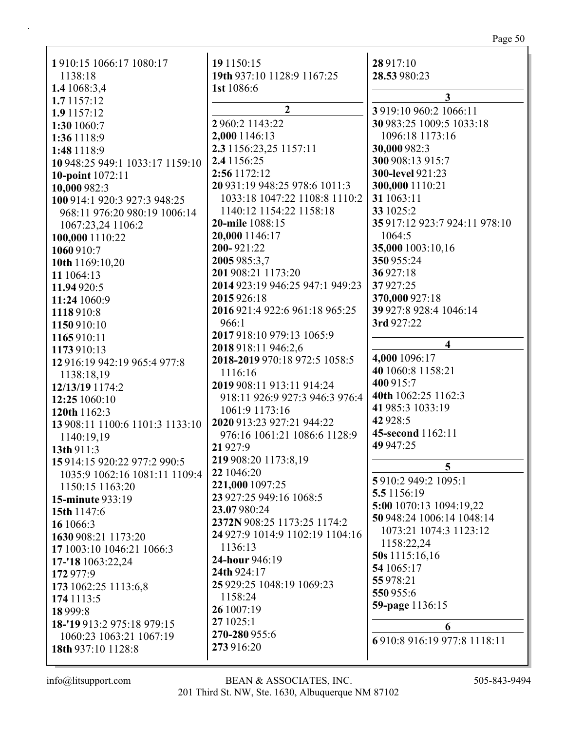**1** 910:15 1066:17 1080:17 1138:18
**1.4** 1068:3,4
**1.7** 1157:12
**1.9** 1157:12
**1:30** 1060:7
**1:36** 1118:9
**1:48** 1118:9
**10** 948:25 949:1 1033:17 1159:10
**10-point** 1072:11
**10,000** 982:3
**100** 914:1 920:3 927:3 948:25 968:11 976:20 980:19 1006:14 1067:23,24 1106:2
**100,000** 1110:22
**1060** 910:7
**10th** 1169:10,20
**11** 1064:13
**11.94** 920:5
**11:24** 1060:9
**1118** 910:8
**1150** 910:10
**1165** 910:11
**1173** 910:13
**12** 916:19 942:19 965:4 977:8 1138:18,19
**12/13/19** 1174:2
**12:25** 1060:10
**120th** 1162:3
**13** 908:11 1100:6 1101:3 1133:10 1140:19,19
**13th** 911:3
**15** 914:15 920:22 977:2 990:5 1035:9 1062:16 1081:11 1109:4 1150:15 1163:20
**15-minute** 933:19
**15th** 1147:6
**16** 1066:3
**1630** 908:21 1173:20
**17** 1003:10 1046:21 1066:3
**17-'18** 1063:22,24
**172** 977:9
**173** 1062:25 1113:6,8
**174** 1113:5
**18** 999:8
**18-'19** 913:2 975:18 979:15 1060:23 1063:21 1067:19
**18th** 937:10 1128:8
**19** 1150:15
**19th** 937:10 1128:9 1167:25
**1st** 1086:6

**2**

**2** 960:2 1143:22
**2,000** 1146:13
**2.3** 1156:23,25 1157:11
**2.4** 1156:25
**2:56** 1172:12
**20** 931:19 948:25 978:6 1011:3 1033:18 1047:22 1108:8 1110:2 1140:12 1154:22 1158:18
**20-mile** 1088:15
**20,000** 1146:17
**200-** 921:22
**2005** 985:3,7
**201** 908:21 1173:20
**2014** 923:19 946:25 947:1 949:23
**2015** 926:18
**2016** 921:4 922:6 961:18 965:25 966:1
**2017** 918:10 979:13 1065:9
**2018** 918:11 946:2,6
**2018-2019** 970:18 972:5 1058:5 1116:16
**2019** 908:11 913:11 914:24 918:11 926:9 927:3 946:3 976:4 1061:9 1173:16
**2020** 913:23 927:21 944:22 976:16 1061:21 1086:6 1128:9
**21** 927:9
**219** 908:20 1173:8,19
**22** 1046:20
**221,000** 1097:25
**23** 927:25 949:16 1068:5
**23.07** 980:24
**2372N** 908:25 1173:25 1174:2
**24** 927:9 1014:9 1102:19 1104:16 1136:13
**24-hour** 946:19
**24th** 924:17
**25** 929:25 1048:19 1069:23 1158:24
**26** 1007:19
**27** 1025:1
**270-280** 955:6
**273** 916:20
**28** 917:10
**28.53** 980:23

**3**

**3** 919:10 960:2 1066:11
**30** 983:25 1009:5 1033:18 1096:18 1173:16
**30,000** 982:3
**300** 908:13 915:7
**300-level** 921:23
**300,000** 1110:21
**31** 1063:11
**33** 1025:2
**35** 917:12 923:7 924:11 978:10 1064:5
**35,000** 1003:10,16
**350** 955:24
**36** 927:18
**37** 927:25
**370,000** 927:18
**39** 927:8 928:4 1046:14
**3rd** 927:22

**4**

**4,000** 1096:17
**40** 1060:8 1158:21
**400** 915:7
**40th** 1062:25 1162:3
**41** 985:3 1033:19
**42** 928:5
**45-second** 1162:11
**49** 947:25

**5**

**5** 910:2 949:2 1095:1
**5.5** 1156:19
**5:00** 1070:13 1094:19,22
**50** 948:24 1006:14 1048:14 1073:21 1074:3 1123:12 1158:22,24
**50s** 1115:16,16
**54** 1065:17
**55** 978:21
**550** 955:6
**59-page** 1136:15

**6**

**6** 910:8 916:19 977:8 1118:11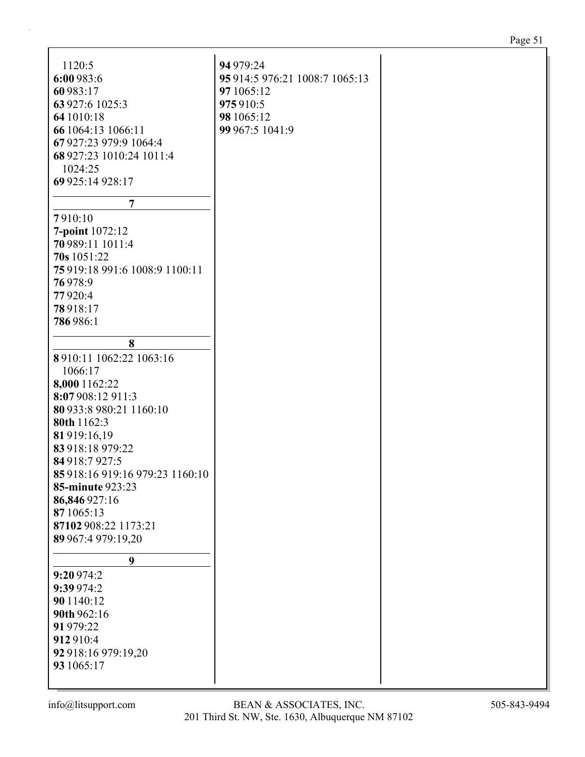1120:5
**6:00** 983:6
**60** 983:17
**63** 927:6 1025:3
**64** 1010:18
**66** 1064:13 1066:11
**67** 927:23 979:9 1064:4
**68** 927:23 1010:24 1011:4
1024:25
**69** 925:14 928:17

**7**

**7** 910:10
**7-point** 1072:12
**70** 989:11 1011:4
**70s** 1051:22
**75** 919:18 991:6 1008:9 1100:11
**76** 978:9
**77** 920:4
**78** 918:17
**786** 986:1

**8**

**8** 910:11 1062:22 1063:16
1066:17
**8,000** 1162:22
**8:07** 908:12 911:3
**80** 933:8 980:21 1160:10
**80th** 1162:3
**81** 919:16,19
**83** 918:18 979:22
**84** 918:7 927:5
**85** 918:16 919:16 979:23 1160:10
**85-minute** 923:23
**86,846** 927:16
**87** 1065:13
**87102** 908:22 1173:21
**89** 967:4 979:19,20

**9**

**9:20** 974:2
**9:39** 974:2
**90** 1140:12
**90th** 962:16
**91** 979:22
**912** 910:4
**92** 918:16 979:19,20
**93** 1065:17
**94** 979:24
**95** 914:5 976:21 1008:7 1065:13
**97** 1065:12
**975** 910:5
**98** 1065:12
**99** 967:5 1041:9